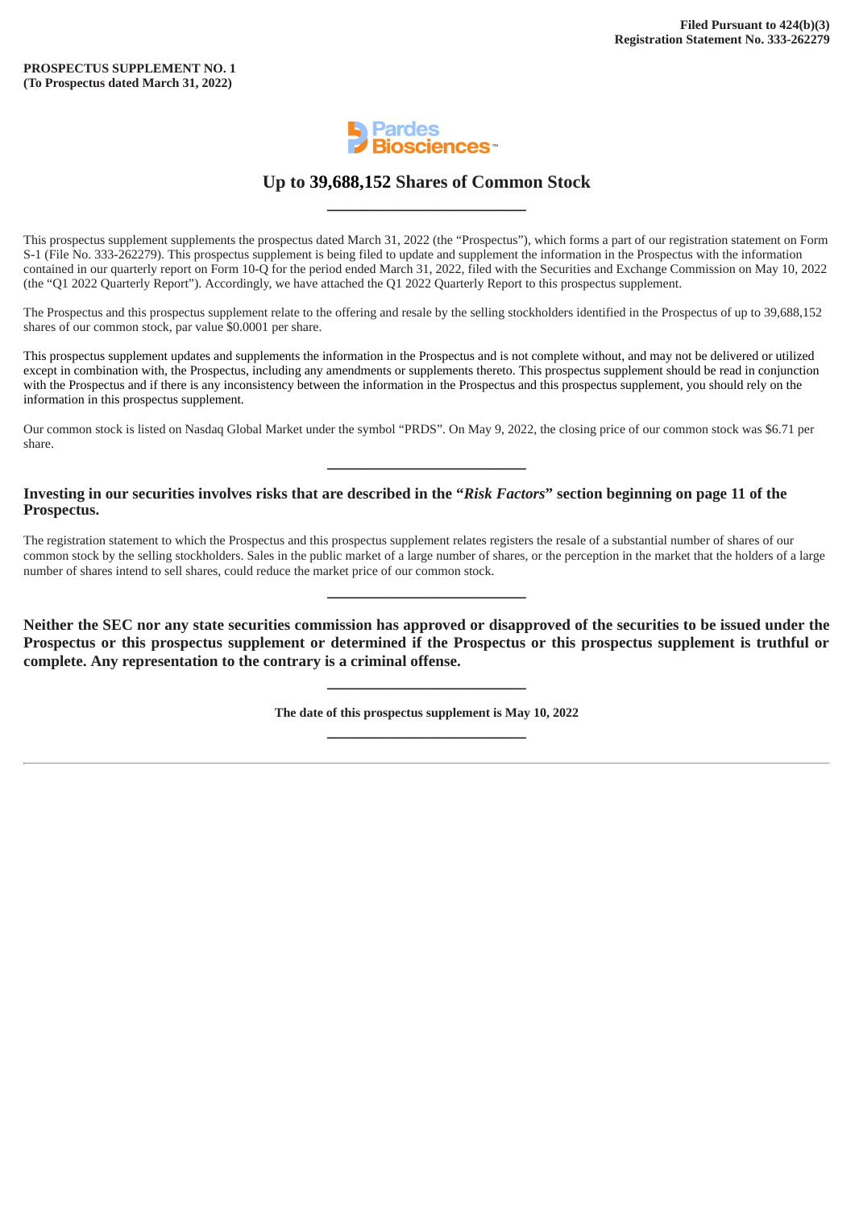Filed Pursuant to 424(b)(3)
Registration Statement No. 333-262279

**PROSPECTUS SUPPLEMENT NO. 1**
**(To Prospectus dated March 31, 2022)**

Pardes Biosciences™

# Up to 39,688,152 Shares of Common Stock

---

This prospectus supplement supplements the prospectus dated March 31, 2022 (the "Prospectus"), which forms a part of our registration statement on Form S-1 (File No. 333-262279). This prospectus supplement is being filed to update and supplement the information in the Prospectus with the information contained in our quarterly report on Form 10-Q for the period ended March 31, 2022, filed with the Securities and Exchange Commission on May 10, 2022 (the "Q1 2022 Quarterly Report"). Accordingly, we have attached the Q1 2022 Quarterly Report to this prospectus supplement.

The Prospectus and this prospectus supplement relate to the offering and resale by the selling stockholders identified in the Prospectus of up to 39,688,152 shares of our common stock, par value $0.0001 per share.

This prospectus supplement updates and supplements the information in the Prospectus and is not complete without, and may not be delivered or utilized except in combination with, the Prospectus, including any amendments or supplements thereto. This prospectus supplement should be read in conjunction with the Prospectus and if there is any inconsistency between the information in the Prospectus and this prospectus supplement, you should rely on the information in this prospectus supplement.

Our common stock is listed on Nasdaq Global Market under the symbol "PRDS". On May 9, 2022, the closing price of our common stock was $6.71 per share.

---

**Investing in our securities involves risks that are described in the "*Risk Factors*" section beginning on page 11 of the Prospectus.**

The registration statement to which the Prospectus and this prospectus supplement relates registers the resale of a substantial number of shares of our common stock by the selling stockholders. Sales in the public market of a large number of shares, or the perception in the market that the holders of a large number of shares intend to sell shares, could reduce the market price of our common stock.

---

**Neither the SEC nor any state securities commission has approved or disapproved of the securities to be issued under the Prospectus or this prospectus supplement or determined if the Prospectus or this prospectus supplement is truthful or complete. Any representation to the contrary is a criminal offense.**

---

**The date of this prospectus supplement is May 10, 2022**

---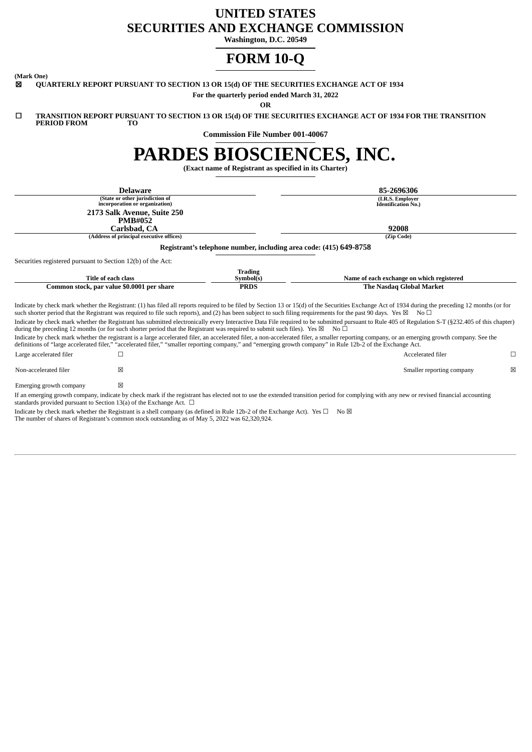# UNITED STATES
# SECURITIES AND EXCHANGE COMMISSION

**Washington, D.C. 20549**

# FORM 10-Q

**(Mark One)**

☒ **QUARTERLY REPORT PURSUANT TO SECTION 13 OR 15(d) OF THE SECURITIES EXCHANGE ACT OF 1934**

**For the quarterly period ended March 31, 2022**

**OR**

☐ **TRANSITION REPORT PURSUANT TO SECTION 13 OR 15(d) OF THE SECURITIES EXCHANGE ACT OF 1934 FOR THE TRANSITION PERIOD FROM TO**

**Commission File Number 001-40067**

# PARDES BIOSCIENCES, INC.

**(Exact name of Registrant as specified in its Charter)**

| **Delaware** | **85-2696306** |
|---|---|
| (State or other jurisdiction of incorporation or organization) | (I.R.S. Employer Identification No.) |
| **2173 Salk Avenue, Suite 250 PMB#052 Carlsbad, CA** | **92008** |
| (Address of principal executive offices) | (Zip Code) |

**Registrant's telephone number, including area code: (415) 649-8758**

Securities registered pursuant to Section 12(b) of the Act:

| Title of each class | Trading Symbol(s) | Name of each exchange on which registered |
|---|---|---|
| Common stock, par value $0.0001 per share | PRDS | The Nasdaq Global Market |

Indicate by check mark whether the Registrant: (1) has filed all reports required to be filed by Section 13 or 15(d) of the Securities Exchange Act of 1934 during the preceding 12 months (or for such shorter period that the Registrant was required to file such reports), and (2) has been subject to such filing requirements for the past 90 days. Yes ☒ No ☐

Indicate by check mark whether the Registrant has submitted electronically every Interactive Data File required to be submitted pursuant to Rule 405 of Regulation S-T (§232.405 of this chapter) during the preceding 12 months (or for such shorter period that the Registrant was required to submit such files). Yes ☒ No ☐

Indicate by check mark whether the registrant is a large accelerated filer, an accelerated filer, a non-accelerated filer, a smaller reporting company, or an emerging growth company. See the definitions of "large accelerated filer," "accelerated filer," "smaller reporting company," and "emerging growth company" in Rule 12b-2 of the Exchange Act.

| | | | |
|---|---|---|---|
| Large accelerated filer | ☐ | Accelerated filer | ☐ |
| Non-accelerated filer | ☒ | Smaller reporting company | ☒ |
| Emerging growth company | ☒ | | |

If an emerging growth company, indicate by check mark if the registrant has elected not to use the extended transition period for complying with any new or revised financial accounting standards provided pursuant to Section 13(a) of the Exchange Act. ☐

Indicate by check mark whether the Registrant is a shell company (as defined in Rule 12b-2 of the Exchange Act). Yes ☐ No ☒

The number of shares of Registrant's common stock outstanding as of May 5, 2022 was 62,320,924.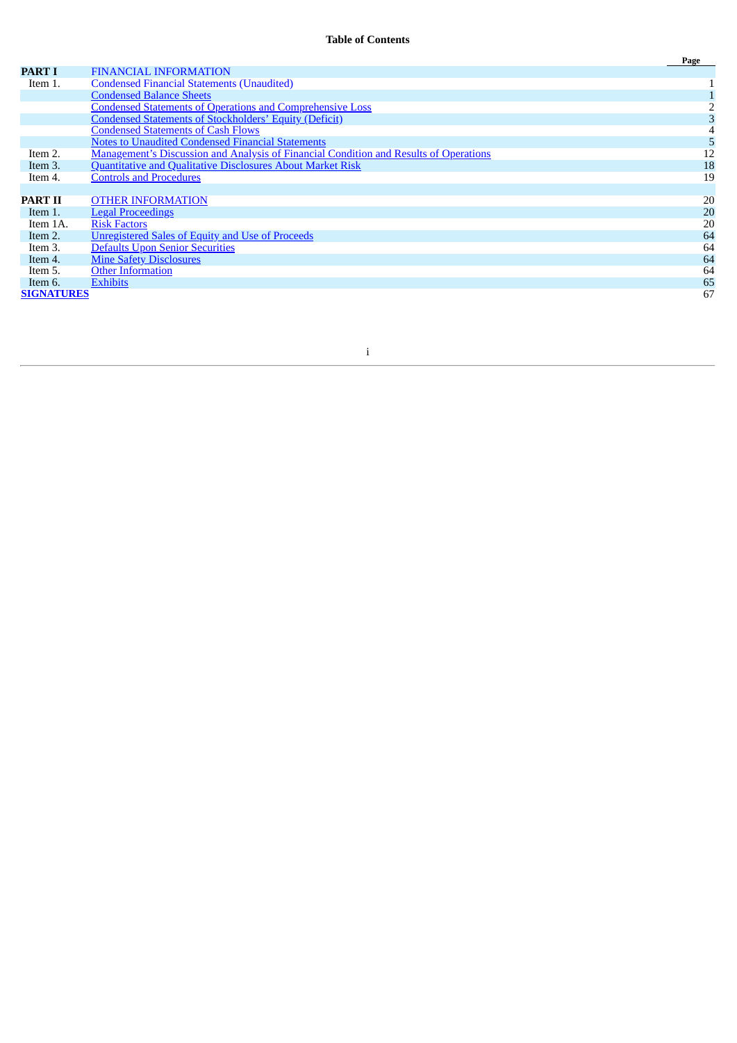**Table of Contents**

| | | Page |
|---|---|---|
| **PART I** | FINANCIAL INFORMATION | |
| Item 1. | Condensed Financial Statements (Unaudited) | 1 |
| | Condensed Balance Sheets | 1 |
| | Condensed Statements of Operations and Comprehensive Loss | 2 |
| | Condensed Statements of Stockholders' Equity (Deficit) | 3 |
| | Condensed Statements of Cash Flows | 4 |
| | Notes to Unaudited Condensed Financial Statements | 5 |
| Item 2. | Management's Discussion and Analysis of Financial Condition and Results of Operations | 12 |
| Item 3. | Quantitative and Qualitative Disclosures About Market Risk | 18 |
| Item 4. | Controls and Procedures | 19 |
| | | |
| **PART II** | OTHER INFORMATION | 20 |
| Item 1. | Legal Proceedings | 20 |
| Item 1A. | Risk Factors | 20 |
| Item 2. | Unregistered Sales of Equity and Use of Proceeds | 64 |
| Item 3. | Defaults Upon Senior Securities | 64 |
| Item 4. | Mine Safety Disclosures | 64 |
| Item 5. | Other Information | 64 |
| Item 6. | Exhibits | 65 |
| **SIGNATURES** | | 67 |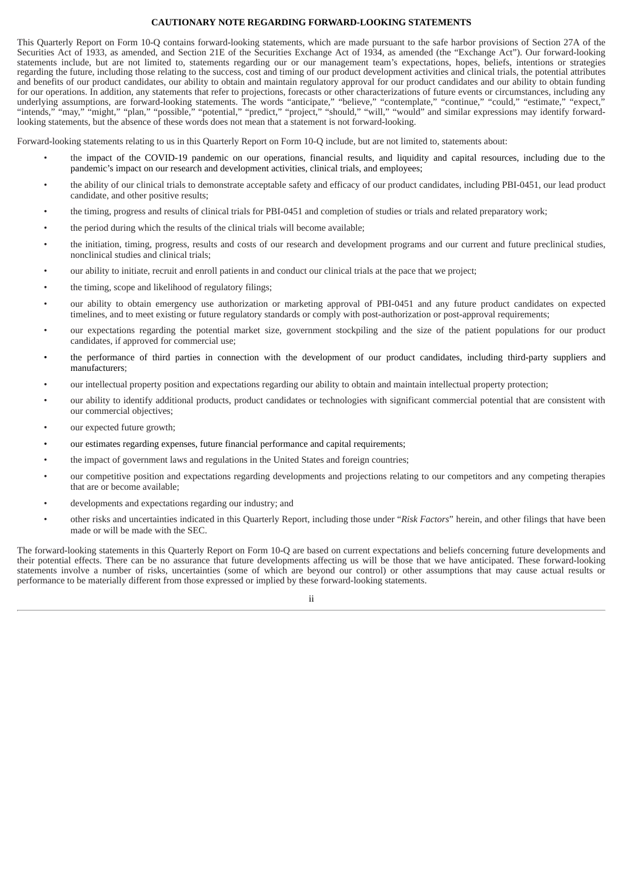## CAUTIONARY NOTE REGARDING FORWARD-LOOKING STATEMENTS

This Quarterly Report on Form 10-Q contains forward-looking statements, which are made pursuant to the safe harbor provisions of Section 27A of the Securities Act of 1933, as amended, and Section 21E of the Securities Exchange Act of 1934, as amended (the "Exchange Act"). Our forward-looking statements include, but are not limited to, statements regarding our or our management team's expectations, hopes, beliefs, intentions or strategies regarding the future, including those relating to the success, cost and timing of our product development activities and clinical trials, the potential attributes and benefits of our product candidates, our ability to obtain and maintain regulatory approval for our product candidates and our ability to obtain funding for our operations. In addition, any statements that refer to projections, forecasts or other characterizations of future events or circumstances, including any underlying assumptions, are forward-looking statements. The words "anticipate," "believe," "contemplate," "continue," "could," "estimate," "expect," "intends," "may," "might," "plan," "possible," "potential," "predict," "project," "should," "will," "would" and similar expressions may identify forward-looking statements, but the absence of these words does not mean that a statement is not forward-looking.

Forward-looking statements relating to us in this Quarterly Report on Form 10-Q include, but are not limited to, statements about:

- the impact of the COVID-19 pandemic on our operations, financial results, and liquidity and capital resources, including due to the pandemic's impact on our research and development activities, clinical trials, and employees;
- the ability of our clinical trials to demonstrate acceptable safety and efficacy of our product candidates, including PBI-0451, our lead product candidate, and other positive results;
- the timing, progress and results of clinical trials for PBI-0451 and completion of studies or trials and related preparatory work;
- the period during which the results of the clinical trials will become available;
- the initiation, timing, progress, results and costs of our research and development programs and our current and future preclinical studies, nonclinical studies and clinical trials;
- our ability to initiate, recruit and enroll patients in and conduct our clinical trials at the pace that we project;
- the timing, scope and likelihood of regulatory filings;
- our ability to obtain emergency use authorization or marketing approval of PBI-0451 and any future product candidates on expected timelines, and to meet existing or future regulatory standards or comply with post-authorization or post-approval requirements;
- our expectations regarding the potential market size, government stockpiling and the size of the patient populations for our product candidates, if approved for commercial use;
- the performance of third parties in connection with the development of our product candidates, including third-party suppliers and manufacturers;
- our intellectual property position and expectations regarding our ability to obtain and maintain intellectual property protection;
- our ability to identify additional products, product candidates or technologies with significant commercial potential that are consistent with our commercial objectives;
- our expected future growth;
- our estimates regarding expenses, future financial performance and capital requirements;
- the impact of government laws and regulations in the United States and foreign countries;
- our competitive position and expectations regarding developments and projections relating to our competitors and any competing therapies that are or become available;
- developments and expectations regarding our industry; and
- other risks and uncertainties indicated in this Quarterly Report, including those under "*Risk Factors*" herein, and other filings that have been made or will be made with the SEC.

The forward-looking statements in this Quarterly Report on Form 10-Q are based on current expectations and beliefs concerning future developments and their potential effects. There can be no assurance that future developments affecting us will be those that we have anticipated. These forward-looking statements involve a number of risks, uncertainties (some of which are beyond our control) or other assumptions that may cause actual results or performance to be materially different from those expressed or implied by these forward-looking statements.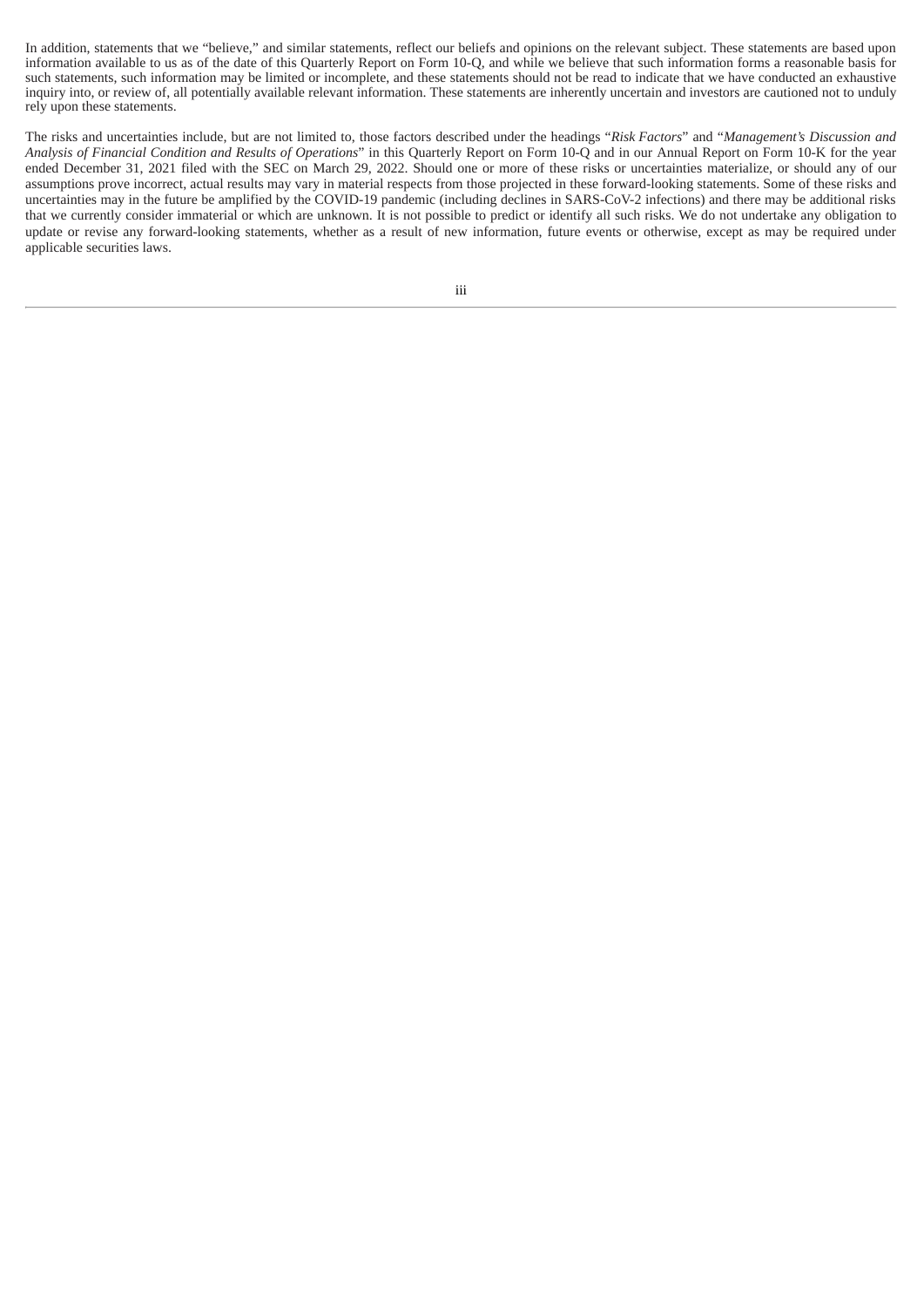In addition, statements that we "believe," and similar statements, reflect our beliefs and opinions on the relevant subject. These statements are based upon information available to us as of the date of this Quarterly Report on Form 10-Q, and while we believe that such information forms a reasonable basis for such statements, such information may be limited or incomplete, and these statements should not be read to indicate that we have conducted an exhaustive inquiry into, or review of, all potentially available relevant information. These statements are inherently uncertain and investors are cautioned not to unduly rely upon these statements.

The risks and uncertainties include, but are not limited to, those factors described under the headings "*Risk Factors*" and "*Management's Discussion and Analysis of Financial Condition and Results of Operations*" in this Quarterly Report on Form 10-Q and in our Annual Report on Form 10-K for the year ended December 31, 2021 filed with the SEC on March 29, 2022. Should one or more of these risks or uncertainties materialize, or should any of our assumptions prove incorrect, actual results may vary in material respects from those projected in these forward-looking statements. Some of these risks and uncertainties may in the future be amplified by the COVID-19 pandemic (including declines in SARS-CoV-2 infections) and there may be additional risks that we currently consider immaterial or which are unknown. It is not possible to predict or identify all such risks. We do not undertake any obligation to update or revise any forward-looking statements, whether as a result of new information, future events or otherwise, except as may be required under applicable securities laws.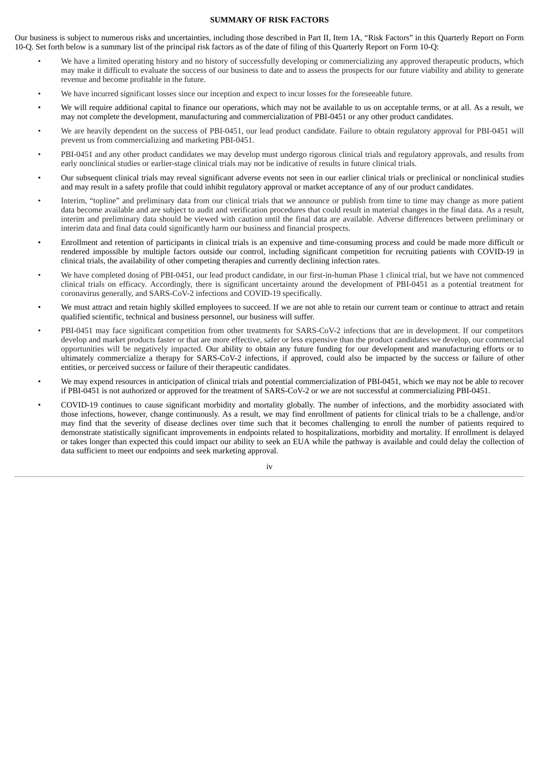**SUMMARY OF RISK FACTORS**

Our business is subject to numerous risks and uncertainties, including those described in Part II, Item 1A, "Risk Factors" in this Quarterly Report on Form 10-Q. Set forth below is a summary list of the principal risk factors as of the date of filing of this Quarterly Report on Form 10-Q:

- We have a limited operating history and no history of successfully developing or commercializing any approved therapeutic products, which may make it difficult to evaluate the success of our business to date and to assess the prospects for our future viability and ability to generate revenue and become profitable in the future.
- We have incurred significant losses since our inception and expect to incur losses for the foreseeable future.
- We will require additional capital to finance our operations, which may not be available to us on acceptable terms, or at all. As a result, we may not complete the development, manufacturing and commercialization of PBI-0451 or any other product candidates.
- We are heavily dependent on the success of PBI-0451, our lead product candidate. Failure to obtain regulatory approval for PBI-0451 will prevent us from commercializing and marketing PBI-0451.
- PBI-0451 and any other product candidates we may develop must undergo rigorous clinical trials and regulatory approvals, and results from early nonclinical studies or earlier-stage clinical trials may not be indicative of results in future clinical trials.
- Our subsequent clinical trials may reveal significant adverse events not seen in our earlier clinical trials or preclinical or nonclinical studies and may result in a safety profile that could inhibit regulatory approval or market acceptance of any of our product candidates.
- Interim, "topline" and preliminary data from our clinical trials that we announce or publish from time to time may change as more patient data become available and are subject to audit and verification procedures that could result in material changes in the final data. As a result, interim and preliminary data should be viewed with caution until the final data are available. Adverse differences between preliminary or interim data and final data could significantly harm our business and financial prospects.
- Enrollment and retention of participants in clinical trials is an expensive and time-consuming process and could be made more difficult or rendered impossible by multiple factors outside our control, including significant competition for recruiting patients with COVID-19 in clinical trials, the availability of other competing therapies and currently declining infection rates.
- We have completed dosing of PBI-0451, our lead product candidate, in our first-in-human Phase 1 clinical trial, but we have not commenced clinical trials on efficacy. Accordingly, there is significant uncertainty around the development of PBI-0451 as a potential treatment for coronavirus generally, and SARS-CoV-2 infections and COVID-19 specifically.
- We must attract and retain highly skilled employees to succeed. If we are not able to retain our current team or continue to attract and retain qualified scientific, technical and business personnel, our business will suffer.
- PBI-0451 may face significant competition from other treatments for SARS-CoV-2 infections that are in development. If our competitors develop and market products faster or that are more effective, safer or less expensive than the product candidates we develop, our commercial opportunities will be negatively impacted. Our ability to obtain any future funding for our development and manufacturing efforts or to ultimately commercialize a therapy for SARS-CoV-2 infections, if approved, could also be impacted by the success or failure of other entities, or perceived success or failure of their therapeutic candidates.
- We may expend resources in anticipation of clinical trials and potential commercialization of PBI-0451, which we may not be able to recover if PBI-0451 is not authorized or approved for the treatment of SARS-CoV-2 or we are not successful at commercializing PBI-0451.
- COVID-19 continues to cause significant morbidity and mortality globally. The number of infections, and the morbidity associated with those infections, however, change continuously. As a result, we may find enrollment of patients for clinical trials to be a challenge, and/or may find that the severity of disease declines over time such that it becomes challenging to enroll the number of patients required to demonstrate statistically significant improvements in endpoints related to hospitalizations, morbidity and mortality. If enrollment is delayed or takes longer than expected this could impact our ability to seek an EUA while the pathway is available and could delay the collection of data sufficient to meet our endpoints and seek marketing approval.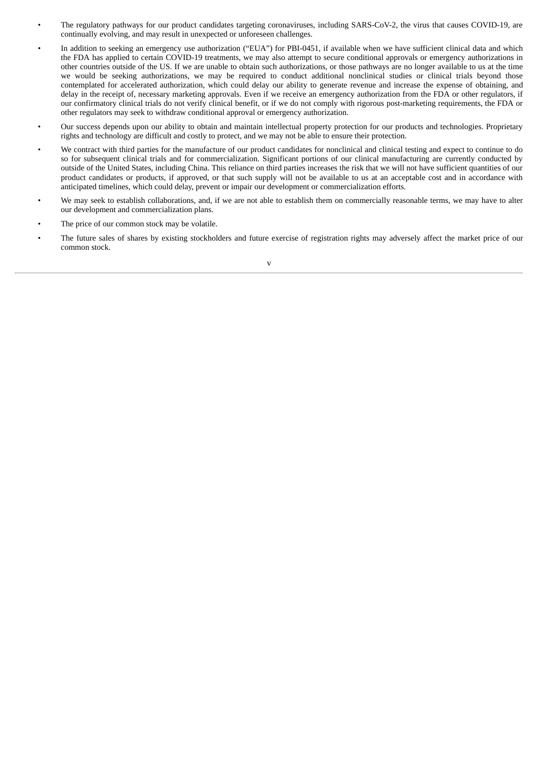- The regulatory pathways for our product candidates targeting coronaviruses, including SARS-CoV-2, the virus that causes COVID-19, are continually evolving, and may result in unexpected or unforeseen challenges.
- In addition to seeking an emergency use authorization ("EUA") for PBI-0451, if available when we have sufficient clinical data and which the FDA has applied to certain COVID-19 treatments, we may also attempt to secure conditional approvals or emergency authorizations in other countries outside of the US. If we are unable to obtain such authorizations, or those pathways are no longer available to us at the time we would be seeking authorizations, we may be required to conduct additional nonclinical studies or clinical trials beyond those contemplated for accelerated authorization, which could delay our ability to generate revenue and increase the expense of obtaining, and delay in the receipt of, necessary marketing approvals. Even if we receive an emergency authorization from the FDA or other regulators, if our confirmatory clinical trials do not verify clinical benefit, or if we do not comply with rigorous post-marketing requirements, the FDA or other regulators may seek to withdraw conditional approval or emergency authorization.
- Our success depends upon our ability to obtain and maintain intellectual property protection for our products and technologies. Proprietary rights and technology are difficult and costly to protect, and we may not be able to ensure their protection.
- We contract with third parties for the manufacture of our product candidates for nonclinical and clinical testing and expect to continue to do so for subsequent clinical trials and for commercialization. Significant portions of our clinical manufacturing are currently conducted by outside of the United States, including China. This reliance on third parties increases the risk that we will not have sufficient quantities of our product candidates or products, if approved, or that such supply will not be available to us at an acceptable cost and in accordance with anticipated timelines, which could delay, prevent or impair our development or commercialization efforts.
- We may seek to establish collaborations, and, if we are not able to establish them on commercially reasonable terms, we may have to alter our development and commercialization plans.
- The price of our common stock may be volatile.
- The future sales of shares by existing stockholders and future exercise of registration rights may adversely affect the market price of our common stock.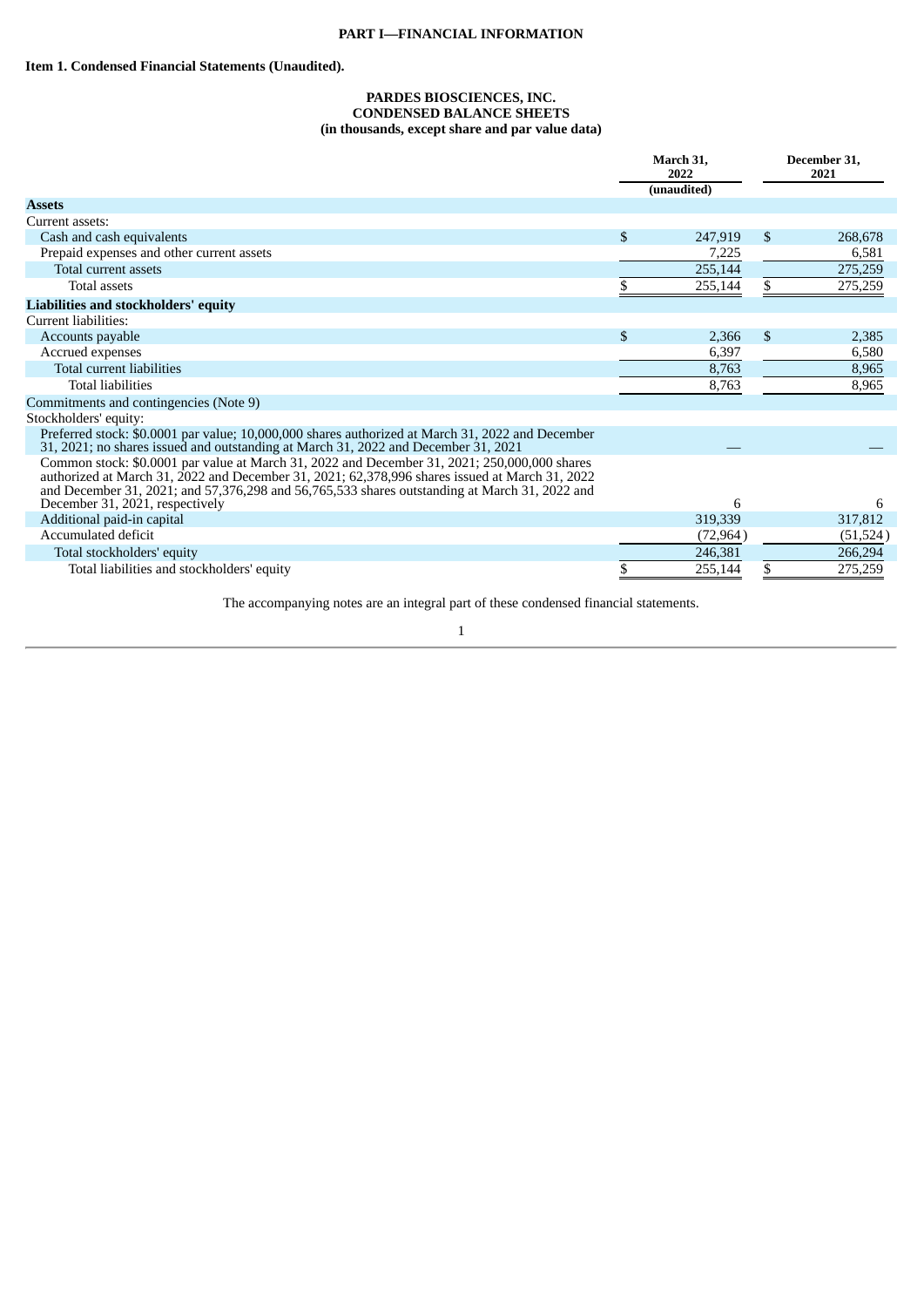**PART I—FINANCIAL INFORMATION**

**Item 1. Condensed Financial Statements (Unaudited).**

**PARDES BIOSCIENCES, INC.**
**CONDENSED BALANCE SHEETS**
**(in thousands, except share and par value data)**

| | March 31, 2022 (unaudited) | December 31, 2021 |
|---|---|---|
| **Assets** | | |
| Current assets: | | |
| Cash and cash equivalents | $ 247,919 | $ 268,678 |
| Prepaid expenses and other current assets | 7,225 | 6,581 |
| Total current assets | 255,144 | 275,259 |
| Total assets | $ 255,144 | $ 275,259 |
| **Liabilities and stockholders' equity** | | |
| Current liabilities: | | |
| Accounts payable | $ 2,366 | $ 2,385 |
| Accrued expenses | 6,397 | 6,580 |
| Total current liabilities | 8,763 | 8,965 |
| Total liabilities | 8,763 | 8,965 |
| Commitments and contingencies (Note 9) | | |
| Stockholders' equity: | | |
| Preferred stock: $0.0001 par value; 10,000,000 shares authorized at March 31, 2022 and December 31, 2021; no shares issued and outstanding at March 31, 2022 and December 31, 2021 | — | — |
| Common stock: $0.0001 par value at March 31, 2022 and December 31, 2021; 250,000,000 shares authorized at March 31, 2022 and December 31, 2021; 62,378,996 shares issued at March 31, 2022 and December 31, 2021; and 57,376,298 and 56,765,533 shares outstanding at March 31, 2022 and December 31, 2021, respectively | 6 | 6 |
| Additional paid-in capital | 319,339 | 317,812 |
| Accumulated deficit | (72,964) | (51,524) |
| Total stockholders' equity | 246,381 | 266,294 |
| Total liabilities and stockholders' equity | $ 255,144 | $ 275,259 |

The accompanying notes are an integral part of these condensed financial statements.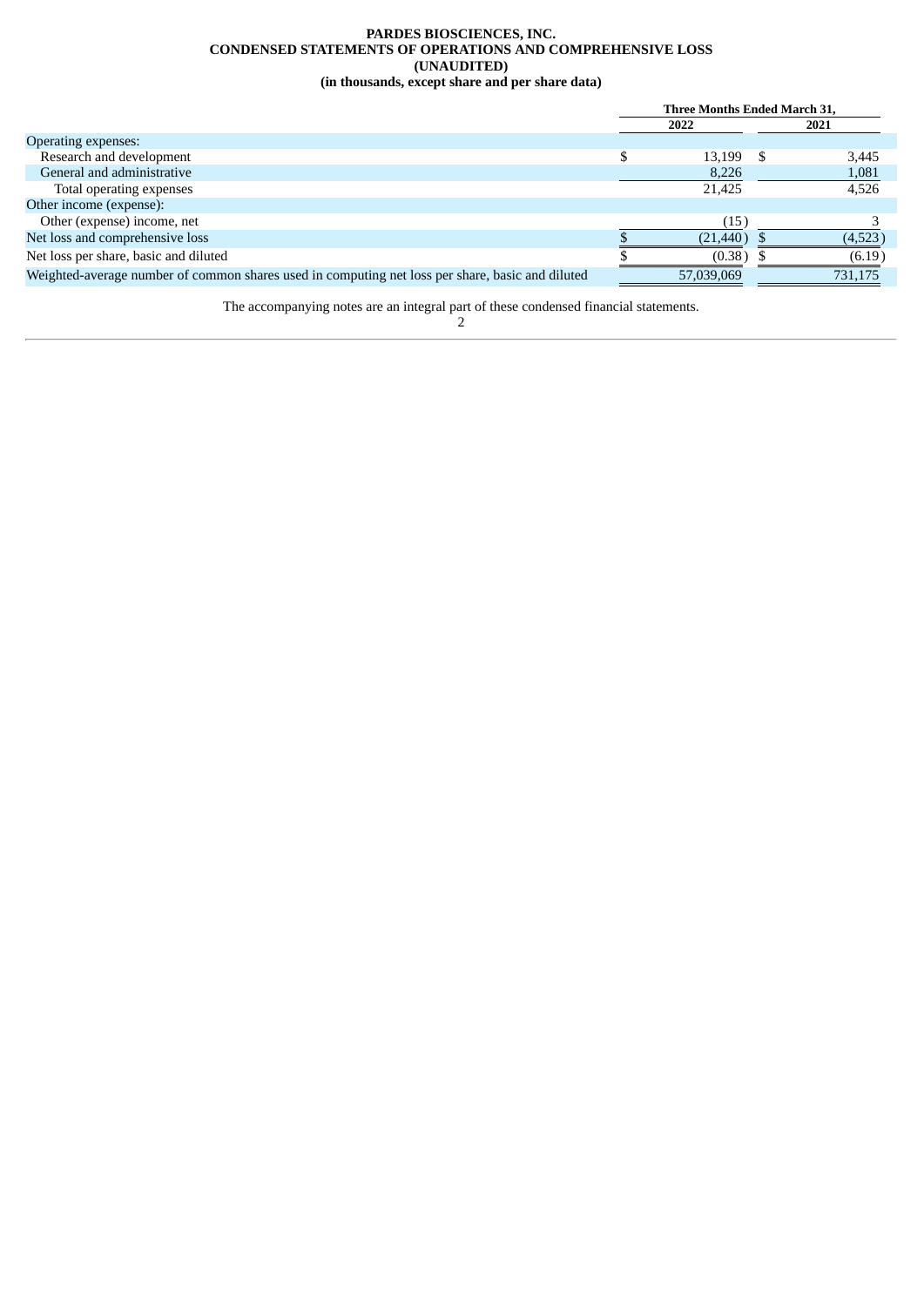**PARDES BIOSCIENCES, INC.**
**CONDENSED STATEMENTS OF OPERATIONS AND COMPREHENSIVE LOSS**
**(UNAUDITED)**
**(in thousands, except share and per share data)**

| | Three Months Ended March 31, | |
|---|---|---|
| | 2022 | 2021 |
| Operating expenses: | | |
| Research and development | $ 13,199 | $ 3,445 |
| General and administrative | 8,226 | 1,081 |
| Total operating expenses | 21,425 | 4,526 |
| Other income (expense): | | |
| Other (expense) income, net | (15) | 3 |
| Net loss and comprehensive loss | $ (21,440) | $ (4,523) |
| Net loss per share, basic and diluted | $ (0.38) | $ (6.19) |
| Weighted-average number of common shares used in computing net loss per share, basic and diluted | 57,039,069 | 731,175 |

The accompanying notes are an integral part of these condensed financial statements.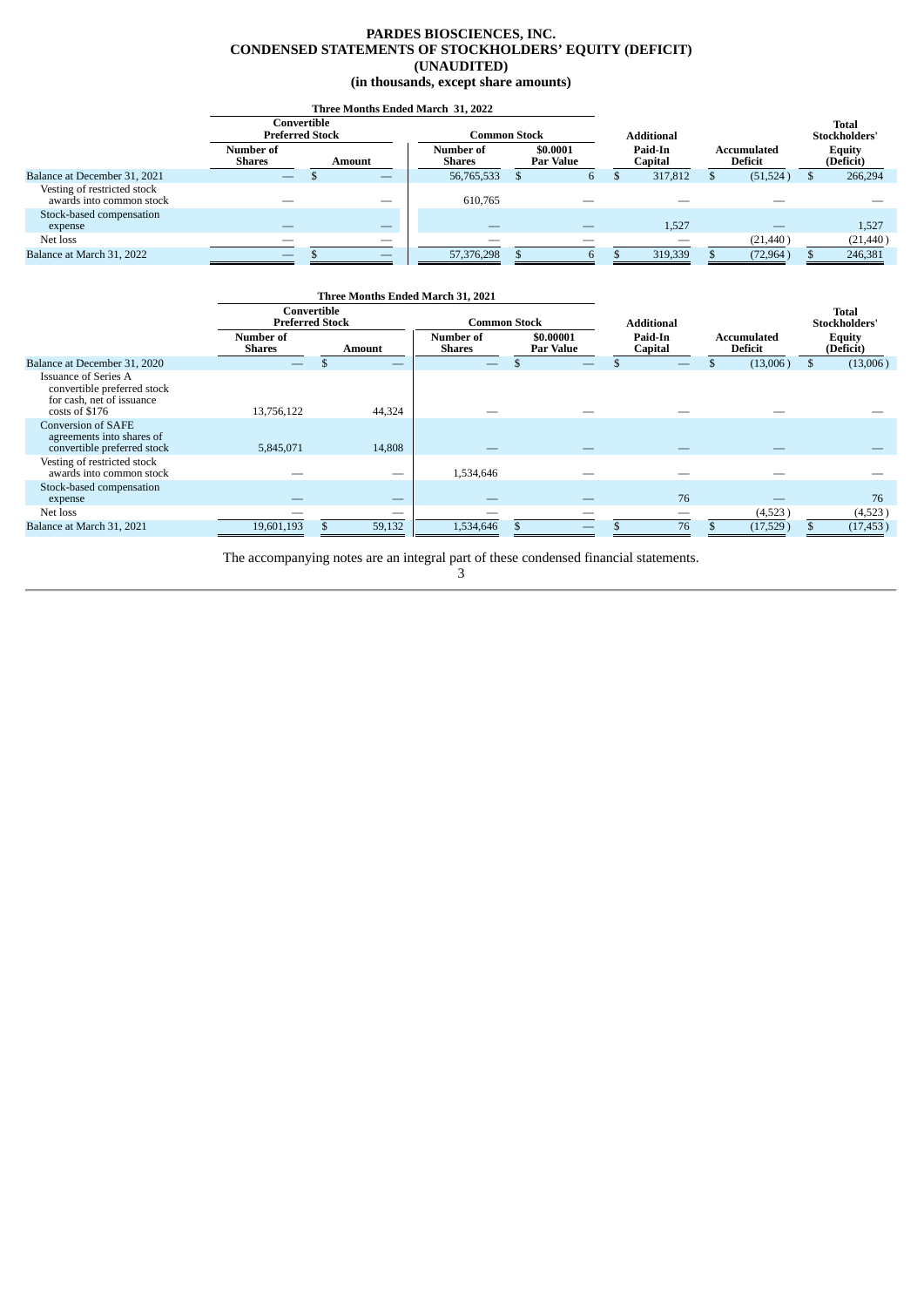# PARDES BIOSCIENCES, INC.
# CONDENSED STATEMENTS OF STOCKHOLDERS' EQUITY (DEFICIT)
# (UNAUDITED)
# (in thousands, except share amounts)

| | Three Months Ended March 31, 2022 | | | | | | |
|---|---|---|---|---|---|---|---|
| | Convertible Preferred Stock | | Common Stock | | Additional | | Total Stockholders' |
| | Number of Shares | Amount | Number of Shares | $0.0001 Par Value | Paid-In Capital | Accumulated Deficit | Equity (Deficit) |
| Balance at December 31, 2021 | — | $ — | 56,765,533 | $ 6 | $ 317,812 | $ (51,524) | $ 266,294 |
| Vesting of restricted stock awards into common stock | — | — | 610,765 | — | — | — | — |
| Stock-based compensation expense | — | — | — | — | 1,527 | — | 1,527 |
| Net loss | — | — | — | — | — | (21,440) | (21,440) |
| Balance at March 31, 2022 | — | $ — | 57,376,298 | $ 6 | $ 319,339 | $ (72,964) | $ 246,381 |

| | Three Months Ended March 31, 2021 | | | | | | |
|---|---|---|---|---|---|---|---|
| | Convertible Preferred Stock | | Common Stock | | Additional | | Total Stockholders' |
| | Number of Shares | Amount | Number of Shares | $0.00001 Par Value | Paid-In Capital | Accumulated Deficit | Equity (Deficit) |
| Balance at December 31, 2020 | — | $ — | — | $ — | $ — | $ (13,006) | $ (13,006) |
| Issuance of Series A convertible preferred stock for cash, net of issuance costs of $176 | 13,756,122 | 44,324 | — | — | — | — | — |
| Conversion of SAFE agreements into shares of convertible preferred stock | 5,845,071 | 14,808 | — | — | — | — | — |
| Vesting of restricted stock awards into common stock | — | — | 1,534,646 | — | — | — | — |
| Stock-based compensation expense | — | — | — | — | 76 | — | 76 |
| Net loss | — | — | — | — | — | (4,523) | (4,523) |
| Balance at March 31, 2021 | 19,601,193 | $ 59,132 | 1,534,646 | $ — | $ 76 | $ (17,529) | $ (17,453) |

The accompanying notes are an integral part of these condensed financial statements.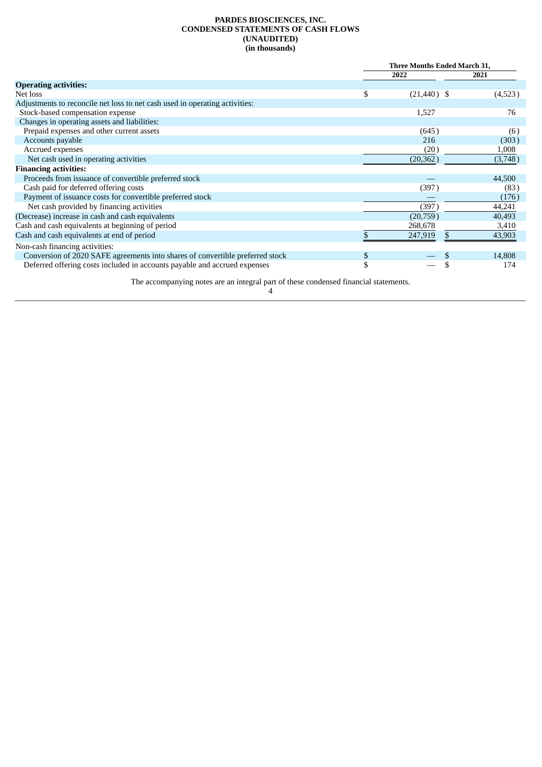# PARDES BIOSCIENCES, INC.
## CONDENSED STATEMENTS OF CASH FLOWS
## (UNAUDITED)
## (in thousands)

| | Three Months Ended March 31, | |
|---|---|---|
| | 2022 | 2021 |
| **Operating activities:** | | |
| Net loss | $ (21,440) | $ (4,523) |
| Adjustments to reconcile net loss to net cash used in operating activities: | | |
| Stock-based compensation expense | 1,527 | 76 |
| Changes in operating assets and liabilities: | | |
| Prepaid expenses and other current assets | (645) | (6) |
| Accounts payable | 216 | (303) |
| Accrued expenses | (20) | 1,008 |
| Net cash used in operating activities | (20,362) | (3,748) |
| **Financing activities:** | | |
| Proceeds from issuance of convertible preferred stock | — | 44,500 |
| Cash paid for deferred offering costs | (397) | (83) |
| Payment of issuance costs for convertible preferred stock | — | (176) |
| Net cash provided by financing activities | (397) | 44,241 |
| (Decrease) increase in cash and cash equivalents | (20,759) | 40,493 |
| Cash and cash equivalents at beginning of period | 268,678 | 3,410 |
| Cash and cash equivalents at end of period | $ 247,919 | $ 43,903 |
| Non-cash financing activities: | | |
| Conversion of 2020 SAFE agreements into shares of convertible preferred stock | $ — | $ 14,808 |
| Deferred offering costs included in accounts payable and accrued expenses | $ — | $ 174 |

The accompanying notes are an integral part of these condensed financial statements.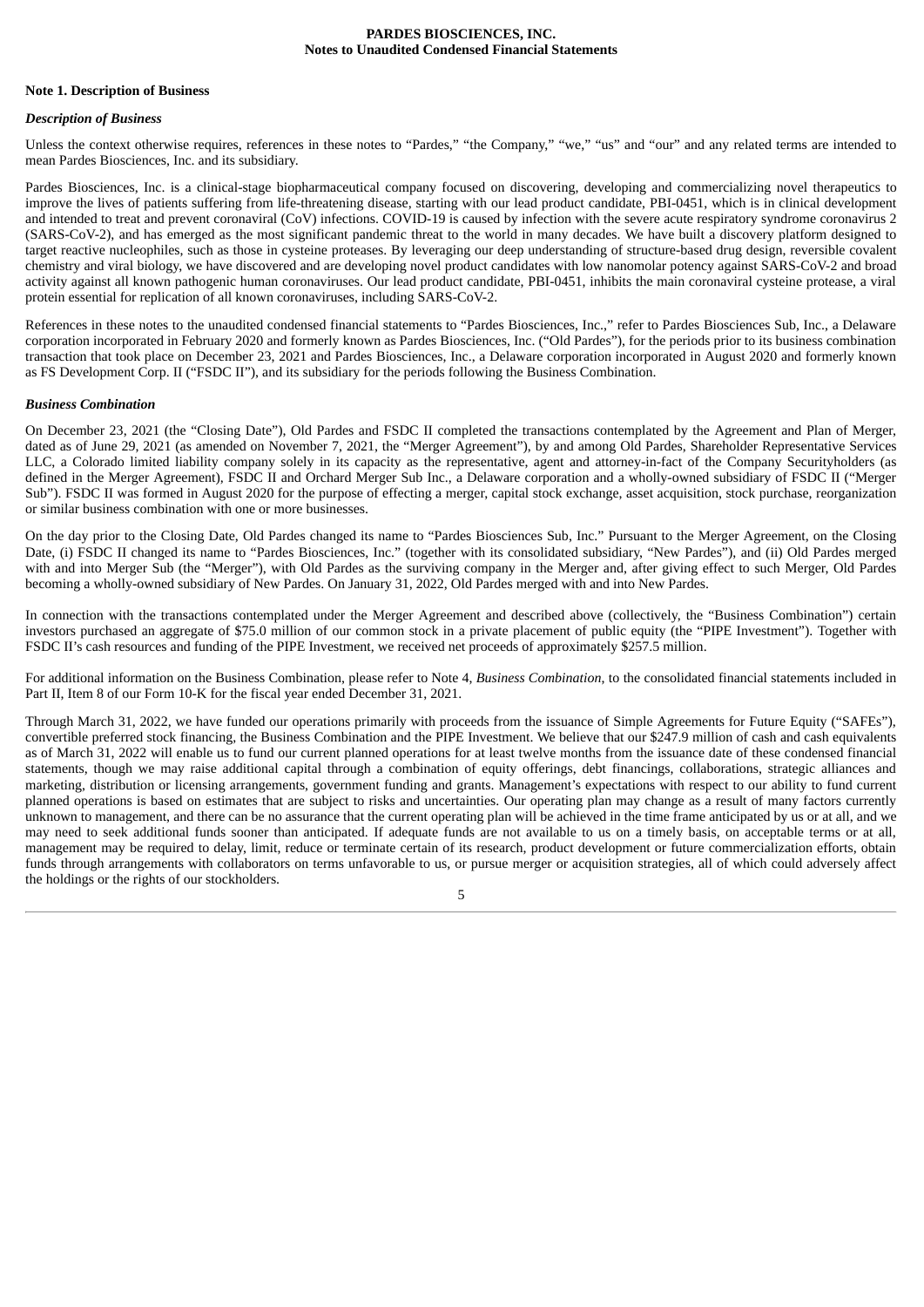# PARDES BIOSCIENCES, INC.
## Notes to Unaudited Condensed Financial Statements

### Note 1. Description of Business

#### *Description of Business*

Unless the context otherwise requires, references in these notes to "Pardes," "the Company," "we," "us" and "our" and any related terms are intended to mean Pardes Biosciences, Inc. and its subsidiary.

Pardes Biosciences, Inc. is a clinical-stage biopharmaceutical company focused on discovering, developing and commercializing novel therapeutics to improve the lives of patients suffering from life-threatening disease, starting with our lead product candidate, PBI-0451, which is in clinical development and intended to treat and prevent coronaviral (CoV) infections. COVID-19 is caused by infection with the severe acute respiratory syndrome coronavirus 2 (SARS-CoV-2), and has emerged as the most significant pandemic threat to the world in many decades. We have built a discovery platform designed to target reactive nucleophiles, such as those in cysteine proteases. By leveraging our deep understanding of structure-based drug design, reversible covalent chemistry and viral biology, we have discovered and are developing novel product candidates with low nanomolar potency against SARS-CoV-2 and broad activity against all known pathogenic human coronaviruses. Our lead product candidate, PBI-0451, inhibits the main coronaviral cysteine protease, a viral protein essential for replication of all known coronaviruses, including SARS-CoV-2.

References in these notes to the unaudited condensed financial statements to "Pardes Biosciences, Inc.," refer to Pardes Biosciences Sub, Inc., a Delaware corporation incorporated in February 2020 and formerly known as Pardes Biosciences, Inc. ("Old Pardes"), for the periods prior to its business combination transaction that took place on December 23, 2021 and Pardes Biosciences, Inc., a Delaware corporation incorporated in August 2020 and formerly known as FS Development Corp. II ("FSDC II"), and its subsidiary for the periods following the Business Combination.

#### *Business Combination*

On December 23, 2021 (the "Closing Date"), Old Pardes and FSDC II completed the transactions contemplated by the Agreement and Plan of Merger, dated as of June 29, 2021 (as amended on November 7, 2021, the "Merger Agreement"), by and among Old Pardes, Shareholder Representative Services LLC, a Colorado limited liability company solely in its capacity as the representative, agent and attorney-in-fact of the Company Securityholders (as defined in the Merger Agreement), FSDC II and Orchard Merger Sub Inc., a Delaware corporation and a wholly-owned subsidiary of FSDC II ("Merger Sub"). FSDC II was formed in August 2020 for the purpose of effecting a merger, capital stock exchange, asset acquisition, stock purchase, reorganization or similar business combination with one or more businesses.

On the day prior to the Closing Date, Old Pardes changed its name to "Pardes Biosciences Sub, Inc." Pursuant to the Merger Agreement, on the Closing Date, (i) FSDC II changed its name to "Pardes Biosciences, Inc." (together with its consolidated subsidiary, "New Pardes"), and (ii) Old Pardes merged with and into Merger Sub (the "Merger"), with Old Pardes as the surviving company in the Merger and, after giving effect to such Merger, Old Pardes becoming a wholly-owned subsidiary of New Pardes. On January 31, 2022, Old Pardes merged with and into New Pardes.

In connection with the transactions contemplated under the Merger Agreement and described above (collectively, the "Business Combination") certain investors purchased an aggregate of $75.0 million of our common stock in a private placement of public equity (the "PIPE Investment"). Together with FSDC II's cash resources and funding of the PIPE Investment, we received net proceeds of approximately $257.5 million.

For additional information on the Business Combination, please refer to Note 4, *Business Combination*, to the consolidated financial statements included in Part II, Item 8 of our Form 10-K for the fiscal year ended December 31, 2021.

Through March 31, 2022, we have funded our operations primarily with proceeds from the issuance of Simple Agreements for Future Equity ("SAFEs"), convertible preferred stock financing, the Business Combination and the PIPE Investment. We believe that our $247.9 million of cash and cash equivalents as of March 31, 2022 will enable us to fund our current planned operations for at least twelve months from the issuance date of these condensed financial statements, though we may raise additional capital through a combination of equity offerings, debt financings, collaborations, strategic alliances and marketing, distribution or licensing arrangements, government funding and grants. Management's expectations with respect to our ability to fund current planned operations is based on estimates that are subject to risks and uncertainties. Our operating plan may change as a result of many factors currently unknown to management, and there can be no assurance that the current operating plan will be achieved in the time frame anticipated by us or at all, and we may need to seek additional funds sooner than anticipated. If adequate funds are not available to us on a timely basis, on acceptable terms or at all, management may be required to delay, limit, reduce or terminate certain of its research, product development or future commercialization efforts, obtain funds through arrangements with collaborators on terms unfavorable to us, or pursue merger or acquisition strategies, all of which could adversely affect the holdings or the rights of our stockholders.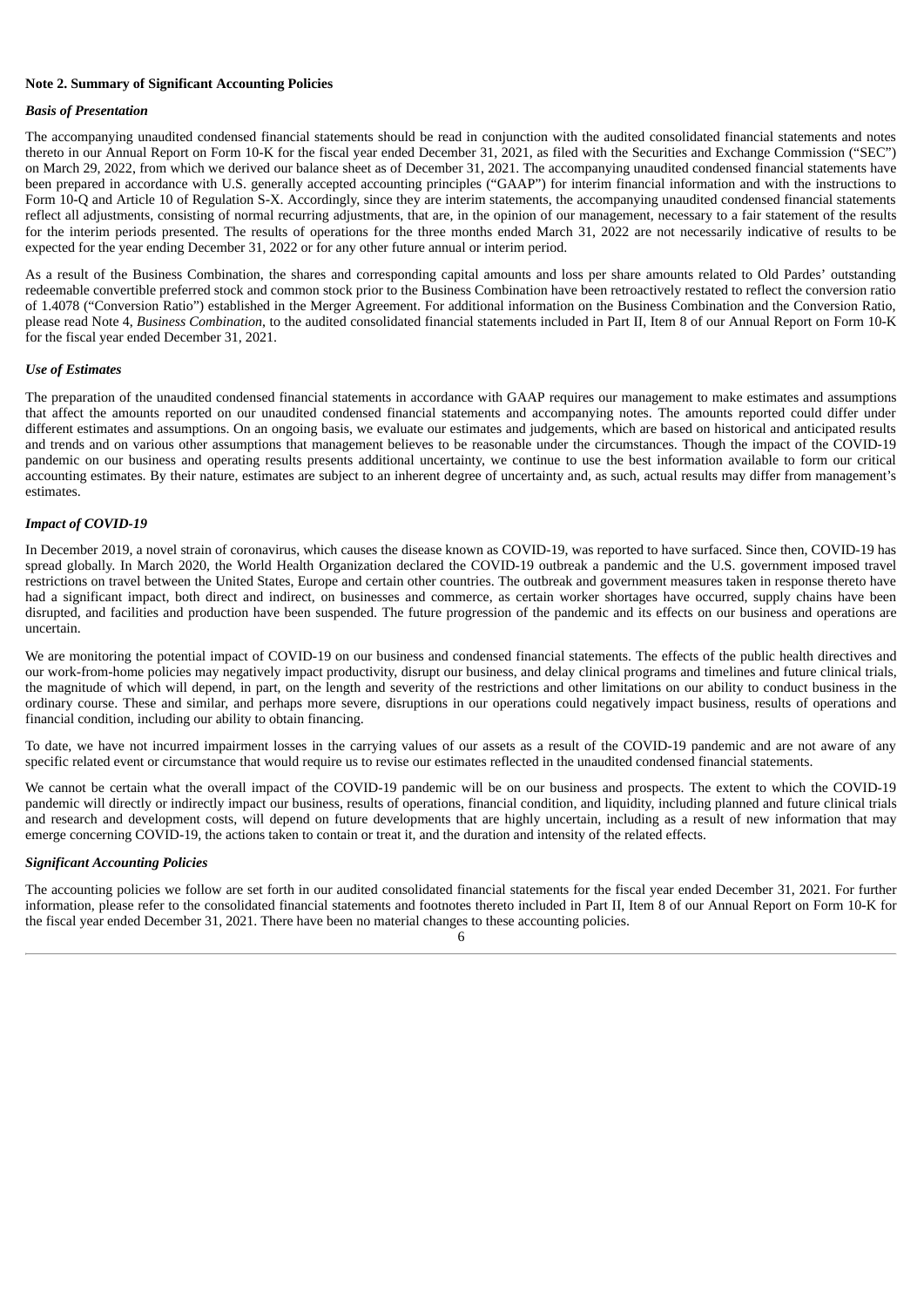**Note 2. Summary of Significant Accounting Policies**

***Basis of Presentation***

The accompanying unaudited condensed financial statements should be read in conjunction with the audited consolidated financial statements and notes thereto in our Annual Report on Form 10-K for the fiscal year ended December 31, 2021, as filed with the Securities and Exchange Commission ("SEC") on March 29, 2022, from which we derived our balance sheet as of December 31, 2021. The accompanying unaudited condensed financial statements have been prepared in accordance with U.S. generally accepted accounting principles ("GAAP") for interim financial information and with the instructions to Form 10-Q and Article 10 of Regulation S-X. Accordingly, since they are interim statements, the accompanying unaudited condensed financial statements reflect all adjustments, consisting of normal recurring adjustments, that are, in the opinion of our management, necessary to a fair statement of the results for the interim periods presented. The results of operations for the three months ended March 31, 2022 are not necessarily indicative of results to be expected for the year ending December 31, 2022 or for any other future annual or interim period.

As a result of the Business Combination, the shares and corresponding capital amounts and loss per share amounts related to Old Pardes' outstanding redeemable convertible preferred stock and common stock prior to the Business Combination have been retroactively restated to reflect the conversion ratio of 1.4078 ("Conversion Ratio") established in the Merger Agreement. For additional information on the Business Combination and the Conversion Ratio, please read Note 4, *Business Combination*, to the audited consolidated financial statements included in Part II, Item 8 of our Annual Report on Form 10-K for the fiscal year ended December 31, 2021.

***Use of Estimates***

The preparation of the unaudited condensed financial statements in accordance with GAAP requires our management to make estimates and assumptions that affect the amounts reported on our unaudited condensed financial statements and accompanying notes. The amounts reported could differ under different estimates and assumptions. On an ongoing basis, we evaluate our estimates and judgements, which are based on historical and anticipated results and trends and on various other assumptions that management believes to be reasonable under the circumstances. Though the impact of the COVID-19 pandemic on our business and operating results presents additional uncertainty, we continue to use the best information available to form our critical accounting estimates. By their nature, estimates are subject to an inherent degree of uncertainty and, as such, actual results may differ from management's estimates.

***Impact of COVID-19***

In December 2019, a novel strain of coronavirus, which causes the disease known as COVID-19, was reported to have surfaced. Since then, COVID-19 has spread globally. In March 2020, the World Health Organization declared the COVID-19 outbreak a pandemic and the U.S. government imposed travel restrictions on travel between the United States, Europe and certain other countries. The outbreak and government measures taken in response thereto have had a significant impact, both direct and indirect, on businesses and commerce, as certain worker shortages have occurred, supply chains have been disrupted, and facilities and production have been suspended. The future progression of the pandemic and its effects on our business and operations are uncertain.

We are monitoring the potential impact of COVID-19 on our business and condensed financial statements. The effects of the public health directives and our work-from-home policies may negatively impact productivity, disrupt our business, and delay clinical programs and timelines and future clinical trials, the magnitude of which will depend, in part, on the length and severity of the restrictions and other limitations on our ability to conduct business in the ordinary course. These and similar, and perhaps more severe, disruptions in our operations could negatively impact business, results of operations and financial condition, including our ability to obtain financing.

To date, we have not incurred impairment losses in the carrying values of our assets as a result of the COVID-19 pandemic and are not aware of any specific related event or circumstance that would require us to revise our estimates reflected in the unaudited condensed financial statements.

We cannot be certain what the overall impact of the COVID-19 pandemic will be on our business and prospects. The extent to which the COVID-19 pandemic will directly or indirectly impact our business, results of operations, financial condition, and liquidity, including planned and future clinical trials and research and development costs, will depend on future developments that are highly uncertain, including as a result of new information that may emerge concerning COVID-19, the actions taken to contain or treat it, and the duration and intensity of the related effects.

***Significant Accounting Policies***

The accounting policies we follow are set forth in our audited consolidated financial statements for the fiscal year ended December 31, 2021. For further information, please refer to the consolidated financial statements and footnotes thereto included in Part II, Item 8 of our Annual Report on Form 10-K for the fiscal year ended December 31, 2021. There have been no material changes to these accounting policies.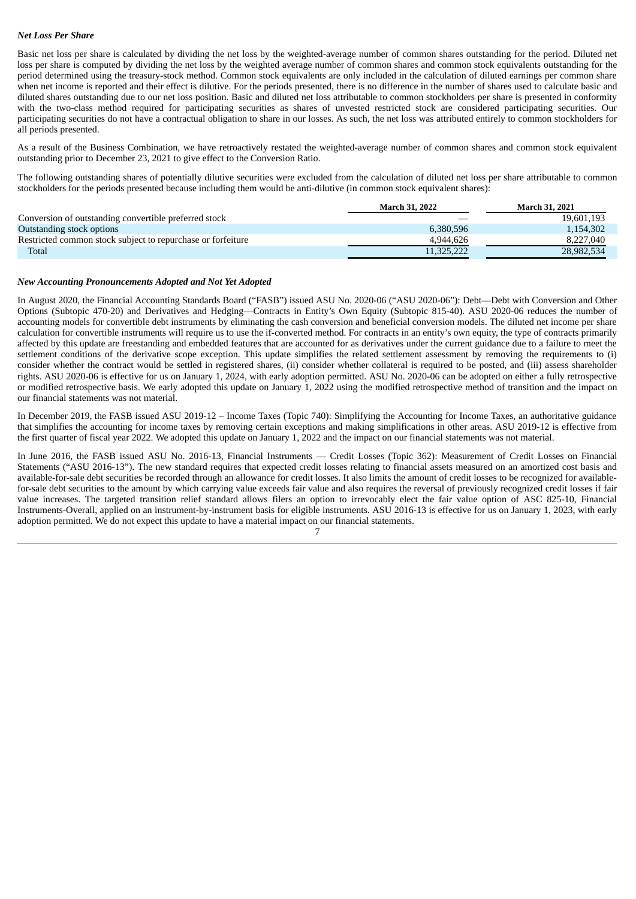***Net Loss Per Share***

Basic net loss per share is calculated by dividing the net loss by the weighted-average number of common shares outstanding for the period. Diluted net loss per share is computed by dividing the net loss by the weighted average number of common shares and common stock equivalents outstanding for the period determined using the treasury-stock method. Common stock equivalents are only included in the calculation of diluted earnings per common share when net income is reported and their effect is dilutive. For the periods presented, there is no difference in the number of shares used to calculate basic and diluted shares outstanding due to our net loss position. Basic and diluted net loss attributable to common stockholders per share is presented in conformity with the two-class method required for participating securities as shares of unvested restricted stock are considered participating securities. Our participating securities do not have a contractual obligation to share in our losses. As such, the net loss was attributed entirely to common stockholders for all periods presented.

As a result of the Business Combination, we have retroactively restated the weighted-average number of common shares and common stock equivalent outstanding prior to December 23, 2021 to give effect to the Conversion Ratio.

The following outstanding shares of potentially dilutive securities were excluded from the calculation of diluted net loss per share attributable to common stockholders for the periods presented because including them would be anti-dilutive (in common stock equivalent shares):

| | March 31, 2022 | March 31, 2021 |
|---|---|---|
| Conversion of outstanding convertible preferred stock | — | 19,601,193 |
| Outstanding stock options | 6,380,596 | 1,154,302 |
| Restricted common stock subject to repurchase or forfeiture | 4,944,626 | 8,227,040 |
| Total | 11,325,222 | 28,982,534 |

***New Accounting Pronouncements Adopted and Not Yet Adopted***

In August 2020, the Financial Accounting Standards Board ("FASB") issued ASU No. 2020-06 ("ASU 2020-06"): Debt—Debt with Conversion and Other Options (Subtopic 470-20) and Derivatives and Hedging—Contracts in Entity's Own Equity (Subtopic 815-40). ASU 2020-06 reduces the number of accounting models for convertible debt instruments by eliminating the cash conversion and beneficial conversion models. The diluted net income per share calculation for convertible instruments will require us to use the if-converted method. For contracts in an entity's own equity, the type of contracts primarily affected by this update are freestanding and embedded features that are accounted for as derivatives under the current guidance due to a failure to meet the settlement conditions of the derivative scope exception. This update simplifies the related settlement assessment by removing the requirements to (i) consider whether the contract would be settled in registered shares, (ii) consider whether collateral is required to be posted, and (iii) assess shareholder rights. ASU 2020-06 is effective for us on January 1, 2024, with early adoption permitted. ASU No. 2020-06 can be adopted on either a fully retrospective or modified retrospective basis. We early adopted this update on January 1, 2022 using the modified retrospective method of transition and the impact on our financial statements was not material.

In December 2019, the FASB issued ASU 2019-12 – Income Taxes (Topic 740): Simplifying the Accounting for Income Taxes, an authoritative guidance that simplifies the accounting for income taxes by removing certain exceptions and making simplifications in other areas. ASU 2019-12 is effective from the first quarter of fiscal year 2022. We adopted this update on January 1, 2022 and the impact on our financial statements was not material.

In June 2016, the FASB issued ASU No. 2016-13, Financial Instruments — Credit Losses (Topic 362): Measurement of Credit Losses on Financial Statements ("ASU 2016-13"). The new standard requires that expected credit losses relating to financial assets measured on an amortized cost basis and available-for-sale debt securities be recorded through an allowance for credit losses. It also limits the amount of credit losses to be recognized for available-for-sale debt securities to the amount by which carrying value exceeds fair value and also requires the reversal of previously recognized credit losses if fair value increases. The targeted transition relief standard allows filers an option to irrevocably elect the fair value option of ASC 825-10, Financial Instruments-Overall, applied on an instrument-by-instrument basis for eligible instruments. ASU 2016-13 is effective for us on January 1, 2023, with early adoption permitted. We do not expect this update to have a material impact on our financial statements.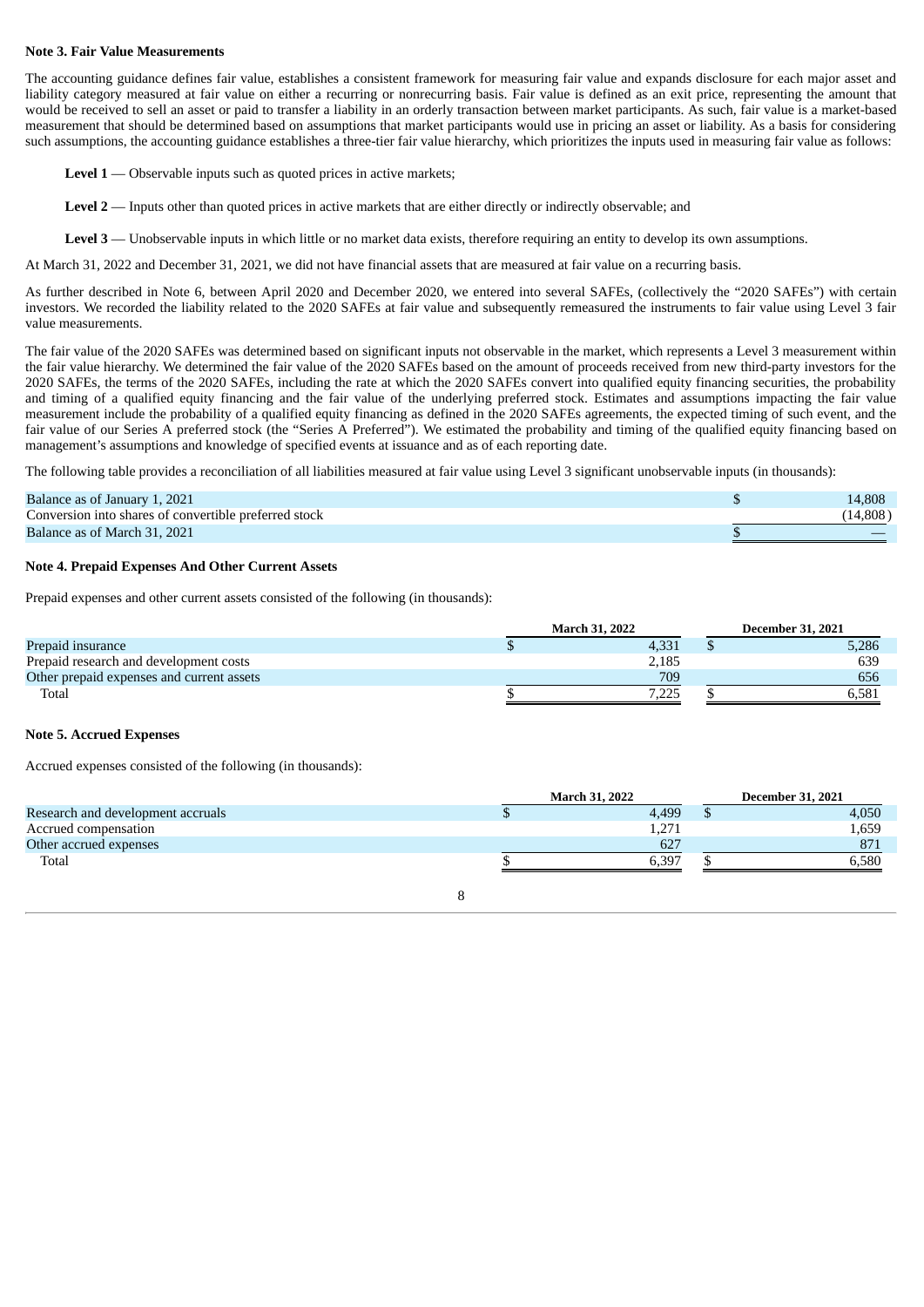**Note 3. Fair Value Measurements**

The accounting guidance defines fair value, establishes a consistent framework for measuring fair value and expands disclosure for each major asset and liability category measured at fair value on either a recurring or nonrecurring basis. Fair value is defined as an exit price, representing the amount that would be received to sell an asset or paid to transfer a liability in an orderly transaction between market participants. As such, fair value is a market-based measurement that should be determined based on assumptions that market participants would use in pricing an asset or liability. As a basis for considering such assumptions, the accounting guidance establishes a three-tier fair value hierarchy, which prioritizes the inputs used in measuring fair value as follows:

**Level 1** — Observable inputs such as quoted prices in active markets;

**Level 2** — Inputs other than quoted prices in active markets that are either directly or indirectly observable; and

**Level 3** — Unobservable inputs in which little or no market data exists, therefore requiring an entity to develop its own assumptions.

At March 31, 2022 and December 31, 2021, we did not have financial assets that are measured at fair value on a recurring basis.

As further described in Note 6, between April 2020 and December 2020, we entered into several SAFEs, (collectively the "2020 SAFEs") with certain investors. We recorded the liability related to the 2020 SAFEs at fair value and subsequently remeasured the instruments to fair value using Level 3 fair value measurements.

The fair value of the 2020 SAFEs was determined based on significant inputs not observable in the market, which represents a Level 3 measurement within the fair value hierarchy. We determined the fair value of the 2020 SAFEs based on the amount of proceeds received from new third-party investors for the 2020 SAFEs, the terms of the 2020 SAFEs, including the rate at which the 2020 SAFEs convert into qualified equity financing securities, the probability and timing of a qualified equity financing and the fair value of the underlying preferred stock. Estimates and assumptions impacting the fair value measurement include the probability of a qualified equity financing as defined in the 2020 SAFEs agreements, the expected timing of such event, and the fair value of our Series A preferred stock (the "Series A Preferred"). We estimated the probability and timing of the qualified equity financing based on management's assumptions and knowledge of specified events at issuance and as of each reporting date.

The following table provides a reconciliation of all liabilities measured at fair value using Level 3 significant unobservable inputs (in thousands):

| | |
|---|---|
| Balance as of January 1, 2021 | $ 14,808 |
| Conversion into shares of convertible preferred stock | (14,808) |
| Balance as of March 31, 2021 | $ — |

**Note 4. Prepaid Expenses And Other Current Assets**

Prepaid expenses and other current assets consisted of the following (in thousands):

| | March 31, 2022 | December 31, 2021 |
|---|---|---|
| Prepaid insurance | $ 4,331 | $ 5,286 |
| Prepaid research and development costs | 2,185 | 639 |
| Other prepaid expenses and current assets | 709 | 656 |
| Total | $ 7,225 | $ 6,581 |

**Note 5. Accrued Expenses**

Accrued expenses consisted of the following (in thousands):

| | March 31, 2022 | December 31, 2021 |
|---|---|---|
| Research and development accruals | $ 4,499 | $ 4,050 |
| Accrued compensation | 1,271 | 1,659 |
| Other accrued expenses | 627 | 871 |
| Total | $ 6,397 | $ 6,580 |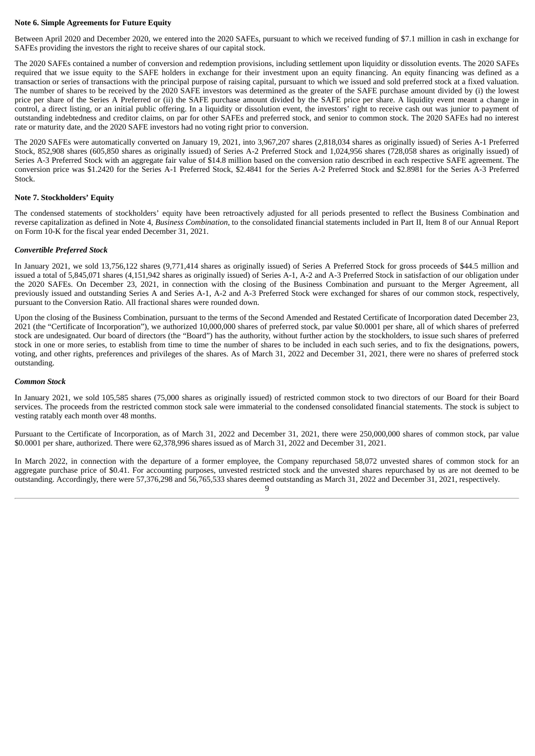**Note 6. Simple Agreements for Future Equity**

Between April 2020 and December 2020, we entered into the 2020 SAFEs, pursuant to which we received funding of $7.1 million in cash in exchange for SAFEs providing the investors the right to receive shares of our capital stock.

The 2020 SAFEs contained a number of conversion and redemption provisions, including settlement upon liquidity or dissolution events. The 2020 SAFEs required that we issue equity to the SAFE holders in exchange for their investment upon an equity financing. An equity financing was defined as a transaction or series of transactions with the principal purpose of raising capital, pursuant to which we issued and sold preferred stock at a fixed valuation. The number of shares to be received by the 2020 SAFE investors was determined as the greater of the SAFE purchase amount divided by (i) the lowest price per share of the Series A Preferred or (ii) the SAFE purchase amount divided by the SAFE price per share. A liquidity event meant a change in control, a direct listing, or an initial public offering. In a liquidity or dissolution event, the investors' right to receive cash out was junior to payment of outstanding indebtedness and creditor claims, on par for other SAFEs and preferred stock, and senior to common stock. The 2020 SAFEs had no interest rate or maturity date, and the 2020 SAFE investors had no voting right prior to conversion.

The 2020 SAFEs were automatically converted on January 19, 2021, into 3,967,207 shares (2,818,034 shares as originally issued) of Series A-1 Preferred Stock, 852,908 shares (605,850 shares as originally issued) of Series A-2 Preferred Stock and 1,024,956 shares (728,058 shares as originally issued) of Series A-3 Preferred Stock with an aggregate fair value of $14.8 million based on the conversion ratio described in each respective SAFE agreement. The conversion price was $1.2420 for the Series A-1 Preferred Stock, $2.4841 for the Series A-2 Preferred Stock and $2.8981 for the Series A-3 Preferred Stock.

**Note 7. Stockholders' Equity**

The condensed statements of stockholders' equity have been retroactively adjusted for all periods presented to reflect the Business Combination and reverse capitalization as defined in Note 4, *Business Combination,* to the consolidated financial statements included in Part II, Item 8 of our Annual Report on Form 10-K for the fiscal year ended December 31, 2021.

***Convertible Preferred Stock***

In January 2021, we sold 13,756,122 shares (9,771,414 shares as originally issued) of Series A Preferred Stock for gross proceeds of $44.5 million and issued a total of 5,845,071 shares (4,151,942 shares as originally issued) of Series A-1, A-2 and A-3 Preferred Stock in satisfaction of our obligation under the 2020 SAFEs. On December 23, 2021, in connection with the closing of the Business Combination and pursuant to the Merger Agreement, all previously issued and outstanding Series A and Series A-1, A-2 and A-3 Preferred Stock were exchanged for shares of our common stock, respectively, pursuant to the Conversion Ratio. All fractional shares were rounded down.

Upon the closing of the Business Combination, pursuant to the terms of the Second Amended and Restated Certificate of Incorporation dated December 23, 2021 (the "Certificate of Incorporation"), we authorized 10,000,000 shares of preferred stock, par value $0.0001 per share, all of which shares of preferred stock are undesignated. Our board of directors (the "Board") has the authority, without further action by the stockholders, to issue such shares of preferred stock in one or more series, to establish from time to time the number of shares to be included in each such series, and to fix the designations, powers, voting, and other rights, preferences and privileges of the shares. As of March 31, 2022 and December 31, 2021, there were no shares of preferred stock outstanding.

***Common Stock***

In January 2021, we sold 105,585 shares (75,000 shares as originally issued) of restricted common stock to two directors of our Board for their Board services. The proceeds from the restricted common stock sale were immaterial to the condensed consolidated financial statements. The stock is subject to vesting ratably each month over 48 months.

Pursuant to the Certificate of Incorporation, as of March 31, 2022 and December 31, 2021, there were 250,000,000 shares of common stock, par value $0.0001 per share, authorized. There were 62,378,996 shares issued as of March 31, 2022 and December 31, 2021.

In March 2022, in connection with the departure of a former employee, the Company repurchased 58,072 unvested shares of common stock for an aggregate purchase price of $0.41. For accounting purposes, unvested restricted stock and the unvested shares repurchased by us are not deemed to be outstanding. Accordingly, there were 57,376,298 and 56,765,533 shares deemed outstanding as March 31, 2022 and December 31, 2021, respectively.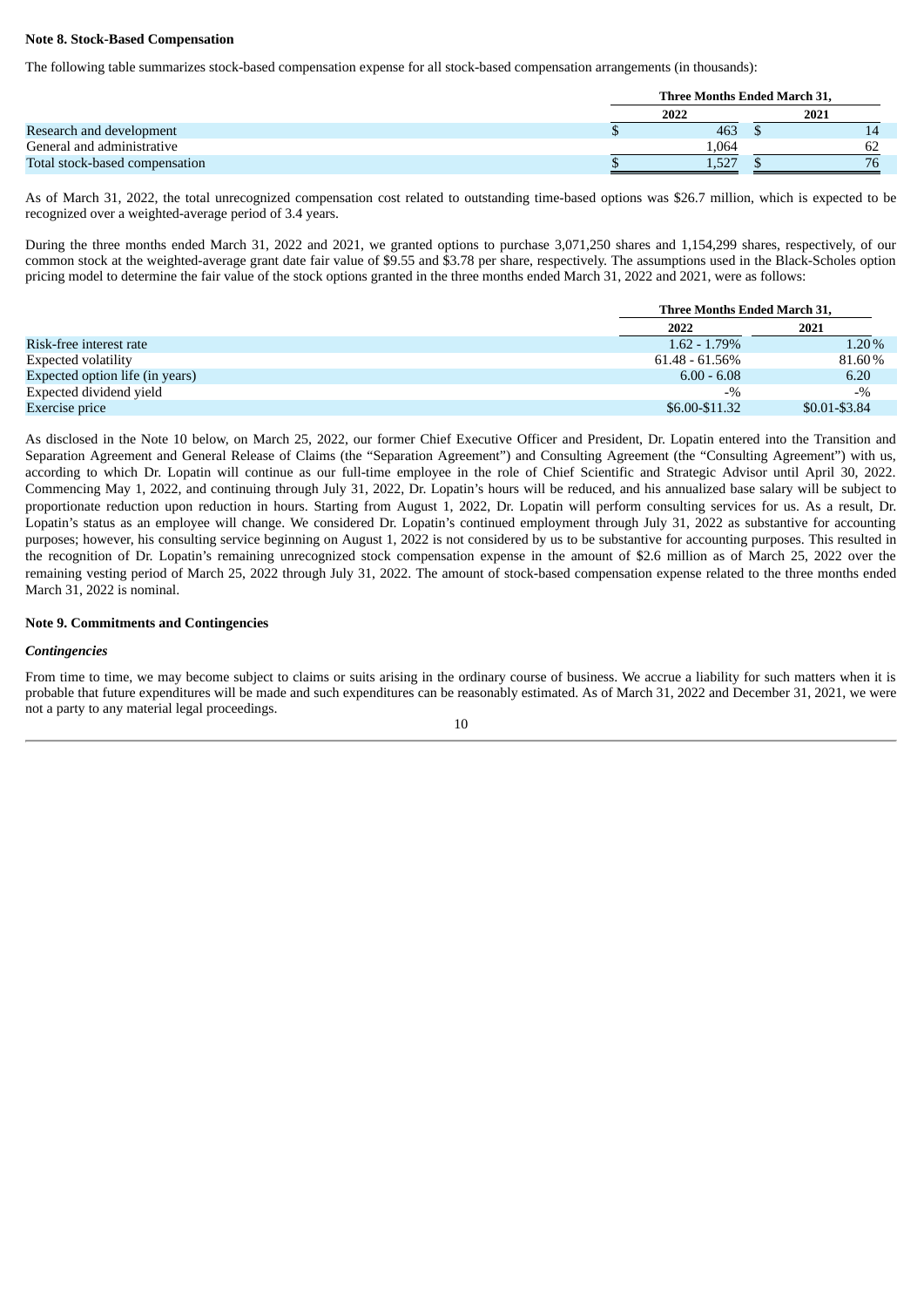**Note 8. Stock-Based Compensation**

The following table summarizes stock-based compensation expense for all stock-based compensation arrangements (in thousands):

| | Three Months Ended March 31, | |
|---|---|---|
| | 2022 | 2021 |
| Research and development | $ 463 | $ 14 |
| General and administrative | 1,064 | 62 |
| Total stock-based compensation | $ 1,527 | $ 76 |

As of March 31, 2022, the total unrecognized compensation cost related to outstanding time-based options was $26.7 million, which is expected to be recognized over a weighted-average period of 3.4 years.

During the three months ended March 31, 2022 and 2021, we granted options to purchase 3,071,250 shares and 1,154,299 shares, respectively, of our common stock at the weighted-average grant date fair value of $9.55 and $3.78 per share, respectively. The assumptions used in the Black-Scholes option pricing model to determine the fair value of the stock options granted in the three months ended March 31, 2022 and 2021, were as follows:

| | Three Months Ended March 31, | |
|---|---|---|
| | 2022 | 2021 |
| Risk-free interest rate | 1.62 - 1.79% | 1.20% |
| Expected volatility | 61.48 - 61.56% | 81.60% |
| Expected option life (in years) | 6.00 - 6.08 | 6.20 |
| Expected dividend yield | -% | -% |
| Exercise price | $6.00-$11.32 | $0.01-$3.84 |

As disclosed in the Note 10 below, on March 25, 2022, our former Chief Executive Officer and President, Dr. Lopatin entered into the Transition and Separation Agreement and General Release of Claims (the "Separation Agreement") and Consulting Agreement (the "Consulting Agreement") with us, according to which Dr. Lopatin will continue as our full-time employee in the role of Chief Scientific and Strategic Advisor until April 30, 2022. Commencing May 1, 2022, and continuing through July 31, 2022, Dr. Lopatin's hours will be reduced, and his annualized base salary will be subject to proportionate reduction upon reduction in hours. Starting from August 1, 2022, Dr. Lopatin will perform consulting services for us. As a result, Dr. Lopatin's status as an employee will change. We considered Dr. Lopatin's continued employment through July 31, 2022 as substantive for accounting purposes; however, his consulting service beginning on August 1, 2022 is not considered by us to be substantive for accounting purposes. This resulted in the recognition of Dr. Lopatin's remaining unrecognized stock compensation expense in the amount of $2.6 million as of March 25, 2022 over the remaining vesting period of March 25, 2022 through July 31, 2022. The amount of stock-based compensation expense related to the three months ended March 31, 2022 is nominal.

**Note 9. Commitments and Contingencies**

***Contingencies***

From time to time, we may become subject to claims or suits arising in the ordinary course of business. We accrue a liability for such matters when it is probable that future expenditures will be made and such expenditures can be reasonably estimated. As of March 31, 2022 and December 31, 2021, we were not a party to any material legal proceedings.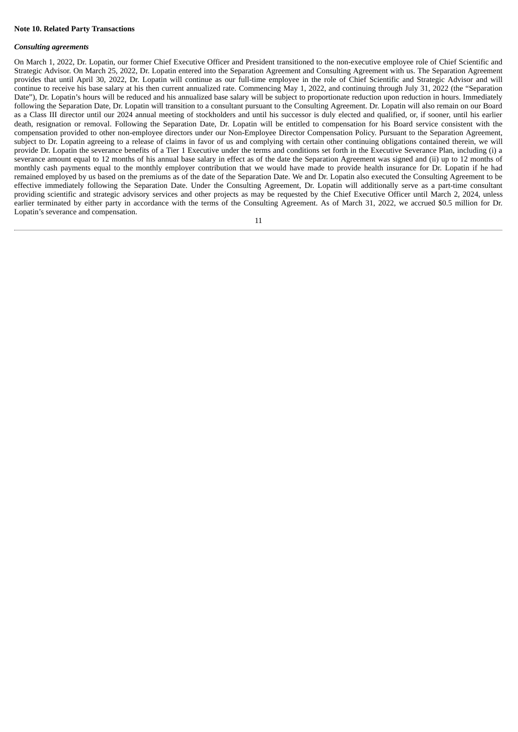**Note 10. Related Party Transactions**

***Consulting agreements***

On March 1, 2022, Dr. Lopatin, our former Chief Executive Officer and President transitioned to the non-executive employee role of Chief Scientific and Strategic Advisor. On March 25, 2022, Dr. Lopatin entered into the Separation Agreement and Consulting Agreement with us. The Separation Agreement provides that until April 30, 2022, Dr. Lopatin will continue as our full-time employee in the role of Chief Scientific and Strategic Advisor and will continue to receive his base salary at his then current annualized rate. Commencing May 1, 2022, and continuing through July 31, 2022 (the "Separation Date"), Dr. Lopatin's hours will be reduced and his annualized base salary will be subject to proportionate reduction upon reduction in hours. Immediately following the Separation Date, Dr. Lopatin will transition to a consultant pursuant to the Consulting Agreement. Dr. Lopatin will also remain on our Board as a Class III director until our 2024 annual meeting of stockholders and until his successor is duly elected and qualified, or, if sooner, until his earlier death, resignation or removal. Following the Separation Date, Dr. Lopatin will be entitled to compensation for his Board service consistent with the compensation provided to other non-employee directors under our Non-Employee Director Compensation Policy. Pursuant to the Separation Agreement, subject to Dr. Lopatin agreeing to a release of claims in favor of us and complying with certain other continuing obligations contained therein, we will provide Dr. Lopatin the severance benefits of a Tier 1 Executive under the terms and conditions set forth in the Executive Severance Plan, including (i) a severance amount equal to 12 months of his annual base salary in effect as of the date the Separation Agreement was signed and (ii) up to 12 months of monthly cash payments equal to the monthly employer contribution that we would have made to provide health insurance for Dr. Lopatin if he had remained employed by us based on the premiums as of the date of the Separation Date. We and Dr. Lopatin also executed the Consulting Agreement to be effective immediately following the Separation Date. Under the Consulting Agreement, Dr. Lopatin will additionally serve as a part-time consultant providing scientific and strategic advisory services and other projects as may be requested by the Chief Executive Officer until March 2, 2024, unless earlier terminated by either party in accordance with the terms of the Consulting Agreement. As of March 31, 2022, we accrued $0.5 million for Dr. Lopatin's severance and compensation.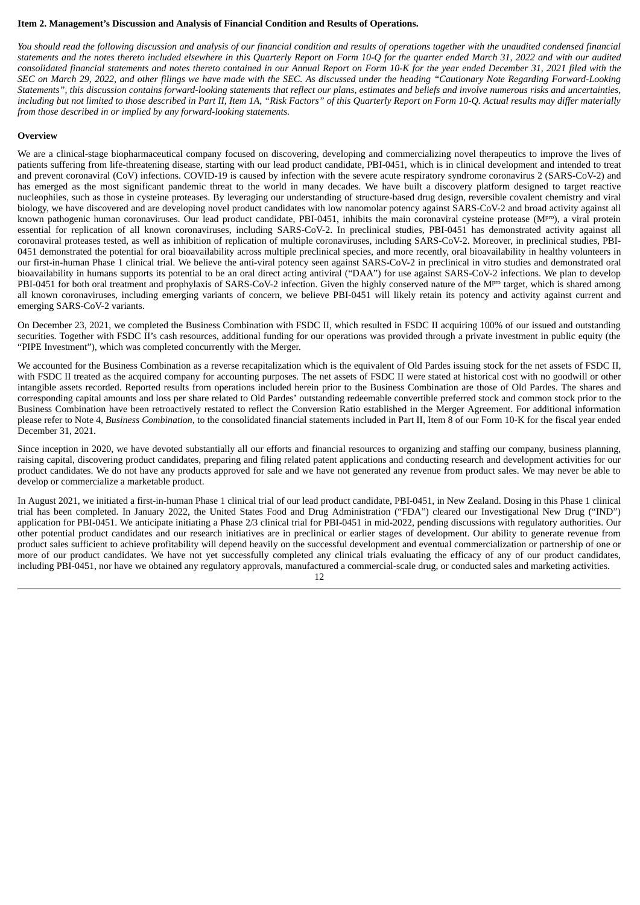**Item 2. Management's Discussion and Analysis of Financial Condition and Results of Operations.**

*You should read the following discussion and analysis of our financial condition and results of operations together with the unaudited condensed financial statements and the notes thereto included elsewhere in this Quarterly Report on Form 10-Q for the quarter ended March 31, 2022 and with our audited consolidated financial statements and notes thereto contained in our Annual Report on Form 10-K for the year ended December 31, 2021 filed with the SEC on March 29, 2022, and other filings we have made with the SEC. As discussed under the heading "Cautionary Note Regarding Forward-Looking Statements", this discussion contains forward-looking statements that reflect our plans, estimates and beliefs and involve numerous risks and uncertainties, including but not limited to those described in Part II, Item 1A, "Risk Factors" of this Quarterly Report on Form 10-Q. Actual results may differ materially from those described in or implied by any forward-looking statements.*

**Overview**

We are a clinical-stage biopharmaceutical company focused on discovering, developing and commercializing novel therapeutics to improve the lives of patients suffering from life-threatening disease, starting with our lead product candidate, PBI-0451, which is in clinical development and intended to treat and prevent coronaviral (CoV) infections. COVID-19 is caused by infection with the severe acute respiratory syndrome coronavirus 2 (SARS-CoV-2) and has emerged as the most significant pandemic threat to the world in many decades. We have built a discovery platform designed to target reactive nucleophiles, such as those in cysteine proteases. By leveraging our understanding of structure-based drug design, reversible covalent chemistry and viral biology, we have discovered and are developing novel product candidates with low nanomolar potency against SARS-CoV-2 and broad activity against all known pathogenic human coronaviruses. Our lead product candidate, PBI-0451, inhibits the main coronaviral cysteine protease ($M^{pro}$), a viral protein essential for replication of all known coronaviruses, including SARS-CoV-2. In preclinical studies, PBI-0451 has demonstrated activity against all coronaviral proteases tested, as well as inhibition of replication of multiple coronaviruses, including SARS-CoV-2. Moreover, in preclinical studies, PBI-0451 demonstrated the potential for oral bioavailability across multiple preclinical species, and more recently, oral bioavailability in healthy volunteers in our first-in-human Phase 1 clinical trial. We believe the anti-viral potency seen against SARS-CoV-2 in preclinical in vitro studies and demonstrated oral bioavailability in humans supports its potential to be an oral direct acting antiviral ("DAA") for use against SARS-CoV-2 infections. We plan to develop PBI-0451 for both oral treatment and prophylaxis of SARS-CoV-2 infection. Given the highly conserved nature of the $M^{pro}$ target, which is shared among all known coronaviruses, including emerging variants of concern, we believe PBI-0451 will likely retain its potency and activity against current and emerging SARS-CoV-2 variants.

On December 23, 2021, we completed the Business Combination with FSDC II, which resulted in FSDC II acquiring 100% of our issued and outstanding securities. Together with FSDC II's cash resources, additional funding for our operations was provided through a private investment in public equity (the "PIPE Investment"), which was completed concurrently with the Merger.

We accounted for the Business Combination as a reverse recapitalization which is the equivalent of Old Pardes issuing stock for the net assets of FSDC II, with FSDC II treated as the acquired company for accounting purposes. The net assets of FSDC II were stated at historical cost with no goodwill or other intangible assets recorded. Reported results from operations included herein prior to the Business Combination are those of Old Pardes. The shares and corresponding capital amounts and loss per share related to Old Pardes' outstanding redeemable convertible preferred stock and common stock prior to the Business Combination have been retroactively restated to reflect the Conversion Ratio established in the Merger Agreement. For additional information please refer to Note 4, *Business Combination*, to the consolidated financial statements included in Part II, Item 8 of our Form 10-K for the fiscal year ended December 31, 2021.

Since inception in 2020, we have devoted substantially all our efforts and financial resources to organizing and staffing our company, business planning, raising capital, discovering product candidates, preparing and filing related patent applications and conducting research and development activities for our product candidates. We do not have any products approved for sale and we have not generated any revenue from product sales. We may never be able to develop or commercialize a marketable product.

In August 2021, we initiated a first-in-human Phase 1 clinical trial of our lead product candidate, PBI-0451, in New Zealand. Dosing in this Phase 1 clinical trial has been completed. In January 2022, the United States Food and Drug Administration ("FDA") cleared our Investigational New Drug ("IND") application for PBI-0451. We anticipate initiating a Phase 2/3 clinical trial for PBI-0451 in mid-2022, pending discussions with regulatory authorities. Our other potential product candidates and our research initiatives are in preclinical or earlier stages of development. Our ability to generate revenue from product sales sufficient to achieve profitability will depend heavily on the successful development and eventual commercialization or partnership of one or more of our product candidates. We have not yet successfully completed any clinical trials evaluating the efficacy of any of our product candidates, including PBI-0451, nor have we obtained any regulatory approvals, manufactured a commercial-scale drug, or conducted sales and marketing activities.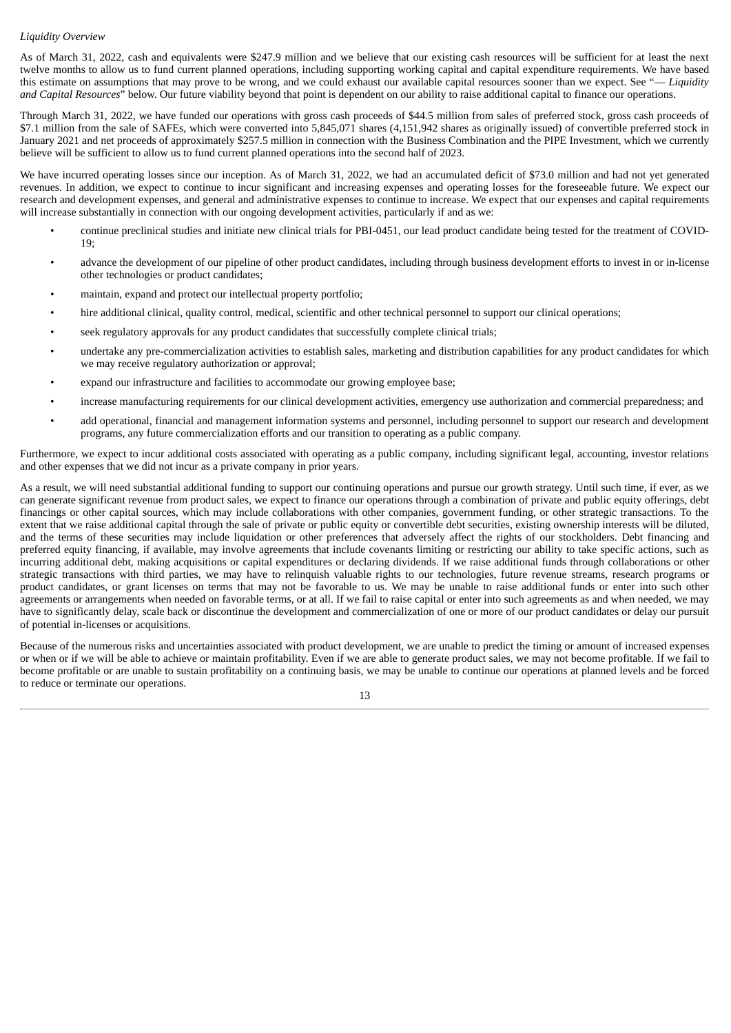*Liquidity Overview*

As of March 31, 2022, cash and equivalents were $247.9 million and we believe that our existing cash resources will be sufficient for at least the next twelve months to allow us to fund current planned operations, including supporting working capital and capital expenditure requirements. We have based this estimate on assumptions that may prove to be wrong, and we could exhaust our available capital resources sooner than we expect. See "— *Liquidity and Capital Resources*" below. Our future viability beyond that point is dependent on our ability to raise additional capital to finance our operations.

Through March 31, 2022, we have funded our operations with gross cash proceeds of $44.5 million from sales of preferred stock, gross cash proceeds of $7.1 million from the sale of SAFEs, which were converted into 5,845,071 shares (4,151,942 shares as originally issued) of convertible preferred stock in January 2021 and net proceeds of approximately $257.5 million in connection with the Business Combination and the PIPE Investment, which we currently believe will be sufficient to allow us to fund current planned operations into the second half of 2023.

We have incurred operating losses since our inception. As of March 31, 2022, we had an accumulated deficit of $73.0 million and had not yet generated revenues. In addition, we expect to continue to incur significant and increasing expenses and operating losses for the foreseeable future. We expect our research and development expenses, and general and administrative expenses to continue to increase. We expect that our expenses and capital requirements will increase substantially in connection with our ongoing development activities, particularly if and as we:

- continue preclinical studies and initiate new clinical trials for PBI-0451, our lead product candidate being tested for the treatment of COVID-19;
- advance the development of our pipeline of other product candidates, including through business development efforts to invest in or in-license other technologies or product candidates;
- maintain, expand and protect our intellectual property portfolio;
- hire additional clinical, quality control, medical, scientific and other technical personnel to support our clinical operations;
- seek regulatory approvals for any product candidates that successfully complete clinical trials;
- undertake any pre-commercialization activities to establish sales, marketing and distribution capabilities for any product candidates for which we may receive regulatory authorization or approval;
- expand our infrastructure and facilities to accommodate our growing employee base;
- increase manufacturing requirements for our clinical development activities, emergency use authorization and commercial preparedness; and
- add operational, financial and management information systems and personnel, including personnel to support our research and development programs, any future commercialization efforts and our transition to operating as a public company.

Furthermore, we expect to incur additional costs associated with operating as a public company, including significant legal, accounting, investor relations and other expenses that we did not incur as a private company in prior years.

As a result, we will need substantial additional funding to support our continuing operations and pursue our growth strategy. Until such time, if ever, as we can generate significant revenue from product sales, we expect to finance our operations through a combination of private and public equity offerings, debt financings or other capital sources, which may include collaborations with other companies, government funding, or other strategic transactions. To the extent that we raise additional capital through the sale of private or public equity or convertible debt securities, existing ownership interests will be diluted, and the terms of these securities may include liquidation or other preferences that adversely affect the rights of our stockholders. Debt financing and preferred equity financing, if available, may involve agreements that include covenants limiting or restricting our ability to take specific actions, such as incurring additional debt, making acquisitions or capital expenditures or declaring dividends. If we raise additional funds through collaborations or other strategic transactions with third parties, we may have to relinquish valuable rights to our technologies, future revenue streams, research programs or product candidates, or grant licenses on terms that may not be favorable to us. We may be unable to raise additional funds or enter into such other agreements or arrangements when needed on favorable terms, or at all. If we fail to raise capital or enter into such agreements as and when needed, we may have to significantly delay, scale back or discontinue the development and commercialization of one or more of our product candidates or delay our pursuit of potential in-licenses or acquisitions.

Because of the numerous risks and uncertainties associated with product development, we are unable to predict the timing or amount of increased expenses or when or if we will be able to achieve or maintain profitability. Even if we are able to generate product sales, we may not become profitable. If we fail to become profitable or are unable to sustain profitability on a continuing basis, we may be unable to continue our operations at planned levels and be forced to reduce or terminate our operations.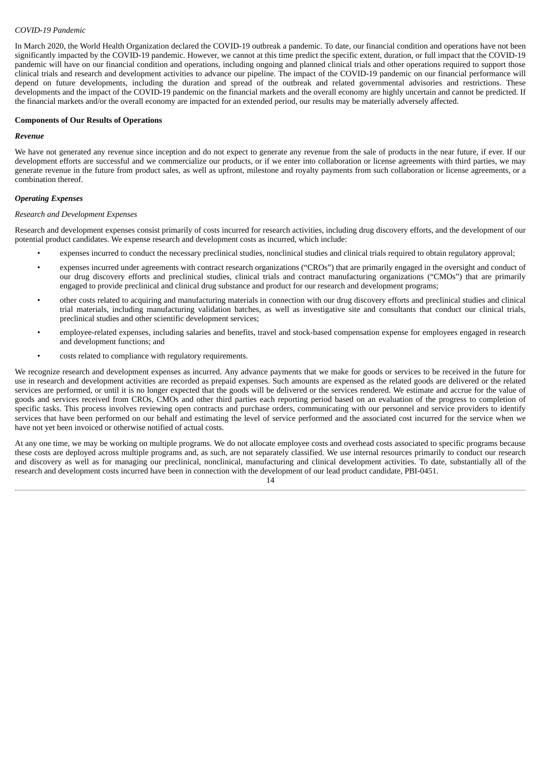*COVID-19 Pandemic*

In March 2020, the World Health Organization declared the COVID-19 outbreak a pandemic. To date, our financial condition and operations have not been significantly impacted by the COVID-19 pandemic. However, we cannot at this time predict the specific extent, duration, or full impact that the COVID-19 pandemic will have on our financial condition and operations, including ongoing and planned clinical trials and other operations required to support those clinical trials and research and development activities to advance our pipeline. The impact of the COVID-19 pandemic on our financial performance will depend on future developments, including the duration and spread of the outbreak and related governmental advisories and restrictions. These developments and the impact of the COVID-19 pandemic on the financial markets and the overall economy are highly uncertain and cannot be predicted. If the financial markets and/or the overall economy are impacted for an extended period, our results may be materially adversely affected.

**Components of Our Results of Operations**

***Revenue***

We have not generated any revenue since inception and do not expect to generate any revenue from the sale of products in the near future, if ever. If our development efforts are successful and we commercialize our products, or if we enter into collaboration or license agreements with third parties, we may generate revenue in the future from product sales, as well as upfront, milestone and royalty payments from such collaboration or license agreements, or a combination thereof.

***Operating Expenses***

*Research and Development Expenses*

Research and development expenses consist primarily of costs incurred for research activities, including drug discovery efforts, and the development of our potential product candidates. We expense research and development costs as incurred, which include:

- expenses incurred to conduct the necessary preclinical studies, nonclinical studies and clinical trials required to obtain regulatory approval;
- expenses incurred under agreements with contract research organizations ("CROs") that are primarily engaged in the oversight and conduct of our drug discovery efforts and preclinical studies, clinical trials and contract manufacturing organizations ("CMOs") that are primarily engaged to provide preclinical and clinical drug substance and product for our research and development programs;
- other costs related to acquiring and manufacturing materials in connection with our drug discovery efforts and preclinical studies and clinical trial materials, including manufacturing validation batches, as well as investigative site and consultants that conduct our clinical trials, preclinical studies and other scientific development services;
- employee-related expenses, including salaries and benefits, travel and stock-based compensation expense for employees engaged in research and development functions; and
- costs related to compliance with regulatory requirements.

We recognize research and development expenses as incurred. Any advance payments that we make for goods or services to be received in the future for use in research and development activities are recorded as prepaid expenses. Such amounts are expensed as the related goods are delivered or the related services are performed, or until it is no longer expected that the goods will be delivered or the services rendered. We estimate and accrue for the value of goods and services received from CROs, CMOs and other third parties each reporting period based on an evaluation of the progress to completion of specific tasks. This process involves reviewing open contracts and purchase orders, communicating with our personnel and service providers to identify services that have been performed on our behalf and estimating the level of service performed and the associated cost incurred for the service when we have not yet been invoiced or otherwise notified of actual costs.

At any one time, we may be working on multiple programs. We do not allocate employee costs and overhead costs associated to specific programs because these costs are deployed across multiple programs and, as such, are not separately classified. We use internal resources primarily to conduct our research and discovery as well as for managing our preclinical, nonclinical, manufacturing and clinical development activities. To date, substantially all of the research and development costs incurred have been in connection with the development of our lead product candidate, PBI-0451.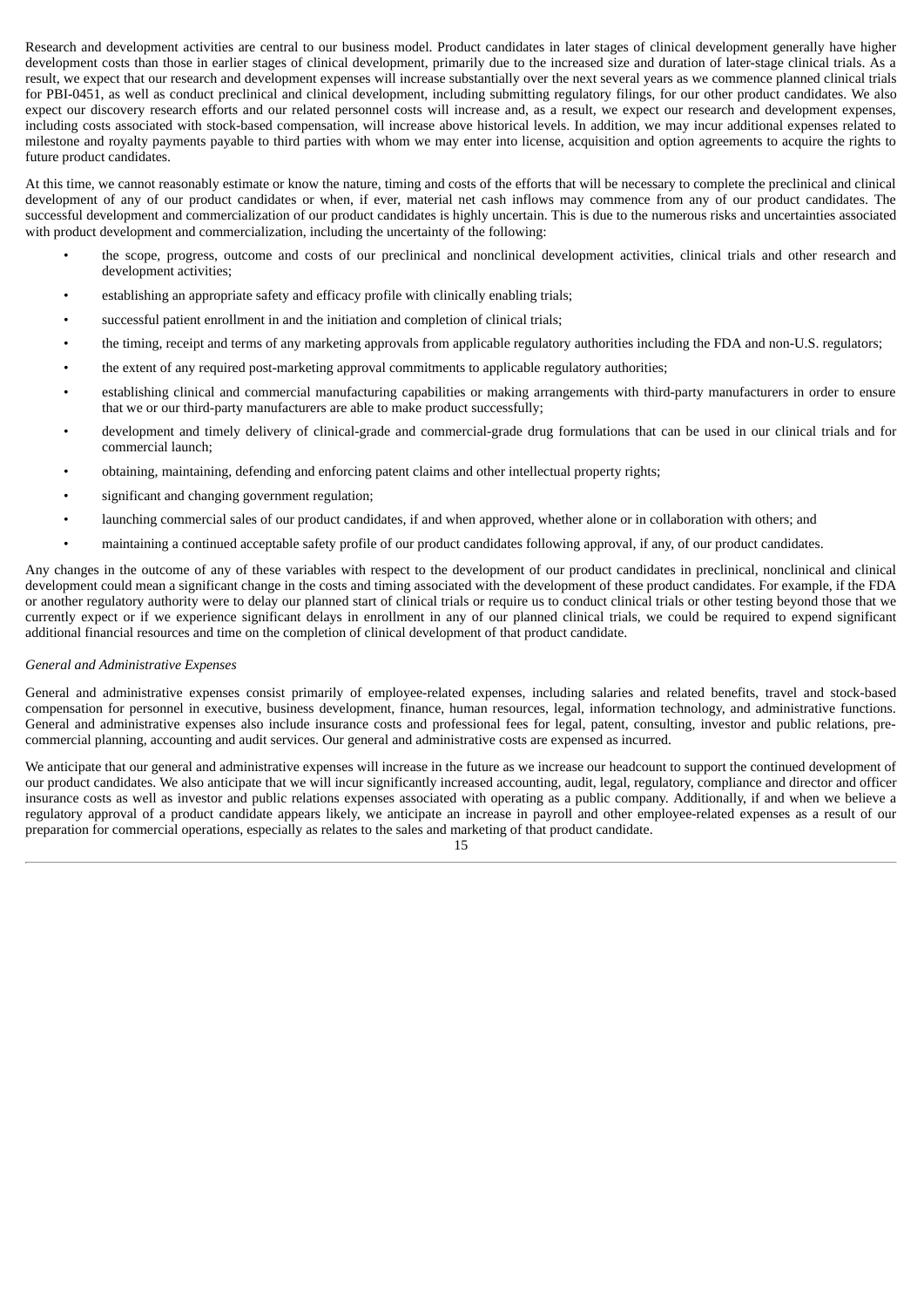Research and development activities are central to our business model. Product candidates in later stages of clinical development generally have higher development costs than those in earlier stages of clinical development, primarily due to the increased size and duration of later-stage clinical trials. As a result, we expect that our research and development expenses will increase substantially over the next several years as we commence planned clinical trials for PBI-0451, as well as conduct preclinical and clinical development, including submitting regulatory filings, for our other product candidates. We also expect our discovery research efforts and our related personnel costs will increase and, as a result, we expect our research and development expenses, including costs associated with stock-based compensation, will increase above historical levels. In addition, we may incur additional expenses related to milestone and royalty payments payable to third parties with whom we may enter into license, acquisition and option agreements to acquire the rights to future product candidates.

At this time, we cannot reasonably estimate or know the nature, timing and costs of the efforts that will be necessary to complete the preclinical and clinical development of any of our product candidates or when, if ever, material net cash inflows may commence from any of our product candidates. The successful development and commercialization of our product candidates is highly uncertain. This is due to the numerous risks and uncertainties associated with product development and commercialization, including the uncertainty of the following:

- the scope, progress, outcome and costs of our preclinical and nonclinical development activities, clinical trials and other research and development activities;
- establishing an appropriate safety and efficacy profile with clinically enabling trials;
- successful patient enrollment in and the initiation and completion of clinical trials;
- the timing, receipt and terms of any marketing approvals from applicable regulatory authorities including the FDA and non-U.S. regulators;
- the extent of any required post-marketing approval commitments to applicable regulatory authorities;
- establishing clinical and commercial manufacturing capabilities or making arrangements with third-party manufacturers in order to ensure that we or our third-party manufacturers are able to make product successfully;
- development and timely delivery of clinical-grade and commercial-grade drug formulations that can be used in our clinical trials and for commercial launch;
- obtaining, maintaining, defending and enforcing patent claims and other intellectual property rights;
- significant and changing government regulation;
- launching commercial sales of our product candidates, if and when approved, whether alone or in collaboration with others; and
- maintaining a continued acceptable safety profile of our product candidates following approval, if any, of our product candidates.

Any changes in the outcome of any of these variables with respect to the development of our product candidates in preclinical, nonclinical and clinical development could mean a significant change in the costs and timing associated with the development of these product candidates. For example, if the FDA or another regulatory authority were to delay our planned start of clinical trials or require us to conduct clinical trials or other testing beyond those that we currently expect or if we experience significant delays in enrollment in any of our planned clinical trials, we could be required to expend significant additional financial resources and time on the completion of clinical development of that product candidate.

*General and Administrative Expenses*

General and administrative expenses consist primarily of employee-related expenses, including salaries and related benefits, travel and stock-based compensation for personnel in executive, business development, finance, human resources, legal, information technology, and administrative functions. General and administrative expenses also include insurance costs and professional fees for legal, patent, consulting, investor and public relations, pre-commercial planning, accounting and audit services. Our general and administrative costs are expensed as incurred.

We anticipate that our general and administrative expenses will increase in the future as we increase our headcount to support the continued development of our product candidates. We also anticipate that we will incur significantly increased accounting, audit, legal, regulatory, compliance and director and officer insurance costs as well as investor and public relations expenses associated with operating as a public company. Additionally, if and when we believe a regulatory approval of a product candidate appears likely, we anticipate an increase in payroll and other employee-related expenses as a result of our preparation for commercial operations, especially as relates to the sales and marketing of that product candidate.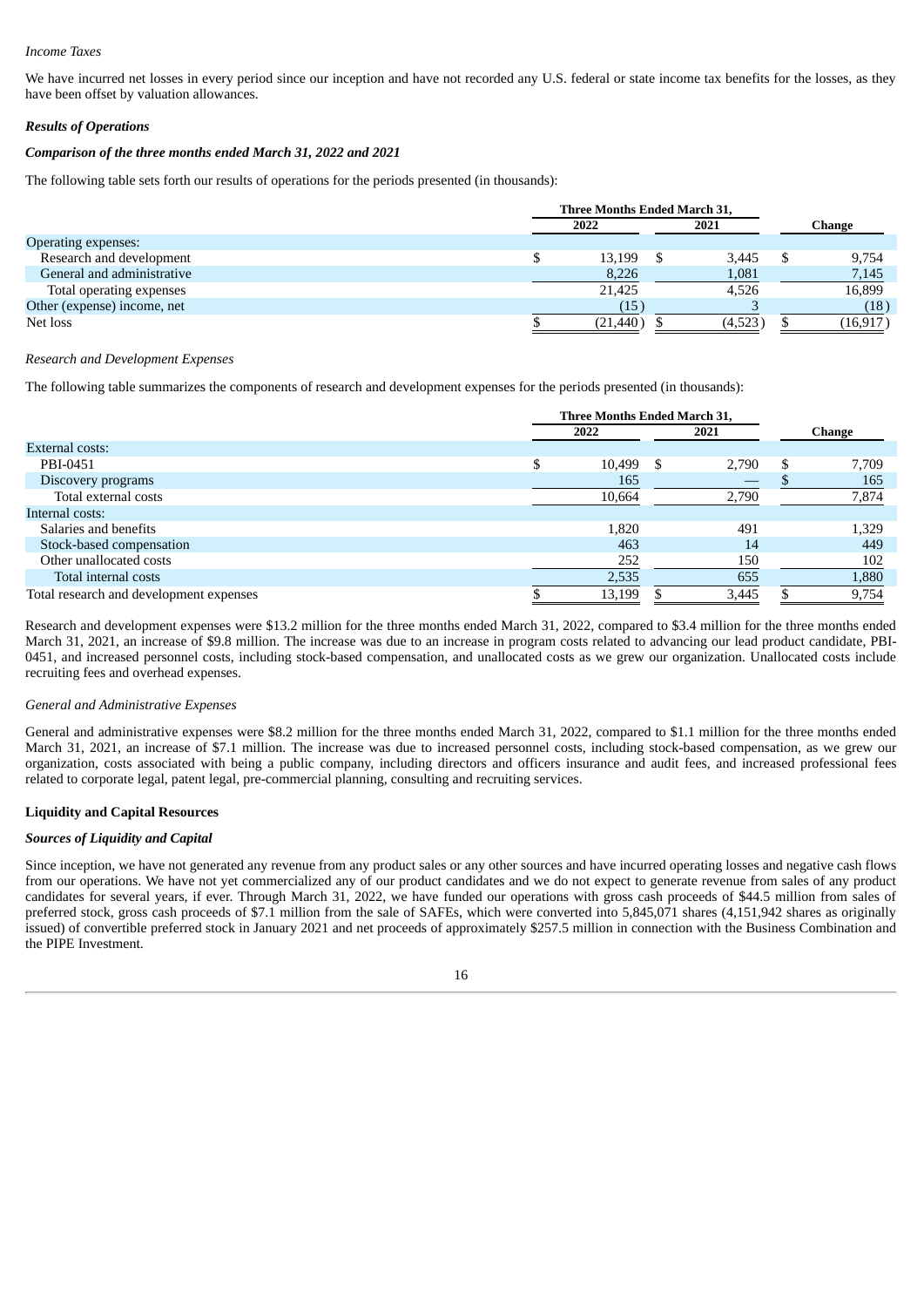*Income Taxes*

We have incurred net losses in every period since our inception and have not recorded any U.S. federal or state income tax benefits for the losses, as they have been offset by valuation allowances.

***Results of Operations***

***Comparison of the three months ended March 31, 2022 and 2021***

The following table sets forth our results of operations for the periods presented (in thousands):

| | Three Months Ended March 31, | | |
|---|---|---|---|
| | 2022 | 2021 | Change |
| Operating expenses: | | | |
| Research and development | $ 13,199 | $ 3,445 | $ 9,754 |
| General and administrative | 8,226 | 1,081 | 7,145 |
| Total operating expenses | 21,425 | 4,526 | 16,899 |
| Other (expense) income, net | (15) | 3 | (18) |
| Net loss | $ (21,440) | $ (4,523) | $ (16,917) |

*Research and Development Expenses*

The following table summarizes the components of research and development expenses for the periods presented (in thousands):

| | Three Months Ended March 31, | | |
|---|---|---|---|
| | 2022 | 2021 | Change |
| External costs: | | | |
| PBI-0451 | $ 10,499 | $ 2,790 | $ 7,709 |
| Discovery programs | 165 | — | $ 165 |
| Total external costs | 10,664 | 2,790 | 7,874 |
| Internal costs: | | | |
| Salaries and benefits | 1,820 | 491 | 1,329 |
| Stock-based compensation | 463 | 14 | 449 |
| Other unallocated costs | 252 | 150 | 102 |
| Total internal costs | 2,535 | 655 | 1,880 |
| Total research and development expenses | $ 13,199 | $ 3,445 | $ 9,754 |

Research and development expenses were $13.2 million for the three months ended March 31, 2022, compared to $3.4 million for the three months ended March 31, 2021, an increase of $9.8 million. The increase was due to an increase in program costs related to advancing our lead product candidate, PBI-0451, and increased personnel costs, including stock-based compensation, and unallocated costs as we grew our organization. Unallocated costs include recruiting fees and overhead expenses.

*General and Administrative Expenses*

General and administrative expenses were $8.2 million for the three months ended March 31, 2022, compared to $1.1 million for the three months ended March 31, 2021, an increase of $7.1 million. The increase was due to increased personnel costs, including stock-based compensation, as we grew our organization, costs associated with being a public company, including directors and officers insurance and audit fees, and increased professional fees related to corporate legal, patent legal, pre-commercial planning, consulting and recruiting services.

**Liquidity and Capital Resources**

***Sources of Liquidity and Capital***

Since inception, we have not generated any revenue from any product sales or any other sources and have incurred operating losses and negative cash flows from our operations. We have not yet commercialized any of our product candidates and we do not expect to generate revenue from sales of any product candidates for several years, if ever. Through March 31, 2022, we have funded our operations with gross cash proceeds of $44.5 million from sales of preferred stock, gross cash proceeds of $7.1 million from the sale of SAFEs, which were converted into 5,845,071 shares (4,151,942 shares as originally issued) of convertible preferred stock in January 2021 and net proceeds of approximately $257.5 million in connection with the Business Combination and the PIPE Investment.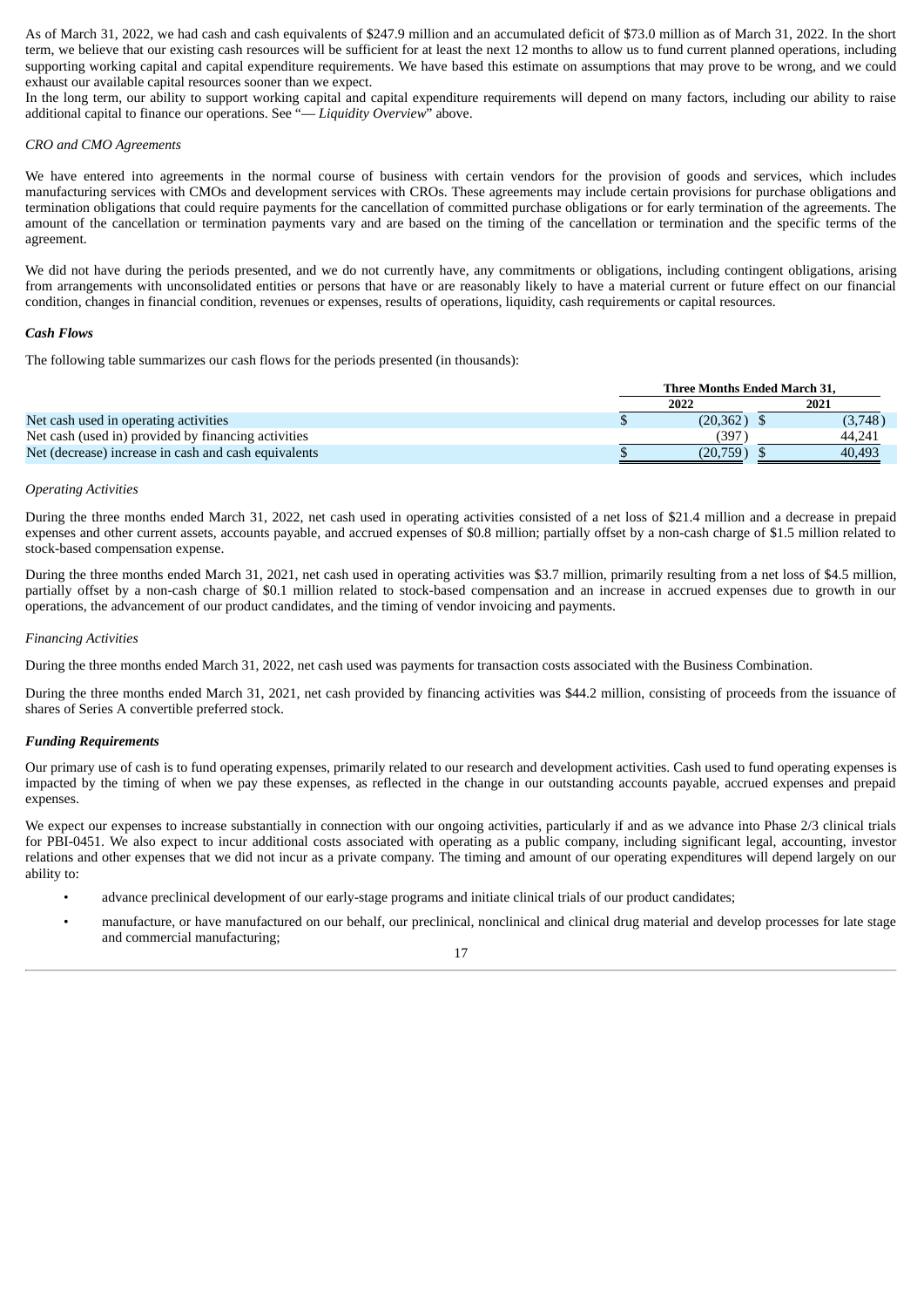As of March 31, 2022, we had cash and cash equivalents of $247.9 million and an accumulated deficit of $73.0 million as of March 31, 2022. In the short term, we believe that our existing cash resources will be sufficient for at least the next 12 months to allow us to fund current planned operations, including supporting working capital and capital expenditure requirements. We have based this estimate on assumptions that may prove to be wrong, and we could exhaust our available capital resources sooner than we expect.

In the long term, our ability to support working capital and capital expenditure requirements will depend on many factors, including our ability to raise additional capital to finance our operations. See "— *Liquidity Overview*" above.

*CRO and CMO Agreements*

We have entered into agreements in the normal course of business with certain vendors for the provision of goods and services, which includes manufacturing services with CMOs and development services with CROs. These agreements may include certain provisions for purchase obligations and termination obligations that could require payments for the cancellation of committed purchase obligations or for early termination of the agreements. The amount of the cancellation or termination payments vary and are based on the timing of the cancellation or termination and the specific terms of the agreement.

We did not have during the periods presented, and we do not currently have, any commitments or obligations, including contingent obligations, arising from arrangements with unconsolidated entities or persons that have or are reasonably likely to have a material current or future effect on our financial condition, changes in financial condition, revenues or expenses, results of operations, liquidity, cash requirements or capital resources.

***Cash Flows***

The following table summarizes our cash flows for the periods presented (in thousands):

| | Three Months Ended March 31, | |
|---|---|---|
| | 2022 | 2021 |
| Net cash used in operating activities | $ (20,362) | $ (3,748) |
| Net cash (used in) provided by financing activities | (397) | 44,241 |
| Net (decrease) increase in cash and cash equivalents | $ (20,759) | $ 40,493 |

*Operating Activities*

During the three months ended March 31, 2022, net cash used in operating activities consisted of a net loss of $21.4 million and a decrease in prepaid expenses and other current assets, accounts payable, and accrued expenses of $0.8 million; partially offset by a non-cash charge of $1.5 million related to stock-based compensation expense.

During the three months ended March 31, 2021, net cash used in operating activities was $3.7 million, primarily resulting from a net loss of $4.5 million, partially offset by a non-cash charge of $0.1 million related to stock-based compensation and an increase in accrued expenses due to growth in our operations, the advancement of our product candidates, and the timing of vendor invoicing and payments.

*Financing Activities*

During the three months ended March 31, 2022, net cash used was payments for transaction costs associated with the Business Combination.

During the three months ended March 31, 2021, net cash provided by financing activities was $44.2 million, consisting of proceeds from the issuance of shares of Series A convertible preferred stock.

***Funding Requirements***

Our primary use of cash is to fund operating expenses, primarily related to our research and development activities. Cash used to fund operating expenses is impacted by the timing of when we pay these expenses, as reflected in the change in our outstanding accounts payable, accrued expenses and prepaid expenses.

We expect our expenses to increase substantially in connection with our ongoing activities, particularly if and as we advance into Phase 2/3 clinical trials for PBI-0451. We also expect to incur additional costs associated with operating as a public company, including significant legal, accounting, investor relations and other expenses that we did not incur as a private company. The timing and amount of our operating expenditures will depend largely on our ability to:

- advance preclinical development of our early-stage programs and initiate clinical trials of our product candidates;
- manufacture, or have manufactured on our behalf, our preclinical, nonclinical and clinical drug material and develop processes for late stage and commercial manufacturing;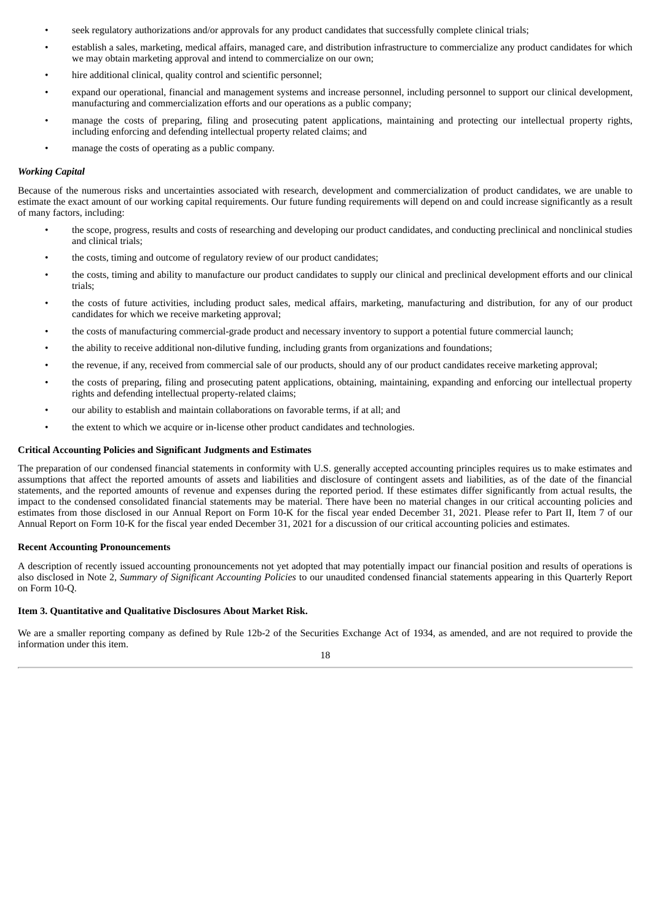- seek regulatory authorizations and/or approvals for any product candidates that successfully complete clinical trials;
- establish a sales, marketing, medical affairs, managed care, and distribution infrastructure to commercialize any product candidates for which we may obtain marketing approval and intend to commercialize on our own;
- hire additional clinical, quality control and scientific personnel;
- expand our operational, financial and management systems and increase personnel, including personnel to support our clinical development, manufacturing and commercialization efforts and our operations as a public company;
- manage the costs of preparing, filing and prosecuting patent applications, maintaining and protecting our intellectual property rights, including enforcing and defending intellectual property related claims; and
- manage the costs of operating as a public company.

***Working Capital***

Because of the numerous risks and uncertainties associated with research, development and commercialization of product candidates, we are unable to estimate the exact amount of our working capital requirements. Our future funding requirements will depend on and could increase significantly as a result of many factors, including:

- the scope, progress, results and costs of researching and developing our product candidates, and conducting preclinical and nonclinical studies and clinical trials;
- the costs, timing and outcome of regulatory review of our product candidates;
- the costs, timing and ability to manufacture our product candidates to supply our clinical and preclinical development efforts and our clinical trials;
- the costs of future activities, including product sales, medical affairs, marketing, manufacturing and distribution, for any of our product candidates for which we receive marketing approval;
- the costs of manufacturing commercial-grade product and necessary inventory to support a potential future commercial launch;
- the ability to receive additional non-dilutive funding, including grants from organizations and foundations;
- the revenue, if any, received from commercial sale of our products, should any of our product candidates receive marketing approval;
- the costs of preparing, filing and prosecuting patent applications, obtaining, maintaining, expanding and enforcing our intellectual property rights and defending intellectual property-related claims;
- our ability to establish and maintain collaborations on favorable terms, if at all; and
- the extent to which we acquire or in-license other product candidates and technologies.

**Critical Accounting Policies and Significant Judgments and Estimates**

The preparation of our condensed financial statements in conformity with U.S. generally accepted accounting principles requires us to make estimates and assumptions that affect the reported amounts of assets and liabilities and disclosure of contingent assets and liabilities, as of the date of the financial statements, and the reported amounts of revenue and expenses during the reported period. If these estimates differ significantly from actual results, the impact to the condensed consolidated financial statements may be material. There have been no material changes in our critical accounting policies and estimates from those disclosed in our Annual Report on Form 10-K for the fiscal year ended December 31, 2021. Please refer to Part II, Item 7 of our Annual Report on Form 10-K for the fiscal year ended December 31, 2021 for a discussion of our critical accounting policies and estimates.

**Recent Accounting Pronouncements**

A description of recently issued accounting pronouncements not yet adopted that may potentially impact our financial position and results of operations is also disclosed in Note 2, *Summary of Significant Accounting Policies* to our unaudited condensed financial statements appearing in this Quarterly Report on Form 10-Q.

**Item 3. Quantitative and Qualitative Disclosures About Market Risk.**

We are a smaller reporting company as defined by Rule 12b-2 of the Securities Exchange Act of 1934, as amended, and are not required to provide the information under this item.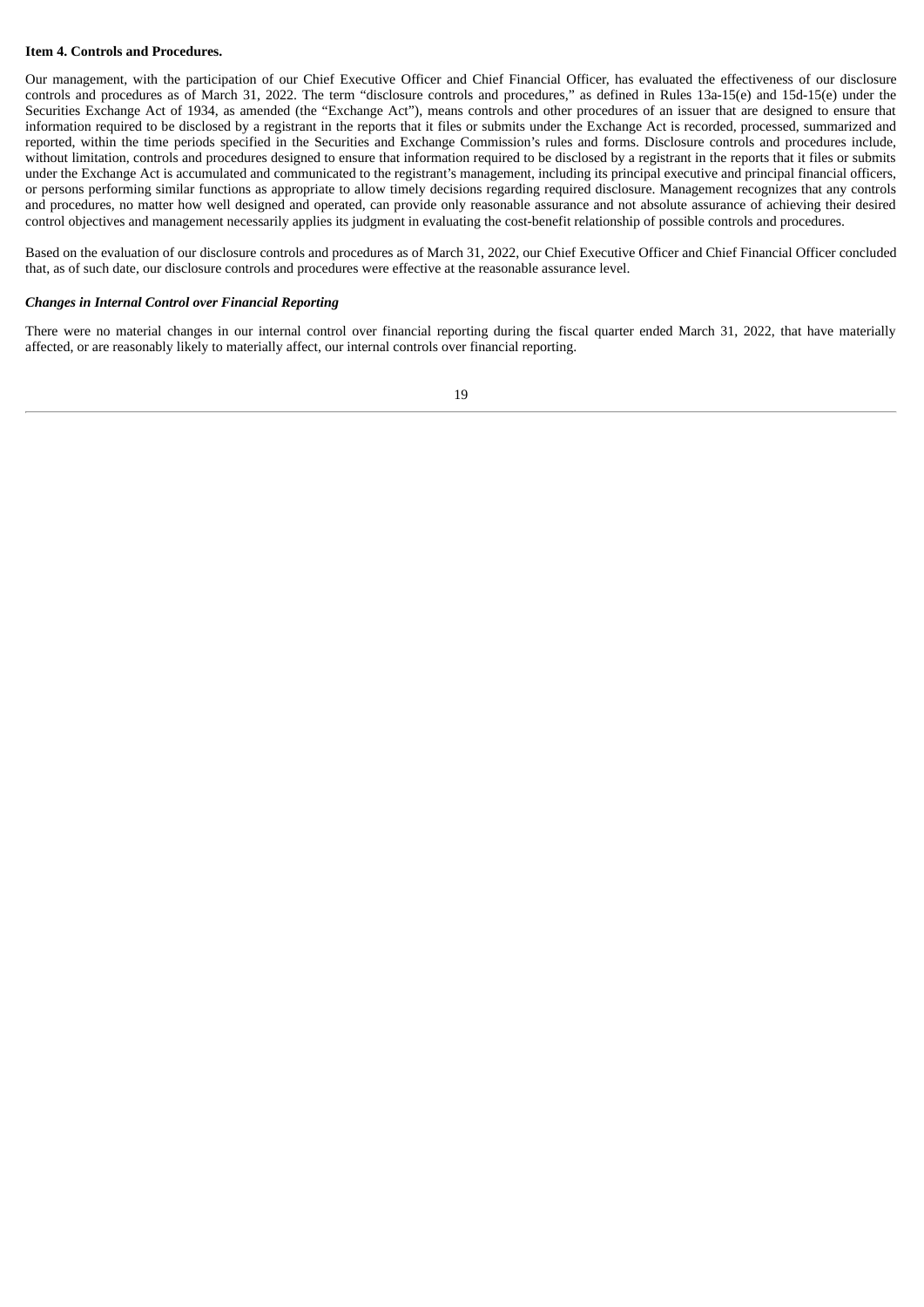**Item 4. Controls and Procedures.**

Our management, with the participation of our Chief Executive Officer and Chief Financial Officer, has evaluated the effectiveness of our disclosure controls and procedures as of March 31, 2022. The term "disclosure controls and procedures," as defined in Rules 13a-15(e) and 15d-15(e) under the Securities Exchange Act of 1934, as amended (the "Exchange Act"), means controls and other procedures of an issuer that are designed to ensure that information required to be disclosed by a registrant in the reports that it files or submits under the Exchange Act is recorded, processed, summarized and reported, within the time periods specified in the Securities and Exchange Commission's rules and forms. Disclosure controls and procedures include, without limitation, controls and procedures designed to ensure that information required to be disclosed by a registrant in the reports that it files or submits under the Exchange Act is accumulated and communicated to the registrant's management, including its principal executive and principal financial officers, or persons performing similar functions as appropriate to allow timely decisions regarding required disclosure. Management recognizes that any controls and procedures, no matter how well designed and operated, can provide only reasonable assurance and not absolute assurance of achieving their desired control objectives and management necessarily applies its judgment in evaluating the cost-benefit relationship of possible controls and procedures.

Based on the evaluation of our disclosure controls and procedures as of March 31, 2022, our Chief Executive Officer and Chief Financial Officer concluded that, as of such date, our disclosure controls and procedures were effective at the reasonable assurance level.

***Changes in Internal Control over Financial Reporting***

There were no material changes in our internal control over financial reporting during the fiscal quarter ended March 31, 2022, that have materially affected, or are reasonably likely to materially affect, our internal controls over financial reporting.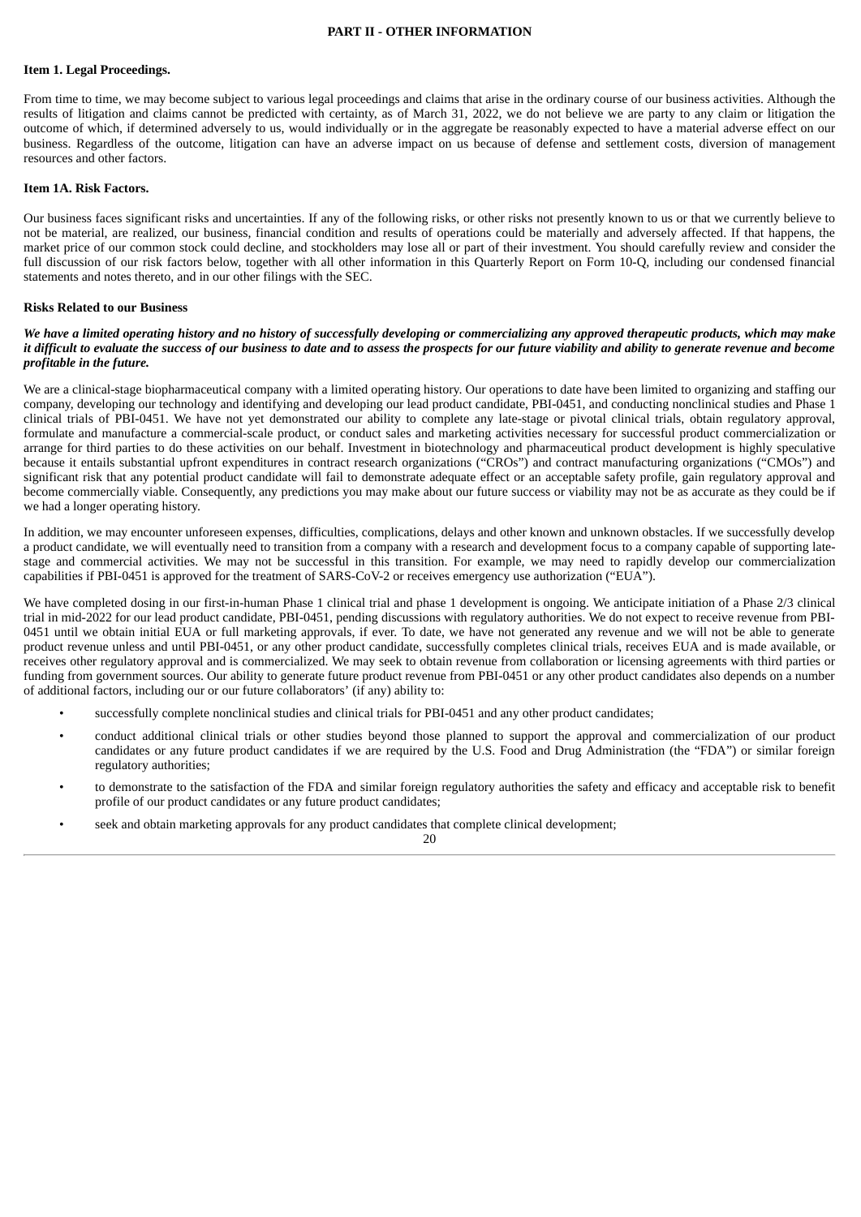## PART II - OTHER INFORMATION

### Item 1. Legal Proceedings.

From time to time, we may become subject to various legal proceedings and claims that arise in the ordinary course of our business activities. Although the results of litigation and claims cannot be predicted with certainty, as of March 31, 2022, we do not believe we are party to any claim or litigation the outcome of which, if determined adversely to us, would individually or in the aggregate be reasonably expected to have a material adverse effect on our business. Regardless of the outcome, litigation can have an adverse impact on us because of defense and settlement costs, diversion of management resources and other factors.

### Item 1A. Risk Factors.

Our business faces significant risks and uncertainties. If any of the following risks, or other risks not presently known to us or that we currently believe to not be material, are realized, our business, financial condition and results of operations could be materially and adversely affected. If that happens, the market price of our common stock could decline, and stockholders may lose all or part of their investment. You should carefully review and consider the full discussion of our risk factors below, together with all other information in this Quarterly Report on Form 10-Q, including our condensed financial statements and notes thereto, and in our other filings with the SEC.

#### Risks Related to our Business

***We have a limited operating history and no history of successfully developing or commercializing any approved therapeutic products, which may make it difficult to evaluate the success of our business to date and to assess the prospects for our future viability and ability to generate revenue and become profitable in the future.***

We are a clinical-stage biopharmaceutical company with a limited operating history. Our operations to date have been limited to organizing and staffing our company, developing our technology and identifying and developing our lead product candidate, PBI-0451, and conducting nonclinical studies and Phase 1 clinical trials of PBI-0451. We have not yet demonstrated our ability to complete any late-stage or pivotal clinical trials, obtain regulatory approval, formulate and manufacture a commercial-scale product, or conduct sales and marketing activities necessary for successful product commercialization or arrange for third parties to do these activities on our behalf. Investment in biotechnology and pharmaceutical product development is highly speculative because it entails substantial upfront expenditures in contract research organizations ("CROs") and contract manufacturing organizations ("CMOs") and significant risk that any potential product candidate will fail to demonstrate adequate effect or an acceptable safety profile, gain regulatory approval and become commercially viable. Consequently, any predictions you may make about our future success or viability may not be as accurate as they could be if we had a longer operating history.

In addition, we may encounter unforeseen expenses, difficulties, complications, delays and other known and unknown obstacles. If we successfully develop a product candidate, we will eventually need to transition from a company with a research and development focus to a company capable of supporting late-stage and commercial activities. We may not be successful in this transition. For example, we may need to rapidly develop our commercialization capabilities if PBI-0451 is approved for the treatment of SARS-CoV-2 or receives emergency use authorization ("EUA").

We have completed dosing in our first-in-human Phase 1 clinical trial and phase 1 development is ongoing. We anticipate initiation of a Phase 2/3 clinical trial in mid-2022 for our lead product candidate, PBI-0451, pending discussions with regulatory authorities. We do not expect to receive revenue from PBI-0451 until we obtain initial EUA or full marketing approvals, if ever. To date, we have not generated any revenue and we will not be able to generate product revenue unless and until PBI-0451, or any other product candidate, successfully completes clinical trials, receives EUA and is made available, or receives other regulatory approval and is commercialized. We may seek to obtain revenue from collaboration or licensing agreements with third parties or funding from government sources. Our ability to generate future product revenue from PBI-0451 or any other product candidates also depends on a number of additional factors, including our or our future collaborators' (if any) ability to:

- successfully complete nonclinical studies and clinical trials for PBI-0451 and any other product candidates;
- conduct additional clinical trials or other studies beyond those planned to support the approval and commercialization of our product candidates or any future product candidates if we are required by the U.S. Food and Drug Administration (the "FDA") or similar foreign regulatory authorities;
- to demonstrate to the satisfaction of the FDA and similar foreign regulatory authorities the safety and efficacy and acceptable risk to benefit profile of our product candidates or any future product candidates;
- seek and obtain marketing approvals for any product candidates that complete clinical development;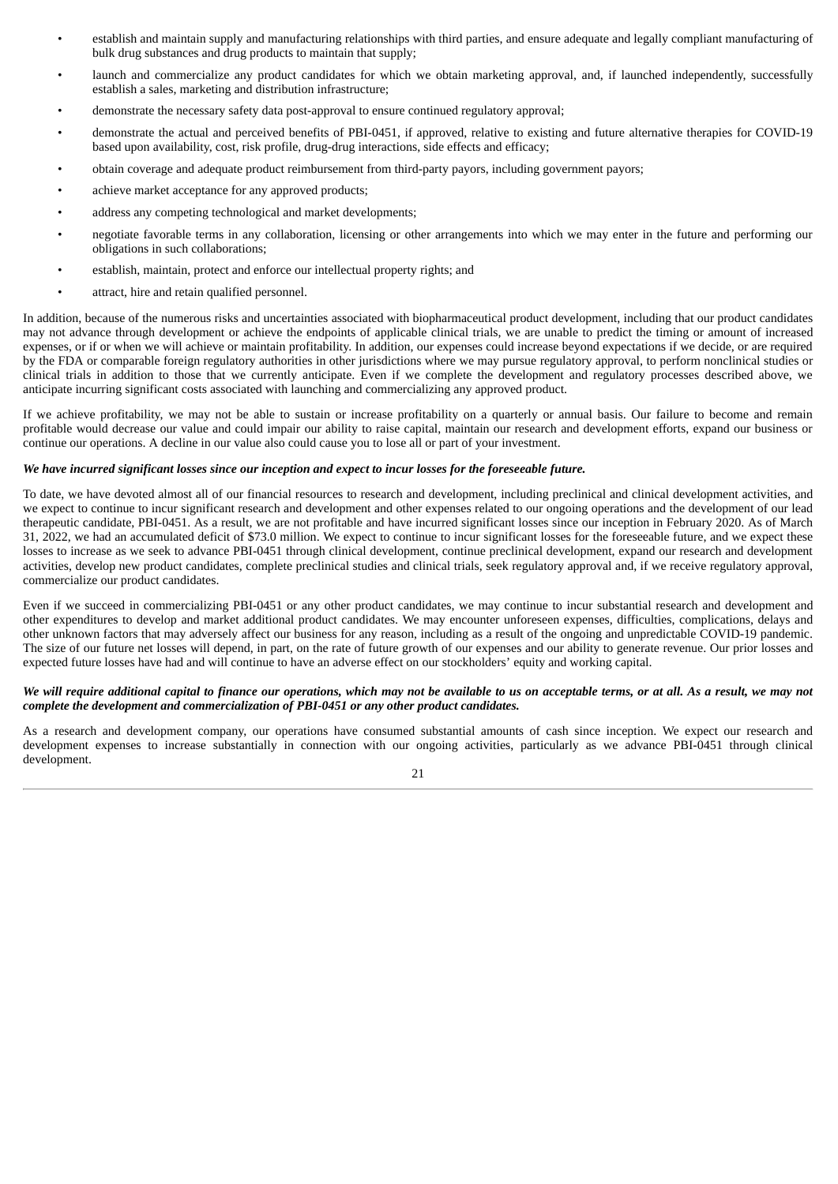- establish and maintain supply and manufacturing relationships with third parties, and ensure adequate and legally compliant manufacturing of bulk drug substances and drug products to maintain that supply;
- launch and commercialize any product candidates for which we obtain marketing approval, and, if launched independently, successfully establish a sales, marketing and distribution infrastructure;
- demonstrate the necessary safety data post-approval to ensure continued regulatory approval;
- demonstrate the actual and perceived benefits of PBI-0451, if approved, relative to existing and future alternative therapies for COVID-19 based upon availability, cost, risk profile, drug-drug interactions, side effects and efficacy;
- obtain coverage and adequate product reimbursement from third-party payors, including government payors;
- achieve market acceptance for any approved products;
- address any competing technological and market developments;
- negotiate favorable terms in any collaboration, licensing or other arrangements into which we may enter in the future and performing our obligations in such collaborations;
- establish, maintain, protect and enforce our intellectual property rights; and
- attract, hire and retain qualified personnel.

In addition, because of the numerous risks and uncertainties associated with biopharmaceutical product development, including that our product candidates may not advance through development or achieve the endpoints of applicable clinical trials, we are unable to predict the timing or amount of increased expenses, or if or when we will achieve or maintain profitability. In addition, our expenses could increase beyond expectations if we decide, or are required by the FDA or comparable foreign regulatory authorities in other jurisdictions where we may pursue regulatory approval, to perform nonclinical studies or clinical trials in addition to those that we currently anticipate. Even if we complete the development and regulatory processes described above, we anticipate incurring significant costs associated with launching and commercializing any approved product.

If we achieve profitability, we may not be able to sustain or increase profitability on a quarterly or annual basis. Our failure to become and remain profitable would decrease our value and could impair our ability to raise capital, maintain our research and development efforts, expand our business or continue our operations. A decline in our value also could cause you to lose all or part of your investment.

***We have incurred significant losses since our inception and expect to incur losses for the foreseeable future.***

To date, we have devoted almost all of our financial resources to research and development, including preclinical and clinical development activities, and we expect to continue to incur significant research and development and other expenses related to our ongoing operations and the development of our lead therapeutic candidate, PBI-0451. As a result, we are not profitable and have incurred significant losses since our inception in February 2020. As of March 31, 2022, we had an accumulated deficit of $73.0 million. We expect to continue to incur significant losses for the foreseeable future, and we expect these losses to increase as we seek to advance PBI-0451 through clinical development, continue preclinical development, expand our research and development activities, develop new product candidates, complete preclinical studies and clinical trials, seek regulatory approval and, if we receive regulatory approval, commercialize our product candidates.

Even if we succeed in commercializing PBI-0451 or any other product candidates, we may continue to incur substantial research and development and other expenditures to develop and market additional product candidates. We may encounter unforeseen expenses, difficulties, complications, delays and other unknown factors that may adversely affect our business for any reason, including as a result of the ongoing and unpredictable COVID-19 pandemic. The size of our future net losses will depend, in part, on the rate of future growth of our expenses and our ability to generate revenue. Our prior losses and expected future losses have had and will continue to have an adverse effect on our stockholders' equity and working capital.

***We will require additional capital to finance our operations, which may not be available to us on acceptable terms, or at all. As a result, we may not complete the development and commercialization of PBI-0451 or any other product candidates.***

As a research and development company, our operations have consumed substantial amounts of cash since inception. We expect our research and development expenses to increase substantially in connection with our ongoing activities, particularly as we advance PBI-0451 through clinical development.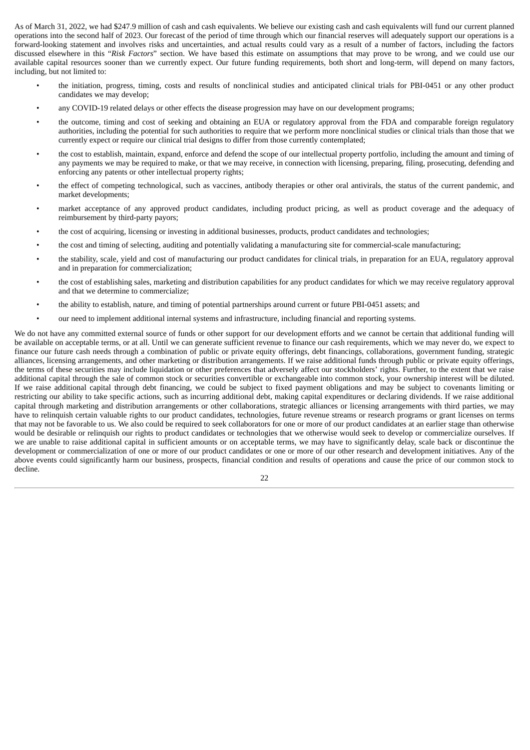As of March 31, 2022, we had $247.9 million of cash and cash equivalents. We believe our existing cash and cash equivalents will fund our current planned operations into the second half of 2023. Our forecast of the period of time through which our financial reserves will adequately support our operations is a forward-looking statement and involves risks and uncertainties, and actual results could vary as a result of a number of factors, including the factors discussed elsewhere in this "*Risk Factors*" section. We have based this estimate on assumptions that may prove to be wrong, and we could use our available capital resources sooner than we currently expect. Our future funding requirements, both short and long-term, will depend on many factors, including, but not limited to:

- the initiation, progress, timing, costs and results of nonclinical studies and anticipated clinical trials for PBI-0451 or any other product candidates we may develop;
- any COVID-19 related delays or other effects the disease progression may have on our development programs;
- the outcome, timing and cost of seeking and obtaining an EUA or regulatory approval from the FDA and comparable foreign regulatory authorities, including the potential for such authorities to require that we perform more nonclinical studies or clinical trials than those that we currently expect or require our clinical trial designs to differ from those currently contemplated;
- the cost to establish, maintain, expand, enforce and defend the scope of our intellectual property portfolio, including the amount and timing of any payments we may be required to make, or that we may receive, in connection with licensing, preparing, filing, prosecuting, defending and enforcing any patents or other intellectual property rights;
- the effect of competing technological, such as vaccines, antibody therapies or other oral antivirals, the status of the current pandemic, and market developments;
- market acceptance of any approved product candidates, including product pricing, as well as product coverage and the adequacy of reimbursement by third-party payors;
- the cost of acquiring, licensing or investing in additional businesses, products, product candidates and technologies;
- the cost and timing of selecting, auditing and potentially validating a manufacturing site for commercial-scale manufacturing;
- the stability, scale, yield and cost of manufacturing our product candidates for clinical trials, in preparation for an EUA, regulatory approval and in preparation for commercialization;
- the cost of establishing sales, marketing and distribution capabilities for any product candidates for which we may receive regulatory approval and that we determine to commercialize;
- the ability to establish, nature, and timing of potential partnerships around current or future PBI-0451 assets; and
- our need to implement additional internal systems and infrastructure, including financial and reporting systems.

We do not have any committed external source of funds or other support for our development efforts and we cannot be certain that additional funding will be available on acceptable terms, or at all. Until we can generate sufficient revenue to finance our cash requirements, which we may never do, we expect to finance our future cash needs through a combination of public or private equity offerings, debt financings, collaborations, government funding, strategic alliances, licensing arrangements, and other marketing or distribution arrangements. If we raise additional funds through public or private equity offerings, the terms of these securities may include liquidation or other preferences that adversely affect our stockholders' rights. Further, to the extent that we raise additional capital through the sale of common stock or securities convertible or exchangeable into common stock, your ownership interest will be diluted. If we raise additional capital through debt financing, we could be subject to fixed payment obligations and may be subject to covenants limiting or restricting our ability to take specific actions, such as incurring additional debt, making capital expenditures or declaring dividends. If we raise additional capital through marketing and distribution arrangements or other collaborations, strategic alliances or licensing arrangements with third parties, we may have to relinquish certain valuable rights to our product candidates, technologies, future revenue streams or research programs or grant licenses on terms that may not be favorable to us. We also could be required to seek collaborators for one or more of our product candidates at an earlier stage than otherwise would be desirable or relinquish our rights to product candidates or technologies that we otherwise would seek to develop or commercialize ourselves. If we are unable to raise additional capital in sufficient amounts or on acceptable terms, we may have to significantly delay, scale back or discontinue the development or commercialization of one or more of our product candidates or one or more of our other research and development initiatives. Any of the above events could significantly harm our business, prospects, financial condition and results of operations and cause the price of our common stock to decline.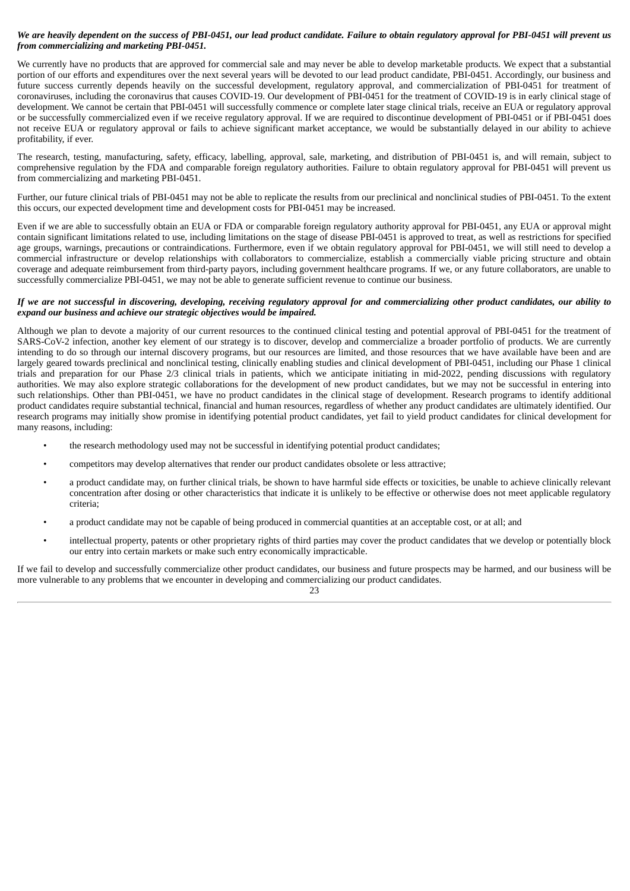***We are heavily dependent on the success of PBI-0451, our lead product candidate. Failure to obtain regulatory approval for PBI-0451 will prevent us from commercializing and marketing PBI-0451.***

We currently have no products that are approved for commercial sale and may never be able to develop marketable products. We expect that a substantial portion of our efforts and expenditures over the next several years will be devoted to our lead product candidate, PBI-0451. Accordingly, our business and future success currently depends heavily on the successful development, regulatory approval, and commercialization of PBI-0451 for treatment of coronaviruses, including the coronavirus that causes COVID-19. Our development of PBI-0451 for the treatment of COVID-19 is in early clinical stage of development. We cannot be certain that PBI-0451 will successfully commence or complete later stage clinical trials, receive an EUA or regulatory approval or be successfully commercialized even if we receive regulatory approval. If we are required to discontinue development of PBI-0451 or if PBI-0451 does not receive EUA or regulatory approval or fails to achieve significant market acceptance, we would be substantially delayed in our ability to achieve profitability, if ever.

The research, testing, manufacturing, safety, efficacy, labelling, approval, sale, marketing, and distribution of PBI-0451 is, and will remain, subject to comprehensive regulation by the FDA and comparable foreign regulatory authorities. Failure to obtain regulatory approval for PBI-0451 will prevent us from commercializing and marketing PBI-0451.

Further, our future clinical trials of PBI-0451 may not be able to replicate the results from our preclinical and nonclinical studies of PBI-0451. To the extent this occurs, our expected development time and development costs for PBI-0451 may be increased.

Even if we are able to successfully obtain an EUA or FDA or comparable foreign regulatory authority approval for PBI-0451, any EUA or approval might contain significant limitations related to use, including limitations on the stage of disease PBI-0451 is approved to treat, as well as restrictions for specified age groups, warnings, precautions or contraindications. Furthermore, even if we obtain regulatory approval for PBI-0451, we will still need to develop a commercial infrastructure or develop relationships with collaborators to commercialize, establish a commercially viable pricing structure and obtain coverage and adequate reimbursement from third-party payors, including government healthcare programs. If we, or any future collaborators, are unable to successfully commercialize PBI-0451, we may not be able to generate sufficient revenue to continue our business.

***If we are not successful in discovering, developing, receiving regulatory approval for and commercializing other product candidates, our ability to expand our business and achieve our strategic objectives would be impaired.***

Although we plan to devote a majority of our current resources to the continued clinical testing and potential approval of PBI-0451 for the treatment of SARS-CoV-2 infection, another key element of our strategy is to discover, develop and commercialize a broader portfolio of products. We are currently intending to do so through our internal discovery programs, but our resources are limited, and those resources that we have available have been and are largely geared towards preclinical and nonclinical testing, clinically enabling studies and clinical development of PBI-0451, including our Phase 1 clinical trials and preparation for our Phase 2/3 clinical trials in patients, which we anticipate initiating in mid-2022, pending discussions with regulatory authorities. We may also explore strategic collaborations for the development of new product candidates, but we may not be successful in entering into such relationships. Other than PBI-0451, we have no product candidates in the clinical stage of development. Research programs to identify additional product candidates require substantial technical, financial and human resources, regardless of whether any product candidates are ultimately identified. Our research programs may initially show promise in identifying potential product candidates, yet fail to yield product candidates for clinical development for many reasons, including:

- the research methodology used may not be successful in identifying potential product candidates;
- competitors may develop alternatives that render our product candidates obsolete or less attractive;
- a product candidate may, on further clinical trials, be shown to have harmful side effects or toxicities, be unable to achieve clinically relevant concentration after dosing or other characteristics that indicate it is unlikely to be effective or otherwise does not meet applicable regulatory criteria;
- a product candidate may not be capable of being produced in commercial quantities at an acceptable cost, or at all; and
- intellectual property, patents or other proprietary rights of third parties may cover the product candidates that we develop or potentially block our entry into certain markets or make such entry economically impracticable.

If we fail to develop and successfully commercialize other product candidates, our business and future prospects may be harmed, and our business will be more vulnerable to any problems that we encounter in developing and commercializing our product candidates.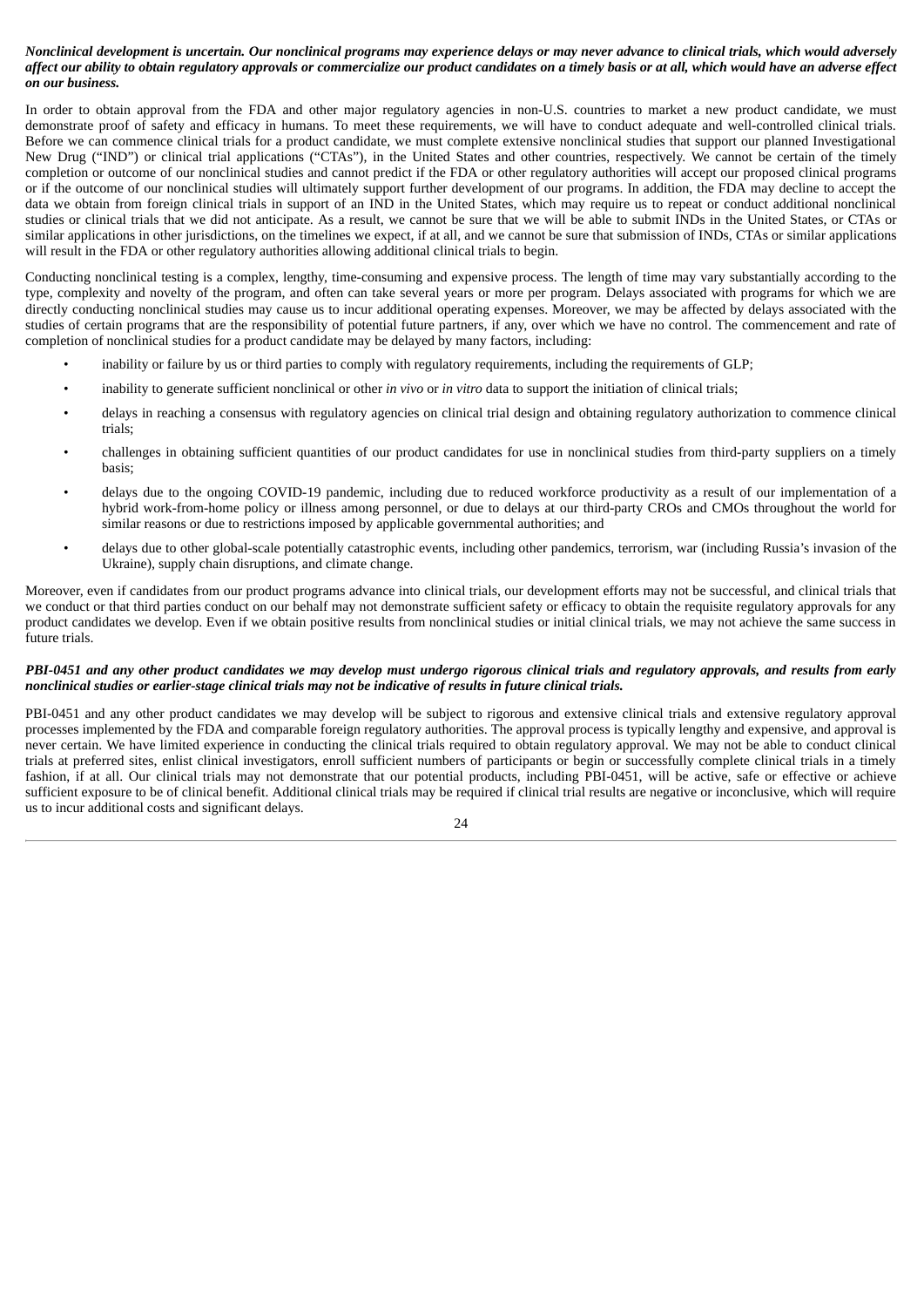***Nonclinical development is uncertain. Our nonclinical programs may experience delays or may never advance to clinical trials, which would adversely affect our ability to obtain regulatory approvals or commercialize our product candidates on a timely basis or at all, which would have an adverse effect on our business.***

In order to obtain approval from the FDA and other major regulatory agencies in non-U.S. countries to market a new product candidate, we must demonstrate proof of safety and efficacy in humans. To meet these requirements, we will have to conduct adequate and well-controlled clinical trials. Before we can commence clinical trials for a product candidate, we must complete extensive nonclinical studies that support our planned Investigational New Drug ("IND") or clinical trial applications ("CTAs"), in the United States and other countries, respectively. We cannot be certain of the timely completion or outcome of our nonclinical studies and cannot predict if the FDA or other regulatory authorities will accept our proposed clinical programs or if the outcome of our nonclinical studies will ultimately support further development of our programs. In addition, the FDA may decline to accept the data we obtain from foreign clinical trials in support of an IND in the United States, which may require us to repeat or conduct additional nonclinical studies or clinical trials that we did not anticipate. As a result, we cannot be sure that we will be able to submit INDs in the United States, or CTAs or similar applications in other jurisdictions, on the timelines we expect, if at all, and we cannot be sure that submission of INDs, CTAs or similar applications will result in the FDA or other regulatory authorities allowing additional clinical trials to begin.

Conducting nonclinical testing is a complex, lengthy, time-consuming and expensive process. The length of time may vary substantially according to the type, complexity and novelty of the program, and often can take several years or more per program. Delays associated with programs for which we are directly conducting nonclinical studies may cause us to incur additional operating expenses. Moreover, we may be affected by delays associated with the studies of certain programs that are the responsibility of potential future partners, if any, over which we have no control. The commencement and rate of completion of nonclinical studies for a product candidate may be delayed by many factors, including:

- inability or failure by us or third parties to comply with regulatory requirements, including the requirements of GLP;
- inability to generate sufficient nonclinical or other *in vivo* or *in vitro* data to support the initiation of clinical trials;
- delays in reaching a consensus with regulatory agencies on clinical trial design and obtaining regulatory authorization to commence clinical trials;
- challenges in obtaining sufficient quantities of our product candidates for use in nonclinical studies from third-party suppliers on a timely basis;
- delays due to the ongoing COVID-19 pandemic, including due to reduced workforce productivity as a result of our implementation of a hybrid work-from-home policy or illness among personnel, or due to delays at our third-party CROs and CMOs throughout the world for similar reasons or due to restrictions imposed by applicable governmental authorities; and
- delays due to other global-scale potentially catastrophic events, including other pandemics, terrorism, war (including Russia's invasion of the Ukraine), supply chain disruptions, and climate change.

Moreover, even if candidates from our product programs advance into clinical trials, our development efforts may not be successful, and clinical trials that we conduct or that third parties conduct on our behalf may not demonstrate sufficient safety or efficacy to obtain the requisite regulatory approvals for any product candidates we develop. Even if we obtain positive results from nonclinical studies or initial clinical trials, we may not achieve the same success in future trials.

***PBI-0451 and any other product candidates we may develop must undergo rigorous clinical trials and regulatory approvals, and results from early nonclinical studies or earlier-stage clinical trials may not be indicative of results in future clinical trials.***

PBI-0451 and any other product candidates we may develop will be subject to rigorous and extensive clinical trials and extensive regulatory approval processes implemented by the FDA and comparable foreign regulatory authorities. The approval process is typically lengthy and expensive, and approval is never certain. We have limited experience in conducting the clinical trials required to obtain regulatory approval. We may not be able to conduct clinical trials at preferred sites, enlist clinical investigators, enroll sufficient numbers of participants or begin or successfully complete clinical trials in a timely fashion, if at all. Our clinical trials may not demonstrate that our potential products, including PBI-0451, will be active, safe or effective or achieve sufficient exposure to be of clinical benefit. Additional clinical trials may be required if clinical trial results are negative or inconclusive, which will require us to incur additional costs and significant delays.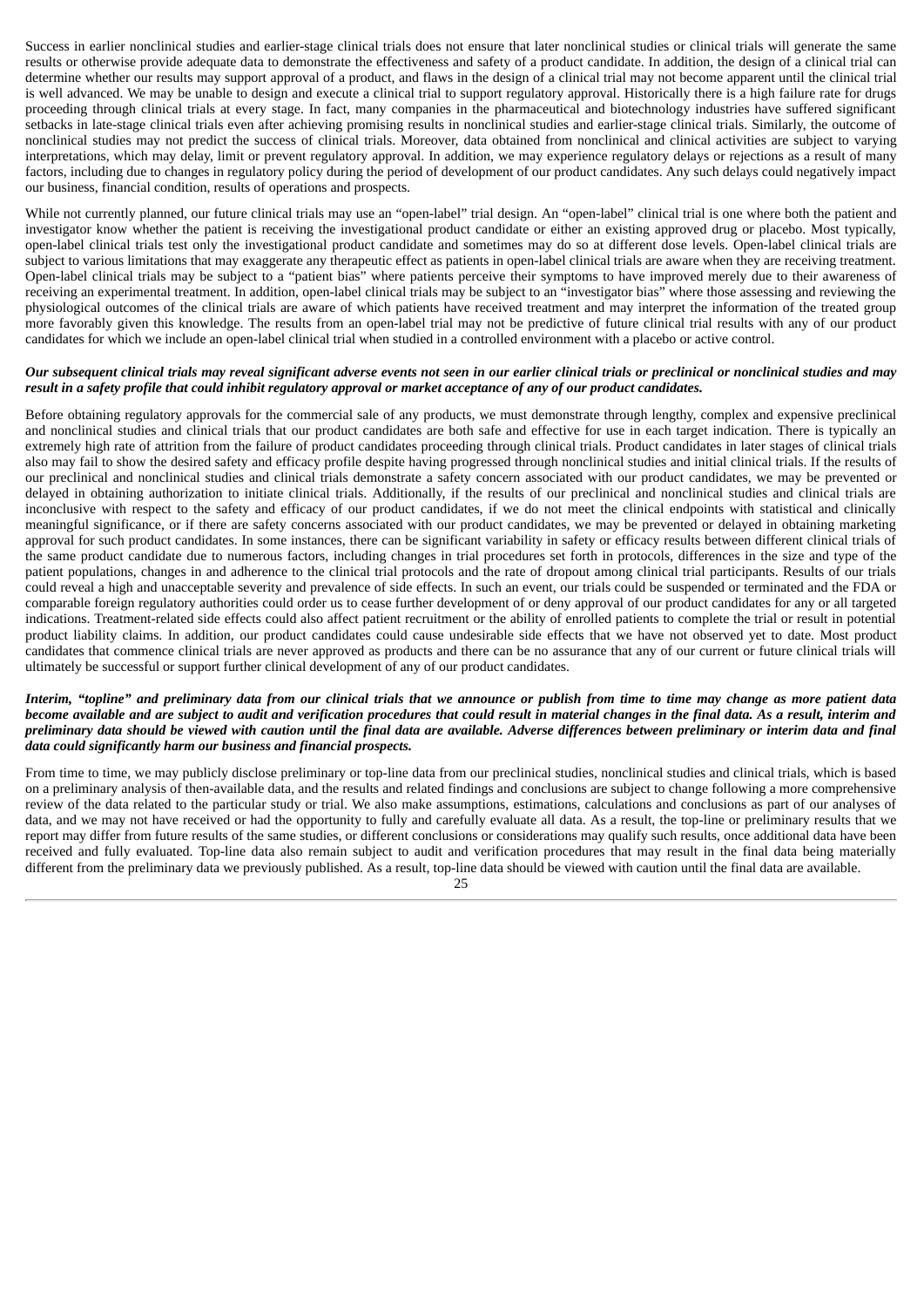Success in earlier nonclinical studies and earlier-stage clinical trials does not ensure that later nonclinical studies or clinical trials will generate the same results or otherwise provide adequate data to demonstrate the effectiveness and safety of a product candidate. In addition, the design of a clinical trial can determine whether our results may support approval of a product, and flaws in the design of a clinical trial may not become apparent until the clinical trial is well advanced. We may be unable to design and execute a clinical trial to support regulatory approval. Historically there is a high failure rate for drugs proceeding through clinical trials at every stage. In fact, many companies in the pharmaceutical and biotechnology industries have suffered significant setbacks in late-stage clinical trials even after achieving promising results in nonclinical studies and earlier-stage clinical trials. Similarly, the outcome of nonclinical studies may not predict the success of clinical trials. Moreover, data obtained from nonclinical and clinical activities are subject to varying interpretations, which may delay, limit or prevent regulatory approval. In addition, we may experience regulatory delays or rejections as a result of many factors, including due to changes in regulatory policy during the period of development of our product candidates. Any such delays could negatively impact our business, financial condition, results of operations and prospects.

While not currently planned, our future clinical trials may use an "open-label" trial design. An "open-label" clinical trial is one where both the patient and investigator know whether the patient is receiving the investigational product candidate or either an existing approved drug or placebo. Most typically, open-label clinical trials test only the investigational product candidate and sometimes may do so at different dose levels. Open-label clinical trials are subject to various limitations that may exaggerate any therapeutic effect as patients in open-label clinical trials are aware when they are receiving treatment. Open-label clinical trials may be subject to a "patient bias" where patients perceive their symptoms to have improved merely due to their awareness of receiving an experimental treatment. In addition, open-label clinical trials may be subject to an "investigator bias" where those assessing and reviewing the physiological outcomes of the clinical trials are aware of which patients have received treatment and may interpret the information of the treated group more favorably given this knowledge. The results from an open-label trial may not be predictive of future clinical trial results with any of our product candidates for which we include an open-label clinical trial when studied in a controlled environment with a placebo or active control.

***Our subsequent clinical trials may reveal significant adverse events not seen in our earlier clinical trials or preclinical or nonclinical studies and may result in a safety profile that could inhibit regulatory approval or market acceptance of any of our product candidates.***

Before obtaining regulatory approvals for the commercial sale of any products, we must demonstrate through lengthy, complex and expensive preclinical and nonclinical studies and clinical trials that our product candidates are both safe and effective for use in each target indication. There is typically an extremely high rate of attrition from the failure of product candidates proceeding through clinical trials. Product candidates in later stages of clinical trials also may fail to show the desired safety and efficacy profile despite having progressed through nonclinical studies and initial clinical trials. If the results of our preclinical and nonclinical studies and clinical trials demonstrate a safety concern associated with our product candidates, we may be prevented or delayed in obtaining authorization to initiate clinical trials. Additionally, if the results of our preclinical and nonclinical studies and clinical trials are inconclusive with respect to the safety and efficacy of our product candidates, if we do not meet the clinical endpoints with statistical and clinically meaningful significance, or if there are safety concerns associated with our product candidates, we may be prevented or delayed in obtaining marketing approval for such product candidates. In some instances, there can be significant variability in safety or efficacy results between different clinical trials of the same product candidate due to numerous factors, including changes in trial procedures set forth in protocols, differences in the size and type of the patient populations, changes in and adherence to the clinical trial protocols and the rate of dropout among clinical trial participants. Results of our trials could reveal a high and unacceptable severity and prevalence of side effects. In such an event, our trials could be suspended or terminated and the FDA or comparable foreign regulatory authorities could order us to cease further development of or deny approval of our product candidates for any or all targeted indications. Treatment-related side effects could also affect patient recruitment or the ability of enrolled patients to complete the trial or result in potential product liability claims. In addition, our product candidates could cause undesirable side effects that we have not observed yet to date. Most product candidates that commence clinical trials are never approved as products and there can be no assurance that any of our current or future clinical trials will ultimately be successful or support further clinical development of any of our product candidates.

***Interim, "topline" and preliminary data from our clinical trials that we announce or publish from time to time may change as more patient data become available and are subject to audit and verification procedures that could result in material changes in the final data. As a result, interim and preliminary data should be viewed with caution until the final data are available. Adverse differences between preliminary or interim data and final data could significantly harm our business and financial prospects.***

From time to time, we may publicly disclose preliminary or top-line data from our preclinical studies, nonclinical studies and clinical trials, which is based on a preliminary analysis of then-available data, and the results and related findings and conclusions are subject to change following a more comprehensive review of the data related to the particular study or trial. We also make assumptions, estimations, calculations and conclusions as part of our analyses of data, and we may not have received or had the opportunity to fully and carefully evaluate all data. As a result, the top-line or preliminary results that we report may differ from future results of the same studies, or different conclusions or considerations may qualify such results, once additional data have been received and fully evaluated. Top-line data also remain subject to audit and verification procedures that may result in the final data being materially different from the preliminary data we previously published. As a result, top-line data should be viewed with caution until the final data are available.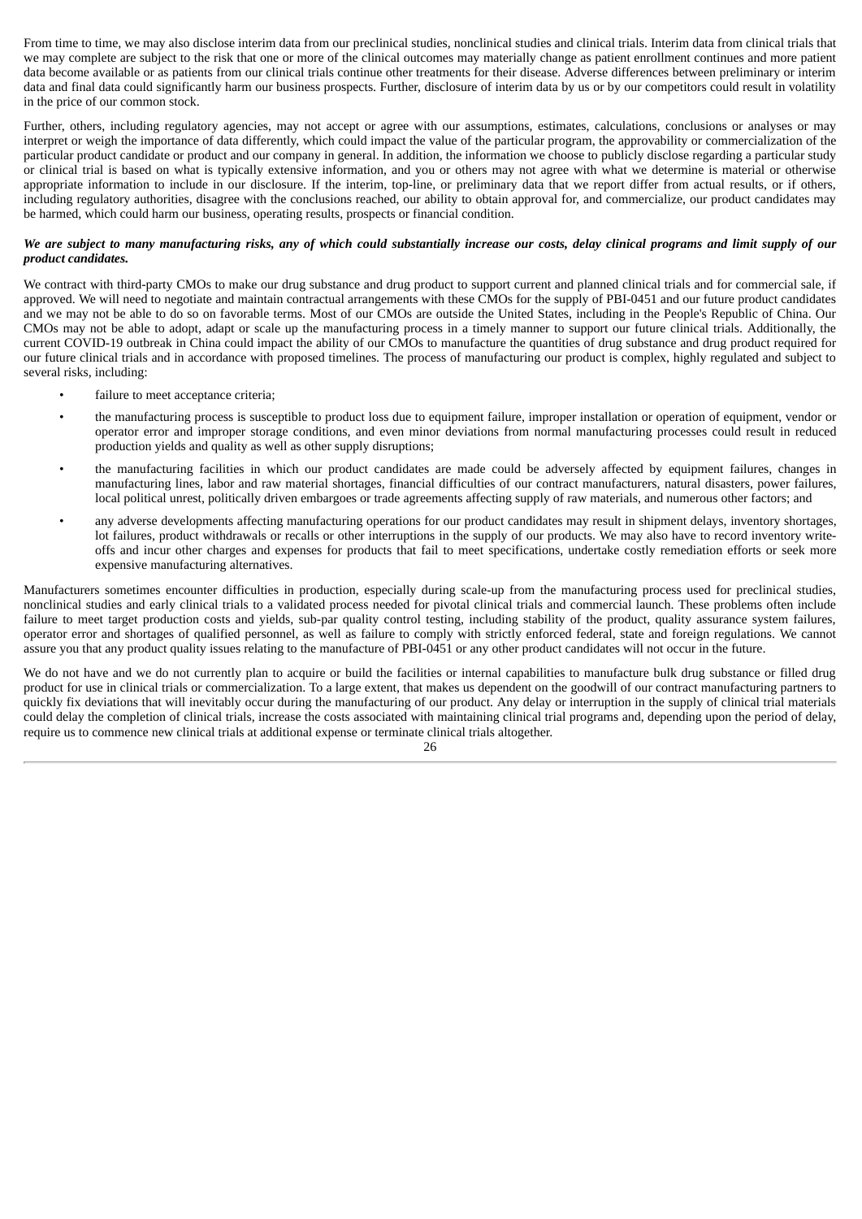From time to time, we may also disclose interim data from our preclinical studies, nonclinical studies and clinical trials. Interim data from clinical trials that we may complete are subject to the risk that one or more of the clinical outcomes may materially change as patient enrollment continues and more patient data become available or as patients from our clinical trials continue other treatments for their disease. Adverse differences between preliminary or interim data and final data could significantly harm our business prospects. Further, disclosure of interim data by us or by our competitors could result in volatility in the price of our common stock.

Further, others, including regulatory agencies, may not accept or agree with our assumptions, estimates, calculations, conclusions or analyses or may interpret or weigh the importance of data differently, which could impact the value of the particular program, the approvability or commercialization of the particular product candidate or product and our company in general. In addition, the information we choose to publicly disclose regarding a particular study or clinical trial is based on what is typically extensive information, and you or others may not agree with what we determine is material or otherwise appropriate information to include in our disclosure. If the interim, top-line, or preliminary data that we report differ from actual results, or if others, including regulatory authorities, disagree with the conclusions reached, our ability to obtain approval for, and commercialize, our product candidates may be harmed, which could harm our business, operating results, prospects or financial condition.

***We are subject to many manufacturing risks, any of which could substantially increase our costs, delay clinical programs and limit supply of our product candidates.***

We contract with third-party CMOs to make our drug substance and drug product to support current and planned clinical trials and for commercial sale, if approved. We will need to negotiate and maintain contractual arrangements with these CMOs for the supply of PBI-0451 and our future product candidates and we may not be able to do so on favorable terms. Most of our CMOs are outside the United States, including in the People's Republic of China. Our CMOs may not be able to adopt, adapt or scale up the manufacturing process in a timely manner to support our future clinical trials. Additionally, the current COVID-19 outbreak in China could impact the ability of our CMOs to manufacture the quantities of drug substance and drug product required for our future clinical trials and in accordance with proposed timelines. The process of manufacturing our product is complex, highly regulated and subject to several risks, including:

- failure to meet acceptance criteria;
- the manufacturing process is susceptible to product loss due to equipment failure, improper installation or operation of equipment, vendor or operator error and improper storage conditions, and even minor deviations from normal manufacturing processes could result in reduced production yields and quality as well as other supply disruptions;
- the manufacturing facilities in which our product candidates are made could be adversely affected by equipment failures, changes in manufacturing lines, labor and raw material shortages, financial difficulties of our contract manufacturers, natural disasters, power failures, local political unrest, politically driven embargoes or trade agreements affecting supply of raw materials, and numerous other factors; and
- any adverse developments affecting manufacturing operations for our product candidates may result in shipment delays, inventory shortages, lot failures, product withdrawals or recalls or other interruptions in the supply of our products. We may also have to record inventory write-offs and incur other charges and expenses for products that fail to meet specifications, undertake costly remediation efforts or seek more expensive manufacturing alternatives.

Manufacturers sometimes encounter difficulties in production, especially during scale-up from the manufacturing process used for preclinical studies, nonclinical studies and early clinical trials to a validated process needed for pivotal clinical trials and commercial launch. These problems often include failure to meet target production costs and yields, sub-par quality control testing, including stability of the product, quality assurance system failures, operator error and shortages of qualified personnel, as well as failure to comply with strictly enforced federal, state and foreign regulations. We cannot assure you that any product quality issues relating to the manufacture of PBI-0451 or any other product candidates will not occur in the future.

We do not have and we do not currently plan to acquire or build the facilities or internal capabilities to manufacture bulk drug substance or filled drug product for use in clinical trials or commercialization. To a large extent, that makes us dependent on the goodwill of our contract manufacturing partners to quickly fix deviations that will inevitably occur during the manufacturing of our product. Any delay or interruption in the supply of clinical trial materials could delay the completion of clinical trials, increase the costs associated with maintaining clinical trial programs and, depending upon the period of delay, require us to commence new clinical trials at additional expense or terminate clinical trials altogether.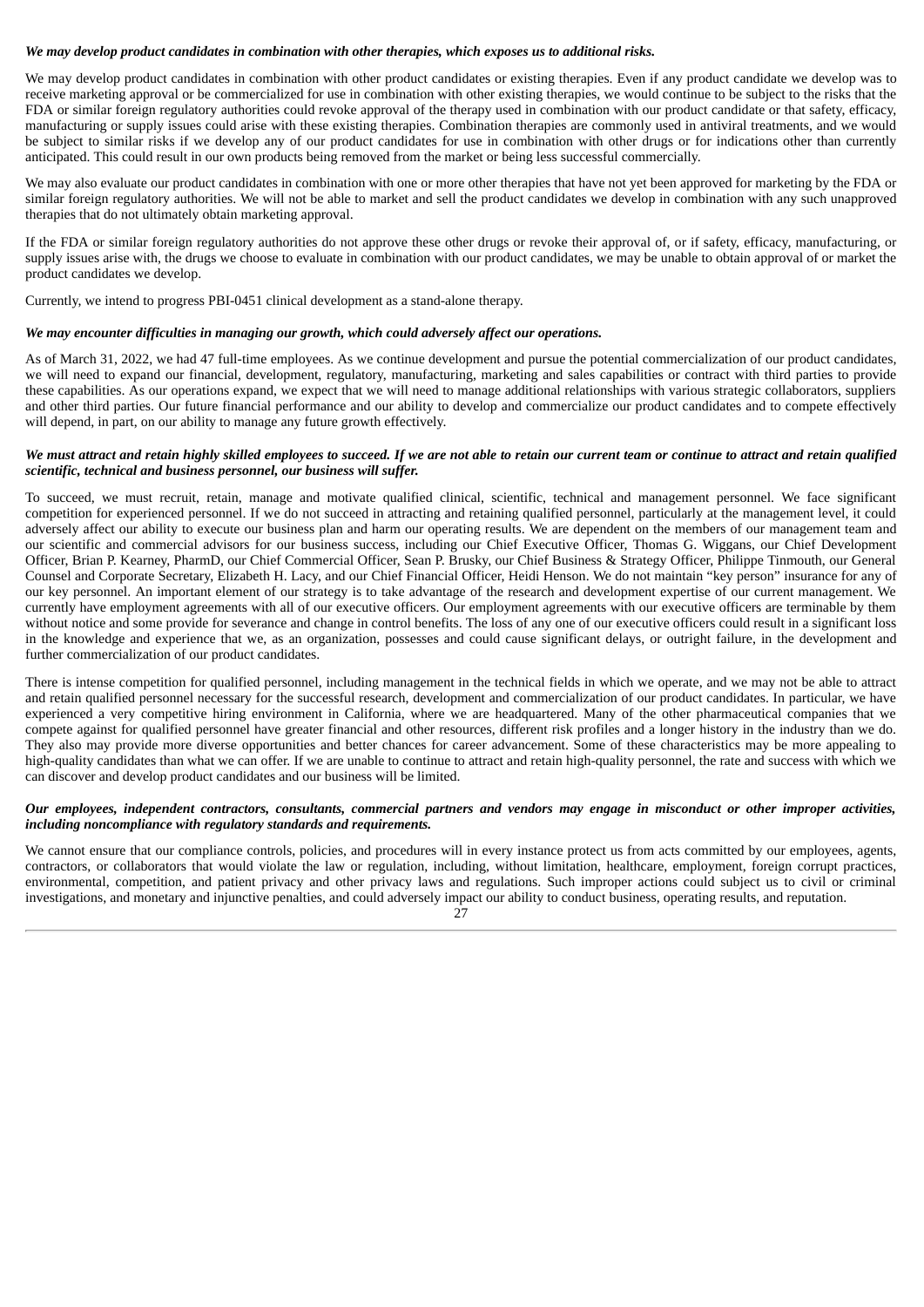***We may develop product candidates in combination with other therapies, which exposes us to additional risks.***

We may develop product candidates in combination with other product candidates or existing therapies. Even if any product candidate we develop was to receive marketing approval or be commercialized for use in combination with other existing therapies, we would continue to be subject to the risks that the FDA or similar foreign regulatory authorities could revoke approval of the therapy used in combination with our product candidate or that safety, efficacy, manufacturing or supply issues could arise with these existing therapies. Combination therapies are commonly used in antiviral treatments, and we would be subject to similar risks if we develop any of our product candidates for use in combination with other drugs or for indications other than currently anticipated. This could result in our own products being removed from the market or being less successful commercially.

We may also evaluate our product candidates in combination with one or more other therapies that have not yet been approved for marketing by the FDA or similar foreign regulatory authorities. We will not be able to market and sell the product candidates we develop in combination with any such unapproved therapies that do not ultimately obtain marketing approval.

If the FDA or similar foreign regulatory authorities do not approve these other drugs or revoke their approval of, or if safety, efficacy, manufacturing, or supply issues arise with, the drugs we choose to evaluate in combination with our product candidates, we may be unable to obtain approval of or market the product candidates we develop.

Currently, we intend to progress PBI-0451 clinical development as a stand-alone therapy.

***We may encounter difficulties in managing our growth, which could adversely affect our operations.***

As of March 31, 2022, we had 47 full-time employees. As we continue development and pursue the potential commercialization of our product candidates, we will need to expand our financial, development, regulatory, manufacturing, marketing and sales capabilities or contract with third parties to provide these capabilities. As our operations expand, we expect that we will need to manage additional relationships with various strategic collaborators, suppliers and other third parties. Our future financial performance and our ability to develop and commercialize our product candidates and to compete effectively will depend, in part, on our ability to manage any future growth effectively.

***We must attract and retain highly skilled employees to succeed. If we are not able to retain our current team or continue to attract and retain qualified scientific, technical and business personnel, our business will suffer.***

To succeed, we must recruit, retain, manage and motivate qualified clinical, scientific, technical and management personnel. We face significant competition for experienced personnel. If we do not succeed in attracting and retaining qualified personnel, particularly at the management level, it could adversely affect our ability to execute our business plan and harm our operating results. We are dependent on the members of our management team and our scientific and commercial advisors for our business success, including our Chief Executive Officer, Thomas G. Wiggans, our Chief Development Officer, Brian P. Kearney, PharmD, our Chief Commercial Officer, Sean P. Brusky, our Chief Business & Strategy Officer, Philippe Tinmouth, our General Counsel and Corporate Secretary, Elizabeth H. Lacy, and our Chief Financial Officer, Heidi Henson. We do not maintain "key person" insurance for any of our key personnel. An important element of our strategy is to take advantage of the research and development expertise of our current management. We currently have employment agreements with all of our executive officers. Our employment agreements with our executive officers are terminable by them without notice and some provide for severance and change in control benefits. The loss of any one of our executive officers could result in a significant loss in the knowledge and experience that we, as an organization, possesses and could cause significant delays, or outright failure, in the development and further commercialization of our product candidates.

There is intense competition for qualified personnel, including management in the technical fields in which we operate, and we may not be able to attract and retain qualified personnel necessary for the successful research, development and commercialization of our product candidates. In particular, we have experienced a very competitive hiring environment in California, where we are headquartered. Many of the other pharmaceutical companies that we compete against for qualified personnel have greater financial and other resources, different risk profiles and a longer history in the industry than we do. They also may provide more diverse opportunities and better chances for career advancement. Some of these characteristics may be more appealing to high-quality candidates than what we can offer. If we are unable to continue to attract and retain high-quality personnel, the rate and success with which we can discover and develop product candidates and our business will be limited.

***Our employees, independent contractors, consultants, commercial partners and vendors may engage in misconduct or other improper activities, including noncompliance with regulatory standards and requirements.***

We cannot ensure that our compliance controls, policies, and procedures will in every instance protect us from acts committed by our employees, agents, contractors, or collaborators that would violate the law or regulation, including, without limitation, healthcare, employment, foreign corrupt practices, environmental, competition, and patient privacy and other privacy laws and regulations. Such improper actions could subject us to civil or criminal investigations, and monetary and injunctive penalties, and could adversely impact our ability to conduct business, operating results, and reputation.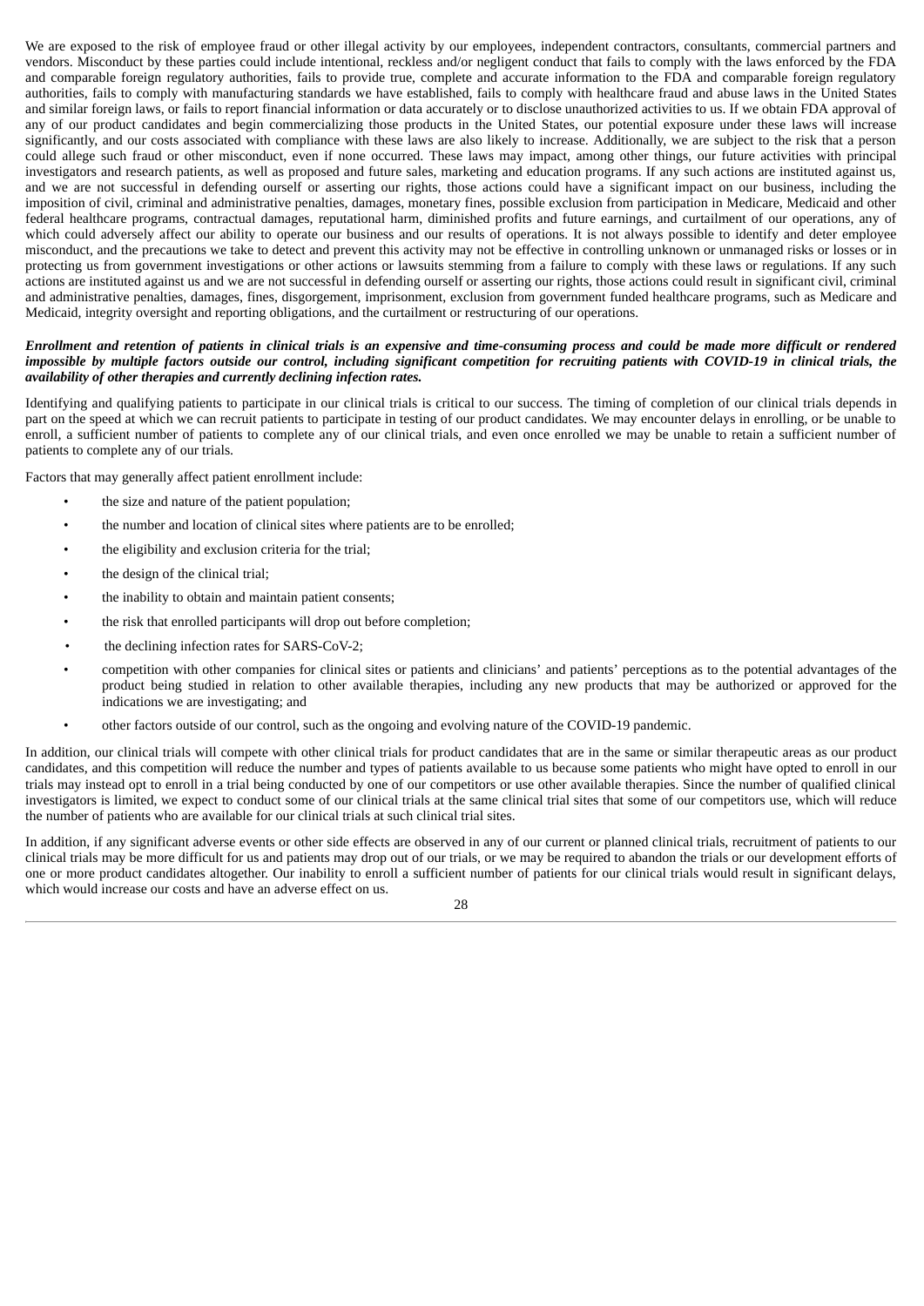We are exposed to the risk of employee fraud or other illegal activity by our employees, independent contractors, consultants, commercial partners and vendors. Misconduct by these parties could include intentional, reckless and/or negligent conduct that fails to comply with the laws enforced by the FDA and comparable foreign regulatory authorities, fails to provide true, complete and accurate information to the FDA and comparable foreign regulatory authorities, fails to comply with manufacturing standards we have established, fails to comply with healthcare fraud and abuse laws in the United States and similar foreign laws, or fails to report financial information or data accurately or to disclose unauthorized activities to us. If we obtain FDA approval of any of our product candidates and begin commercializing those products in the United States, our potential exposure under these laws will increase significantly, and our costs associated with compliance with these laws are also likely to increase. Additionally, we are subject to the risk that a person could allege such fraud or other misconduct, even if none occurred. These laws may impact, among other things, our future activities with principal investigators and research patients, as well as proposed and future sales, marketing and education programs. If any such actions are instituted against us, and we are not successful in defending ourself or asserting our rights, those actions could have a significant impact on our business, including the imposition of civil, criminal and administrative penalties, damages, monetary fines, possible exclusion from participation in Medicare, Medicaid and other federal healthcare programs, contractual damages, reputational harm, diminished profits and future earnings, and curtailment of our operations, any of which could adversely affect our ability to operate our business and our results of operations. It is not always possible to identify and deter employee misconduct, and the precautions we take to detect and prevent this activity may not be effective in controlling unknown or unmanaged risks or losses or in protecting us from government investigations or other actions or lawsuits stemming from a failure to comply with these laws or regulations. If any such actions are instituted against us and we are not successful in defending ourself or asserting our rights, those actions could result in significant civil, criminal and administrative penalties, damages, fines, disgorgement, imprisonment, exclusion from government funded healthcare programs, such as Medicare and Medicaid, integrity oversight and reporting obligations, and the curtailment or restructuring of our operations.

***Enrollment and retention of patients in clinical trials is an expensive and time-consuming process and could be made more difficult or rendered impossible by multiple factors outside our control, including significant competition for recruiting patients with COVID-19 in clinical trials, the availability of other therapies and currently declining infection rates.***

Identifying and qualifying patients to participate in our clinical trials is critical to our success. The timing of completion of our clinical trials depends in part on the speed at which we can recruit patients to participate in testing of our product candidates. We may encounter delays in enrolling, or be unable to enroll, a sufficient number of patients to complete any of our clinical trials, and even once enrolled we may be unable to retain a sufficient number of patients to complete any of our trials.

Factors that may generally affect patient enrollment include:

- the size and nature of the patient population;
- the number and location of clinical sites where patients are to be enrolled;
- the eligibility and exclusion criteria for the trial;
- the design of the clinical trial;
- the inability to obtain and maintain patient consents;
- the risk that enrolled participants will drop out before completion;
- the declining infection rates for SARS-CoV-2;
- competition with other companies for clinical sites or patients and clinicians' and patients' perceptions as to the potential advantages of the product being studied in relation to other available therapies, including any new products that may be authorized or approved for the indications we are investigating; and
- other factors outside of our control, such as the ongoing and evolving nature of the COVID-19 pandemic.

In addition, our clinical trials will compete with other clinical trials for product candidates that are in the same or similar therapeutic areas as our product candidates, and this competition will reduce the number and types of patients available to us because some patients who might have opted to enroll in our trials may instead opt to enroll in a trial being conducted by one of our competitors or use other available therapies. Since the number of qualified clinical investigators is limited, we expect to conduct some of our clinical trials at the same clinical trial sites that some of our competitors use, which will reduce the number of patients who are available for our clinical trials at such clinical trial sites.

In addition, if any significant adverse events or other side effects are observed in any of our current or planned clinical trials, recruitment of patients to our clinical trials may be more difficult for us and patients may drop out of our trials, or we may be required to abandon the trials or our development efforts of one or more product candidates altogether. Our inability to enroll a sufficient number of patients for our clinical trials would result in significant delays, which would increase our costs and have an adverse effect on us.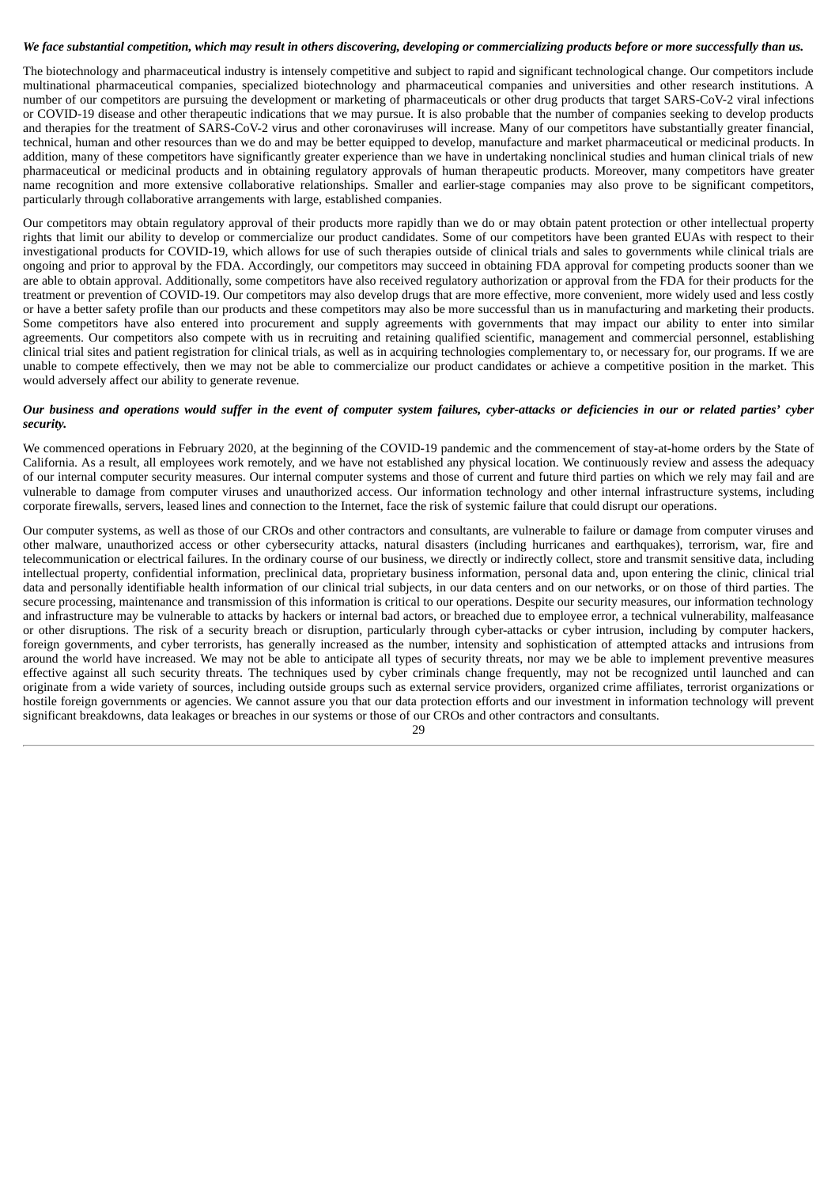***We face substantial competition, which may result in others discovering, developing or commercializing products before or more successfully than us.***

The biotechnology and pharmaceutical industry is intensely competitive and subject to rapid and significant technological change. Our competitors include multinational pharmaceutical companies, specialized biotechnology and pharmaceutical companies and universities and other research institutions. A number of our competitors are pursuing the development or marketing of pharmaceuticals or other drug products that target SARS-CoV-2 viral infections or COVID-19 disease and other therapeutic indications that we may pursue. It is also probable that the number of companies seeking to develop products and therapies for the treatment of SARS-CoV-2 virus and other coronaviruses will increase. Many of our competitors have substantially greater financial, technical, human and other resources than we do and may be better equipped to develop, manufacture and market pharmaceutical or medicinal products. In addition, many of these competitors have significantly greater experience than we have in undertaking nonclinical studies and human clinical trials of new pharmaceutical or medicinal products and in obtaining regulatory approvals of human therapeutic products. Moreover, many competitors have greater name recognition and more extensive collaborative relationships. Smaller and earlier-stage companies may also prove to be significant competitors, particularly through collaborative arrangements with large, established companies.

Our competitors may obtain regulatory approval of their products more rapidly than we do or may obtain patent protection or other intellectual property rights that limit our ability to develop or commercialize our product candidates. Some of our competitors have been granted EUAs with respect to their investigational products for COVID-19, which allows for use of such therapies outside of clinical trials and sales to governments while clinical trials are ongoing and prior to approval by the FDA. Accordingly, our competitors may succeed in obtaining FDA approval for competing products sooner than we are able to obtain approval. Additionally, some competitors have also received regulatory authorization or approval from the FDA for their products for the treatment or prevention of COVID-19. Our competitors may also develop drugs that are more effective, more convenient, more widely used and less costly or have a better safety profile than our products and these competitors may also be more successful than us in manufacturing and marketing their products. Some competitors have also entered into procurement and supply agreements with governments that may impact our ability to enter into similar agreements. Our competitors also compete with us in recruiting and retaining qualified scientific, management and commercial personnel, establishing clinical trial sites and patient registration for clinical trials, as well as in acquiring technologies complementary to, or necessary for, our programs. If we are unable to compete effectively, then we may not be able to commercialize our product candidates or achieve a competitive position in the market. This would adversely affect our ability to generate revenue.

***Our business and operations would suffer in the event of computer system failures, cyber-attacks or deficiencies in our or related parties' cyber security.***

We commenced operations in February 2020, at the beginning of the COVID-19 pandemic and the commencement of stay-at-home orders by the State of California. As a result, all employees work remotely, and we have not established any physical location. We continuously review and assess the adequacy of our internal computer security measures. Our internal computer systems and those of current and future third parties on which we rely may fail and are vulnerable to damage from computer viruses and unauthorized access. Our information technology and other internal infrastructure systems, including corporate firewalls, servers, leased lines and connection to the Internet, face the risk of systemic failure that could disrupt our operations.

Our computer systems, as well as those of our CROs and other contractors and consultants, are vulnerable to failure or damage from computer viruses and other malware, unauthorized access or other cybersecurity attacks, natural disasters (including hurricanes and earthquakes), terrorism, war, fire and telecommunication or electrical failures. In the ordinary course of our business, we directly or indirectly collect, store and transmit sensitive data, including intellectual property, confidential information, preclinical data, proprietary business information, personal data and, upon entering the clinic, clinical trial data and personally identifiable health information of our clinical trial subjects, in our data centers and on our networks, or on those of third parties. The secure processing, maintenance and transmission of this information is critical to our operations. Despite our security measures, our information technology and infrastructure may be vulnerable to attacks by hackers or internal bad actors, or breached due to employee error, a technical vulnerability, malfeasance or other disruptions. The risk of a security breach or disruption, particularly through cyber-attacks or cyber intrusion, including by computer hackers, foreign governments, and cyber terrorists, has generally increased as the number, intensity and sophistication of attempted attacks and intrusions from around the world have increased. We may not be able to anticipate all types of security threats, nor may we be able to implement preventive measures effective against all such security threats. The techniques used by cyber criminals change frequently, may not be recognized until launched and can originate from a wide variety of sources, including outside groups such as external service providers, organized crime affiliates, terrorist organizations or hostile foreign governments or agencies. We cannot assure you that our data protection efforts and our investment in information technology will prevent significant breakdowns, data leakages or breaches in our systems or those of our CROs and other contractors and consultants.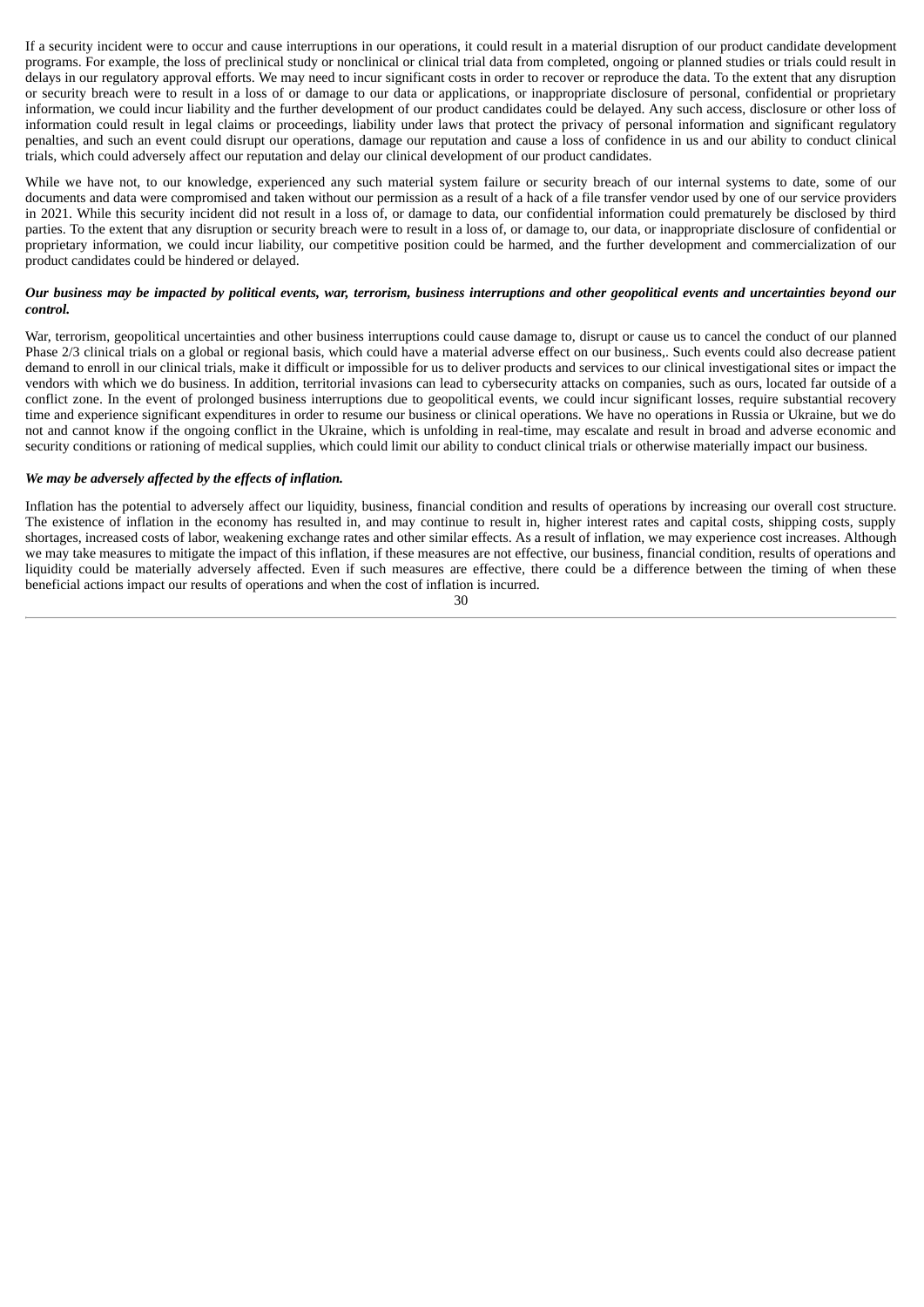If a security incident were to occur and cause interruptions in our operations, it could result in a material disruption of our product candidate development programs. For example, the loss of preclinical study or nonclinical or clinical trial data from completed, ongoing or planned studies or trials could result in delays in our regulatory approval efforts. We may need to incur significant costs in order to recover or reproduce the data. To the extent that any disruption or security breach were to result in a loss of or damage to our data or applications, or inappropriate disclosure of personal, confidential or proprietary information, we could incur liability and the further development of our product candidates could be delayed. Any such access, disclosure or other loss of information could result in legal claims or proceedings, liability under laws that protect the privacy of personal information and significant regulatory penalties, and such an event could disrupt our operations, damage our reputation and cause a loss of confidence in us and our ability to conduct clinical trials, which could adversely affect our reputation and delay our clinical development of our product candidates.

While we have not, to our knowledge, experienced any such material system failure or security breach of our internal systems to date, some of our documents and data were compromised and taken without our permission as a result of a hack of a file transfer vendor used by one of our service providers in 2021. While this security incident did not result in a loss of, or damage to data, our confidential information could prematurely be disclosed by third parties. To the extent that any disruption or security breach were to result in a loss of, or damage to, our data, or inappropriate disclosure of confidential or proprietary information, we could incur liability, our competitive position could be harmed, and the further development and commercialization of our product candidates could be hindered or delayed.

***Our business may be impacted by political events, war, terrorism, business interruptions and other geopolitical events and uncertainties beyond our control.***

War, terrorism, geopolitical uncertainties and other business interruptions could cause damage to, disrupt or cause us to cancel the conduct of our planned Phase 2/3 clinical trials on a global or regional basis, which could have a material adverse effect on our business,. Such events could also decrease patient demand to enroll in our clinical trials, make it difficult or impossible for us to deliver products and services to our clinical investigational sites or impact the vendors with which we do business. In addition, territorial invasions can lead to cybersecurity attacks on companies, such as ours, located far outside of a conflict zone. In the event of prolonged business interruptions due to geopolitical events, we could incur significant losses, require substantial recovery time and experience significant expenditures in order to resume our business or clinical operations. We have no operations in Russia or Ukraine, but we do not and cannot know if the ongoing conflict in the Ukraine, which is unfolding in real-time, may escalate and result in broad and adverse economic and security conditions or rationing of medical supplies, which could limit our ability to conduct clinical trials or otherwise materially impact our business.

***We may be adversely affected by the effects of inflation.***

Inflation has the potential to adversely affect our liquidity, business, financial condition and results of operations by increasing our overall cost structure. The existence of inflation in the economy has resulted in, and may continue to result in, higher interest rates and capital costs, shipping costs, supply shortages, increased costs of labor, weakening exchange rates and other similar effects. As a result of inflation, we may experience cost increases. Although we may take measures to mitigate the impact of this inflation, if these measures are not effective, our business, financial condition, results of operations and liquidity could be materially adversely affected. Even if such measures are effective, there could be a difference between the timing of when these beneficial actions impact our results of operations and when the cost of inflation is incurred.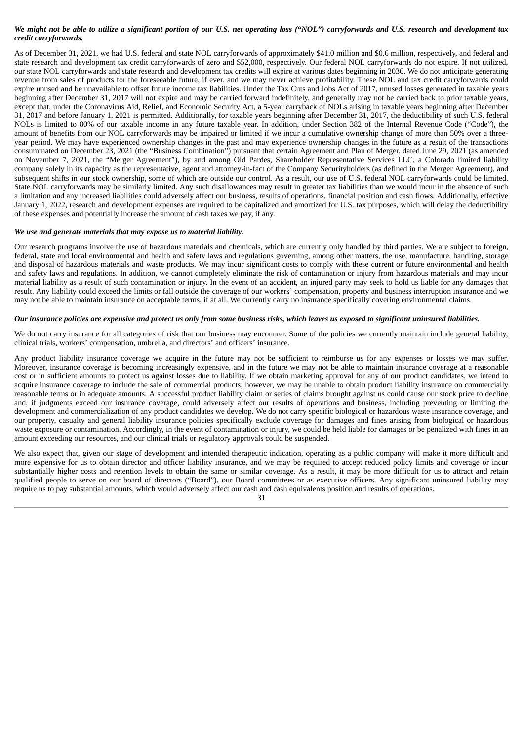***We might not be able to utilize a significant portion of our U.S. net operating loss ("NOL") carryforwards and U.S. research and development tax credit carryforwards.***

As of December 31, 2021, we had U.S. federal and state NOL carryforwards of approximately $41.0 million and $0.6 million, respectively, and federal and state research and development tax credit carryforwards of zero and $52,000, respectively. Our federal NOL carryforwards do not expire. If not utilized, our state NOL carryforwards and state research and development tax credits will expire at various dates beginning in 2036. We do not anticipate generating revenue from sales of products for the foreseeable future, if ever, and we may never achieve profitability. These NOL and tax credit carryforwards could expire unused and be unavailable to offset future income tax liabilities. Under the Tax Cuts and Jobs Act of 2017, unused losses generated in taxable years beginning after December 31, 2017 will not expire and may be carried forward indefinitely, and generally may not be carried back to prior taxable years, except that, under the Coronavirus Aid, Relief, and Economic Security Act, a 5-year carryback of NOLs arising in taxable years beginning after December 31, 2017 and before January 1, 2021 is permitted. Additionally, for taxable years beginning after December 31, 2017, the deductibility of such U.S. federal NOLs is limited to 80% of our taxable income in any future taxable year. In addition, under Section 382 of the Internal Revenue Code ("Code"), the amount of benefits from our NOL carryforwards may be impaired or limited if we incur a cumulative ownership change of more than 50% over a three-year period. We may have experienced ownership changes in the past and may experience ownership changes in the future as a result of the transactions consummated on December 23, 2021 (the "Business Combination") pursuant that certain Agreement and Plan of Merger, dated June 29, 2021 (as amended on November 7, 2021, the "Merger Agreement"), by and among Old Pardes, Shareholder Representative Services LLC, a Colorado limited liability company solely in its capacity as the representative, agent and attorney-in-fact of the Company Securityholders (as defined in the Merger Agreement), and subsequent shifts in our stock ownership, some of which are outside our control. As a result, our use of U.S. federal NOL carryforwards could be limited. State NOL carryforwards may be similarly limited. Any such disallowances may result in greater tax liabilities than we would incur in the absence of such a limitation and any increased liabilities could adversely affect our business, results of operations, financial position and cash flows. Additionally, effective January 1, 2022, research and development expenses are required to be capitalized and amortized for U.S. tax purposes, which will delay the deductibility of these expenses and potentially increase the amount of cash taxes we pay, if any.

***We use and generate materials that may expose us to material liability.***

Our research programs involve the use of hazardous materials and chemicals, which are currently only handled by third parties. We are subject to foreign, federal, state and local environmental and health and safety laws and regulations governing, among other matters, the use, manufacture, handling, storage and disposal of hazardous materials and waste products. We may incur significant costs to comply with these current or future environmental and health and safety laws and regulations. In addition, we cannot completely eliminate the risk of contamination or injury from hazardous materials and may incur material liability as a result of such contamination or injury. In the event of an accident, an injured party may seek to hold us liable for any damages that result. Any liability could exceed the limits or fall outside the coverage of our workers' compensation, property and business interruption insurance and we may not be able to maintain insurance on acceptable terms, if at all. We currently carry no insurance specifically covering environmental claims.

***Our insurance policies are expensive and protect us only from some business risks, which leaves us exposed to significant uninsured liabilities.***

We do not carry insurance for all categories of risk that our business may encounter. Some of the policies we currently maintain include general liability, clinical trials, workers' compensation, umbrella, and directors' and officers' insurance.

Any product liability insurance coverage we acquire in the future may not be sufficient to reimburse us for any expenses or losses we may suffer. Moreover, insurance coverage is becoming increasingly expensive, and in the future we may not be able to maintain insurance coverage at a reasonable cost or in sufficient amounts to protect us against losses due to liability. If we obtain marketing approval for any of our product candidates, we intend to acquire insurance coverage to include the sale of commercial products; however, we may be unable to obtain product liability insurance on commercially reasonable terms or in adequate amounts. A successful product liability claim or series of claims brought against us could cause our stock price to decline and, if judgments exceed our insurance coverage, could adversely affect our results of operations and business, including preventing or limiting the development and commercialization of any product candidates we develop. We do not carry specific biological or hazardous waste insurance coverage, and our property, casualty and general liability insurance policies specifically exclude coverage for damages and fines arising from biological or hazardous waste exposure or contamination. Accordingly, in the event of contamination or injury, we could be held liable for damages or be penalized with fines in an amount exceeding our resources, and our clinical trials or regulatory approvals could be suspended.

We also expect that, given our stage of development and intended therapeutic indication, operating as a public company will make it more difficult and more expensive for us to obtain director and officer liability insurance, and we may be required to accept reduced policy limits and coverage or incur substantially higher costs and retention levels to obtain the same or similar coverage. As a result, it may be more difficult for us to attract and retain qualified people to serve on our board of directors ("Board"), our Board committees or as executive officers. Any significant uninsured liability may require us to pay substantial amounts, which would adversely affect our cash and cash equivalents position and results of operations.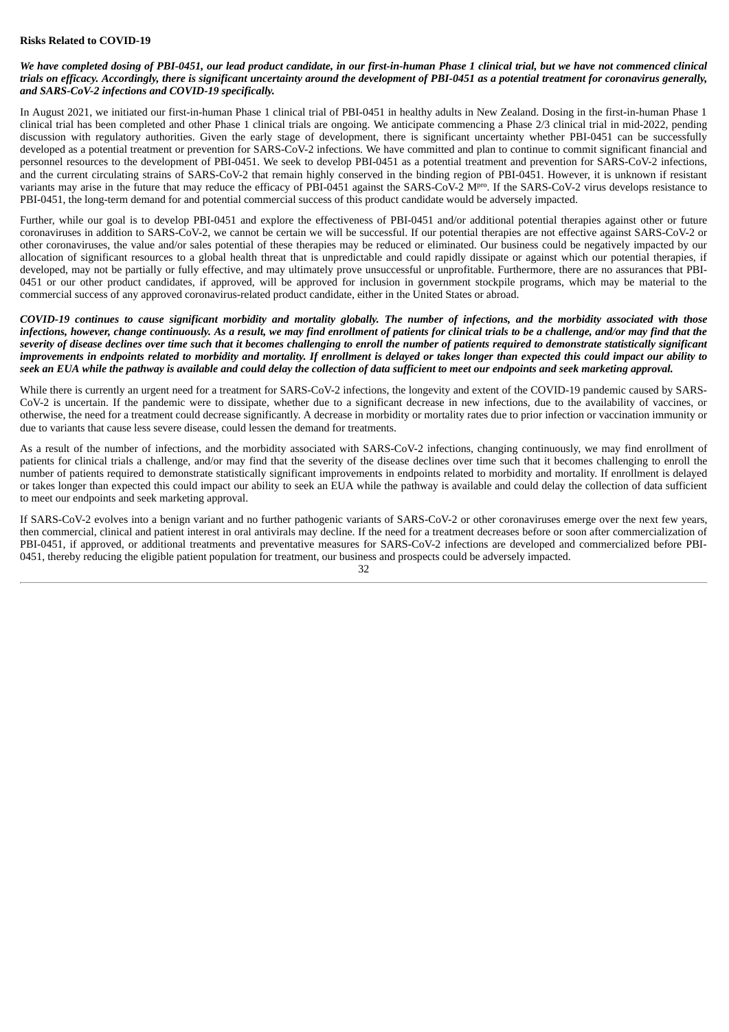**Risks Related to COVID-19**

***We have completed dosing of PBI-0451, our lead product candidate, in our first-in-human Phase 1 clinical trial, but we have not commenced clinical trials on efficacy. Accordingly, there is significant uncertainty around the development of PBI-0451 as a potential treatment for coronavirus generally, and SARS-CoV-2 infections and COVID-19 specifically.***

In August 2021, we initiated our first-in-human Phase 1 clinical trial of PBI-0451 in healthy adults in New Zealand. Dosing in the first-in-human Phase 1 clinical trial has been completed and other Phase 1 clinical trials are ongoing. We anticipate commencing a Phase 2/3 clinical trial in mid-2022, pending discussion with regulatory authorities. Given the early stage of development, there is significant uncertainty whether PBI-0451 can be successfully developed as a potential treatment or prevention for SARS-CoV-2 infections. We have committed and plan to continue to commit significant financial and personnel resources to the development of PBI-0451. We seek to develop PBI-0451 as a potential treatment and prevention for SARS-CoV-2 infections, and the current circulating strains of SARS-CoV-2 that remain highly conserved in the binding region of PBI-0451. However, it is unknown if resistant variants may arise in the future that may reduce the efficacy of PBI-0451 against the SARS-CoV-2 M$^{pro}$. If the SARS-CoV-2 virus develops resistance to PBI-0451, the long-term demand for and potential commercial success of this product candidate would be adversely impacted.

Further, while our goal is to develop PBI-0451 and explore the effectiveness of PBI-0451 and/or additional potential therapies against other or future coronaviruses in addition to SARS-CoV-2, we cannot be certain we will be successful. If our potential therapies are not effective against SARS-CoV-2 or other coronaviruses, the value and/or sales potential of these therapies may be reduced or eliminated. Our business could be negatively impacted by our allocation of significant resources to a global health threat that is unpredictable and could rapidly dissipate or against which our potential therapies, if developed, may not be partially or fully effective, and may ultimately prove unsuccessful or unprofitable. Furthermore, there are no assurances that PBI-0451 or our other product candidates, if approved, will be approved for inclusion in government stockpile programs, which may be material to the commercial success of any approved coronavirus-related product candidate, either in the United States or abroad.

***COVID-19 continues to cause significant morbidity and mortality globally. The number of infections, and the morbidity associated with those infections, however, change continuously. As a result, we may find enrollment of patients for clinical trials to be a challenge, and/or may find that the severity of disease declines over time such that it becomes challenging to enroll the number of patients required to demonstrate statistically significant improvements in endpoints related to morbidity and mortality. If enrollment is delayed or takes longer than expected this could impact our ability to seek an EUA while the pathway is available and could delay the collection of data sufficient to meet our endpoints and seek marketing approval.***

While there is currently an urgent need for a treatment for SARS-CoV-2 infections, the longevity and extent of the COVID-19 pandemic caused by SARS-CoV-2 is uncertain. If the pandemic were to dissipate, whether due to a significant decrease in new infections, due to the availability of vaccines, or otherwise, the need for a treatment could decrease significantly. A decrease in morbidity or mortality rates due to prior infection or vaccination immunity or due to variants that cause less severe disease, could lessen the demand for treatments.

As a result of the number of infections, and the morbidity associated with SARS-CoV-2 infections, changing continuously, we may find enrollment of patients for clinical trials a challenge, and/or may find that the severity of the disease declines over time such that it becomes challenging to enroll the number of patients required to demonstrate statistically significant improvements in endpoints related to morbidity and mortality. If enrollment is delayed or takes longer than expected this could impact our ability to seek an EUA while the pathway is available and could delay the collection of data sufficient to meet our endpoints and seek marketing approval.

If SARS-CoV-2 evolves into a benign variant and no further pathogenic variants of SARS-CoV-2 or other coronaviruses emerge over the next few years, then commercial, clinical and patient interest in oral antivirals may decline. If the need for a treatment decreases before or soon after commercialization of PBI-0451, if approved, or additional treatments and preventative measures for SARS-CoV-2 infections are developed and commercialized before PBI-0451, thereby reducing the eligible patient population for treatment, our business and prospects could be adversely impacted.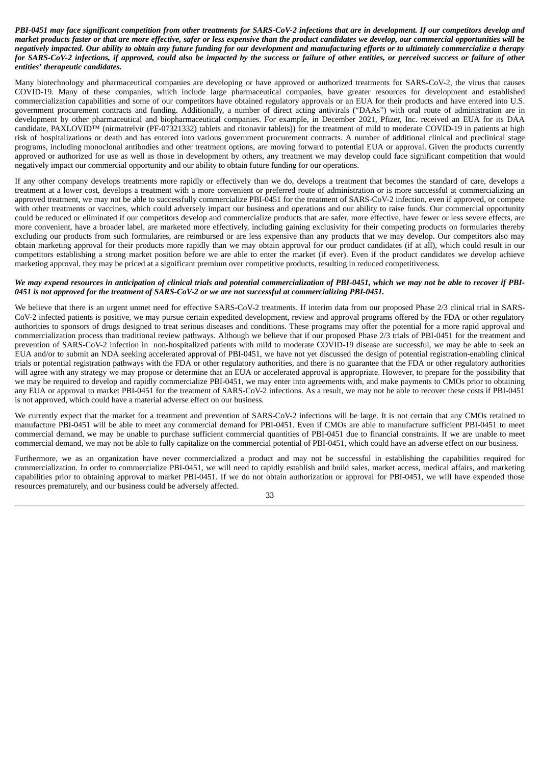***PBI-0451 may face significant competition from other treatments for SARS-CoV-2 infections that are in development. If our competitors develop and market products faster or that are more effective, safer or less expensive than the product candidates we develop, our commercial opportunities will be negatively impacted. Our ability to obtain any future funding for our development and manufacturing efforts or to ultimately commercialize a therapy for SARS-CoV-2 infections, if approved, could also be impacted by the success or failure of other entities, or perceived success or failure of other entities' therapeutic candidates.***

Many biotechnology and pharmaceutical companies are developing or have approved or authorized treatments for SARS-CoV-2, the virus that causes COVID-19. Many of these companies, which include large pharmaceutical companies, have greater resources for development and established commercialization capabilities and some of our competitors have obtained regulatory approvals or an EUA for their products and have entered into U.S. government procurement contracts and funding. Additionally, a number of direct acting antivirals ("DAAs") with oral route of administration are in development by other pharmaceutical and biopharmaceutical companies. For example, in December 2021, Pfizer, Inc. received an EUA for its DAA candidate, PAXLOVID™ (nirmatrelvir (PF-07321332) tablets and ritonavir tablets)) for the treatment of mild to moderate COVID-19 in patients at high risk of hospitalizations or death and has entered into various government procurement contracts. A number of additional clinical and preclinical stage programs, including monoclonal antibodies and other treatment options, are moving forward to potential EUA or approval. Given the products currently approved or authorized for use as well as those in development by others, any treatment we may develop could face significant competition that would negatively impact our commercial opportunity and our ability to obtain future funding for our operations.

If any other company develops treatments more rapidly or effectively than we do, develops a treatment that becomes the standard of care, develops a treatment at a lower cost, develops a treatment with a more convenient or preferred route of administration or is more successful at commercializing an approved treatment, we may not be able to successfully commercialize PBI-0451 for the treatment of SARS-CoV-2 infection, even if approved, or compete with other treatments or vaccines, which could adversely impact our business and operations and our ability to raise funds. Our commercial opportunity could be reduced or eliminated if our competitors develop and commercialize products that are safer, more effective, have fewer or less severe effects, are more convenient, have a broader label, are marketed more effectively, including gaining exclusivity for their competing products on formularies thereby excluding our products from such formularies, are reimbursed or are less expensive than any products that we may develop. Our competitors also may obtain marketing approval for their products more rapidly than we may obtain approval for our product candidates (if at all), which could result in our competitors establishing a strong market position before we are able to enter the market (if ever). Even if the product candidates we develop achieve marketing approval, they may be priced at a significant premium over competitive products, resulting in reduced competitiveness.

***We may expend resources in anticipation of clinical trials and potential commercialization of PBI-0451, which we may not be able to recover if PBI-0451 is not approved for the treatment of SARS-CoV-2 or we are not successful at commercializing PBI-0451.***

We believe that there is an urgent unmet need for effective SARS-CoV-2 treatments. If interim data from our proposed Phase 2/3 clinical trial in SARS-CoV-2 infected patients is positive, we may pursue certain expedited development, review and approval programs offered by the FDA or other regulatory authorities to sponsors of drugs designed to treat serious diseases and conditions. These programs may offer the potential for a more rapid approval and commercialization process than traditional review pathways. Although we believe that if our proposed Phase 2/3 trials of PBI-0451 for the treatment and prevention of SARS-CoV-2 infection in non-hospitalized patients with mild to moderate COVID-19 disease are successful, we may be able to seek an EUA and/or to submit an NDA seeking accelerated approval of PBI-0451, we have not yet discussed the design of potential registration-enabling clinical trials or potential registration pathways with the FDA or other regulatory authorities, and there is no guarantee that the FDA or other regulatory authorities will agree with any strategy we may propose or determine that an EUA or accelerated approval is appropriate. However, to prepare for the possibility that we may be required to develop and rapidly commercialize PBI-0451, we may enter into agreements with, and make payments to CMOs prior to obtaining any EUA or approval to market PBI-0451 for the treatment of SARS-CoV-2 infections. As a result, we may not be able to recover these costs if PBI-0451 is not approved, which could have a material adverse effect on our business.

We currently expect that the market for a treatment and prevention of SARS-CoV-2 infections will be large. It is not certain that any CMOs retained to manufacture PBI-0451 will be able to meet any commercial demand for PBI-0451. Even if CMOs are able to manufacture sufficient PBI-0451 to meet commercial demand, we may be unable to purchase sufficient commercial quantities of PBI-0451 due to financial constraints. If we are unable to meet commercial demand, we may not be able to fully capitalize on the commercial potential of PBI-0451, which could have an adverse effect on our business.

Furthermore, we as an organization have never commercialized a product and may not be successful in establishing the capabilities required for commercialization. In order to commercialize PBI-0451, we will need to rapidly establish and build sales, market access, medical affairs, and marketing capabilities prior to obtaining approval to market PBI-0451. If we do not obtain authorization or approval for PBI-0451, we will have expended those resources prematurely, and our business could be adversely affected.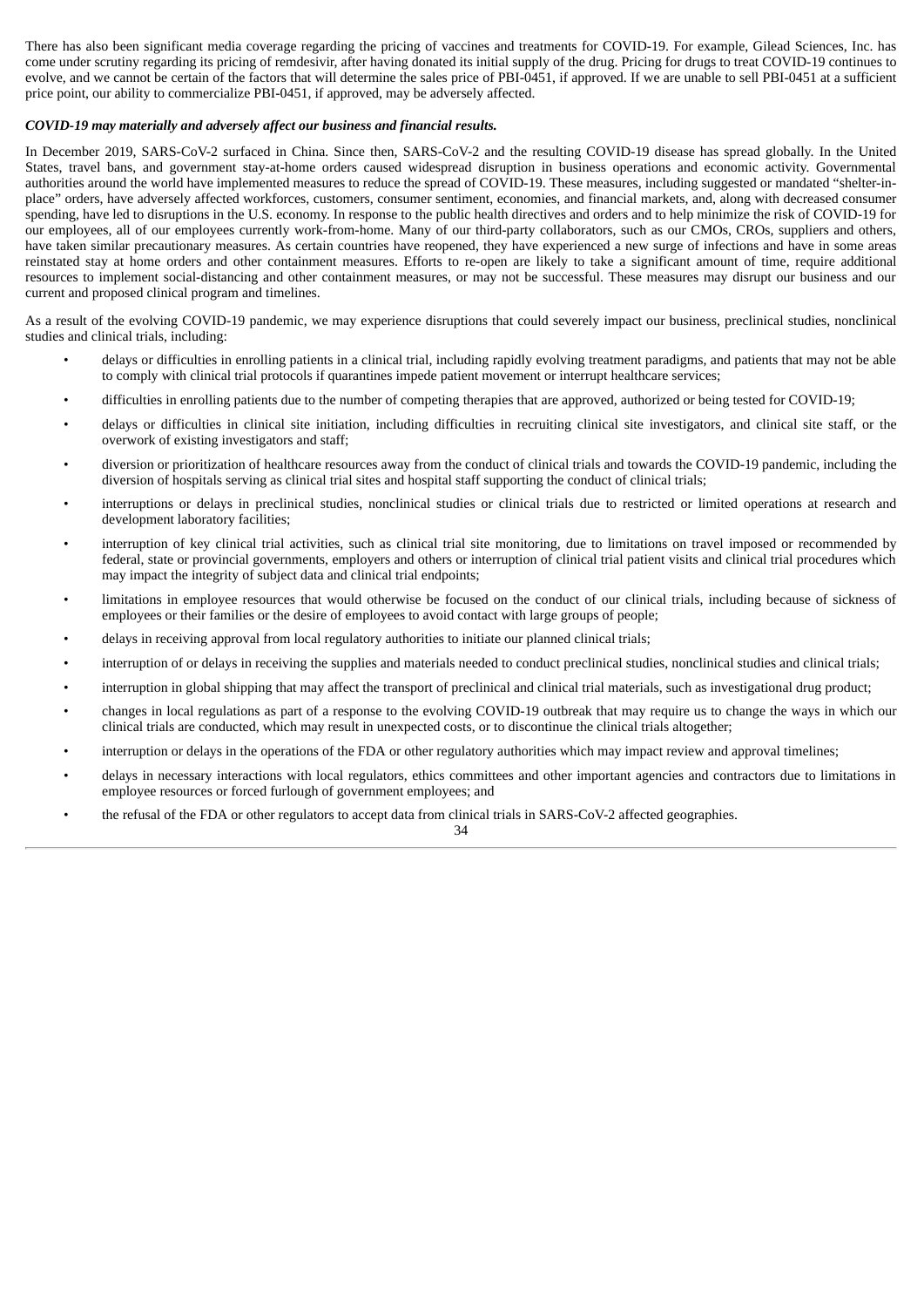There has also been significant media coverage regarding the pricing of vaccines and treatments for COVID-19. For example, Gilead Sciences, Inc. has come under scrutiny regarding its pricing of remdesivir, after having donated its initial supply of the drug. Pricing for drugs to treat COVID-19 continues to evolve, and we cannot be certain of the factors that will determine the sales price of PBI-0451, if approved. If we are unable to sell PBI-0451 at a sufficient price point, our ability to commercialize PBI-0451, if approved, may be adversely affected.

***COVID-19 may materially and adversely affect our business and financial results.***

In December 2019, SARS-CoV-2 surfaced in China. Since then, SARS-CoV-2 and the resulting COVID-19 disease has spread globally. In the United States, travel bans, and government stay-at-home orders caused widespread disruption in business operations and economic activity. Governmental authorities around the world have implemented measures to reduce the spread of COVID-19. These measures, including suggested or mandated "shelter-in-place" orders, have adversely affected workforces, customers, consumer sentiment, economies, and financial markets, and, along with decreased consumer spending, have led to disruptions in the U.S. economy. In response to the public health directives and orders and to help minimize the risk of COVID-19 for our employees, all of our employees currently work-from-home. Many of our third-party collaborators, such as our CMOs, CROs, suppliers and others, have taken similar precautionary measures. As certain countries have reopened, they have experienced a new surge of infections and have in some areas reinstated stay at home orders and other containment measures. Efforts to re-open are likely to take a significant amount of time, require additional resources to implement social-distancing and other containment measures, or may not be successful. These measures may disrupt our business and our current and proposed clinical program and timelines.

As a result of the evolving COVID-19 pandemic, we may experience disruptions that could severely impact our business, preclinical studies, nonclinical studies and clinical trials, including:

- delays or difficulties in enrolling patients in a clinical trial, including rapidly evolving treatment paradigms, and patients that may not be able to comply with clinical trial protocols if quarantines impede patient movement or interrupt healthcare services;
- difficulties in enrolling patients due to the number of competing therapies that are approved, authorized or being tested for COVID-19;
- delays or difficulties in clinical site initiation, including difficulties in recruiting clinical site investigators, and clinical site staff, or the overwork of existing investigators and staff;
- diversion or prioritization of healthcare resources away from the conduct of clinical trials and towards the COVID-19 pandemic, including the diversion of hospitals serving as clinical trial sites and hospital staff supporting the conduct of clinical trials;
- interruptions or delays in preclinical studies, nonclinical studies or clinical trials due to restricted or limited operations at research and development laboratory facilities;
- interruption of key clinical trial activities, such as clinical trial site monitoring, due to limitations on travel imposed or recommended by federal, state or provincial governments, employers and others or interruption of clinical trial patient visits and clinical trial procedures which may impact the integrity of subject data and clinical trial endpoints;
- limitations in employee resources that would otherwise be focused on the conduct of our clinical trials, including because of sickness of employees or their families or the desire of employees to avoid contact with large groups of people;
- delays in receiving approval from local regulatory authorities to initiate our planned clinical trials;
- interruption of or delays in receiving the supplies and materials needed to conduct preclinical studies, nonclinical studies and clinical trials;
- interruption in global shipping that may affect the transport of preclinical and clinical trial materials, such as investigational drug product;
- changes in local regulations as part of a response to the evolving COVID-19 outbreak that may require us to change the ways in which our clinical trials are conducted, which may result in unexpected costs, or to discontinue the clinical trials altogether;
- interruption or delays in the operations of the FDA or other regulatory authorities which may impact review and approval timelines;
- delays in necessary interactions with local regulators, ethics committees and other important agencies and contractors due to limitations in employee resources or forced furlough of government employees; and
- the refusal of the FDA or other regulators to accept data from clinical trials in SARS-CoV-2 affected geographies.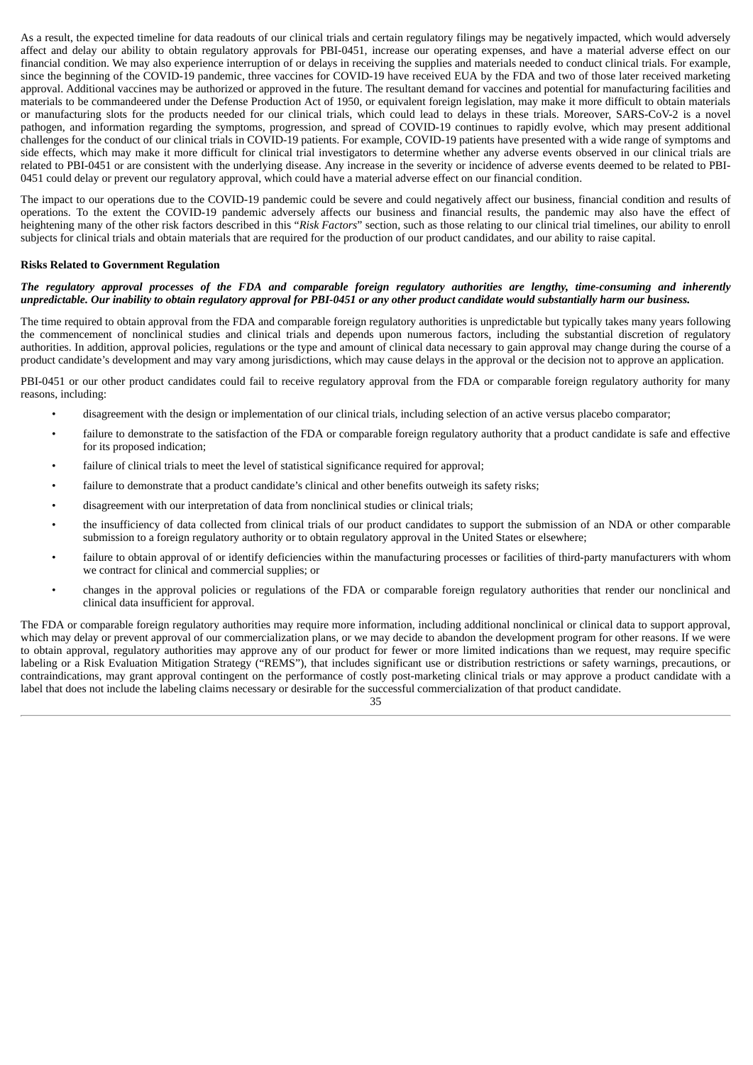As a result, the expected timeline for data readouts of our clinical trials and certain regulatory filings may be negatively impacted, which would adversely affect and delay our ability to obtain regulatory approvals for PBI-0451, increase our operating expenses, and have a material adverse effect on our financial condition. We may also experience interruption of or delays in receiving the supplies and materials needed to conduct clinical trials. For example, since the beginning of the COVID-19 pandemic, three vaccines for COVID-19 have received EUA by the FDA and two of those later received marketing approval. Additional vaccines may be authorized or approved in the future. The resultant demand for vaccines and potential for manufacturing facilities and materials to be commandeered under the Defense Production Act of 1950, or equivalent foreign legislation, may make it more difficult to obtain materials or manufacturing slots for the products needed for our clinical trials, which could lead to delays in these trials. Moreover, SARS-CoV-2 is a novel pathogen, and information regarding the symptoms, progression, and spread of COVID-19 continues to rapidly evolve, which may present additional challenges for the conduct of our clinical trials in COVID-19 patients. For example, COVID-19 patients have presented with a wide range of symptoms and side effects, which may make it more difficult for clinical trial investigators to determine whether any adverse events observed in our clinical trials are related to PBI-0451 or are consistent with the underlying disease. Any increase in the severity or incidence of adverse events deemed to be related to PBI-0451 could delay or prevent our regulatory approval, which could have a material adverse effect on our financial condition.

The impact to our operations due to the COVID-19 pandemic could be severe and could negatively affect our business, financial condition and results of operations. To the extent the COVID-19 pandemic adversely affects our business and financial results, the pandemic may also have the effect of heightening many of the other risk factors described in this "*Risk Factors*" section, such as those relating to our clinical trial timelines, our ability to enroll subjects for clinical trials and obtain materials that are required for the production of our product candidates, and our ability to raise capital.

**Risks Related to Government Regulation**

***The regulatory approval processes of the FDA and comparable foreign regulatory authorities are lengthy, time-consuming and inherently unpredictable. Our inability to obtain regulatory approval for PBI-0451 or any other product candidate would substantially harm our business.***

The time required to obtain approval from the FDA and comparable foreign regulatory authorities is unpredictable but typically takes many years following the commencement of nonclinical studies and clinical trials and depends upon numerous factors, including the substantial discretion of regulatory authorities. In addition, approval policies, regulations or the type and amount of clinical data necessary to gain approval may change during the course of a product candidate's development and may vary among jurisdictions, which may cause delays in the approval or the decision not to approve an application.

PBI-0451 or our other product candidates could fail to receive regulatory approval from the FDA or comparable foreign regulatory authority for many reasons, including:

- disagreement with the design or implementation of our clinical trials, including selection of an active versus placebo comparator;
- failure to demonstrate to the satisfaction of the FDA or comparable foreign regulatory authority that a product candidate is safe and effective for its proposed indication;
- failure of clinical trials to meet the level of statistical significance required for approval;
- failure to demonstrate that a product candidate's clinical and other benefits outweigh its safety risks;
- disagreement with our interpretation of data from nonclinical studies or clinical trials;
- the insufficiency of data collected from clinical trials of our product candidates to support the submission of an NDA or other comparable submission to a foreign regulatory authority or to obtain regulatory approval in the United States or elsewhere;
- failure to obtain approval of or identify deficiencies within the manufacturing processes or facilities of third-party manufacturers with whom we contract for clinical and commercial supplies; or
- changes in the approval policies or regulations of the FDA or comparable foreign regulatory authorities that render our nonclinical and clinical data insufficient for approval.

The FDA or comparable foreign regulatory authorities may require more information, including additional nonclinical or clinical data to support approval, which may delay or prevent approval of our commercialization plans, or we may decide to abandon the development program for other reasons. If we were to obtain approval, regulatory authorities may approve any of our product for fewer or more limited indications than we request, may require specific labeling or a Risk Evaluation Mitigation Strategy ("REMS"), that includes significant use or distribution restrictions or safety warnings, precautions, or contraindications, may grant approval contingent on the performance of costly post-marketing clinical trials or may approve a product candidate with a label that does not include the labeling claims necessary or desirable for the successful commercialization of that product candidate.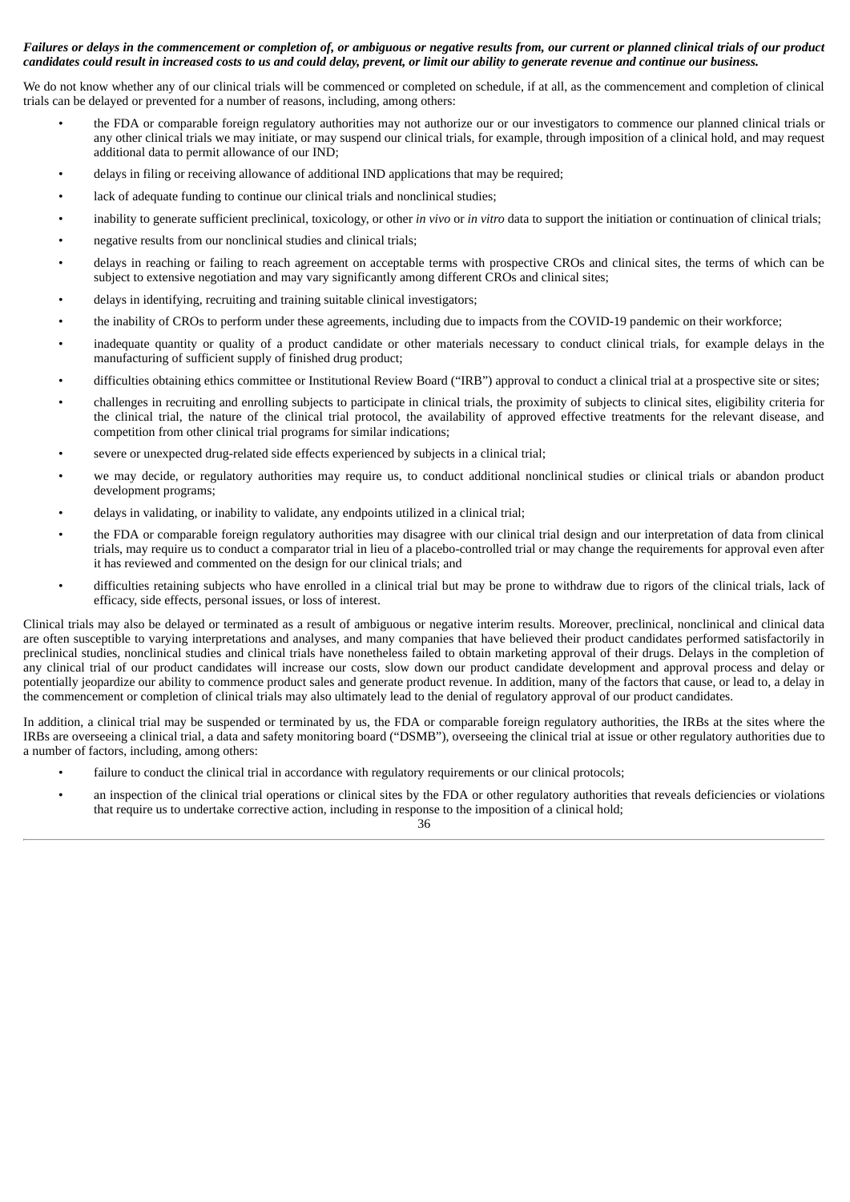***Failures or delays in the commencement or completion of, or ambiguous or negative results from, our current or planned clinical trials of our product candidates could result in increased costs to us and could delay, prevent, or limit our ability to generate revenue and continue our business.***

We do not know whether any of our clinical trials will be commenced or completed on schedule, if at all, as the commencement and completion of clinical trials can be delayed or prevented for a number of reasons, including, among others:

- the FDA or comparable foreign regulatory authorities may not authorize our or our investigators to commence our planned clinical trials or any other clinical trials we may initiate, or may suspend our clinical trials, for example, through imposition of a clinical hold, and may request additional data to permit allowance of our IND;
- delays in filing or receiving allowance of additional IND applications that may be required;
- lack of adequate funding to continue our clinical trials and nonclinical studies;
- inability to generate sufficient preclinical, toxicology, or other *in vivo* or *in vitro* data to support the initiation or continuation of clinical trials;
- negative results from our nonclinical studies and clinical trials;
- delays in reaching or failing to reach agreement on acceptable terms with prospective CROs and clinical sites, the terms of which can be subject to extensive negotiation and may vary significantly among different CROs and clinical sites;
- delays in identifying, recruiting and training suitable clinical investigators;
- the inability of CROs to perform under these agreements, including due to impacts from the COVID-19 pandemic on their workforce;
- inadequate quantity or quality of a product candidate or other materials necessary to conduct clinical trials, for example delays in the manufacturing of sufficient supply of finished drug product;
- difficulties obtaining ethics committee or Institutional Review Board ("IRB") approval to conduct a clinical trial at a prospective site or sites;
- challenges in recruiting and enrolling subjects to participate in clinical trials, the proximity of subjects to clinical sites, eligibility criteria for the clinical trial, the nature of the clinical trial protocol, the availability of approved effective treatments for the relevant disease, and competition from other clinical trial programs for similar indications;
- severe or unexpected drug-related side effects experienced by subjects in a clinical trial;
- we may decide, or regulatory authorities may require us, to conduct additional nonclinical studies or clinical trials or abandon product development programs;
- delays in validating, or inability to validate, any endpoints utilized in a clinical trial;
- the FDA or comparable foreign regulatory authorities may disagree with our clinical trial design and our interpretation of data from clinical trials, may require us to conduct a comparator trial in lieu of a placebo-controlled trial or may change the requirements for approval even after it has reviewed and commented on the design for our clinical trials; and
- difficulties retaining subjects who have enrolled in a clinical trial but may be prone to withdraw due to rigors of the clinical trials, lack of efficacy, side effects, personal issues, or loss of interest.

Clinical trials may also be delayed or terminated as a result of ambiguous or negative interim results. Moreover, preclinical, nonclinical and clinical data are often susceptible to varying interpretations and analyses, and many companies that have believed their product candidates performed satisfactorily in preclinical studies, nonclinical studies and clinical trials have nonetheless failed to obtain marketing approval of their drugs. Delays in the completion of any clinical trial of our product candidates will increase our costs, slow down our product candidate development and approval process and delay or potentially jeopardize our ability to commence product sales and generate product revenue. In addition, many of the factors that cause, or lead to, a delay in the commencement or completion of clinical trials may also ultimately lead to the denial of regulatory approval of our product candidates.

In addition, a clinical trial may be suspended or terminated by us, the FDA or comparable foreign regulatory authorities, the IRBs at the sites where the IRBs are overseeing a clinical trial, a data and safety monitoring board ("DSMB"), overseeing the clinical trial at issue or other regulatory authorities due to a number of factors, including, among others:

- failure to conduct the clinical trial in accordance with regulatory requirements or our clinical protocols;
- an inspection of the clinical trial operations or clinical sites by the FDA or other regulatory authorities that reveals deficiencies or violations that require us to undertake corrective action, including in response to the imposition of a clinical hold;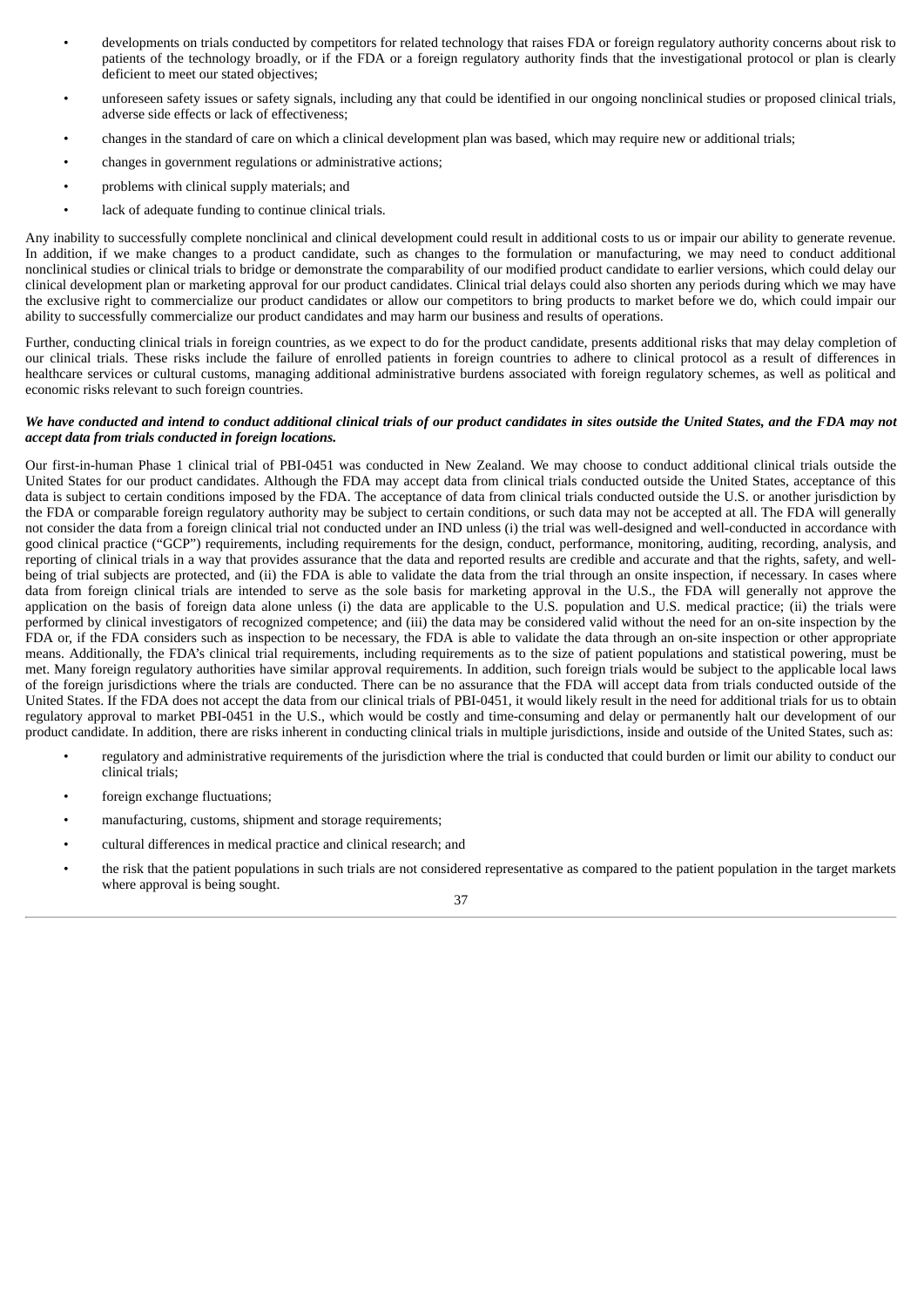- developments on trials conducted by competitors for related technology that raises FDA or foreign regulatory authority concerns about risk to patients of the technology broadly, or if the FDA or a foreign regulatory authority finds that the investigational protocol or plan is clearly deficient to meet our stated objectives;
- unforeseen safety issues or safety signals, including any that could be identified in our ongoing nonclinical studies or proposed clinical trials, adverse side effects or lack of effectiveness;
- changes in the standard of care on which a clinical development plan was based, which may require new or additional trials;
- changes in government regulations or administrative actions;
- problems with clinical supply materials; and
- lack of adequate funding to continue clinical trials.

Any inability to successfully complete nonclinical and clinical development could result in additional costs to us or impair our ability to generate revenue. In addition, if we make changes to a product candidate, such as changes to the formulation or manufacturing, we may need to conduct additional nonclinical studies or clinical trials to bridge or demonstrate the comparability of our modified product candidate to earlier versions, which could delay our clinical development plan or marketing approval for our product candidates. Clinical trial delays could also shorten any periods during which we may have the exclusive right to commercialize our product candidates or allow our competitors to bring products to market before we do, which could impair our ability to successfully commercialize our product candidates and may harm our business and results of operations.

Further, conducting clinical trials in foreign countries, as we expect to do for the product candidate, presents additional risks that may delay completion of our clinical trials. These risks include the failure of enrolled patients in foreign countries to adhere to clinical protocol as a result of differences in healthcare services or cultural customs, managing additional administrative burdens associated with foreign regulatory schemes, as well as political and economic risks relevant to such foreign countries.

***We have conducted and intend to conduct additional clinical trials of our product candidates in sites outside the United States, and the FDA may not accept data from trials conducted in foreign locations.***

Our first-in-human Phase 1 clinical trial of PBI-0451 was conducted in New Zealand. We may choose to conduct additional clinical trials outside the United States for our product candidates. Although the FDA may accept data from clinical trials conducted outside the United States, acceptance of this data is subject to certain conditions imposed by the FDA. The acceptance of data from clinical trials conducted outside the U.S. or another jurisdiction by the FDA or comparable foreign regulatory authority may be subject to certain conditions, or such data may not be accepted at all. The FDA will generally not consider the data from a foreign clinical trial not conducted under an IND unless (i) the trial was well-designed and well-conducted in accordance with good clinical practice ("GCP") requirements, including requirements for the design, conduct, performance, monitoring, auditing, recording, analysis, and reporting of clinical trials in a way that provides assurance that the data and reported results are credible and accurate and that the rights, safety, and well-being of trial subjects are protected, and (ii) the FDA is able to validate the data from the trial through an onsite inspection, if necessary. In cases where data from foreign clinical trials are intended to serve as the sole basis for marketing approval in the U.S., the FDA will generally not approve the application on the basis of foreign data alone unless (i) the data are applicable to the U.S. population and U.S. medical practice; (ii) the trials were performed by clinical investigators of recognized competence; and (iii) the data may be considered valid without the need for an on-site inspection by the FDA or, if the FDA considers such as inspection to be necessary, the FDA is able to validate the data through an on-site inspection or other appropriate means. Additionally, the FDA's clinical trial requirements, including requirements as to the size of patient populations and statistical powering, must be met. Many foreign regulatory authorities have similar approval requirements. In addition, such foreign trials would be subject to the applicable local laws of the foreign jurisdictions where the trials are conducted. There can be no assurance that the FDA will accept data from trials conducted outside of the United States. If the FDA does not accept the data from our clinical trials of PBI-0451, it would likely result in the need for additional trials for us to obtain regulatory approval to market PBI-0451 in the U.S., which would be costly and time-consuming and delay or permanently halt our development of our product candidate. In addition, there are risks inherent in conducting clinical trials in multiple jurisdictions, inside and outside of the United States, such as:

- regulatory and administrative requirements of the jurisdiction where the trial is conducted that could burden or limit our ability to conduct our clinical trials;
- foreign exchange fluctuations;
- manufacturing, customs, shipment and storage requirements;
- cultural differences in medical practice and clinical research; and
- the risk that the patient populations in such trials are not considered representative as compared to the patient population in the target markets where approval is being sought.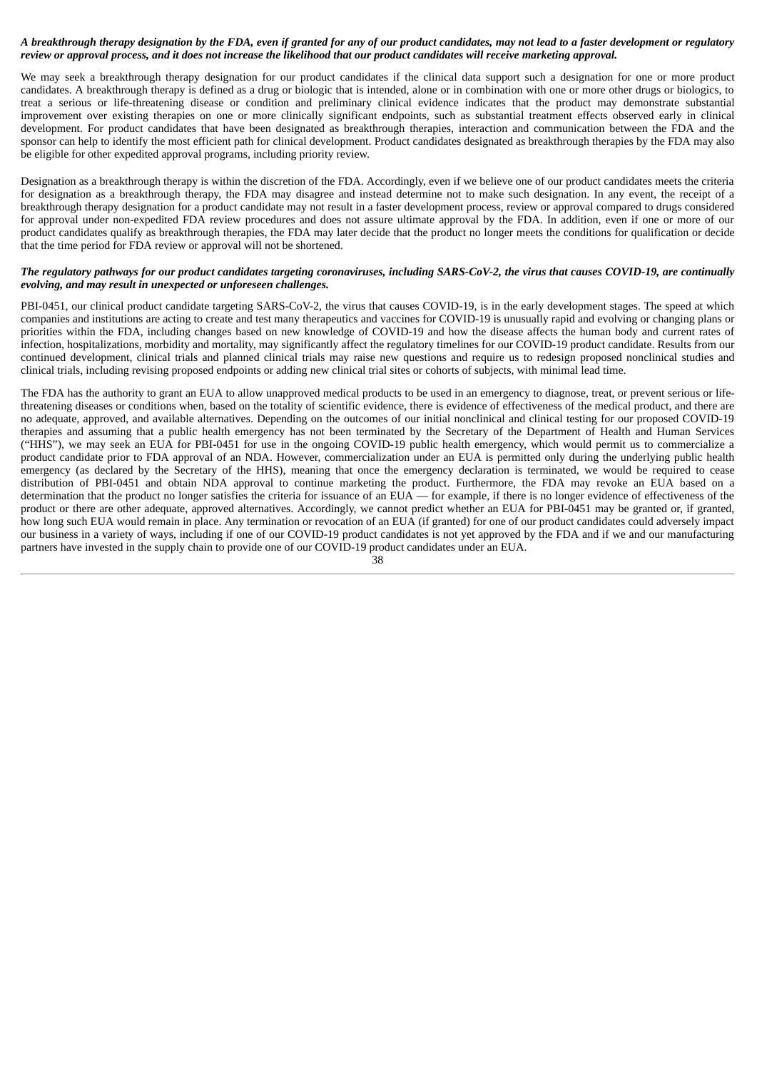***A breakthrough therapy designation by the FDA, even if granted for any of our product candidates, may not lead to a faster development or regulatory review or approval process, and it does not increase the likelihood that our product candidates will receive marketing approval.***

We may seek a breakthrough therapy designation for our product candidates if the clinical data support such a designation for one or more product candidates. A breakthrough therapy is defined as a drug or biologic that is intended, alone or in combination with one or more other drugs or biologics, to treat a serious or life-threatening disease or condition and preliminary clinical evidence indicates that the product may demonstrate substantial improvement over existing therapies on one or more clinically significant endpoints, such as substantial treatment effects observed early in clinical development. For product candidates that have been designated as breakthrough therapies, interaction and communication between the FDA and the sponsor can help to identify the most efficient path for clinical development. Product candidates designated as breakthrough therapies by the FDA may also be eligible for other expedited approval programs, including priority review.

Designation as a breakthrough therapy is within the discretion of the FDA. Accordingly, even if we believe one of our product candidates meets the criteria for designation as a breakthrough therapy, the FDA may disagree and instead determine not to make such designation. In any event, the receipt of a breakthrough therapy designation for a product candidate may not result in a faster development process, review or approval compared to drugs considered for approval under non-expedited FDA review procedures and does not assure ultimate approval by the FDA. In addition, even if one or more of our product candidates qualify as breakthrough therapies, the FDA may later decide that the product no longer meets the conditions for qualification or decide that the time period for FDA review or approval will not be shortened.

***The regulatory pathways for our product candidates targeting coronaviruses, including SARS-CoV-2, the virus that causes COVID-19, are continually evolving, and may result in unexpected or unforeseen challenges.***

PBI-0451, our clinical product candidate targeting SARS-CoV-2, the virus that causes COVID-19, is in the early development stages. The speed at which companies and institutions are acting to create and test many therapeutics and vaccines for COVID-19 is unusually rapid and evolving or changing plans or priorities within the FDA, including changes based on new knowledge of COVID-19 and how the disease affects the human body and current rates of infection, hospitalizations, morbidity and mortality, may significantly affect the regulatory timelines for our COVID-19 product candidate. Results from our continued development, clinical trials and planned clinical trials may raise new questions and require us to redesign proposed nonclinical studies and clinical trials, including revising proposed endpoints or adding new clinical trial sites or cohorts of subjects, with minimal lead time.

The FDA has the authority to grant an EUA to allow unapproved medical products to be used in an emergency to diagnose, treat, or prevent serious or life-threatening diseases or conditions when, based on the totality of scientific evidence, there is evidence of effectiveness of the medical product, and there are no adequate, approved, and available alternatives. Depending on the outcomes of our initial nonclinical and clinical testing for our proposed COVID-19 therapies and assuming that a public health emergency has not been terminated by the Secretary of the Department of Health and Human Services ("HHS"), we may seek an EUA for PBI-0451 for use in the ongoing COVID-19 public health emergency, which would permit us to commercialize a product candidate prior to FDA approval of an NDA. However, commercialization under an EUA is permitted only during the underlying public health emergency (as declared by the Secretary of the HHS), meaning that once the emergency declaration is terminated, we would be required to cease distribution of PBI-0451 and obtain NDA approval to continue marketing the product. Furthermore, the FDA may revoke an EUA based on a determination that the product no longer satisfies the criteria for issuance of an EUA — for example, if there is no longer evidence of effectiveness of the product or there are other adequate, approved alternatives. Accordingly, we cannot predict whether an EUA for PBI-0451 may be granted or, if granted, how long such EUA would remain in place. Any termination or revocation of an EUA (if granted) for one of our product candidates could adversely impact our business in a variety of ways, including if one of our COVID-19 product candidates is not yet approved by the FDA and if we and our manufacturing partners have invested in the supply chain to provide one of our COVID-19 product candidates under an EUA.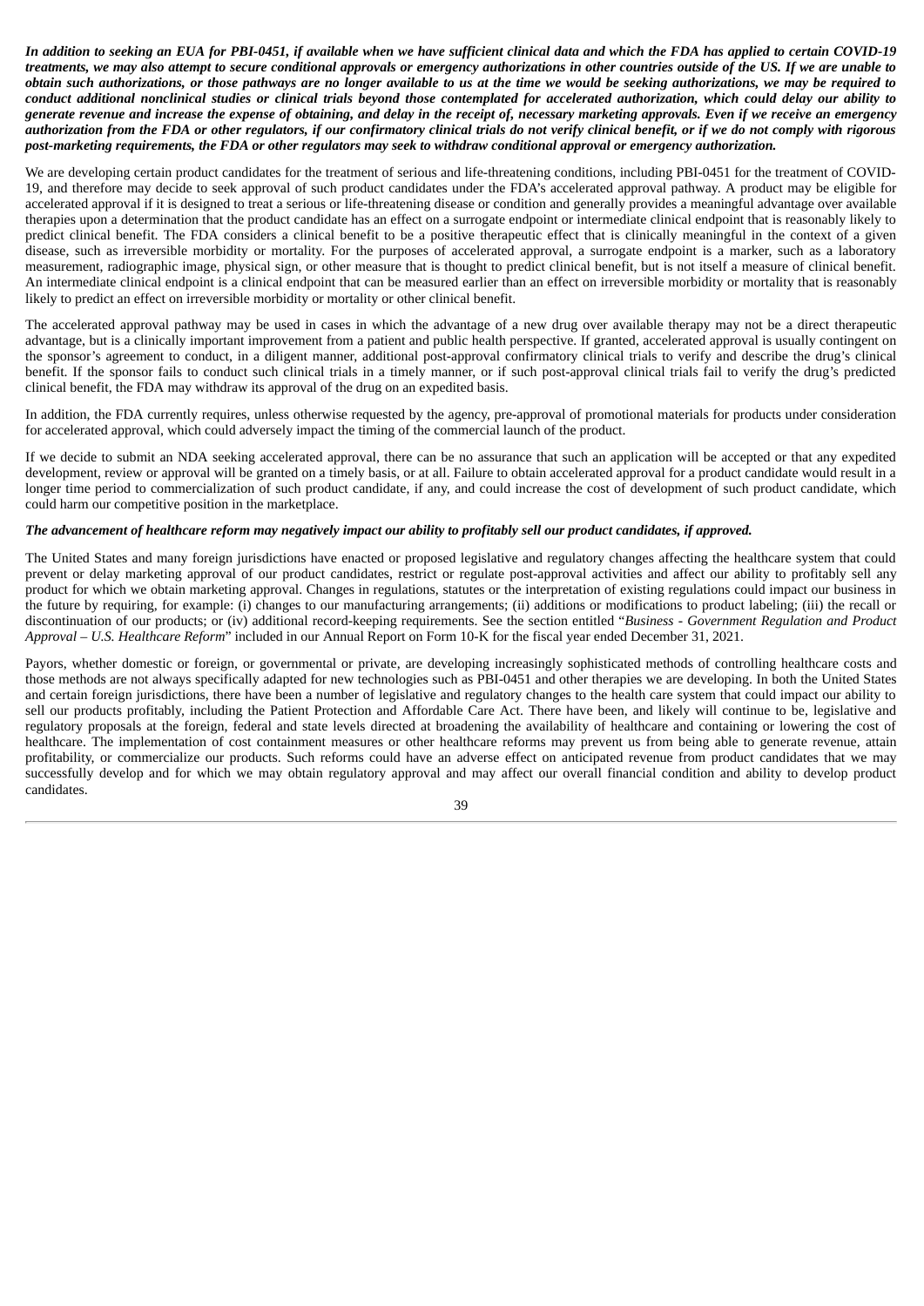***In addition to seeking an EUA for PBI-0451, if available when we have sufficient clinical data and which the FDA has applied to certain COVID-19 treatments, we may also attempt to secure conditional approvals or emergency authorizations in other countries outside of the US. If we are unable to obtain such authorizations, or those pathways are no longer available to us at the time we would be seeking authorizations, we may be required to conduct additional nonclinical studies or clinical trials beyond those contemplated for accelerated authorization, which could delay our ability to generate revenue and increase the expense of obtaining, and delay in the receipt of, necessary marketing approvals. Even if we receive an emergency authorization from the FDA or other regulators, if our confirmatory clinical trials do not verify clinical benefit, or if we do not comply with rigorous post-marketing requirements, the FDA or other regulators may seek to withdraw conditional approval or emergency authorization.***

We are developing certain product candidates for the treatment of serious and life-threatening conditions, including PBI-0451 for the treatment of COVID-19, and therefore may decide to seek approval of such product candidates under the FDA's accelerated approval pathway. A product may be eligible for accelerated approval if it is designed to treat a serious or life-threatening disease or condition and generally provides a meaningful advantage over available therapies upon a determination that the product candidate has an effect on a surrogate endpoint or intermediate clinical endpoint that is reasonably likely to predict clinical benefit. The FDA considers a clinical benefit to be a positive therapeutic effect that is clinically meaningful in the context of a given disease, such as irreversible morbidity or mortality. For the purposes of accelerated approval, a surrogate endpoint is a marker, such as a laboratory measurement, radiographic image, physical sign, or other measure that is thought to predict clinical benefit, but is not itself a measure of clinical benefit. An intermediate clinical endpoint is a clinical endpoint that can be measured earlier than an effect on irreversible morbidity or mortality that is reasonably likely to predict an effect on irreversible morbidity or mortality or other clinical benefit.

The accelerated approval pathway may be used in cases in which the advantage of a new drug over available therapy may not be a direct therapeutic advantage, but is a clinically important improvement from a patient and public health perspective. If granted, accelerated approval is usually contingent on the sponsor's agreement to conduct, in a diligent manner, additional post-approval confirmatory clinical trials to verify and describe the drug's clinical benefit. If the sponsor fails to conduct such clinical trials in a timely manner, or if such post-approval clinical trials fail to verify the drug's predicted clinical benefit, the FDA may withdraw its approval of the drug on an expedited basis.

In addition, the FDA currently requires, unless otherwise requested by the agency, pre-approval of promotional materials for products under consideration for accelerated approval, which could adversely impact the timing of the commercial launch of the product.

If we decide to submit an NDA seeking accelerated approval, there can be no assurance that such an application will be accepted or that any expedited development, review or approval will be granted on a timely basis, or at all. Failure to obtain accelerated approval for a product candidate would result in a longer time period to commercialization of such product candidate, if any, and could increase the cost of development of such product candidate, which could harm our competitive position in the marketplace.

***The advancement of healthcare reform may negatively impact our ability to profitably sell our product candidates, if approved.***

The United States and many foreign jurisdictions have enacted or proposed legislative and regulatory changes affecting the healthcare system that could prevent or delay marketing approval of our product candidates, restrict or regulate post-approval activities and affect our ability to profitably sell any product for which we obtain marketing approval. Changes in regulations, statutes or the interpretation of existing regulations could impact our business in the future by requiring, for example: (i) changes to our manufacturing arrangements; (ii) additions or modifications to product labeling; (iii) the recall or discontinuation of our products; or (iv) additional record-keeping requirements. See the section entitled "*Business - Government Regulation and Product Approval – U.S. Healthcare Reform*" included in our Annual Report on Form 10-K for the fiscal year ended December 31, 2021.

Payors, whether domestic or foreign, or governmental or private, are developing increasingly sophisticated methods of controlling healthcare costs and those methods are not always specifically adapted for new technologies such as PBI-0451 and other therapies we are developing. In both the United States and certain foreign jurisdictions, there have been a number of legislative and regulatory changes to the health care system that could impact our ability to sell our products profitably, including the Patient Protection and Affordable Care Act. There have been, and likely will continue to be, legislative and regulatory proposals at the foreign, federal and state levels directed at broadening the availability of healthcare and containing or lowering the cost of healthcare. The implementation of cost containment measures or other healthcare reforms may prevent us from being able to generate revenue, attain profitability, or commercialize our products. Such reforms could have an adverse effect on anticipated revenue from product candidates that we may successfully develop and for which we may obtain regulatory approval and may affect our overall financial condition and ability to develop product candidates.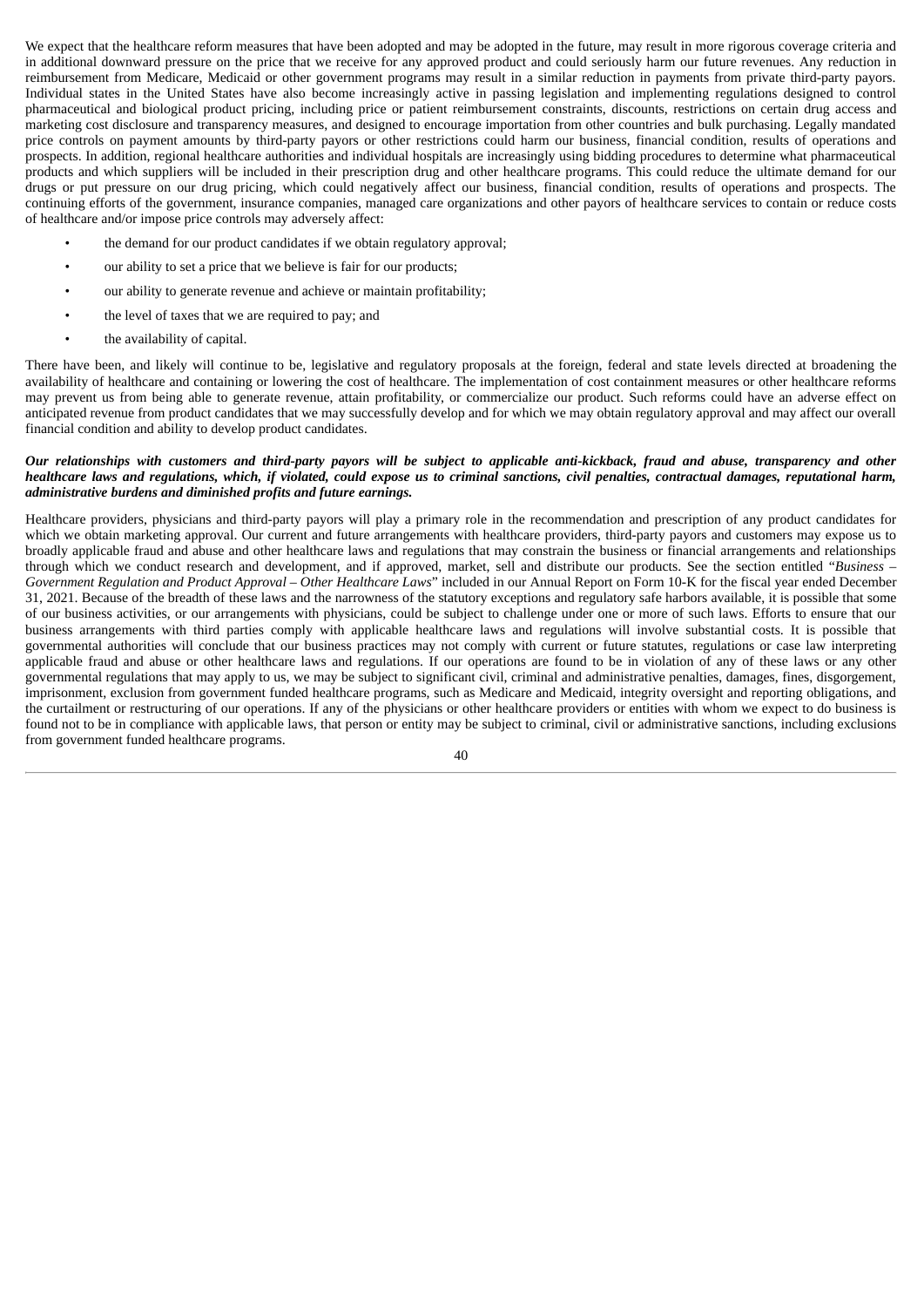We expect that the healthcare reform measures that have been adopted and may be adopted in the future, may result in more rigorous coverage criteria and in additional downward pressure on the price that we receive for any approved product and could seriously harm our future revenues. Any reduction in reimbursement from Medicare, Medicaid or other government programs may result in a similar reduction in payments from private third-party payors. Individual states in the United States have also become increasingly active in passing legislation and implementing regulations designed to control pharmaceutical and biological product pricing, including price or patient reimbursement constraints, discounts, restrictions on certain drug access and marketing cost disclosure and transparency measures, and designed to encourage importation from other countries and bulk purchasing. Legally mandated price controls on payment amounts by third-party payors or other restrictions could harm our business, financial condition, results of operations and prospects. In addition, regional healthcare authorities and individual hospitals are increasingly using bidding procedures to determine what pharmaceutical products and which suppliers will be included in their prescription drug and other healthcare programs. This could reduce the ultimate demand for our drugs or put pressure on our drug pricing, which could negatively affect our business, financial condition, results of operations and prospects. The continuing efforts of the government, insurance companies, managed care organizations and other payors of healthcare services to contain or reduce costs of healthcare and/or impose price controls may adversely affect:

- the demand for our product candidates if we obtain regulatory approval;
- our ability to set a price that we believe is fair for our products;
- our ability to generate revenue and achieve or maintain profitability;
- the level of taxes that we are required to pay; and
- the availability of capital.

There have been, and likely will continue to be, legislative and regulatory proposals at the foreign, federal and state levels directed at broadening the availability of healthcare and containing or lowering the cost of healthcare. The implementation of cost containment measures or other healthcare reforms may prevent us from being able to generate revenue, attain profitability, or commercialize our product. Such reforms could have an adverse effect on anticipated revenue from product candidates that we may successfully develop and for which we may obtain regulatory approval and may affect our overall financial condition and ability to develop product candidates.

***Our relationships with customers and third-party payors will be subject to applicable anti-kickback, fraud and abuse, transparency and other healthcare laws and regulations, which, if violated, could expose us to criminal sanctions, civil penalties, contractual damages, reputational harm, administrative burdens and diminished profits and future earnings.***

Healthcare providers, physicians and third-party payors will play a primary role in the recommendation and prescription of any product candidates for which we obtain marketing approval. Our current and future arrangements with healthcare providers, third-party payors and customers may expose us to broadly applicable fraud and abuse and other healthcare laws and regulations that may constrain the business or financial arrangements and relationships through which we conduct research and development, and if approved, market, sell and distribute our products. See the section entitled "*Business – Government Regulation and Product Approval – Other Healthcare Laws*" included in our Annual Report on Form 10-K for the fiscal year ended December 31, 2021. Because of the breadth of these laws and the narrowness of the statutory exceptions and regulatory safe harbors available, it is possible that some of our business activities, or our arrangements with physicians, could be subject to challenge under one or more of such laws. Efforts to ensure that our business arrangements with third parties comply with applicable healthcare laws and regulations will involve substantial costs. It is possible that governmental authorities will conclude that our business practices may not comply with current or future statutes, regulations or case law interpreting applicable fraud and abuse or other healthcare laws and regulations. If our operations are found to be in violation of any of these laws or any other governmental regulations that may apply to us, we may be subject to significant civil, criminal and administrative penalties, damages, fines, disgorgement, imprisonment, exclusion from government funded healthcare programs, such as Medicare and Medicaid, integrity oversight and reporting obligations, and the curtailment or restructuring of our operations. If any of the physicians or other healthcare providers or entities with whom we expect to do business is found not to be in compliance with applicable laws, that person or entity may be subject to criminal, civil or administrative sanctions, including exclusions from government funded healthcare programs.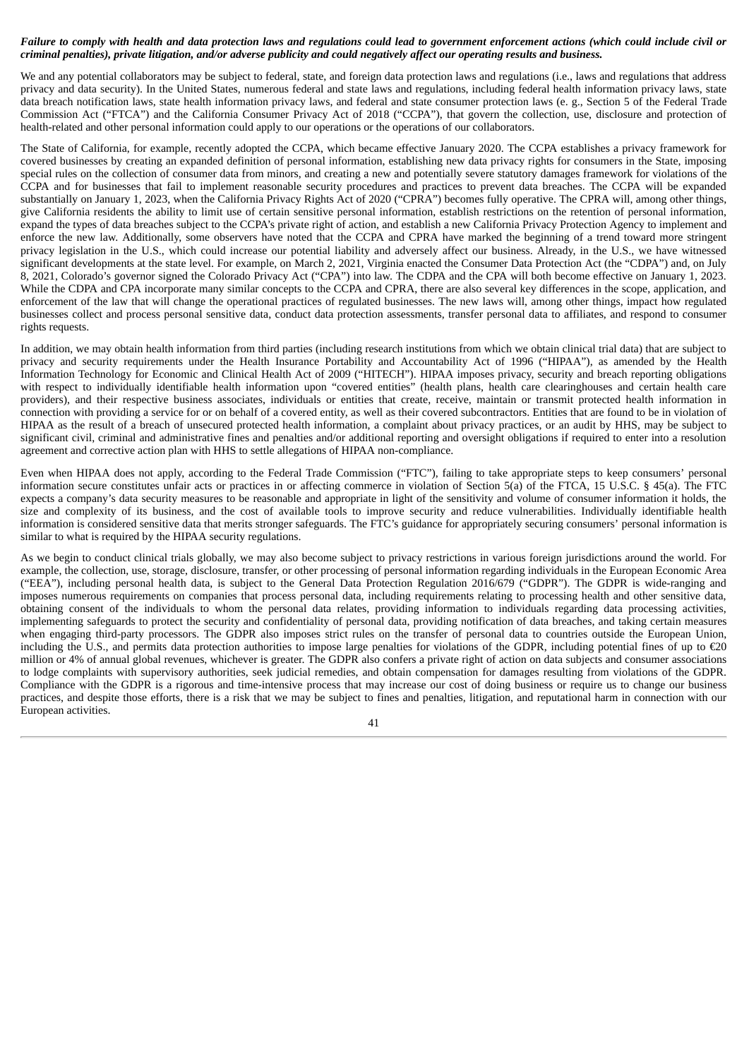***Failure to comply with health and data protection laws and regulations could lead to government enforcement actions (which could include civil or criminal penalties), private litigation, and/or adverse publicity and could negatively affect our operating results and business.***

We and any potential collaborators may be subject to federal, state, and foreign data protection laws and regulations (i.e., laws and regulations that address privacy and data security). In the United States, numerous federal and state laws and regulations, including federal health information privacy laws, state data breach notification laws, state health information privacy laws, and federal and state consumer protection laws (e. g., Section 5 of the Federal Trade Commission Act ("FTCA") and the California Consumer Privacy Act of 2018 ("CCPA"), that govern the collection, use, disclosure and protection of health-related and other personal information could apply to our operations or the operations of our collaborators.

The State of California, for example, recently adopted the CCPA, which became effective January 2020. The CCPA establishes a privacy framework for covered businesses by creating an expanded definition of personal information, establishing new data privacy rights for consumers in the State, imposing special rules on the collection of consumer data from minors, and creating a new and potentially severe statutory damages framework for violations of the CCPA and for businesses that fail to implement reasonable security procedures and practices to prevent data breaches. The CCPA will be expanded substantially on January 1, 2023, when the California Privacy Rights Act of 2020 ("CPRA") becomes fully operative. The CPRA will, among other things, give California residents the ability to limit use of certain sensitive personal information, establish restrictions on the retention of personal information, expand the types of data breaches subject to the CCPA's private right of action, and establish a new California Privacy Protection Agency to implement and enforce the new law. Additionally, some observers have noted that the CCPA and CPRA have marked the beginning of a trend toward more stringent privacy legislation in the U.S., which could increase our potential liability and adversely affect our business. Already, in the U.S., we have witnessed significant developments at the state level. For example, on March 2, 2021, Virginia enacted the Consumer Data Protection Act (the "CDPA") and, on July 8, 2021, Colorado's governor signed the Colorado Privacy Act ("CPA") into law. The CDPA and the CPA will both become effective on January 1, 2023. While the CDPA and CPA incorporate many similar concepts to the CCPA and CPRA, there are also several key differences in the scope, application, and enforcement of the law that will change the operational practices of regulated businesses. The new laws will, among other things, impact how regulated businesses collect and process personal sensitive data, conduct data protection assessments, transfer personal data to affiliates, and respond to consumer rights requests.

In addition, we may obtain health information from third parties (including research institutions from which we obtain clinical trial data) that are subject to privacy and security requirements under the Health Insurance Portability and Accountability Act of 1996 ("HIPAA"), as amended by the Health Information Technology for Economic and Clinical Health Act of 2009 ("HITECH"). HIPAA imposes privacy, security and breach reporting obligations with respect to individually identifiable health information upon "covered entities" (health plans, health care clearinghouses and certain health care providers), and their respective business associates, individuals or entities that create, receive, maintain or transmit protected health information in connection with providing a service for or on behalf of a covered entity, as well as their covered subcontractors. Entities that are found to be in violation of HIPAA as the result of a breach of unsecured protected health information, a complaint about privacy practices, or an audit by HHS, may be subject to significant civil, criminal and administrative fines and penalties and/or additional reporting and oversight obligations if required to enter into a resolution agreement and corrective action plan with HHS to settle allegations of HIPAA non-compliance.

Even when HIPAA does not apply, according to the Federal Trade Commission ("FTC"), failing to take appropriate steps to keep consumers' personal information secure constitutes unfair acts or practices in or affecting commerce in violation of Section 5(a) of the FTCA, 15 U.S.C. § 45(a). The FTC expects a company's data security measures to be reasonable and appropriate in light of the sensitivity and volume of consumer information it holds, the size and complexity of its business, and the cost of available tools to improve security and reduce vulnerabilities. Individually identifiable health information is considered sensitive data that merits stronger safeguards. The FTC's guidance for appropriately securing consumers' personal information is similar to what is required by the HIPAA security regulations.

As we begin to conduct clinical trials globally, we may also become subject to privacy restrictions in various foreign jurisdictions around the world. For example, the collection, use, storage, disclosure, transfer, or other processing of personal information regarding individuals in the European Economic Area ("EEA"), including personal health data, is subject to the General Data Protection Regulation 2016/679 ("GDPR"). The GDPR is wide-ranging and imposes numerous requirements on companies that process personal data, including requirements relating to processing health and other sensitive data, obtaining consent of the individuals to whom the personal data relates, providing information to individuals regarding data processing activities, implementing safeguards to protect the security and confidentiality of personal data, providing notification of data breaches, and taking certain measures when engaging third-party processors. The GDPR also imposes strict rules on the transfer of personal data to countries outside the European Union, including the U.S., and permits data protection authorities to impose large penalties for violations of the GDPR, including potential fines of up to €20 million or 4% of annual global revenues, whichever is greater. The GDPR also confers a private right of action on data subjects and consumer associations to lodge complaints with supervisory authorities, seek judicial remedies, and obtain compensation for damages resulting from violations of the GDPR. Compliance with the GDPR is a rigorous and time-intensive process that may increase our cost of doing business or require us to change our business practices, and despite those efforts, there is a risk that we may be subject to fines and penalties, litigation, and reputational harm in connection with our European activities.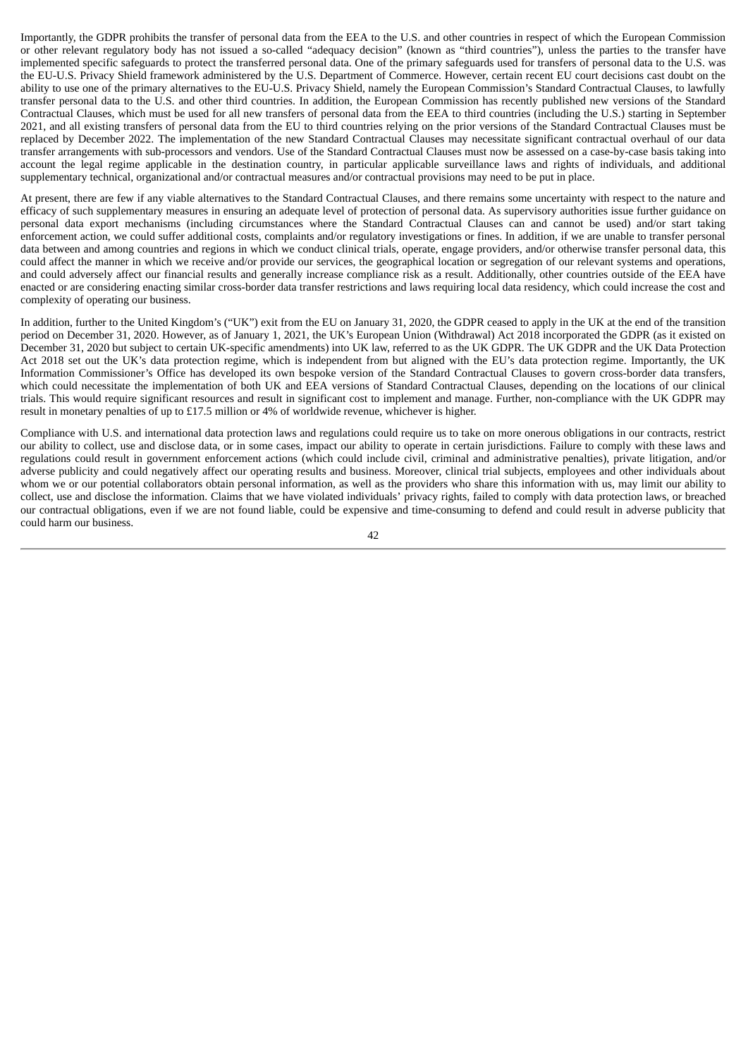Importantly, the GDPR prohibits the transfer of personal data from the EEA to the U.S. and other countries in respect of which the European Commission or other relevant regulatory body has not issued a so-called "adequacy decision" (known as "third countries"), unless the parties to the transfer have implemented specific safeguards to protect the transferred personal data. One of the primary safeguards used for transfers of personal data to the U.S. was the EU-U.S. Privacy Shield framework administered by the U.S. Department of Commerce. However, certain recent EU court decisions cast doubt on the ability to use one of the primary alternatives to the EU-U.S. Privacy Shield, namely the European Commission's Standard Contractual Clauses, to lawfully transfer personal data to the U.S. and other third countries. In addition, the European Commission has recently published new versions of the Standard Contractual Clauses, which must be used for all new transfers of personal data from the EEA to third countries (including the U.S.) starting in September 2021, and all existing transfers of personal data from the EU to third countries relying on the prior versions of the Standard Contractual Clauses must be replaced by December 2022. The implementation of the new Standard Contractual Clauses may necessitate significant contractual overhaul of our data transfer arrangements with sub-processors and vendors. Use of the Standard Contractual Clauses must now be assessed on a case-by-case basis taking into account the legal regime applicable in the destination country, in particular applicable surveillance laws and rights of individuals, and additional supplementary technical, organizational and/or contractual measures and/or contractual provisions may need to be put in place.

At present, there are few if any viable alternatives to the Standard Contractual Clauses, and there remains some uncertainty with respect to the nature and efficacy of such supplementary measures in ensuring an adequate level of protection of personal data. As supervisory authorities issue further guidance on personal data export mechanisms (including circumstances where the Standard Contractual Clauses can and cannot be used) and/or start taking enforcement action, we could suffer additional costs, complaints and/or regulatory investigations or fines. In addition, if we are unable to transfer personal data between and among countries and regions in which we conduct clinical trials, operate, engage providers, and/or otherwise transfer personal data, this could affect the manner in which we receive and/or provide our services, the geographical location or segregation of our relevant systems and operations, and could adversely affect our financial results and generally increase compliance risk as a result. Additionally, other countries outside of the EEA have enacted or are considering enacting similar cross-border data transfer restrictions and laws requiring local data residency, which could increase the cost and complexity of operating our business.

In addition, further to the United Kingdom's ("UK") exit from the EU on January 31, 2020, the GDPR ceased to apply in the UK at the end of the transition period on December 31, 2020. However, as of January 1, 2021, the UK's European Union (Withdrawal) Act 2018 incorporated the GDPR (as it existed on December 31, 2020 but subject to certain UK-specific amendments) into UK law, referred to as the UK GDPR. The UK GDPR and the UK Data Protection Act 2018 set out the UK's data protection regime, which is independent from but aligned with the EU's data protection regime. Importantly, the UK Information Commissioner's Office has developed its own bespoke version of the Standard Contractual Clauses to govern cross-border data transfers, which could necessitate the implementation of both UK and EEA versions of Standard Contractual Clauses, depending on the locations of our clinical trials. This would require significant resources and result in significant cost to implement and manage. Further, non-compliance with the UK GDPR may result in monetary penalties of up to £17.5 million or 4% of worldwide revenue, whichever is higher.

Compliance with U.S. and international data protection laws and regulations could require us to take on more onerous obligations in our contracts, restrict our ability to collect, use and disclose data, or in some cases, impact our ability to operate in certain jurisdictions. Failure to comply with these laws and regulations could result in government enforcement actions (which could include civil, criminal and administrative penalties), private litigation, and/or adverse publicity and could negatively affect our operating results and business. Moreover, clinical trial subjects, employees and other individuals about whom we or our potential collaborators obtain personal information, as well as the providers who share this information with us, may limit our ability to collect, use and disclose the information. Claims that we have violated individuals' privacy rights, failed to comply with data protection laws, or breached our contractual obligations, even if we are not found liable, could be expensive and time-consuming to defend and could result in adverse publicity that could harm our business.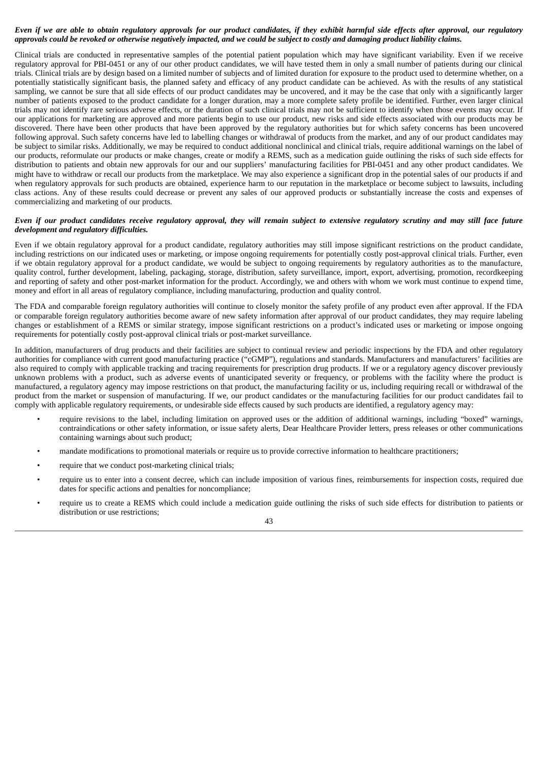***Even if we are able to obtain regulatory approvals for our product candidates, if they exhibit harmful side effects after approval, our regulatory approvals could be revoked or otherwise negatively impacted, and we could be subject to costly and damaging product liability claims.***

Clinical trials are conducted in representative samples of the potential patient population which may have significant variability. Even if we receive regulatory approval for PBI-0451 or any of our other product candidates, we will have tested them in only a small number of patients during our clinical trials. Clinical trials are by design based on a limited number of subjects and of limited duration for exposure to the product used to determine whether, on a potentially statistically significant basis, the planned safety and efficacy of any product candidate can be achieved. As with the results of any statistical sampling, we cannot be sure that all side effects of our product candidates may be uncovered, and it may be the case that only with a significantly larger number of patients exposed to the product candidate for a longer duration, may a more complete safety profile be identified. Further, even larger clinical trials may not identify rare serious adverse effects, or the duration of such clinical trials may not be sufficient to identify when those events may occur. If our applications for marketing are approved and more patients begin to use our product, new risks and side effects associated with our products may be discovered. There have been other products that have been approved by the regulatory authorities but for which safety concerns has been uncovered following approval. Such safety concerns have led to labelling changes or withdrawal of products from the market, and any of our product candidates may be subject to similar risks. Additionally, we may be required to conduct additional nonclinical and clinical trials, require additional warnings on the label of our products, reformulate our products or make changes, create or modify a REMS, such as a medication guide outlining the risks of such side effects for distribution to patients and obtain new approvals for our and our suppliers' manufacturing facilities for PBI-0451 and any other product candidates. We might have to withdraw or recall our products from the marketplace. We may also experience a significant drop in the potential sales of our products if and when regulatory approvals for such products are obtained, experience harm to our reputation in the marketplace or become subject to lawsuits, including class actions. Any of these results could decrease or prevent any sales of our approved products or substantially increase the costs and expenses of commercializing and marketing of our products.

***Even if our product candidates receive regulatory approval, they will remain subject to extensive regulatory scrutiny and may still face future development and regulatory difficulties.***

Even if we obtain regulatory approval for a product candidate, regulatory authorities may still impose significant restrictions on the product candidate, including restrictions on our indicated uses or marketing, or impose ongoing requirements for potentially costly post-approval clinical trials. Further, even if we obtain regulatory approval for a product candidate, we would be subject to ongoing requirements by regulatory authorities as to the manufacture, quality control, further development, labeling, packaging, storage, distribution, safety surveillance, import, export, advertising, promotion, recordkeeping and reporting of safety and other post-market information for the product. Accordingly, we and others with whom we work must continue to expend time, money and effort in all areas of regulatory compliance, including manufacturing, production and quality control.

The FDA and comparable foreign regulatory authorities will continue to closely monitor the safety profile of any product even after approval. If the FDA or comparable foreign regulatory authorities become aware of new safety information after approval of our product candidates, they may require labeling changes or establishment of a REMS or similar strategy, impose significant restrictions on a product's indicated uses or marketing or impose ongoing requirements for potentially costly post-approval clinical trials or post-market surveillance.

In addition, manufacturers of drug products and their facilities are subject to continual review and periodic inspections by the FDA and other regulatory authorities for compliance with current good manufacturing practice ("cGMP"), regulations and standards. Manufacturers and manufacturers' facilities are also required to comply with applicable tracking and tracing requirements for prescription drug products. If we or a regulatory agency discover previously unknown problems with a product, such as adverse events of unanticipated severity or frequency, or problems with the facility where the product is manufactured, a regulatory agency may impose restrictions on that product, the manufacturing facility or us, including requiring recall or withdrawal of the product from the market or suspension of manufacturing. If we, our product candidates or the manufacturing facilities for our product candidates fail to comply with applicable regulatory requirements, or undesirable side effects caused by such products are identified, a regulatory agency may:

- require revisions to the label, including limitation on approved uses or the addition of additional warnings, including "boxed" warnings, contraindications or other safety information, or issue safety alerts, Dear Healthcare Provider letters, press releases or other communications containing warnings about such product;
- mandate modifications to promotional materials or require us to provide corrective information to healthcare practitioners;
- require that we conduct post-marketing clinical trials;
- require us to enter into a consent decree, which can include imposition of various fines, reimbursements for inspection costs, required due dates for specific actions and penalties for noncompliance;
- require us to create a REMS which could include a medication guide outlining the risks of such side effects for distribution to patients or distribution or use restrictions;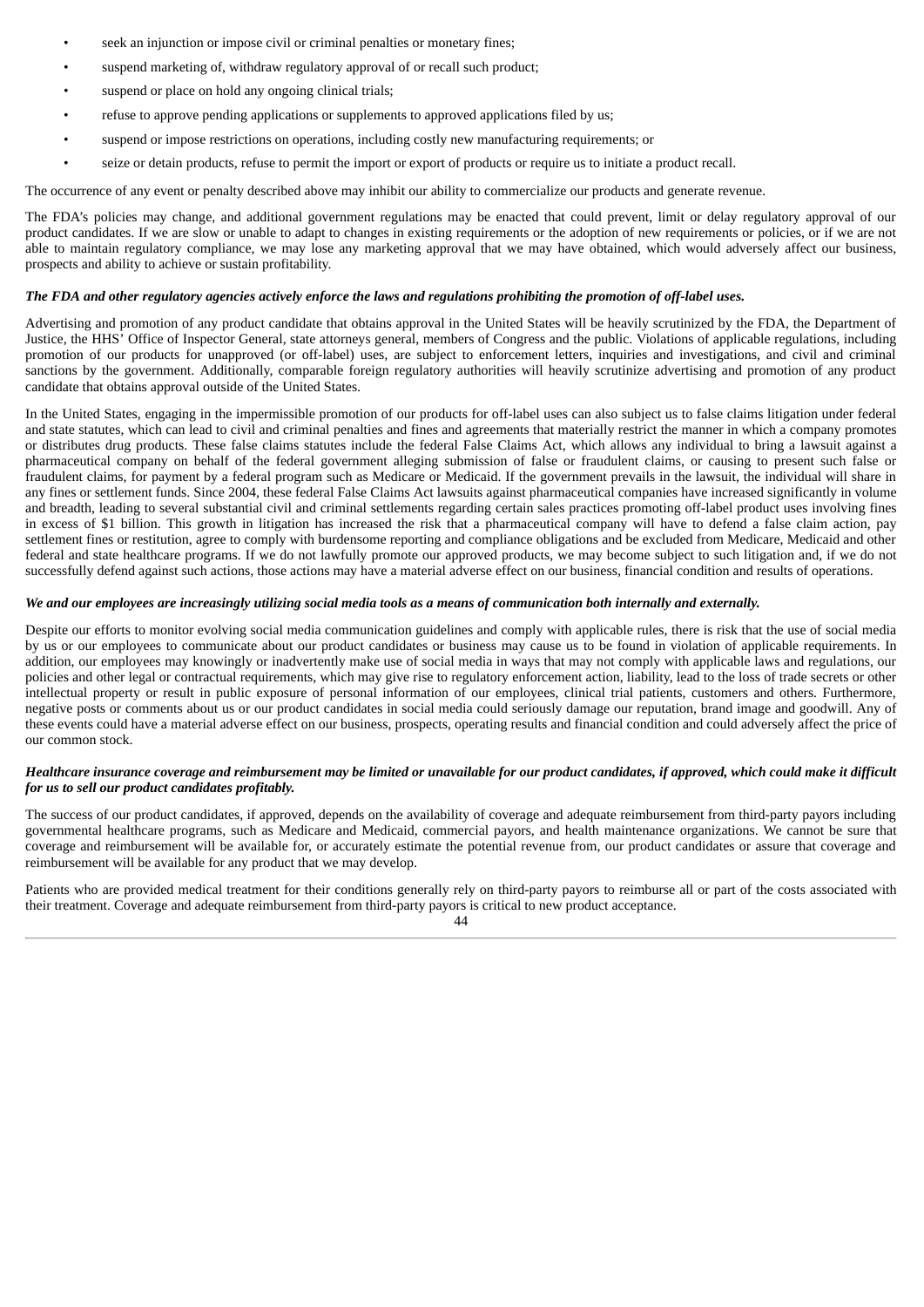- seek an injunction or impose civil or criminal penalties or monetary fines;
- suspend marketing of, withdraw regulatory approval of or recall such product;
- suspend or place on hold any ongoing clinical trials;
- refuse to approve pending applications or supplements to approved applications filed by us;
- suspend or impose restrictions on operations, including costly new manufacturing requirements; or
- seize or detain products, refuse to permit the import or export of products or require us to initiate a product recall.

The occurrence of any event or penalty described above may inhibit our ability to commercialize our products and generate revenue.

The FDA's policies may change, and additional government regulations may be enacted that could prevent, limit or delay regulatory approval of our product candidates. If we are slow or unable to adapt to changes in existing requirements or the adoption of new requirements or policies, or if we are not able to maintain regulatory compliance, we may lose any marketing approval that we may have obtained, which would adversely affect our business, prospects and ability to achieve or sustain profitability.

***The FDA and other regulatory agencies actively enforce the laws and regulations prohibiting the promotion of off-label uses.***

Advertising and promotion of any product candidate that obtains approval in the United States will be heavily scrutinized by the FDA, the Department of Justice, the HHS' Office of Inspector General, state attorneys general, members of Congress and the public. Violations of applicable regulations, including promotion of our products for unapproved (or off-label) uses, are subject to enforcement letters, inquiries and investigations, and civil and criminal sanctions by the government. Additionally, comparable foreign regulatory authorities will heavily scrutinize advertising and promotion of any product candidate that obtains approval outside of the United States.

In the United States, engaging in the impermissible promotion of our products for off-label uses can also subject us to false claims litigation under federal and state statutes, which can lead to civil and criminal penalties and fines and agreements that materially restrict the manner in which a company promotes or distributes drug products. These false claims statutes include the federal False Claims Act, which allows any individual to bring a lawsuit against a pharmaceutical company on behalf of the federal government alleging submission of false or fraudulent claims, or causing to present such false or fraudulent claims, for payment by a federal program such as Medicare or Medicaid. If the government prevails in the lawsuit, the individual will share in any fines or settlement funds. Since 2004, these federal False Claims Act lawsuits against pharmaceutical companies have increased significantly in volume and breadth, leading to several substantial civil and criminal settlements regarding certain sales practices promoting off-label product uses involving fines in excess of $1 billion. This growth in litigation has increased the risk that a pharmaceutical company will have to defend a false claim action, pay settlement fines or restitution, agree to comply with burdensome reporting and compliance obligations and be excluded from Medicare, Medicaid and other federal and state healthcare programs. If we do not lawfully promote our approved products, we may become subject to such litigation and, if we do not successfully defend against such actions, those actions may have a material adverse effect on our business, financial condition and results of operations.

***We and our employees are increasingly utilizing social media tools as a means of communication both internally and externally.***

Despite our efforts to monitor evolving social media communication guidelines and comply with applicable rules, there is risk that the use of social media by us or our employees to communicate about our product candidates or business may cause us to be found in violation of applicable requirements. In addition, our employees may knowingly or inadvertently make use of social media in ways that may not comply with applicable laws and regulations, our policies and other legal or contractual requirements, which may give rise to regulatory enforcement action, liability, lead to the loss of trade secrets or other intellectual property or result in public exposure of personal information of our employees, clinical trial patients, customers and others. Furthermore, negative posts or comments about us or our product candidates in social media could seriously damage our reputation, brand image and goodwill. Any of these events could have a material adverse effect on our business, prospects, operating results and financial condition and could adversely affect the price of our common stock.

***Healthcare insurance coverage and reimbursement may be limited or unavailable for our product candidates, if approved, which could make it difficult for us to sell our product candidates profitably.***

The success of our product candidates, if approved, depends on the availability of coverage and adequate reimbursement from third-party payors including governmental healthcare programs, such as Medicare and Medicaid, commercial payors, and health maintenance organizations. We cannot be sure that coverage and reimbursement will be available for, or accurately estimate the potential revenue from, our product candidates or assure that coverage and reimbursement will be available for any product that we may develop.

Patients who are provided medical treatment for their conditions generally rely on third-party payors to reimburse all or part of the costs associated with their treatment. Coverage and adequate reimbursement from third-party payors is critical to new product acceptance.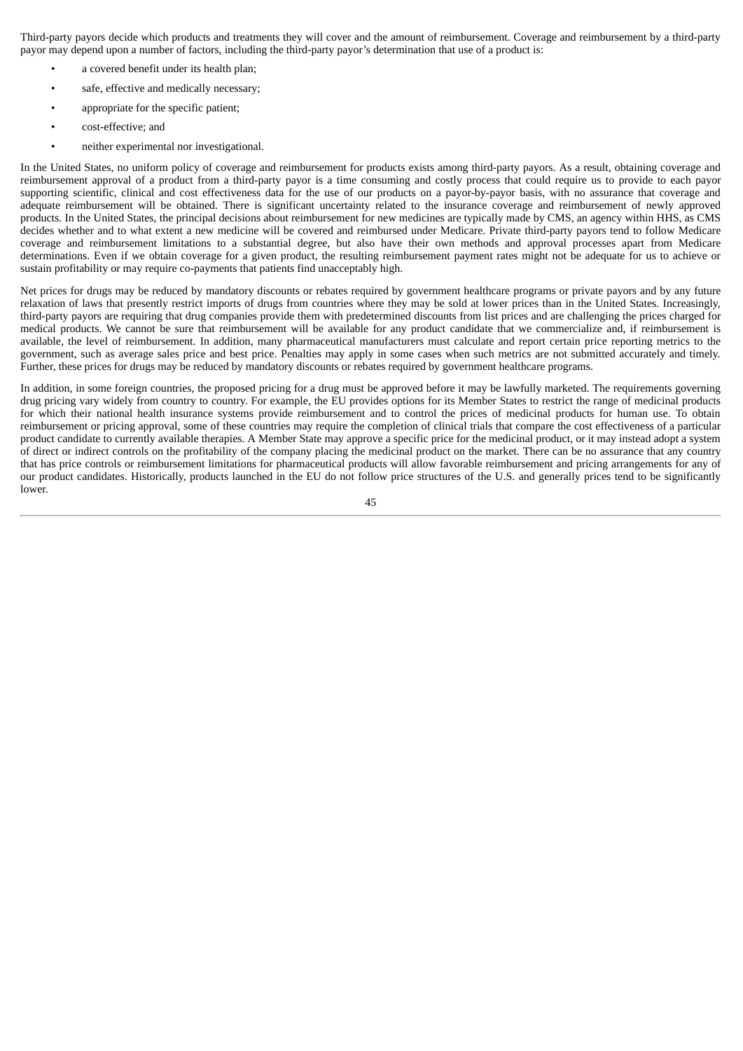Third-party payors decide which products and treatments they will cover and the amount of reimbursement. Coverage and reimbursement by a third-party payor may depend upon a number of factors, including the third-party payor's determination that use of a product is:

- a covered benefit under its health plan;
- safe, effective and medically necessary;
- appropriate for the specific patient;
- cost-effective; and
- neither experimental nor investigational.

In the United States, no uniform policy of coverage and reimbursement for products exists among third-party payors. As a result, obtaining coverage and reimbursement approval of a product from a third-party payor is a time consuming and costly process that could require us to provide to each payor supporting scientific, clinical and cost effectiveness data for the use of our products on a payor-by-payor basis, with no assurance that coverage and adequate reimbursement will be obtained. There is significant uncertainty related to the insurance coverage and reimbursement of newly approved products. In the United States, the principal decisions about reimbursement for new medicines are typically made by CMS, an agency within HHS, as CMS decides whether and to what extent a new medicine will be covered and reimbursed under Medicare. Private third-party payors tend to follow Medicare coverage and reimbursement limitations to a substantial degree, but also have their own methods and approval processes apart from Medicare determinations. Even if we obtain coverage for a given product, the resulting reimbursement payment rates might not be adequate for us to achieve or sustain profitability or may require co-payments that patients find unacceptably high.

Net prices for drugs may be reduced by mandatory discounts or rebates required by government healthcare programs or private payors and by any future relaxation of laws that presently restrict imports of drugs from countries where they may be sold at lower prices than in the United States. Increasingly, third-party payors are requiring that drug companies provide them with predetermined discounts from list prices and are challenging the prices charged for medical products. We cannot be sure that reimbursement will be available for any product candidate that we commercialize and, if reimbursement is available, the level of reimbursement. In addition, many pharmaceutical manufacturers must calculate and report certain price reporting metrics to the government, such as average sales price and best price. Penalties may apply in some cases when such metrics are not submitted accurately and timely. Further, these prices for drugs may be reduced by mandatory discounts or rebates required by government healthcare programs.

In addition, in some foreign countries, the proposed pricing for a drug must be approved before it may be lawfully marketed. The requirements governing drug pricing vary widely from country to country. For example, the EU provides options for its Member States to restrict the range of medicinal products for which their national health insurance systems provide reimbursement and to control the prices of medicinal products for human use. To obtain reimbursement or pricing approval, some of these countries may require the completion of clinical trials that compare the cost effectiveness of a particular product candidate to currently available therapies. A Member State may approve a specific price for the medicinal product, or it may instead adopt a system of direct or indirect controls on the profitability of the company placing the medicinal product on the market. There can be no assurance that any country that has price controls or reimbursement limitations for pharmaceutical products will allow favorable reimbursement and pricing arrangements for any of our product candidates. Historically, products launched in the EU do not follow price structures of the U.S. and generally prices tend to be significantly lower.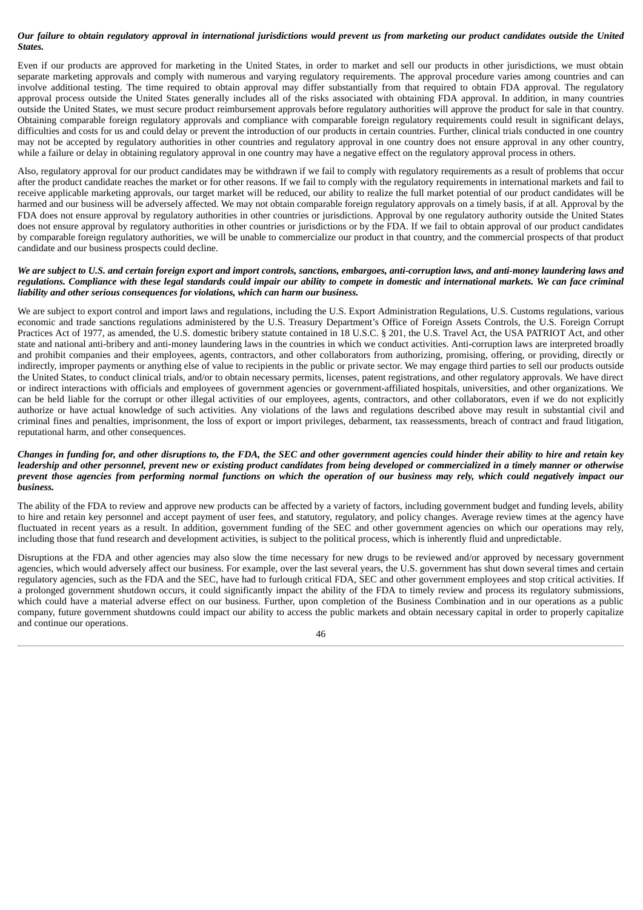***Our failure to obtain regulatory approval in international jurisdictions would prevent us from marketing our product candidates outside the United States.***

Even if our products are approved for marketing in the United States, in order to market and sell our products in other jurisdictions, we must obtain separate marketing approvals and comply with numerous and varying regulatory requirements. The approval procedure varies among countries and can involve additional testing. The time required to obtain approval may differ substantially from that required to obtain FDA approval. The regulatory approval process outside the United States generally includes all of the risks associated with obtaining FDA approval. In addition, in many countries outside the United States, we must secure product reimbursement approvals before regulatory authorities will approve the product for sale in that country. Obtaining comparable foreign regulatory approvals and compliance with comparable foreign regulatory requirements could result in significant delays, difficulties and costs for us and could delay or prevent the introduction of our products in certain countries. Further, clinical trials conducted in one country may not be accepted by regulatory authorities in other countries and regulatory approval in one country does not ensure approval in any other country, while a failure or delay in obtaining regulatory approval in one country may have a negative effect on the regulatory approval process in others.

Also, regulatory approval for our product candidates may be withdrawn if we fail to comply with regulatory requirements as a result of problems that occur after the product candidate reaches the market or for other reasons. If we fail to comply with the regulatory requirements in international markets and fail to receive applicable marketing approvals, our target market will be reduced, our ability to realize the full market potential of our product candidates will be harmed and our business will be adversely affected. We may not obtain comparable foreign regulatory approvals on a timely basis, if at all. Approval by the FDA does not ensure approval by regulatory authorities in other countries or jurisdictions. Approval by one regulatory authority outside the United States does not ensure approval by regulatory authorities in other countries or jurisdictions or by the FDA. If we fail to obtain approval of our product candidates by comparable foreign regulatory authorities, we will be unable to commercialize our product in that country, and the commercial prospects of that product candidate and our business prospects could decline.

***We are subject to U.S. and certain foreign export and import controls, sanctions, embargoes, anti-corruption laws, and anti-money laundering laws and regulations. Compliance with these legal standards could impair our ability to compete in domestic and international markets. We can face criminal liability and other serious consequences for violations, which can harm our business.***

We are subject to export control and import laws and regulations, including the U.S. Export Administration Regulations, U.S. Customs regulations, various economic and trade sanctions regulations administered by the U.S. Treasury Department's Office of Foreign Assets Controls, the U.S. Foreign Corrupt Practices Act of 1977, as amended, the U.S. domestic bribery statute contained in 18 U.S.C. § 201, the U.S. Travel Act, the USA PATRIOT Act, and other state and national anti-bribery and anti-money laundering laws in the countries in which we conduct activities. Anti-corruption laws are interpreted broadly and prohibit companies and their employees, agents, contractors, and other collaborators from authorizing, promising, offering, or providing, directly or indirectly, improper payments or anything else of value to recipients in the public or private sector. We may engage third parties to sell our products outside the United States, to conduct clinical trials, and/or to obtain necessary permits, licenses, patent registrations, and other regulatory approvals. We have direct or indirect interactions with officials and employees of government agencies or government-affiliated hospitals, universities, and other organizations. We can be held liable for the corrupt or other illegal activities of our employees, agents, contractors, and other collaborators, even if we do not explicitly authorize or have actual knowledge of such activities. Any violations of the laws and regulations described above may result in substantial civil and criminal fines and penalties, imprisonment, the loss of export or import privileges, debarment, tax reassessments, breach of contract and fraud litigation, reputational harm, and other consequences.

***Changes in funding for, and other disruptions to, the FDA, the SEC and other government agencies could hinder their ability to hire and retain key leadership and other personnel, prevent new or existing product candidates from being developed or commercialized in a timely manner or otherwise prevent those agencies from performing normal functions on which the operation of our business may rely, which could negatively impact our business.***

The ability of the FDA to review and approve new products can be affected by a variety of factors, including government budget and funding levels, ability to hire and retain key personnel and accept payment of user fees, and statutory, regulatory, and policy changes. Average review times at the agency have fluctuated in recent years as a result. In addition, government funding of the SEC and other government agencies on which our operations may rely, including those that fund research and development activities, is subject to the political process, which is inherently fluid and unpredictable.

Disruptions at the FDA and other agencies may also slow the time necessary for new drugs to be reviewed and/or approved by necessary government agencies, which would adversely affect our business. For example, over the last several years, the U.S. government has shut down several times and certain regulatory agencies, such as the FDA and the SEC, have had to furlough critical FDA, SEC and other government employees and stop critical activities. If a prolonged government shutdown occurs, it could significantly impact the ability of the FDA to timely review and process its regulatory submissions, which could have a material adverse effect on our business. Further, upon completion of the Business Combination and in our operations as a public company, future government shutdowns could impact our ability to access the public markets and obtain necessary capital in order to properly capitalize and continue our operations.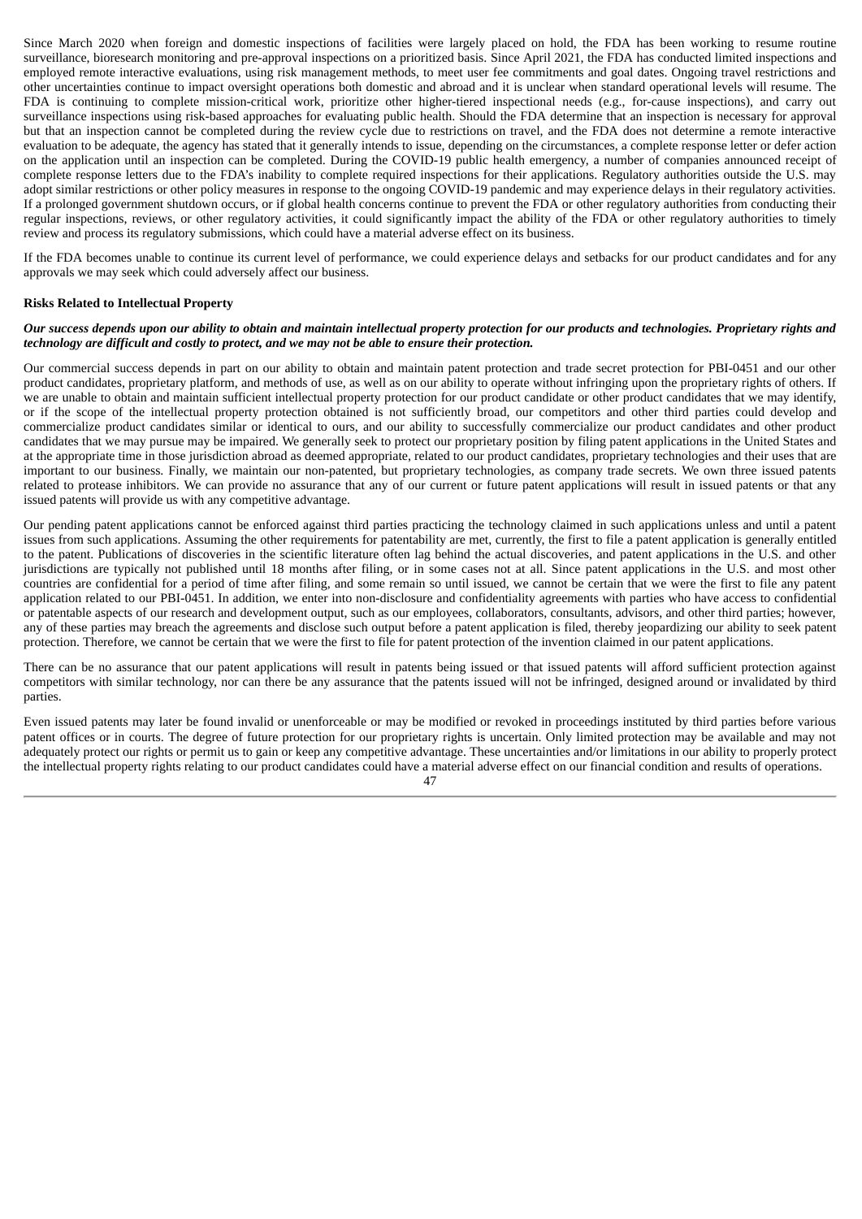Since March 2020 when foreign and domestic inspections of facilities were largely placed on hold, the FDA has been working to resume routine surveillance, bioresearch monitoring and pre-approval inspections on a prioritized basis. Since April 2021, the FDA has conducted limited inspections and employed remote interactive evaluations, using risk management methods, to meet user fee commitments and goal dates. Ongoing travel restrictions and other uncertainties continue to impact oversight operations both domestic and abroad and it is unclear when standard operational levels will resume. The FDA is continuing to complete mission-critical work, prioritize other higher-tiered inspectional needs (e.g., for-cause inspections), and carry out surveillance inspections using risk-based approaches for evaluating public health. Should the FDA determine that an inspection is necessary for approval but that an inspection cannot be completed during the review cycle due to restrictions on travel, and the FDA does not determine a remote interactive evaluation to be adequate, the agency has stated that it generally intends to issue, depending on the circumstances, a complete response letter or defer action on the application until an inspection can be completed. During the COVID-19 public health emergency, a number of companies announced receipt of complete response letters due to the FDA's inability to complete required inspections for their applications. Regulatory authorities outside the U.S. may adopt similar restrictions or other policy measures in response to the ongoing COVID-19 pandemic and may experience delays in their regulatory activities. If a prolonged government shutdown occurs, or if global health concerns continue to prevent the FDA or other regulatory authorities from conducting their regular inspections, reviews, or other regulatory activities, it could significantly impact the ability of the FDA or other regulatory authorities to timely review and process its regulatory submissions, which could have a material adverse effect on its business.

If the FDA becomes unable to continue its current level of performance, we could experience delays and setbacks for our product candidates and for any approvals we may seek which could adversely affect our business.

**Risks Related to Intellectual Property**

***Our success depends upon our ability to obtain and maintain intellectual property protection for our products and technologies. Proprietary rights and technology are difficult and costly to protect, and we may not be able to ensure their protection.***

Our commercial success depends in part on our ability to obtain and maintain patent protection and trade secret protection for PBI-0451 and our other product candidates, proprietary platform, and methods of use, as well as on our ability to operate without infringing upon the proprietary rights of others. If we are unable to obtain and maintain sufficient intellectual property protection for our product candidate or other product candidates that we may identify, or if the scope of the intellectual property protection obtained is not sufficiently broad, our competitors and other third parties could develop and commercialize product candidates similar or identical to ours, and our ability to successfully commercialize our product candidates and other product candidates that we may pursue may be impaired. We generally seek to protect our proprietary position by filing patent applications in the United States and at the appropriate time in those jurisdiction abroad as deemed appropriate, related to our product candidates, proprietary technologies and their uses that are important to our business. Finally, we maintain our non-patented, but proprietary technologies, as company trade secrets. We own three issued patents related to protease inhibitors. We can provide no assurance that any of our current or future patent applications will result in issued patents or that any issued patents will provide us with any competitive advantage.

Our pending patent applications cannot be enforced against third parties practicing the technology claimed in such applications unless and until a patent issues from such applications. Assuming the other requirements for patentability are met, currently, the first to file a patent application is generally entitled to the patent. Publications of discoveries in the scientific literature often lag behind the actual discoveries, and patent applications in the U.S. and other jurisdictions are typically not published until 18 months after filing, or in some cases not at all. Since patent applications in the U.S. and most other countries are confidential for a period of time after filing, and some remain so until issued, we cannot be certain that we were the first to file any patent application related to our PBI-0451. In addition, we enter into non-disclosure and confidentiality agreements with parties who have access to confidential or patentable aspects of our research and development output, such as our employees, collaborators, consultants, advisors, and other third parties; however, any of these parties may breach the agreements and disclose such output before a patent application is filed, thereby jeopardizing our ability to seek patent protection. Therefore, we cannot be certain that we were the first to file for patent protection of the invention claimed in our patent applications.

There can be no assurance that our patent applications will result in patents being issued or that issued patents will afford sufficient protection against competitors with similar technology, nor can there be any assurance that the patents issued will not be infringed, designed around or invalidated by third parties.

Even issued patents may later be found invalid or unenforceable or may be modified or revoked in proceedings instituted by third parties before various patent offices or in courts. The degree of future protection for our proprietary rights is uncertain. Only limited protection may be available and may not adequately protect our rights or permit us to gain or keep any competitive advantage. These uncertainties and/or limitations in our ability to properly protect the intellectual property rights relating to our product candidates could have a material adverse effect on our financial condition and results of operations.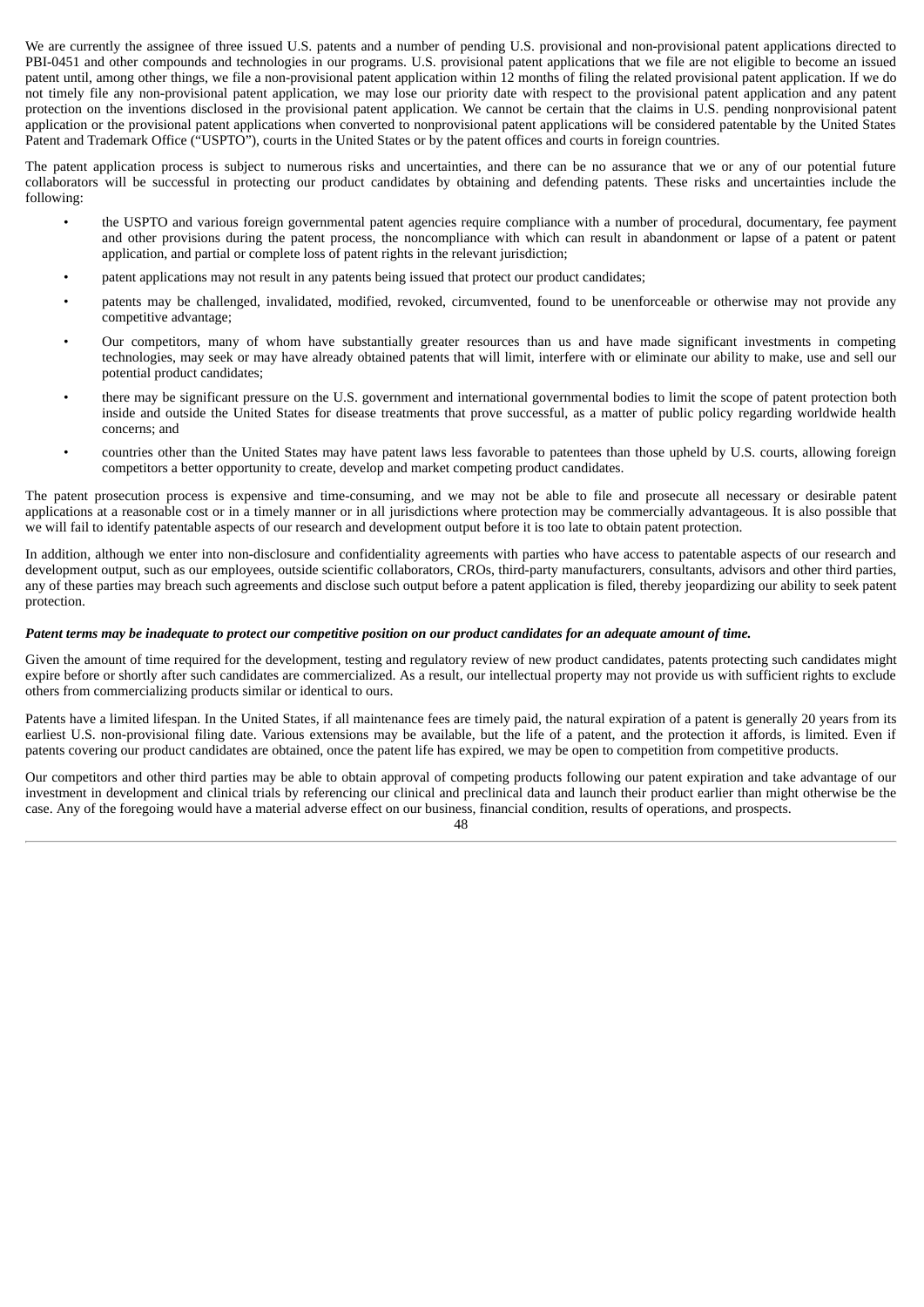We are currently the assignee of three issued U.S. patents and a number of pending U.S. provisional and non-provisional patent applications directed to PBI-0451 and other compounds and technologies in our programs. U.S. provisional patent applications that we file are not eligible to become an issued patent until, among other things, we file a non-provisional patent application within 12 months of filing the related provisional patent application. If we do not timely file any non-provisional patent application, we may lose our priority date with respect to the provisional patent application and any patent protection on the inventions disclosed in the provisional patent application. We cannot be certain that the claims in U.S. pending nonprovisional patent application or the provisional patent applications when converted to nonprovisional patent applications will be considered patentable by the United States Patent and Trademark Office ("USPTO"), courts in the United States or by the patent offices and courts in foreign countries.

The patent application process is subject to numerous risks and uncertainties, and there can be no assurance that we or any of our potential future collaborators will be successful in protecting our product candidates by obtaining and defending patents. These risks and uncertainties include the following:

- the USPTO and various foreign governmental patent agencies require compliance with a number of procedural, documentary, fee payment and other provisions during the patent process, the noncompliance with which can result in abandonment or lapse of a patent or patent application, and partial or complete loss of patent rights in the relevant jurisdiction;
- patent applications may not result in any patents being issued that protect our product candidates;
- patents may be challenged, invalidated, modified, revoked, circumvented, found to be unenforceable or otherwise may not provide any competitive advantage;
- Our competitors, many of whom have substantially greater resources than us and have made significant investments in competing technologies, may seek or may have already obtained patents that will limit, interfere with or eliminate our ability to make, use and sell our potential product candidates;
- there may be significant pressure on the U.S. government and international governmental bodies to limit the scope of patent protection both inside and outside the United States for disease treatments that prove successful, as a matter of public policy regarding worldwide health concerns; and
- countries other than the United States may have patent laws less favorable to patentees than those upheld by U.S. courts, allowing foreign competitors a better opportunity to create, develop and market competing product candidates.

The patent prosecution process is expensive and time-consuming, and we may not be able to file and prosecute all necessary or desirable patent applications at a reasonable cost or in a timely manner or in all jurisdictions where protection may be commercially advantageous. It is also possible that we will fail to identify patentable aspects of our research and development output before it is too late to obtain patent protection.

In addition, although we enter into non-disclosure and confidentiality agreements with parties who have access to patentable aspects of our research and development output, such as our employees, outside scientific collaborators, CROs, third-party manufacturers, consultants, advisors and other third parties, any of these parties may breach such agreements and disclose such output before a patent application is filed, thereby jeopardizing our ability to seek patent protection.

***Patent terms may be inadequate to protect our competitive position on our product candidates for an adequate amount of time.***

Given the amount of time required for the development, testing and regulatory review of new product candidates, patents protecting such candidates might expire before or shortly after such candidates are commercialized. As a result, our intellectual property may not provide us with sufficient rights to exclude others from commercializing products similar or identical to ours.

Patents have a limited lifespan. In the United States, if all maintenance fees are timely paid, the natural expiration of a patent is generally 20 years from its earliest U.S. non-provisional filing date. Various extensions may be available, but the life of a patent, and the protection it affords, is limited. Even if patents covering our product candidates are obtained, once the patent life has expired, we may be open to competition from competitive products.

Our competitors and other third parties may be able to obtain approval of competing products following our patent expiration and take advantage of our investment in development and clinical trials by referencing our clinical and preclinical data and launch their product earlier than might otherwise be the case. Any of the foregoing would have a material adverse effect on our business, financial condition, results of operations, and prospects.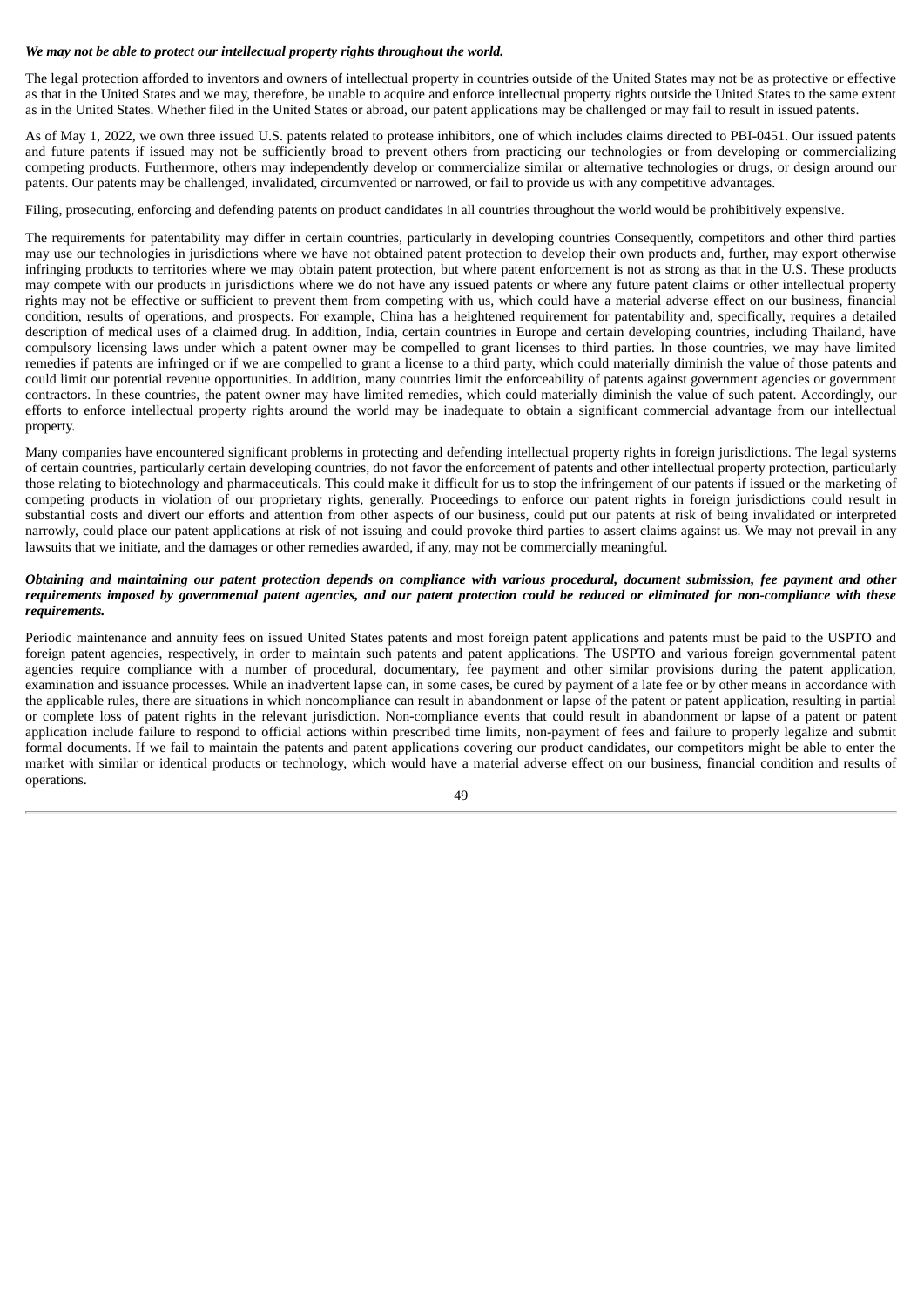***We may not be able to protect our intellectual property rights throughout the world.***

The legal protection afforded to inventors and owners of intellectual property in countries outside of the United States may not be as protective or effective as that in the United States and we may, therefore, be unable to acquire and enforce intellectual property rights outside the United States to the same extent as in the United States. Whether filed in the United States or abroad, our patent applications may be challenged or may fail to result in issued patents.

As of May 1, 2022, we own three issued U.S. patents related to protease inhibitors, one of which includes claims directed to PBI-0451. Our issued patents and future patents if issued may not be sufficiently broad to prevent others from practicing our technologies or from developing or commercializing competing products. Furthermore, others may independently develop or commercialize similar or alternative technologies or drugs, or design around our patents. Our patents may be challenged, invalidated, circumvented or narrowed, or fail to provide us with any competitive advantages.

Filing, prosecuting, enforcing and defending patents on product candidates in all countries throughout the world would be prohibitively expensive.

The requirements for patentability may differ in certain countries, particularly in developing countries Consequently, competitors and other third parties may use our technologies in jurisdictions where we have not obtained patent protection to develop their own products and, further, may export otherwise infringing products to territories where we may obtain patent protection, but where patent enforcement is not as strong as that in the U.S. These products may compete with our products in jurisdictions where we do not have any issued patents or where any future patent claims or other intellectual property rights may not be effective or sufficient to prevent them from competing with us, which could have a material adverse effect on our business, financial condition, results of operations, and prospects. For example, China has a heightened requirement for patentability and, specifically, requires a detailed description of medical uses of a claimed drug. In addition, India, certain countries in Europe and certain developing countries, including Thailand, have compulsory licensing laws under which a patent owner may be compelled to grant licenses to third parties. In those countries, we may have limited remedies if patents are infringed or if we are compelled to grant a license to a third party, which could materially diminish the value of those patents and could limit our potential revenue opportunities. In addition, many countries limit the enforceability of patents against government agencies or government contractors. In these countries, the patent owner may have limited remedies, which could materially diminish the value of such patent. Accordingly, our efforts to enforce intellectual property rights around the world may be inadequate to obtain a significant commercial advantage from our intellectual property.

Many companies have encountered significant problems in protecting and defending intellectual property rights in foreign jurisdictions. The legal systems of certain countries, particularly certain developing countries, do not favor the enforcement of patents and other intellectual property protection, particularly those relating to biotechnology and pharmaceuticals. This could make it difficult for us to stop the infringement of our patents if issued or the marketing of competing products in violation of our proprietary rights, generally. Proceedings to enforce our patent rights in foreign jurisdictions could result in substantial costs and divert our efforts and attention from other aspects of our business, could put our patents at risk of being invalidated or interpreted narrowly, could place our patent applications at risk of not issuing and could provoke third parties to assert claims against us. We may not prevail in any lawsuits that we initiate, and the damages or other remedies awarded, if any, may not be commercially meaningful.

***Obtaining and maintaining our patent protection depends on compliance with various procedural, document submission, fee payment and other requirements imposed by governmental patent agencies, and our patent protection could be reduced or eliminated for non-compliance with these requirements.***

Periodic maintenance and annuity fees on issued United States patents and most foreign patent applications and patents must be paid to the USPTO and foreign patent agencies, respectively, in order to maintain such patents and patent applications. The USPTO and various foreign governmental patent agencies require compliance with a number of procedural, documentary, fee payment and other similar provisions during the patent application, examination and issuance processes. While an inadvertent lapse can, in some cases, be cured by payment of a late fee or by other means in accordance with the applicable rules, there are situations in which noncompliance can result in abandonment or lapse of the patent or patent application, resulting in partial or complete loss of patent rights in the relevant jurisdiction. Non-compliance events that could result in abandonment or lapse of a patent or patent application include failure to respond to official actions within prescribed time limits, non-payment of fees and failure to properly legalize and submit formal documents. If we fail to maintain the patents and patent applications covering our product candidates, our competitors might be able to enter the market with similar or identical products or technology, which would have a material adverse effect on our business, financial condition and results of operations.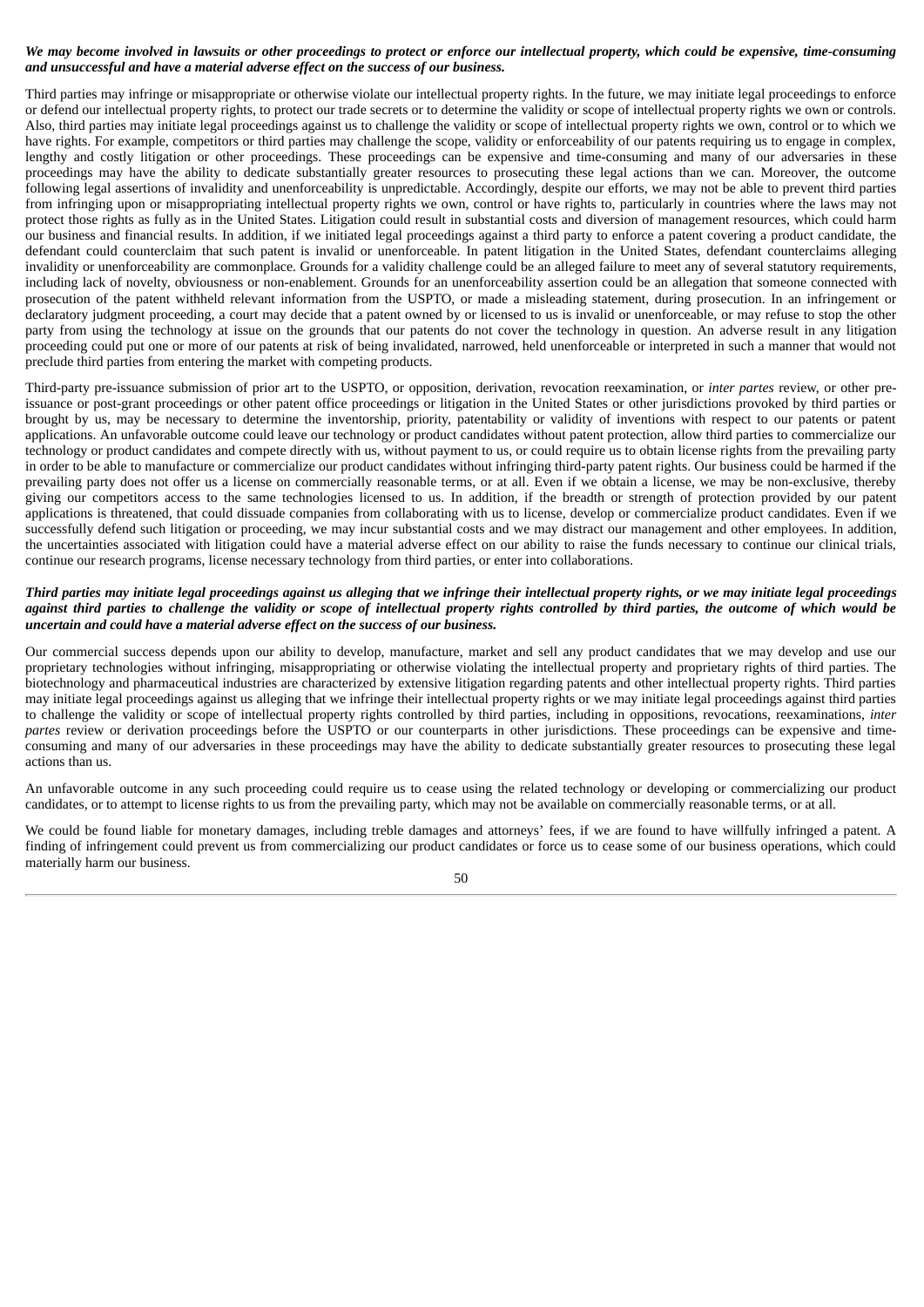***We may become involved in lawsuits or other proceedings to protect or enforce our intellectual property, which could be expensive, time-consuming and unsuccessful and have a material adverse effect on the success of our business.***

Third parties may infringe or misappropriate or otherwise violate our intellectual property rights. In the future, we may initiate legal proceedings to enforce or defend our intellectual property rights, to protect our trade secrets or to determine the validity or scope of intellectual property rights we own or controls. Also, third parties may initiate legal proceedings against us to challenge the validity or scope of intellectual property rights we own, control or to which we have rights. For example, competitors or third parties may challenge the scope, validity or enforceability of our patents requiring us to engage in complex, lengthy and costly litigation or other proceedings. These proceedings can be expensive and time-consuming and many of our adversaries in these proceedings may have the ability to dedicate substantially greater resources to prosecuting these legal actions than we can. Moreover, the outcome following legal assertions of invalidity and unenforceability is unpredictable. Accordingly, despite our efforts, we may not be able to prevent third parties from infringing upon or misappropriating intellectual property rights we own, control or have rights to, particularly in countries where the laws may not protect those rights as fully as in the United States. Litigation could result in substantial costs and diversion of management resources, which could harm our business and financial results. In addition, if we initiated legal proceedings against a third party to enforce a patent covering a product candidate, the defendant could counterclaim that such patent is invalid or unenforceable. In patent litigation in the United States, defendant counterclaims alleging invalidity or unenforceability are commonplace. Grounds for a validity challenge could be an alleged failure to meet any of several statutory requirements, including lack of novelty, obviousness or non-enablement. Grounds for an unenforceability assertion could be an allegation that someone connected with prosecution of the patent withheld relevant information from the USPTO, or made a misleading statement, during prosecution. In an infringement or declaratory judgment proceeding, a court may decide that a patent owned by or licensed to us is invalid or unenforceable, or may refuse to stop the other party from using the technology at issue on the grounds that our patents do not cover the technology in question. An adverse result in any litigation proceeding could put one or more of our patents at risk of being invalidated, narrowed, held unenforceable or interpreted in such a manner that would not preclude third parties from entering the market with competing products.

Third-party pre-issuance submission of prior art to the USPTO, or opposition, derivation, revocation reexamination, or *inter partes* review, or other pre-issuance or post-grant proceedings or other patent office proceedings or litigation in the United States or other jurisdictions provoked by third parties or brought by us, may be necessary to determine the inventorship, priority, patentability or validity of inventions with respect to our patents or patent applications. An unfavorable outcome could leave our technology or product candidates without patent protection, allow third parties to commercialize our technology or product candidates and compete directly with us, without payment to us, or could require us to obtain license rights from the prevailing party in order to be able to manufacture or commercialize our product candidates without infringing third-party patent rights. Our business could be harmed if the prevailing party does not offer us a license on commercially reasonable terms, or at all. Even if we obtain a license, we may be non-exclusive, thereby giving our competitors access to the same technologies licensed to us. In addition, if the breadth or strength of protection provided by our patent applications is threatened, that could dissuade companies from collaborating with us to license, develop or commercialize product candidates. Even if we successfully defend such litigation or proceeding, we may incur substantial costs and we may distract our management and other employees. In addition, the uncertainties associated with litigation could have a material adverse effect on our ability to raise the funds necessary to continue our clinical trials, continue our research programs, license necessary technology from third parties, or enter into collaborations.

***Third parties may initiate legal proceedings against us alleging that we infringe their intellectual property rights, or we may initiate legal proceedings against third parties to challenge the validity or scope of intellectual property rights controlled by third parties, the outcome of which would be uncertain and could have a material adverse effect on the success of our business.***

Our commercial success depends upon our ability to develop, manufacture, market and sell any product candidates that we may develop and use our proprietary technologies without infringing, misappropriating or otherwise violating the intellectual property and proprietary rights of third parties. The biotechnology and pharmaceutical industries are characterized by extensive litigation regarding patents and other intellectual property rights. Third parties may initiate legal proceedings against us alleging that we infringe their intellectual property rights or we may initiate legal proceedings against third parties to challenge the validity or scope of intellectual property rights controlled by third parties, including in oppositions, revocations, reexaminations, *inter partes* review or derivation proceedings before the USPTO or our counterparts in other jurisdictions. These proceedings can be expensive and time-consuming and many of our adversaries in these proceedings may have the ability to dedicate substantially greater resources to prosecuting these legal actions than us.

An unfavorable outcome in any such proceeding could require us to cease using the related technology or developing or commercializing our product candidates, or to attempt to license rights to us from the prevailing party, which may not be available on commercially reasonable terms, or at all.

We could be found liable for monetary damages, including treble damages and attorneys' fees, if we are found to have willfully infringed a patent. A finding of infringement could prevent us from commercializing our product candidates or force us to cease some of our business operations, which could materially harm our business.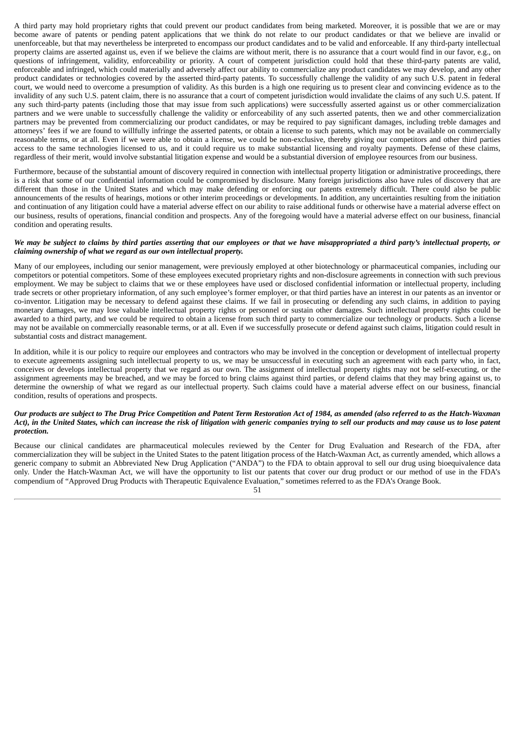A third party may hold proprietary rights that could prevent our product candidates from being marketed. Moreover, it is possible that we are or may become aware of patents or pending patent applications that we think do not relate to our product candidates or that we believe are invalid or unenforceable, but that may nevertheless be interpreted to encompass our product candidates and to be valid and enforceable. If any third-party intellectual property claims are asserted against us, even if we believe the claims are without merit, there is no assurance that a court would find in our favor, e.g., on questions of infringement, validity, enforceability or priority. A court of competent jurisdiction could hold that these third-party patents are valid, enforceable and infringed, which could materially and adversely affect our ability to commercialize any product candidates we may develop, and any other product candidates or technologies covered by the asserted third-party patents. To successfully challenge the validity of any such U.S. patent in federal court, we would need to overcome a presumption of validity. As this burden is a high one requiring us to present clear and convincing evidence as to the invalidity of any such U.S. patent claim, there is no assurance that a court of competent jurisdiction would invalidate the claims of any such U.S. patent. If any such third-party patents (including those that may issue from such applications) were successfully asserted against us or other commercialization partners and we were unable to successfully challenge the validity or enforceability of any such asserted patents, then we and other commercialization partners may be prevented from commercializing our product candidates, or may be required to pay significant damages, including treble damages and attorneys' fees if we are found to willfully infringe the asserted patents, or obtain a license to such patents, which may not be available on commercially reasonable terms, or at all. Even if we were able to obtain a license, we could be non-exclusive, thereby giving our competitors and other third parties access to the same technologies licensed to us, and it could require us to make substantial licensing and royalty payments. Defense of these claims, regardless of their merit, would involve substantial litigation expense and would be a substantial diversion of employee resources from our business.

Furthermore, because of the substantial amount of discovery required in connection with intellectual property litigation or administrative proceedings, there is a risk that some of our confidential information could be compromised by disclosure. Many foreign jurisdictions also have rules of discovery that are different than those in the United States and which may make defending or enforcing our patents extremely difficult. There could also be public announcements of the results of hearings, motions or other interim proceedings or developments. In addition, any uncertainties resulting from the initiation and continuation of any litigation could have a material adverse effect on our ability to raise additional funds or otherwise have a material adverse effect on our business, results of operations, financial condition and prospects. Any of the foregoing would have a material adverse effect on our business, financial condition and operating results.

***We may be subject to claims by third parties asserting that our employees or that we have misappropriated a third party's intellectual property, or claiming ownership of what we regard as our own intellectual property.***

Many of our employees, including our senior management, were previously employed at other biotechnology or pharmaceutical companies, including our competitors or potential competitors. Some of these employees executed proprietary rights and non-disclosure agreements in connection with such previous employment. We may be subject to claims that we or these employees have used or disclosed confidential information or intellectual property, including trade secrets or other proprietary information, of any such employee's former employer, or that third parties have an interest in our patents as an inventor or co-inventor. Litigation may be necessary to defend against these claims. If we fail in prosecuting or defending any such claims, in addition to paying monetary damages, we may lose valuable intellectual property rights or personnel or sustain other damages. Such intellectual property rights could be awarded to a third party, and we could be required to obtain a license from such third party to commercialize our technology or products. Such a license may not be available on commercially reasonable terms, or at all. Even if we successfully prosecute or defend against such claims, litigation could result in substantial costs and distract management.

In addition, while it is our policy to require our employees and contractors who may be involved in the conception or development of intellectual property to execute agreements assigning such intellectual property to us, we may be unsuccessful in executing such an agreement with each party who, in fact, conceives or develops intellectual property that we regard as our own. The assignment of intellectual property rights may not be self-executing, or the assignment agreements may be breached, and we may be forced to bring claims against third parties, or defend claims that they may bring against us, to determine the ownership of what we regard as our intellectual property. Such claims could have a material adverse effect on our business, financial condition, results of operations and prospects.

***Our products are subject to The Drug Price Competition and Patent Term Restoration Act of 1984, as amended (also referred to as the Hatch-Waxman Act), in the United States, which can increase the risk of litigation with generic companies trying to sell our products and may cause us to lose patent protection.***

Because our clinical candidates are pharmaceutical molecules reviewed by the Center for Drug Evaluation and Research of the FDA, after commercialization they will be subject in the United States to the patent litigation process of the Hatch-Waxman Act, as currently amended, which allows a generic company to submit an Abbreviated New Drug Application ("ANDA") to the FDA to obtain approval to sell our drug using bioequivalence data only. Under the Hatch-Waxman Act, we will have the opportunity to list our patents that cover our drug product or our method of use in the FDA's compendium of "Approved Drug Products with Therapeutic Equivalence Evaluation," sometimes referred to as the FDA's Orange Book.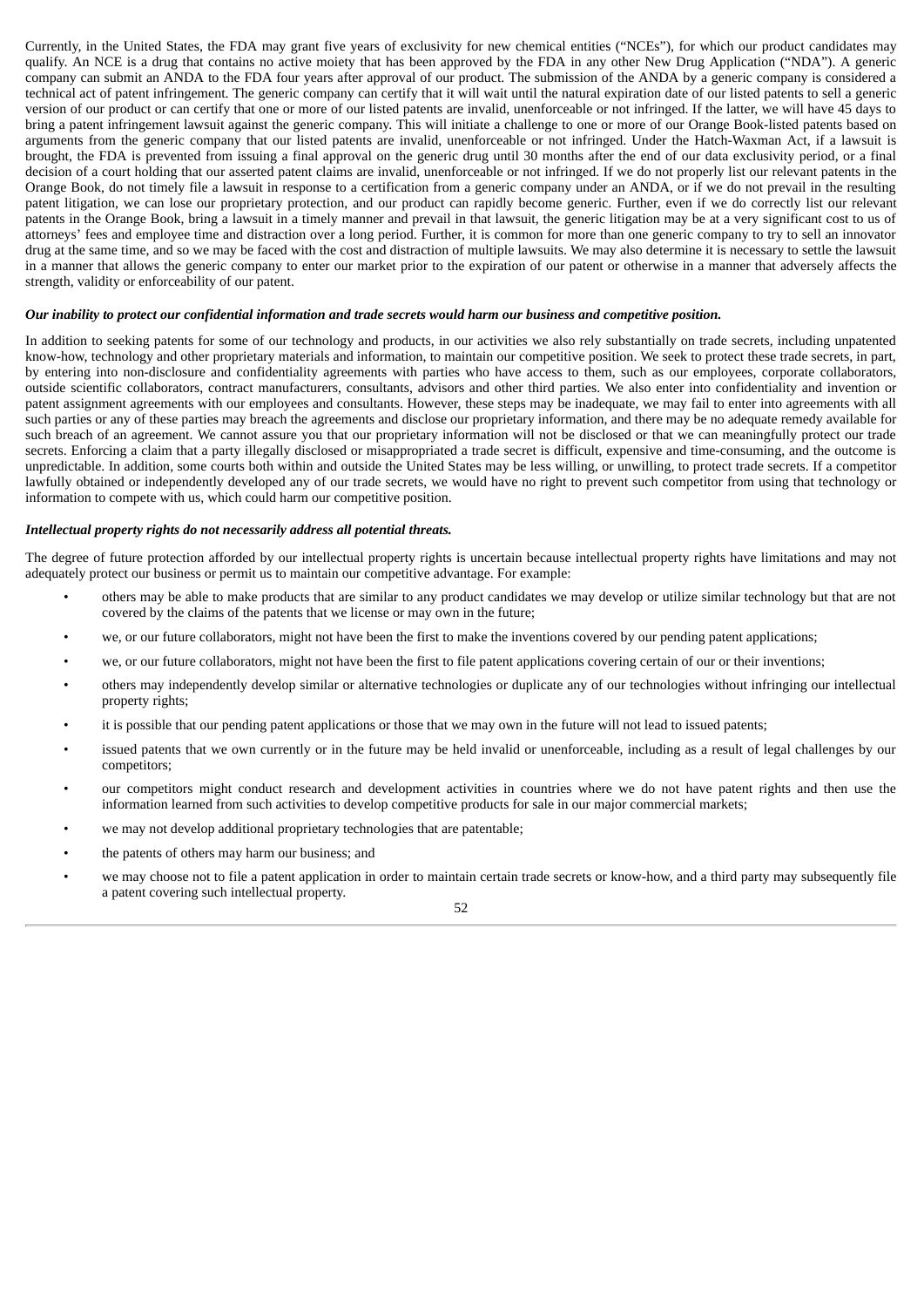Currently, in the United States, the FDA may grant five years of exclusivity for new chemical entities ("NCEs"), for which our product candidates may qualify. An NCE is a drug that contains no active moiety that has been approved by the FDA in any other New Drug Application ("NDA"). A generic company can submit an ANDA to the FDA four years after approval of our product. The submission of the ANDA by a generic company is considered a technical act of patent infringement. The generic company can certify that it will wait until the natural expiration date of our listed patents to sell a generic version of our product or can certify that one or more of our listed patents are invalid, unenforceable or not infringed. If the latter, we will have 45 days to bring a patent infringement lawsuit against the generic company. This will initiate a challenge to one or more of our Orange Book-listed patents based on arguments from the generic company that our listed patents are invalid, unenforceable or not infringed. Under the Hatch-Waxman Act, if a lawsuit is brought, the FDA is prevented from issuing a final approval on the generic drug until 30 months after the end of our data exclusivity period, or a final decision of a court holding that our asserted patent claims are invalid, unenforceable or not infringed. If we do not properly list our relevant patents in the Orange Book, do not timely file a lawsuit in response to a certification from a generic company under an ANDA, or if we do not prevail in the resulting patent litigation, we can lose our proprietary protection, and our product can rapidly become generic. Further, even if we do correctly list our relevant patents in the Orange Book, bring a lawsuit in a timely manner and prevail in that lawsuit, the generic litigation may be at a very significant cost to us of attorneys' fees and employee time and distraction over a long period. Further, it is common for more than one generic company to try to sell an innovator drug at the same time, and so we may be faced with the cost and distraction of multiple lawsuits. We may also determine it is necessary to settle the lawsuit in a manner that allows the generic company to enter our market prior to the expiration of our patent or otherwise in a manner that adversely affects the strength, validity or enforceability of our patent.

***Our inability to protect our confidential information and trade secrets would harm our business and competitive position.***

In addition to seeking patents for some of our technology and products, in our activities we also rely substantially on trade secrets, including unpatented know-how, technology and other proprietary materials and information, to maintain our competitive position. We seek to protect these trade secrets, in part, by entering into non-disclosure and confidentiality agreements with parties who have access to them, such as our employees, corporate collaborators, outside scientific collaborators, contract manufacturers, consultants, advisors and other third parties. We also enter into confidentiality and invention or patent assignment agreements with our employees and consultants. However, these steps may be inadequate, we may fail to enter into agreements with all such parties or any of these parties may breach the agreements and disclose our proprietary information, and there may be no adequate remedy available for such breach of an agreement. We cannot assure you that our proprietary information will not be disclosed or that we can meaningfully protect our trade secrets. Enforcing a claim that a party illegally disclosed or misappropriated a trade secret is difficult, expensive and time-consuming, and the outcome is unpredictable. In addition, some courts both within and outside the United States may be less willing, or unwilling, to protect trade secrets. If a competitor lawfully obtained or independently developed any of our trade secrets, we would have no right to prevent such competitor from using that technology or information to compete with us, which could harm our competitive position.

***Intellectual property rights do not necessarily address all potential threats.***

The degree of future protection afforded by our intellectual property rights is uncertain because intellectual property rights have limitations and may not adequately protect our business or permit us to maintain our competitive advantage. For example:

- others may be able to make products that are similar to any product candidates we may develop or utilize similar technology but that are not covered by the claims of the patents that we license or may own in the future;
- we, or our future collaborators, might not have been the first to make the inventions covered by our pending patent applications;
- we, or our future collaborators, might not have been the first to file patent applications covering certain of our or their inventions;
- others may independently develop similar or alternative technologies or duplicate any of our technologies without infringing our intellectual property rights;
- it is possible that our pending patent applications or those that we may own in the future will not lead to issued patents;
- issued patents that we own currently or in the future may be held invalid or unenforceable, including as a result of legal challenges by our competitors;
- our competitors might conduct research and development activities in countries where we do not have patent rights and then use the information learned from such activities to develop competitive products for sale in our major commercial markets;
- we may not develop additional proprietary technologies that are patentable;
- the patents of others may harm our business; and
- we may choose not to file a patent application in order to maintain certain trade secrets or know-how, and a third party may subsequently file a patent covering such intellectual property.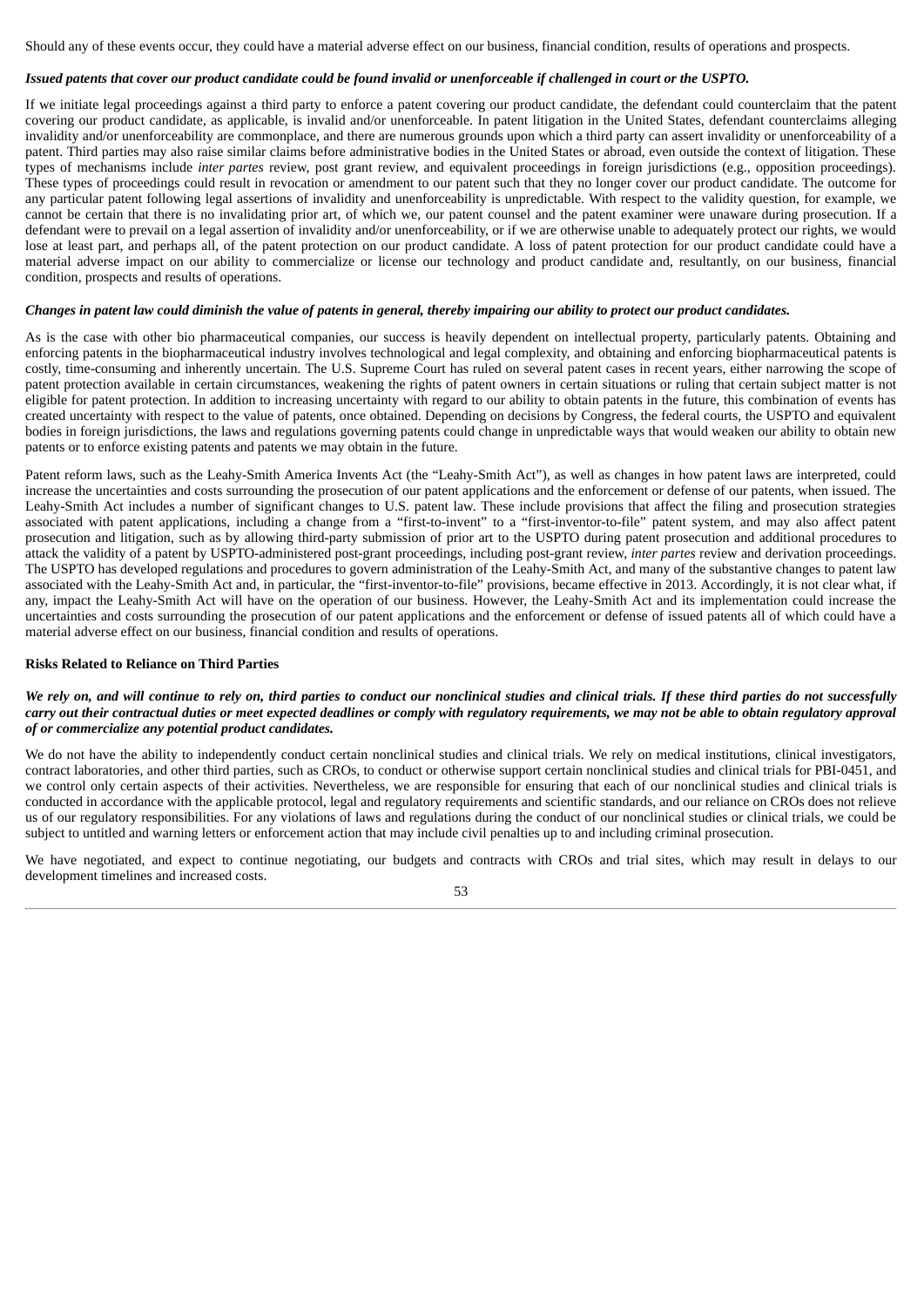Should any of these events occur, they could have a material adverse effect on our business, financial condition, results of operations and prospects.

***Issued patents that cover our product candidate could be found invalid or unenforceable if challenged in court or the USPTO.***

If we initiate legal proceedings against a third party to enforce a patent covering our product candidate, the defendant could counterclaim that the patent covering our product candidate, as applicable, is invalid and/or unenforceable. In patent litigation in the United States, defendant counterclaims alleging invalidity and/or unenforceability are commonplace, and there are numerous grounds upon which a third party can assert invalidity or unenforceability of a patent. Third parties may also raise similar claims before administrative bodies in the United States or abroad, even outside the context of litigation. These types of mechanisms include *inter partes* review, post grant review, and equivalent proceedings in foreign jurisdictions (e.g., opposition proceedings). These types of proceedings could result in revocation or amendment to our patent such that they no longer cover our product candidate. The outcome for any particular patent following legal assertions of invalidity and unenforceability is unpredictable. With respect to the validity question, for example, we cannot be certain that there is no invalidating prior art, of which we, our patent counsel and the patent examiner were unaware during prosecution. If a defendant were to prevail on a legal assertion of invalidity and/or unenforceability, or if we are otherwise unable to adequately protect our rights, we would lose at least part, and perhaps all, of the patent protection on our product candidate. A loss of patent protection for our product candidate could have a material adverse impact on our ability to commercialize or license our technology and product candidate and, resultantly, on our business, financial condition, prospects and results of operations.

***Changes in patent law could diminish the value of patents in general, thereby impairing our ability to protect our product candidates.***

As is the case with other bio pharmaceutical companies, our success is heavily dependent on intellectual property, particularly patents. Obtaining and enforcing patents in the biopharmaceutical industry involves technological and legal complexity, and obtaining and enforcing biopharmaceutical patents is costly, time-consuming and inherently uncertain. The U.S. Supreme Court has ruled on several patent cases in recent years, either narrowing the scope of patent protection available in certain circumstances, weakening the rights of patent owners in certain situations or ruling that certain subject matter is not eligible for patent protection. In addition to increasing uncertainty with regard to our ability to obtain patents in the future, this combination of events has created uncertainty with respect to the value of patents, once obtained. Depending on decisions by Congress, the federal courts, the USPTO and equivalent bodies in foreign jurisdictions, the laws and regulations governing patents could change in unpredictable ways that would weaken our ability to obtain new patents or to enforce existing patents and patents we may obtain in the future.

Patent reform laws, such as the Leahy-Smith America Invents Act (the "Leahy-Smith Act"), as well as changes in how patent laws are interpreted, could increase the uncertainties and costs surrounding the prosecution of our patent applications and the enforcement or defense of our patents, when issued. The Leahy-Smith Act includes a number of significant changes to U.S. patent law. These include provisions that affect the filing and prosecution strategies associated with patent applications, including a change from a "first-to-invent" to a "first-inventor-to-file" patent system, and may also affect patent prosecution and litigation, such as by allowing third-party submission of prior art to the USPTO during patent prosecution and additional procedures to attack the validity of a patent by USPTO-administered post-grant proceedings, including post-grant review, *inter partes* review and derivation proceedings. The USPTO has developed regulations and procedures to govern administration of the Leahy-Smith Act, and many of the substantive changes to patent law associated with the Leahy-Smith Act and, in particular, the "first-inventor-to-file" provisions, became effective in 2013. Accordingly, it is not clear what, if any, impact the Leahy-Smith Act will have on the operation of our business. However, the Leahy-Smith Act and its implementation could increase the uncertainties and costs surrounding the prosecution of our patent applications and the enforcement or defense of issued patents all of which could have a material adverse effect on our business, financial condition and results of operations.

**Risks Related to Reliance on Third Parties**

***We rely on, and will continue to rely on, third parties to conduct our nonclinical studies and clinical trials. If these third parties do not successfully carry out their contractual duties or meet expected deadlines or comply with regulatory requirements, we may not be able to obtain regulatory approval of or commercialize any potential product candidates.***

We do not have the ability to independently conduct certain nonclinical studies and clinical trials. We rely on medical institutions, clinical investigators, contract laboratories, and other third parties, such as CROs, to conduct or otherwise support certain nonclinical studies and clinical trials for PBI-0451, and we control only certain aspects of their activities. Nevertheless, we are responsible for ensuring that each of our nonclinical studies and clinical trials is conducted in accordance with the applicable protocol, legal and regulatory requirements and scientific standards, and our reliance on CROs does not relieve us of our regulatory responsibilities. For any violations of laws and regulations during the conduct of our nonclinical studies or clinical trials, we could be subject to untitled and warning letters or enforcement action that may include civil penalties up to and including criminal prosecution.

We have negotiated, and expect to continue negotiating, our budgets and contracts with CROs and trial sites, which may result in delays to our development timelines and increased costs.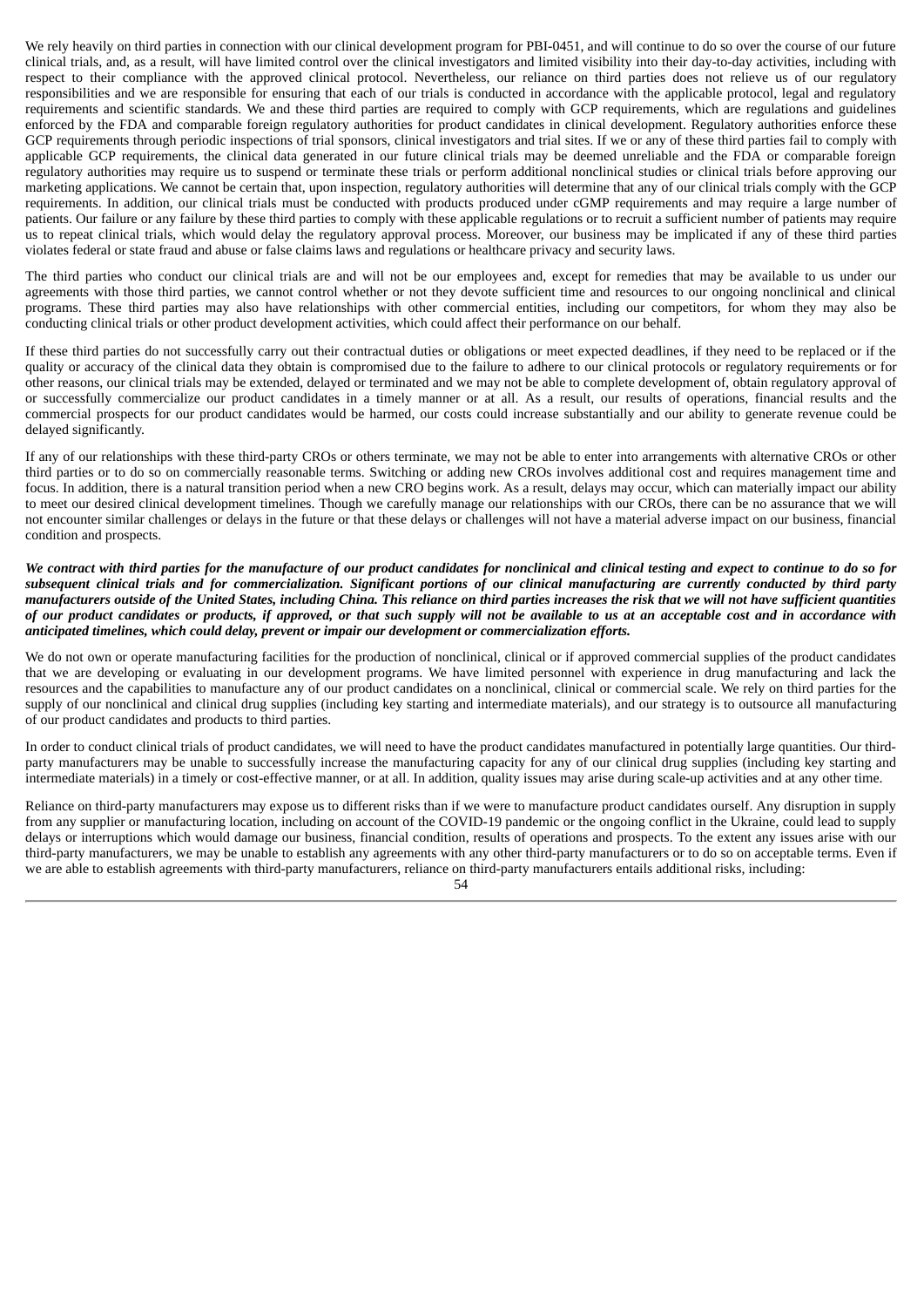We rely heavily on third parties in connection with our clinical development program for PBI-0451, and will continue to do so over the course of our future clinical trials, and, as a result, will have limited control over the clinical investigators and limited visibility into their day-to-day activities, including with respect to their compliance with the approved clinical protocol. Nevertheless, our reliance on third parties does not relieve us of our regulatory responsibilities and we are responsible for ensuring that each of our trials is conducted in accordance with the applicable protocol, legal and regulatory requirements and scientific standards. We and these third parties are required to comply with GCP requirements, which are regulations and guidelines enforced by the FDA and comparable foreign regulatory authorities for product candidates in clinical development. Regulatory authorities enforce these GCP requirements through periodic inspections of trial sponsors, clinical investigators and trial sites. If we or any of these third parties fail to comply with applicable GCP requirements, the clinical data generated in our future clinical trials may be deemed unreliable and the FDA or comparable foreign regulatory authorities may require us to suspend or terminate these trials or perform additional nonclinical studies or clinical trials before approving our marketing applications. We cannot be certain that, upon inspection, regulatory authorities will determine that any of our clinical trials comply with the GCP requirements. In addition, our clinical trials must be conducted with products produced under cGMP requirements and may require a large number of patients. Our failure or any failure by these third parties to comply with these applicable regulations or to recruit a sufficient number of patients may require us to repeat clinical trials, which would delay the regulatory approval process. Moreover, our business may be implicated if any of these third parties violates federal or state fraud and abuse or false claims laws and regulations or healthcare privacy and security laws.

The third parties who conduct our clinical trials are and will not be our employees and, except for remedies that may be available to us under our agreements with those third parties, we cannot control whether or not they devote sufficient time and resources to our ongoing nonclinical and clinical programs. These third parties may also have relationships with other commercial entities, including our competitors, for whom they may also be conducting clinical trials or other product development activities, which could affect their performance on our behalf.

If these third parties do not successfully carry out their contractual duties or obligations or meet expected deadlines, if they need to be replaced or if the quality or accuracy of the clinical data they obtain is compromised due to the failure to adhere to our clinical protocols or regulatory requirements or for other reasons, our clinical trials may be extended, delayed or terminated and we may not be able to complete development of, obtain regulatory approval of or successfully commercialize our product candidates in a timely manner or at all. As a result, our results of operations, financial results and the commercial prospects for our product candidates would be harmed, our costs could increase substantially and our ability to generate revenue could be delayed significantly.

If any of our relationships with these third-party CROs or others terminate, we may not be able to enter into arrangements with alternative CROs or other third parties or to do so on commercially reasonable terms. Switching or adding new CROs involves additional cost and requires management time and focus. In addition, there is a natural transition period when a new CRO begins work. As a result, delays may occur, which can materially impact our ability to meet our desired clinical development timelines. Though we carefully manage our relationships with our CROs, there can be no assurance that we will not encounter similar challenges or delays in the future or that these delays or challenges will not have a material adverse impact on our business, financial condition and prospects.

***We contract with third parties for the manufacture of our product candidates for nonclinical and clinical testing and expect to continue to do so for subsequent clinical trials and for commercialization. Significant portions of our clinical manufacturing are currently conducted by third party manufacturers outside of the United States, including China. This reliance on third parties increases the risk that we will not have sufficient quantities of our product candidates or products, if approved, or that such supply will not be available to us at an acceptable cost and in accordance with anticipated timelines, which could delay, prevent or impair our development or commercialization efforts.***

We do not own or operate manufacturing facilities for the production of nonclinical, clinical or if approved commercial supplies of the product candidates that we are developing or evaluating in our development programs. We have limited personnel with experience in drug manufacturing and lack the resources and the capabilities to manufacture any of our product candidates on a nonclinical, clinical or commercial scale. We rely on third parties for the supply of our nonclinical and clinical drug supplies (including key starting and intermediate materials), and our strategy is to outsource all manufacturing of our product candidates and products to third parties.

In order to conduct clinical trials of product candidates, we will need to have the product candidates manufactured in potentially large quantities. Our third-party manufacturers may be unable to successfully increase the manufacturing capacity for any of our clinical drug supplies (including key starting and intermediate materials) in a timely or cost-effective manner, or at all. In addition, quality issues may arise during scale-up activities and at any other time.

Reliance on third-party manufacturers may expose us to different risks than if we were to manufacture product candidates ourself. Any disruption in supply from any supplier or manufacturing location, including on account of the COVID-19 pandemic or the ongoing conflict in the Ukraine, could lead to supply delays or interruptions which would damage our business, financial condition, results of operations and prospects. To the extent any issues arise with our third-party manufacturers, we may be unable to establish any agreements with any other third-party manufacturers or to do so on acceptable terms. Even if we are able to establish agreements with third-party manufacturers, reliance on third-party manufacturers entails additional risks, including: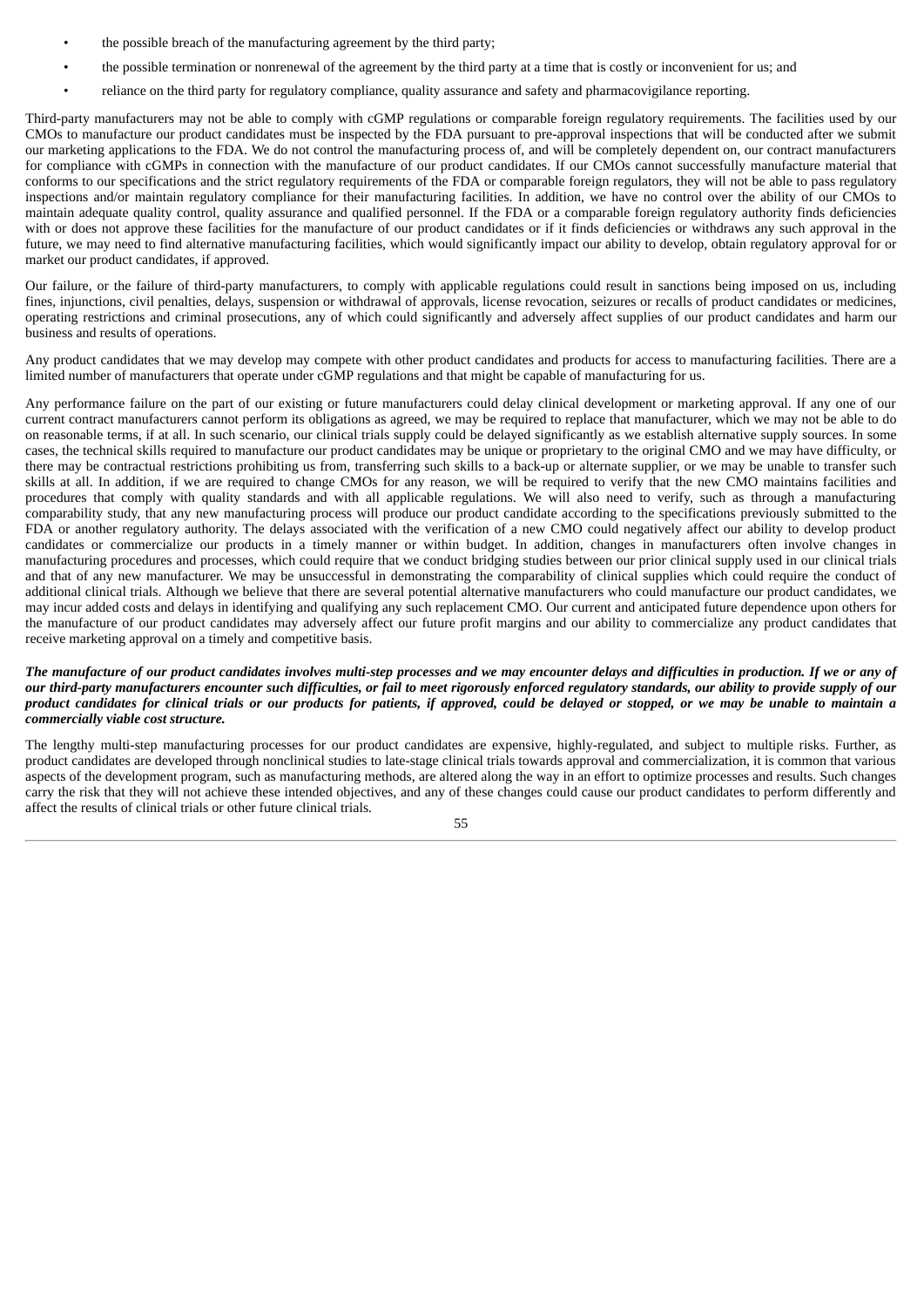- the possible breach of the manufacturing agreement by the third party;
- the possible termination or nonrenewal of the agreement by the third party at a time that is costly or inconvenient for us; and
- reliance on the third party for regulatory compliance, quality assurance and safety and pharmacovigilance reporting.

Third-party manufacturers may not be able to comply with cGMP regulations or comparable foreign regulatory requirements. The facilities used by our CMOs to manufacture our product candidates must be inspected by the FDA pursuant to pre-approval inspections that will be conducted after we submit our marketing applications to the FDA. We do not control the manufacturing process of, and will be completely dependent on, our contract manufacturers for compliance with cGMPs in connection with the manufacture of our product candidates. If our CMOs cannot successfully manufacture material that conforms to our specifications and the strict regulatory requirements of the FDA or comparable foreign regulators, they will not be able to pass regulatory inspections and/or maintain regulatory compliance for their manufacturing facilities. In addition, we have no control over the ability of our CMOs to maintain adequate quality control, quality assurance and qualified personnel. If the FDA or a comparable foreign regulatory authority finds deficiencies with or does not approve these facilities for the manufacture of our product candidates or if it finds deficiencies or withdraws any such approval in the future, we may need to find alternative manufacturing facilities, which would significantly impact our ability to develop, obtain regulatory approval for or market our product candidates, if approved.

Our failure, or the failure of third-party manufacturers, to comply with applicable regulations could result in sanctions being imposed on us, including fines, injunctions, civil penalties, delays, suspension or withdrawal of approvals, license revocation, seizures or recalls of product candidates or medicines, operating restrictions and criminal prosecutions, any of which could significantly and adversely affect supplies of our product candidates and harm our business and results of operations.

Any product candidates that we may develop may compete with other product candidates and products for access to manufacturing facilities. There are a limited number of manufacturers that operate under cGMP regulations and that might be capable of manufacturing for us.

Any performance failure on the part of our existing or future manufacturers could delay clinical development or marketing approval. If any one of our current contract manufacturers cannot perform its obligations as agreed, we may be required to replace that manufacturer, which we may not be able to do on reasonable terms, if at all. In such scenario, our clinical trials supply could be delayed significantly as we establish alternative supply sources. In some cases, the technical skills required to manufacture our product candidates may be unique or proprietary to the original CMO and we may have difficulty, or there may be contractual restrictions prohibiting us from, transferring such skills to a back-up or alternate supplier, or we may be unable to transfer such skills at all. In addition, if we are required to change CMOs for any reason, we will be required to verify that the new CMO maintains facilities and procedures that comply with quality standards and with all applicable regulations. We will also need to verify, such as through a manufacturing comparability study, that any new manufacturing process will produce our product candidate according to the specifications previously submitted to the FDA or another regulatory authority. The delays associated with the verification of a new CMO could negatively affect our ability to develop product candidates or commercialize our products in a timely manner or within budget. In addition, changes in manufacturers often involve changes in manufacturing procedures and processes, which could require that we conduct bridging studies between our prior clinical supply used in our clinical trials and that of any new manufacturer. We may be unsuccessful in demonstrating the comparability of clinical supplies which could require the conduct of additional clinical trials. Although we believe that there are several potential alternative manufacturers who could manufacture our product candidates, we may incur added costs and delays in identifying and qualifying any such replacement CMO. Our current and anticipated future dependence upon others for the manufacture of our product candidates may adversely affect our future profit margins and our ability to commercialize any product candidates that receive marketing approval on a timely and competitive basis.

***The manufacture of our product candidates involves multi-step processes and we may encounter delays and difficulties in production. If we or any of our third-party manufacturers encounter such difficulties, or fail to meet rigorously enforced regulatory standards, our ability to provide supply of our product candidates for clinical trials or our products for patients, if approved, could be delayed or stopped, or we may be unable to maintain a commercially viable cost structure.***

The lengthy multi-step manufacturing processes for our product candidates are expensive, highly-regulated, and subject to multiple risks. Further, as product candidates are developed through nonclinical studies to late-stage clinical trials towards approval and commercialization, it is common that various aspects of the development program, such as manufacturing methods, are altered along the way in an effort to optimize processes and results. Such changes carry the risk that they will not achieve these intended objectives, and any of these changes could cause our product candidates to perform differently and affect the results of clinical trials or other future clinical trials.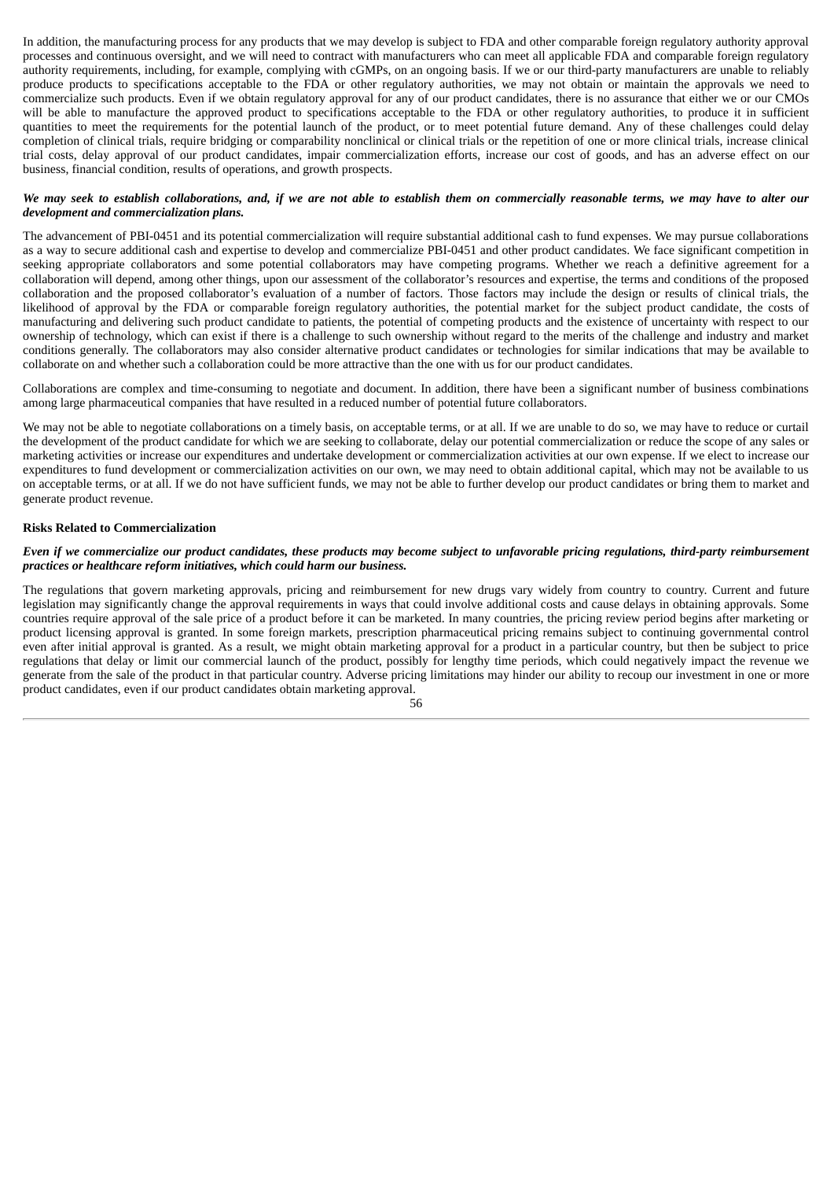In addition, the manufacturing process for any products that we may develop is subject to FDA and other comparable foreign regulatory authority approval processes and continuous oversight, and we will need to contract with manufacturers who can meet all applicable FDA and comparable foreign regulatory authority requirements, including, for example, complying with cGMPs, on an ongoing basis. If we or our third-party manufacturers are unable to reliably produce products to specifications acceptable to the FDA or other regulatory authorities, we may not obtain or maintain the approvals we need to commercialize such products. Even if we obtain regulatory approval for any of our product candidates, there is no assurance that either we or our CMOs will be able to manufacture the approved product to specifications acceptable to the FDA or other regulatory authorities, to produce it in sufficient quantities to meet the requirements for the potential launch of the product, or to meet potential future demand. Any of these challenges could delay completion of clinical trials, require bridging or comparability nonclinical or clinical trials or the repetition of one or more clinical trials, increase clinical trial costs, delay approval of our product candidates, impair commercialization efforts, increase our cost of goods, and has an adverse effect on our business, financial condition, results of operations, and growth prospects.

***We may seek to establish collaborations, and, if we are not able to establish them on commercially reasonable terms, we may have to alter our development and commercialization plans.***

The advancement of PBI-0451 and its potential commercialization will require substantial additional cash to fund expenses. We may pursue collaborations as a way to secure additional cash and expertise to develop and commercialize PBI-0451 and other product candidates. We face significant competition in seeking appropriate collaborators and some potential collaborators may have competing programs. Whether we reach a definitive agreement for a collaboration will depend, among other things, upon our assessment of the collaborator's resources and expertise, the terms and conditions of the proposed collaboration and the proposed collaborator's evaluation of a number of factors. Those factors may include the design or results of clinical trials, the likelihood of approval by the FDA or comparable foreign regulatory authorities, the potential market for the subject product candidate, the costs of manufacturing and delivering such product candidate to patients, the potential of competing products and the existence of uncertainty with respect to our ownership of technology, which can exist if there is a challenge to such ownership without regard to the merits of the challenge and industry and market conditions generally. The collaborators may also consider alternative product candidates or technologies for similar indications that may be available to collaborate on and whether such a collaboration could be more attractive than the one with us for our product candidates.

Collaborations are complex and time-consuming to negotiate and document. In addition, there have been a significant number of business combinations among large pharmaceutical companies that have resulted in a reduced number of potential future collaborators.

We may not be able to negotiate collaborations on a timely basis, on acceptable terms, or at all. If we are unable to do so, we may have to reduce or curtail the development of the product candidate for which we are seeking to collaborate, delay our potential commercialization or reduce the scope of any sales or marketing activities or increase our expenditures and undertake development or commercialization activities at our own expense. If we elect to increase our expenditures to fund development or commercialization activities on our own, we may need to obtain additional capital, which may not be available to us on acceptable terms, or at all. If we do not have sufficient funds, we may not be able to further develop our product candidates or bring them to market and generate product revenue.

**Risks Related to Commercialization**

***Even if we commercialize our product candidates, these products may become subject to unfavorable pricing regulations, third-party reimbursement practices or healthcare reform initiatives, which could harm our business.***

The regulations that govern marketing approvals, pricing and reimbursement for new drugs vary widely from country to country. Current and future legislation may significantly change the approval requirements in ways that could involve additional costs and cause delays in obtaining approvals. Some countries require approval of the sale price of a product before it can be marketed. In many countries, the pricing review period begins after marketing or product licensing approval is granted. In some foreign markets, prescription pharmaceutical pricing remains subject to continuing governmental control even after initial approval is granted. As a result, we might obtain marketing approval for a product in a particular country, but then be subject to price regulations that delay or limit our commercial launch of the product, possibly for lengthy time periods, which could negatively impact the revenue we generate from the sale of the product in that particular country. Adverse pricing limitations may hinder our ability to recoup our investment in one or more product candidates, even if our product candidates obtain marketing approval.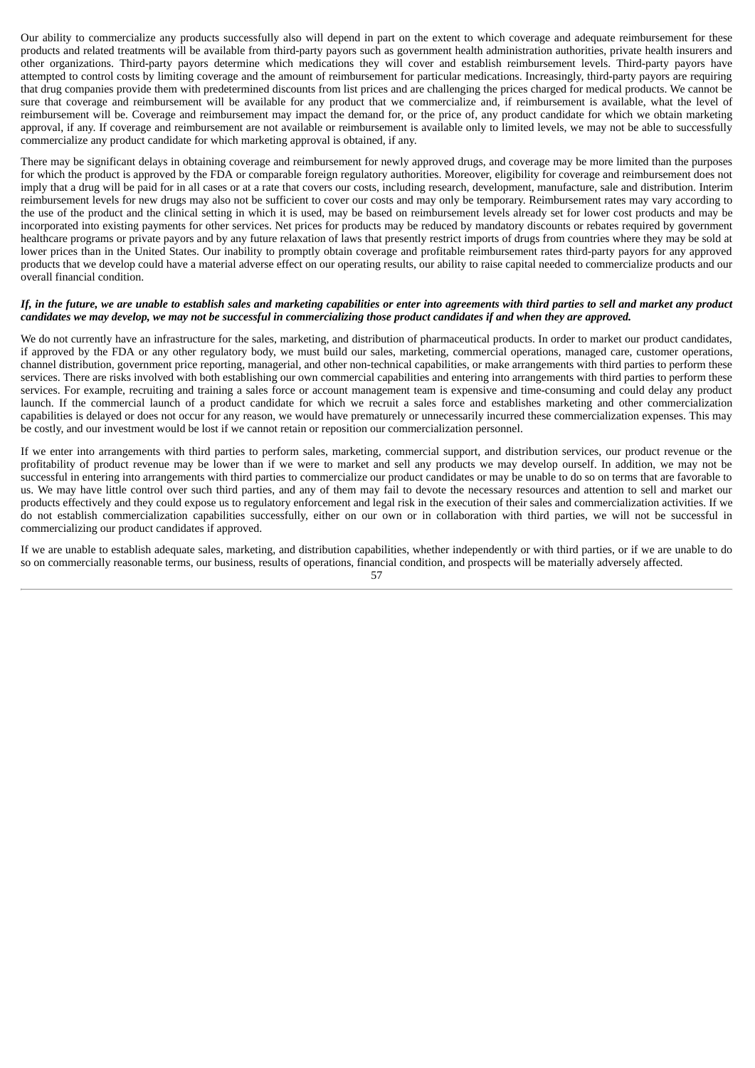Our ability to commercialize any products successfully also will depend in part on the extent to which coverage and adequate reimbursement for these products and related treatments will be available from third-party payors such as government health administration authorities, private health insurers and other organizations. Third-party payors determine which medications they will cover and establish reimbursement levels. Third-party payors have attempted to control costs by limiting coverage and the amount of reimbursement for particular medications. Increasingly, third-party payors are requiring that drug companies provide them with predetermined discounts from list prices and are challenging the prices charged for medical products. We cannot be sure that coverage and reimbursement will be available for any product that we commercialize and, if reimbursement is available, what the level of reimbursement will be. Coverage and reimbursement may impact the demand for, or the price of, any product candidate for which we obtain marketing approval, if any. If coverage and reimbursement are not available or reimbursement is available only to limited levels, we may not be able to successfully commercialize any product candidate for which marketing approval is obtained, if any.

There may be significant delays in obtaining coverage and reimbursement for newly approved drugs, and coverage may be more limited than the purposes for which the product is approved by the FDA or comparable foreign regulatory authorities. Moreover, eligibility for coverage and reimbursement does not imply that a drug will be paid for in all cases or at a rate that covers our costs, including research, development, manufacture, sale and distribution. Interim reimbursement levels for new drugs may also not be sufficient to cover our costs and may only be temporary. Reimbursement rates may vary according to the use of the product and the clinical setting in which it is used, may be based on reimbursement levels already set for lower cost products and may be incorporated into existing payments for other services. Net prices for products may be reduced by mandatory discounts or rebates required by government healthcare programs or private payors and by any future relaxation of laws that presently restrict imports of drugs from countries where they may be sold at lower prices than in the United States. Our inability to promptly obtain coverage and profitable reimbursement rates third-party payors for any approved products that we develop could have a material adverse effect on our operating results, our ability to raise capital needed to commercialize products and our overall financial condition.

***If, in the future, we are unable to establish sales and marketing capabilities or enter into agreements with third parties to sell and market any product candidates we may develop, we may not be successful in commercializing those product candidates if and when they are approved.***

We do not currently have an infrastructure for the sales, marketing, and distribution of pharmaceutical products. In order to market our product candidates, if approved by the FDA or any other regulatory body, we must build our sales, marketing, commercial operations, managed care, customer operations, channel distribution, government price reporting, managerial, and other non-technical capabilities, or make arrangements with third parties to perform these services. There are risks involved with both establishing our own commercial capabilities and entering into arrangements with third parties to perform these services. For example, recruiting and training a sales force or account management team is expensive and time-consuming and could delay any product launch. If the commercial launch of a product candidate for which we recruit a sales force and establishes marketing and other commercialization capabilities is delayed or does not occur for any reason, we would have prematurely or unnecessarily incurred these commercialization expenses. This may be costly, and our investment would be lost if we cannot retain or reposition our commercialization personnel.

If we enter into arrangements with third parties to perform sales, marketing, commercial support, and distribution services, our product revenue or the profitability of product revenue may be lower than if we were to market and sell any products we may develop ourself. In addition, we may not be successful in entering into arrangements with third parties to commercialize our product candidates or may be unable to do so on terms that are favorable to us. We may have little control over such third parties, and any of them may fail to devote the necessary resources and attention to sell and market our products effectively and they could expose us to regulatory enforcement and legal risk in the execution of their sales and commercialization activities. If we do not establish commercialization capabilities successfully, either on our own or in collaboration with third parties, we will not be successful in commercializing our product candidates if approved.

If we are unable to establish adequate sales, marketing, and distribution capabilities, whether independently or with third parties, or if we are unable to do so on commercially reasonable terms, our business, results of operations, financial condition, and prospects will be materially adversely affected.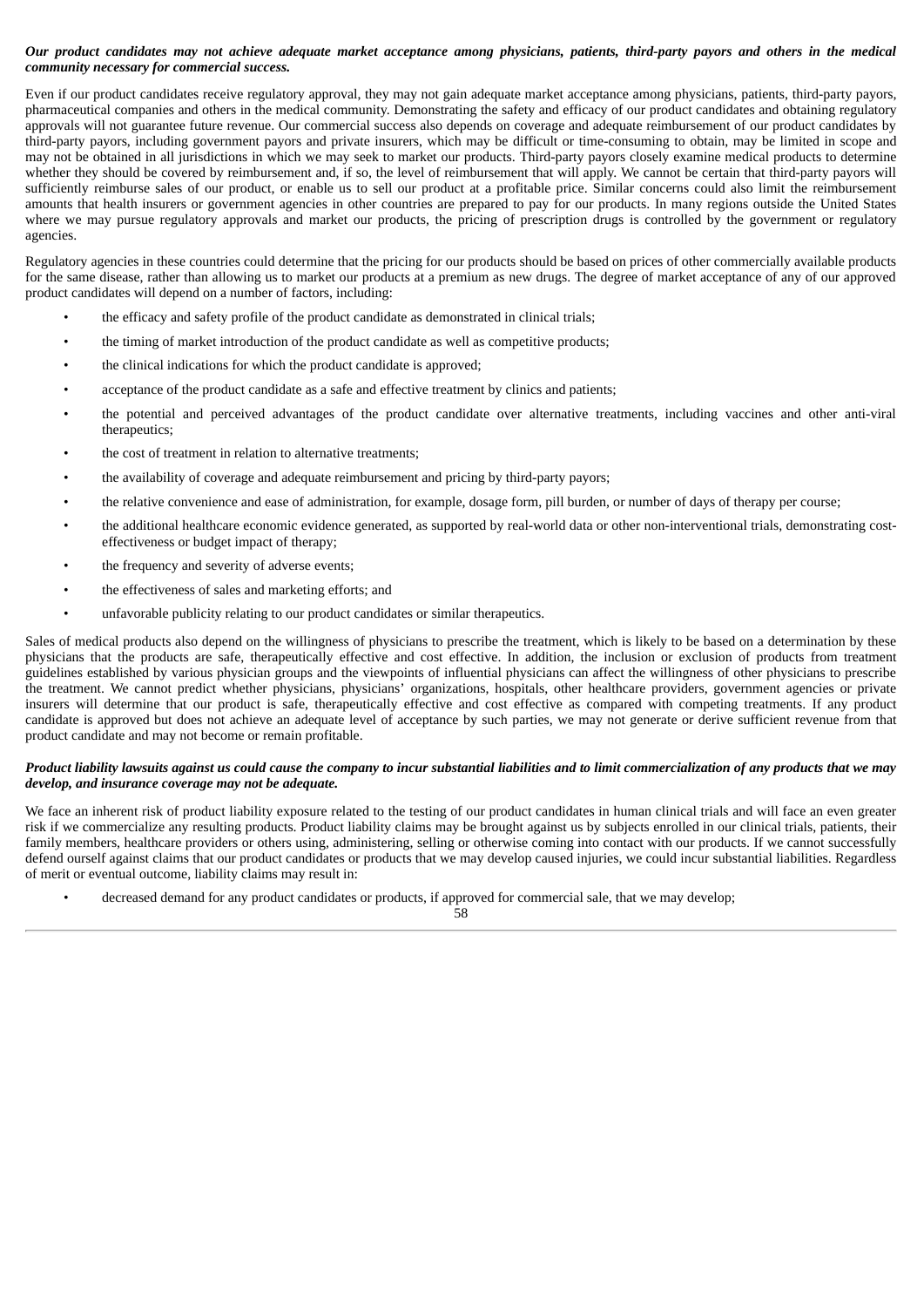***Our product candidates may not achieve adequate market acceptance among physicians, patients, third-party payors and others in the medical community necessary for commercial success.***

Even if our product candidates receive regulatory approval, they may not gain adequate market acceptance among physicians, patients, third-party payors, pharmaceutical companies and others in the medical community. Demonstrating the safety and efficacy of our product candidates and obtaining regulatory approvals will not guarantee future revenue. Our commercial success also depends on coverage and adequate reimbursement of our product candidates by third-party payors, including government payors and private insurers, which may be difficult or time-consuming to obtain, may be limited in scope and may not be obtained in all jurisdictions in which we may seek to market our products. Third-party payors closely examine medical products to determine whether they should be covered by reimbursement and, if so, the level of reimbursement that will apply. We cannot be certain that third-party payors will sufficiently reimburse sales of our product, or enable us to sell our product at a profitable price. Similar concerns could also limit the reimbursement amounts that health insurers or government agencies in other countries are prepared to pay for our products. In many regions outside the United States where we may pursue regulatory approvals and market our products, the pricing of prescription drugs is controlled by the government or regulatory agencies.

Regulatory agencies in these countries could determine that the pricing for our products should be based on prices of other commercially available products for the same disease, rather than allowing us to market our products at a premium as new drugs. The degree of market acceptance of any of our approved product candidates will depend on a number of factors, including:

- the efficacy and safety profile of the product candidate as demonstrated in clinical trials;
- the timing of market introduction of the product candidate as well as competitive products;
- the clinical indications for which the product candidate is approved;
- acceptance of the product candidate as a safe and effective treatment by clinics and patients;
- the potential and perceived advantages of the product candidate over alternative treatments, including vaccines and other anti-viral therapeutics;
- the cost of treatment in relation to alternative treatments;
- the availability of coverage and adequate reimbursement and pricing by third-party payors;
- the relative convenience and ease of administration, for example, dosage form, pill burden, or number of days of therapy per course;
- the additional healthcare economic evidence generated, as supported by real-world data or other non-interventional trials, demonstrating cost-effectiveness or budget impact of therapy;
- the frequency and severity of adverse events;
- the effectiveness of sales and marketing efforts; and
- unfavorable publicity relating to our product candidates or similar therapeutics.

Sales of medical products also depend on the willingness of physicians to prescribe the treatment, which is likely to be based on a determination by these physicians that the products are safe, therapeutically effective and cost effective. In addition, the inclusion or exclusion of products from treatment guidelines established by various physician groups and the viewpoints of influential physicians can affect the willingness of other physicians to prescribe the treatment. We cannot predict whether physicians, physicians' organizations, hospitals, other healthcare providers, government agencies or private insurers will determine that our product is safe, therapeutically effective and cost effective as compared with competing treatments. If any product candidate is approved but does not achieve an adequate level of acceptance by such parties, we may not generate or derive sufficient revenue from that product candidate and may not become or remain profitable.

***Product liability lawsuits against us could cause the company to incur substantial liabilities and to limit commercialization of any products that we may develop, and insurance coverage may not be adequate.***

We face an inherent risk of product liability exposure related to the testing of our product candidates in human clinical trials and will face an even greater risk if we commercialize any resulting products. Product liability claims may be brought against us by subjects enrolled in our clinical trials, patients, their family members, healthcare providers or others using, administering, selling or otherwise coming into contact with our products. If we cannot successfully defend ourself against claims that our product candidates or products that we may develop caused injuries, we could incur substantial liabilities. Regardless of merit or eventual outcome, liability claims may result in:

- decreased demand for any product candidates or products, if approved for commercial sale, that we may develop;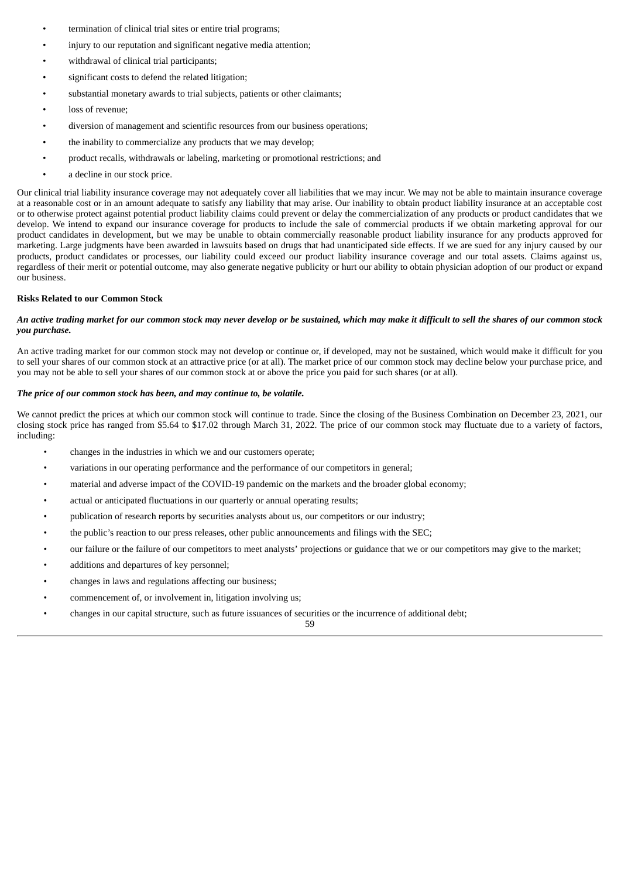- termination of clinical trial sites or entire trial programs;
- injury to our reputation and significant negative media attention;
- withdrawal of clinical trial participants;
- significant costs to defend the related litigation;
- substantial monetary awards to trial subjects, patients or other claimants;
- loss of revenue;
- diversion of management and scientific resources from our business operations;
- the inability to commercialize any products that we may develop;
- product recalls, withdrawals or labeling, marketing or promotional restrictions; and
- a decline in our stock price.

Our clinical trial liability insurance coverage may not adequately cover all liabilities that we may incur. We may not be able to maintain insurance coverage at a reasonable cost or in an amount adequate to satisfy any liability that may arise. Our inability to obtain product liability insurance at an acceptable cost or to otherwise protect against potential product liability claims could prevent or delay the commercialization of any products or product candidates that we develop. We intend to expand our insurance coverage for products to include the sale of commercial products if we obtain marketing approval for our product candidates in development, but we may be unable to obtain commercially reasonable product liability insurance for any products approved for marketing. Large judgments have been awarded in lawsuits based on drugs that had unanticipated side effects. If we are sued for any injury caused by our products, product candidates or processes, our liability could exceed our product liability insurance coverage and our total assets. Claims against us, regardless of their merit or potential outcome, may also generate negative publicity or hurt our ability to obtain physician adoption of our product or expand our business.

**Risks Related to our Common Stock**

***An active trading market for our common stock may never develop or be sustained, which may make it difficult to sell the shares of our common stock you purchase.***

An active trading market for our common stock may not develop or continue or, if developed, may not be sustained, which would make it difficult for you to sell your shares of our common stock at an attractive price (or at all). The market price of our common stock may decline below your purchase price, and you may not be able to sell your shares of our common stock at or above the price you paid for such shares (or at all).

***The price of our common stock has been, and may continue to, be volatile.***

We cannot predict the prices at which our common stock will continue to trade. Since the closing of the Business Combination on December 23, 2021, our closing stock price has ranged from $5.64 to $17.02 through March 31, 2022. The price of our common stock may fluctuate due to a variety of factors, including:

- changes in the industries in which we and our customers operate;
- variations in our operating performance and the performance of our competitors in general;
- material and adverse impact of the COVID-19 pandemic on the markets and the broader global economy;
- actual or anticipated fluctuations in our quarterly or annual operating results;
- publication of research reports by securities analysts about us, our competitors or our industry;
- the public's reaction to our press releases, other public announcements and filings with the SEC;
- our failure or the failure of our competitors to meet analysts' projections or guidance that we or our competitors may give to the market;
- additions and departures of key personnel;
- changes in laws and regulations affecting our business;
- commencement of, or involvement in, litigation involving us;
- changes in our capital structure, such as future issuances of securities or the incurrence of additional debt;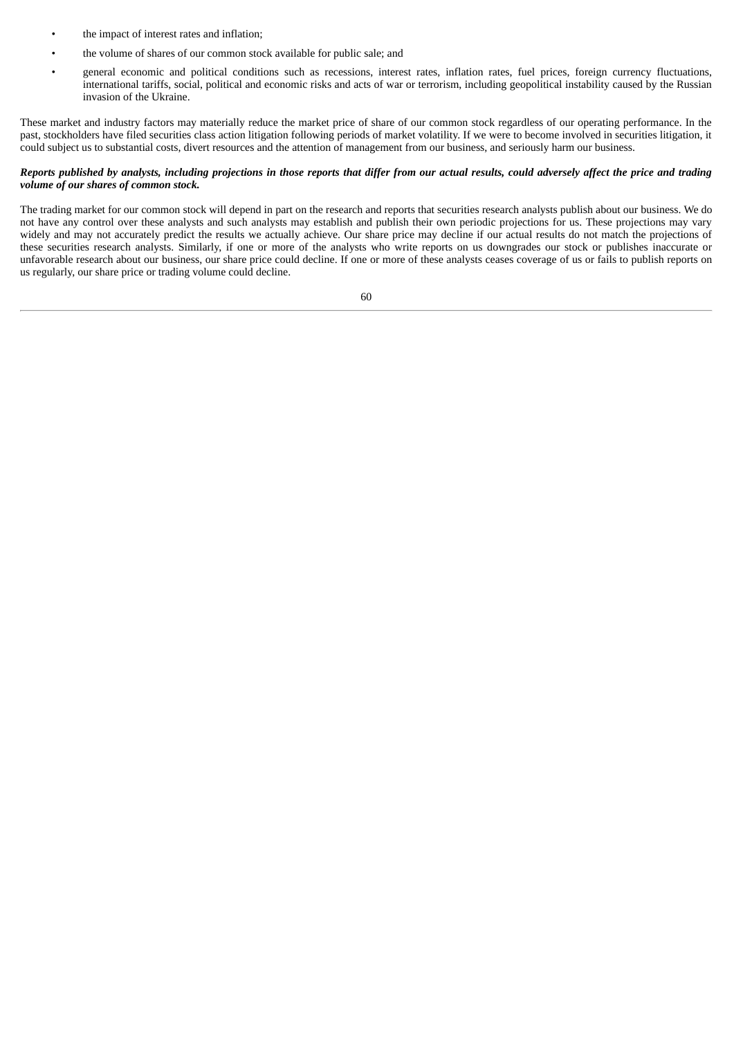- the impact of interest rates and inflation;
- the volume of shares of our common stock available for public sale; and
- general economic and political conditions such as recessions, interest rates, inflation rates, fuel prices, foreign currency fluctuations, international tariffs, social, political and economic risks and acts of war or terrorism, including geopolitical instability caused by the Russian invasion of the Ukraine.

These market and industry factors may materially reduce the market price of share of our common stock regardless of our operating performance. In the past, stockholders have filed securities class action litigation following periods of market volatility. If we were to become involved in securities litigation, it could subject us to substantial costs, divert resources and the attention of management from our business, and seriously harm our business.

***Reports published by analysts, including projections in those reports that differ from our actual results, could adversely affect the price and trading volume of our shares of common stock.***

The trading market for our common stock will depend in part on the research and reports that securities research analysts publish about our business. We do not have any control over these analysts and such analysts may establish and publish their own periodic projections for us. These projections may vary widely and may not accurately predict the results we actually achieve. Our share price may decline if our actual results do not match the projections of these securities research analysts. Similarly, if one or more of the analysts who write reports on us downgrades our stock or publishes inaccurate or unfavorable research about our business, our share price could decline. If one or more of these analysts ceases coverage of us or fails to publish reports on us regularly, our share price or trading volume could decline.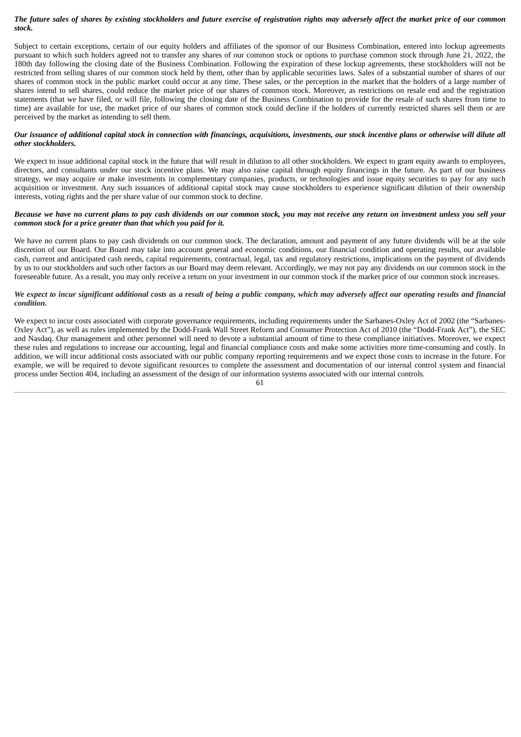***The future sales of shares by existing stockholders and future exercise of registration rights may adversely affect the market price of our common stock.***

Subject to certain exceptions, certain of our equity holders and affiliates of the sponsor of our Business Combination, entered into lockup agreements pursuant to which such holders agreed not to transfer any shares of our common stock or options to purchase common stock through June 21, 2022, the 180th day following the closing date of the Business Combination. Following the expiration of these lockup agreements, these stockholders will not be restricted from selling shares of our common stock held by them, other than by applicable securities laws. Sales of a substantial number of shares of our shares of common stock in the public market could occur at any time. These sales, or the perception in the market that the holders of a large number of shares intend to sell shares, could reduce the market price of our shares of common stock. Moreover, as restrictions on resale end and the registration statements (that we have filed, or will file, following the closing date of the Business Combination to provide for the resale of such shares from time to time) are available for use, the market price of our shares of common stock could decline if the holders of currently restricted shares sell them or are perceived by the market as intending to sell them.

***Our issuance of additional capital stock in connection with financings, acquisitions, investments, our stock incentive plans or otherwise will dilute all other stockholders.***

We expect to issue additional capital stock in the future that will result in dilution to all other stockholders. We expect to grant equity awards to employees, directors, and consultants under our stock incentive plans. We may also raise capital through equity financings in the future. As part of our business strategy, we may acquire or make investments in complementary companies, products, or technologies and issue equity securities to pay for any such acquisition or investment. Any such issuances of additional capital stock may cause stockholders to experience significant dilution of their ownership interests, voting rights and the per share value of our common stock to decline.

***Because we have no current plans to pay cash dividends on our common stock, you may not receive any return on investment unless you sell your common stock for a price greater than that which you paid for it.***

We have no current plans to pay cash dividends on our common stock. The declaration, amount and payment of any future dividends will be at the sole discretion of our Board. Our Board may take into account general and economic conditions, our financial condition and operating results, our available cash, current and anticipated cash needs, capital requirements, contractual, legal, tax and regulatory restrictions, implications on the payment of dividends by us to our stockholders and such other factors as our Board may deem relevant. Accordingly, we may not pay any dividends on our common stock in the foreseeable future. As a result, you may only receive a return on your investment in our common stock if the market price of our common stock increases.

***We expect to incur significant additional costs as a result of being a public company, which may adversely affect our operating results and financial condition.***

We expect to incur costs associated with corporate governance requirements, including requirements under the Sarbanes-Oxley Act of 2002 (the "Sarbanes-Oxley Act"), as well as rules implemented by the Dodd-Frank Wall Street Reform and Consumer Protection Act of 2010 (the "Dodd-Frank Act"), the SEC and Nasdaq. Our management and other personnel will need to devote a substantial amount of time to these compliance initiatives. Moreover, we expect these rules and regulations to increase our accounting, legal and financial compliance costs and make some activities more time-consuming and costly. In addition, we will incur additional costs associated with our public company reporting requirements and we expect those costs to increase in the future. For example, we will be required to devote significant resources to complete the assessment and documentation of our internal control system and financial process under Section 404, including an assessment of the design of our information systems associated with our internal controls.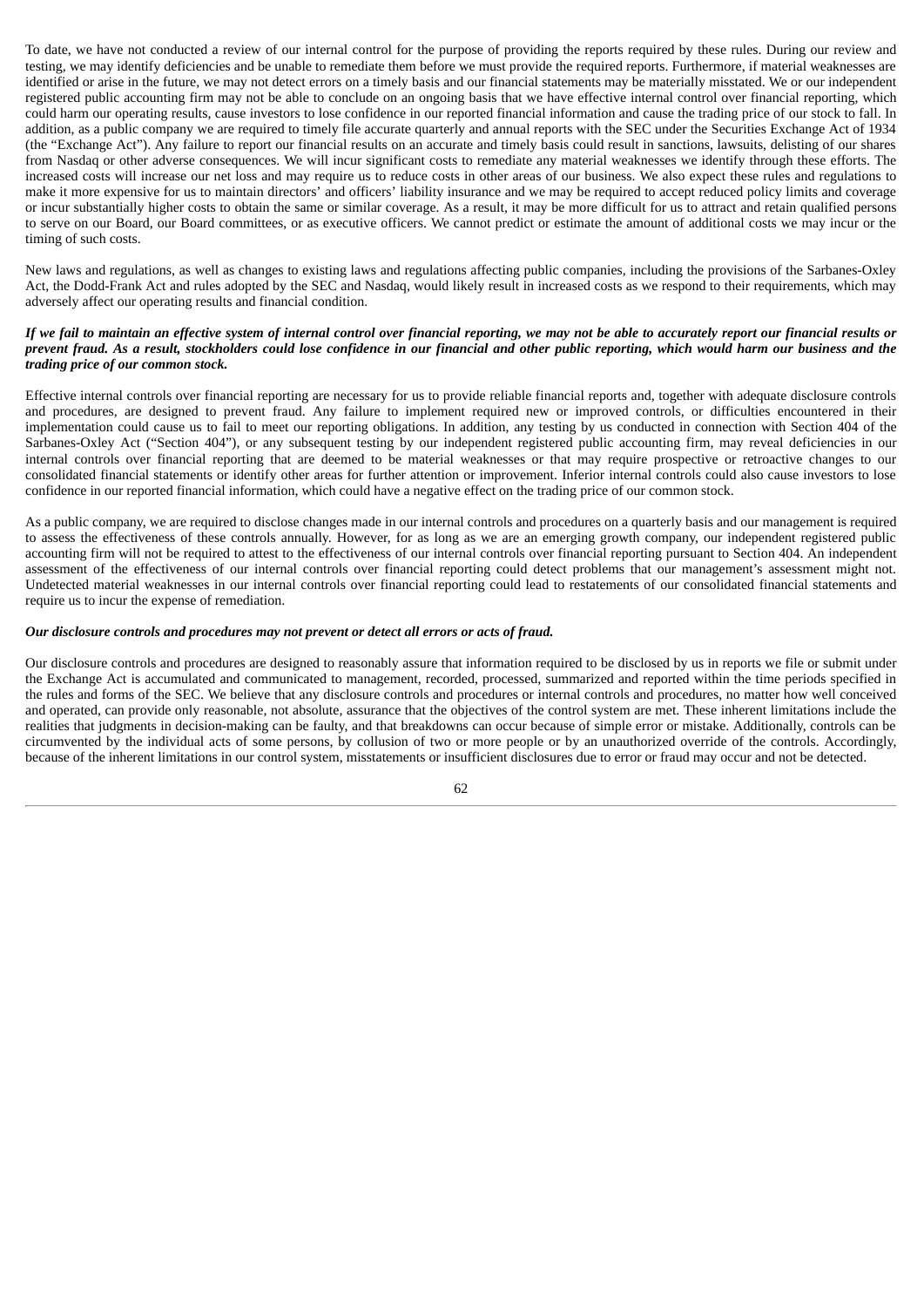To date, we have not conducted a review of our internal control for the purpose of providing the reports required by these rules. During our review and testing, we may identify deficiencies and be unable to remediate them before we must provide the required reports. Furthermore, if material weaknesses are identified or arise in the future, we may not detect errors on a timely basis and our financial statements may be materially misstated. We or our independent registered public accounting firm may not be able to conclude on an ongoing basis that we have effective internal control over financial reporting, which could harm our operating results, cause investors to lose confidence in our reported financial information and cause the trading price of our stock to fall. In addition, as a public company we are required to timely file accurate quarterly and annual reports with the SEC under the Securities Exchange Act of 1934 (the "Exchange Act"). Any failure to report our financial results on an accurate and timely basis could result in sanctions, lawsuits, delisting of our shares from Nasdaq or other adverse consequences. We will incur significant costs to remediate any material weaknesses we identify through these efforts. The increased costs will increase our net loss and may require us to reduce costs in other areas of our business. We also expect these rules and regulations to make it more expensive for us to maintain directors' and officers' liability insurance and we may be required to accept reduced policy limits and coverage or incur substantially higher costs to obtain the same or similar coverage. As a result, it may be more difficult for us to attract and retain qualified persons to serve on our Board, our Board committees, or as executive officers. We cannot predict or estimate the amount of additional costs we may incur or the timing of such costs.

New laws and regulations, as well as changes to existing laws and regulations affecting public companies, including the provisions of the Sarbanes-Oxley Act, the Dodd-Frank Act and rules adopted by the SEC and Nasdaq, would likely result in increased costs as we respond to their requirements, which may adversely affect our operating results and financial condition.

***If we fail to maintain an effective system of internal control over financial reporting, we may not be able to accurately report our financial results or prevent fraud. As a result, stockholders could lose confidence in our financial and other public reporting, which would harm our business and the trading price of our common stock.***

Effective internal controls over financial reporting are necessary for us to provide reliable financial reports and, together with adequate disclosure controls and procedures, are designed to prevent fraud. Any failure to implement required new or improved controls, or difficulties encountered in their implementation could cause us to fail to meet our reporting obligations. In addition, any testing by us conducted in connection with Section 404 of the Sarbanes-Oxley Act ("Section 404"), or any subsequent testing by our independent registered public accounting firm, may reveal deficiencies in our internal controls over financial reporting that are deemed to be material weaknesses or that may require prospective or retroactive changes to our consolidated financial statements or identify other areas for further attention or improvement. Inferior internal controls could also cause investors to lose confidence in our reported financial information, which could have a negative effect on the trading price of our common stock.

As a public company, we are required to disclose changes made in our internal controls and procedures on a quarterly basis and our management is required to assess the effectiveness of these controls annually. However, for as long as we are an emerging growth company, our independent registered public accounting firm will not be required to attest to the effectiveness of our internal controls over financial reporting pursuant to Section 404. An independent assessment of the effectiveness of our internal controls over financial reporting could detect problems that our management's assessment might not. Undetected material weaknesses in our internal controls over financial reporting could lead to restatements of our consolidated financial statements and require us to incur the expense of remediation.

***Our disclosure controls and procedures may not prevent or detect all errors or acts of fraud.***

Our disclosure controls and procedures are designed to reasonably assure that information required to be disclosed by us in reports we file or submit under the Exchange Act is accumulated and communicated to management, recorded, processed, summarized and reported within the time periods specified in the rules and forms of the SEC. We believe that any disclosure controls and procedures or internal controls and procedures, no matter how well conceived and operated, can provide only reasonable, not absolute, assurance that the objectives of the control system are met. These inherent limitations include the realities that judgments in decision-making can be faulty, and that breakdowns can occur because of simple error or mistake. Additionally, controls can be circumvented by the individual acts of some persons, by collusion of two or more people or by an unauthorized override of the controls. Accordingly, because of the inherent limitations in our control system, misstatements or insufficient disclosures due to error or fraud may occur and not be detected.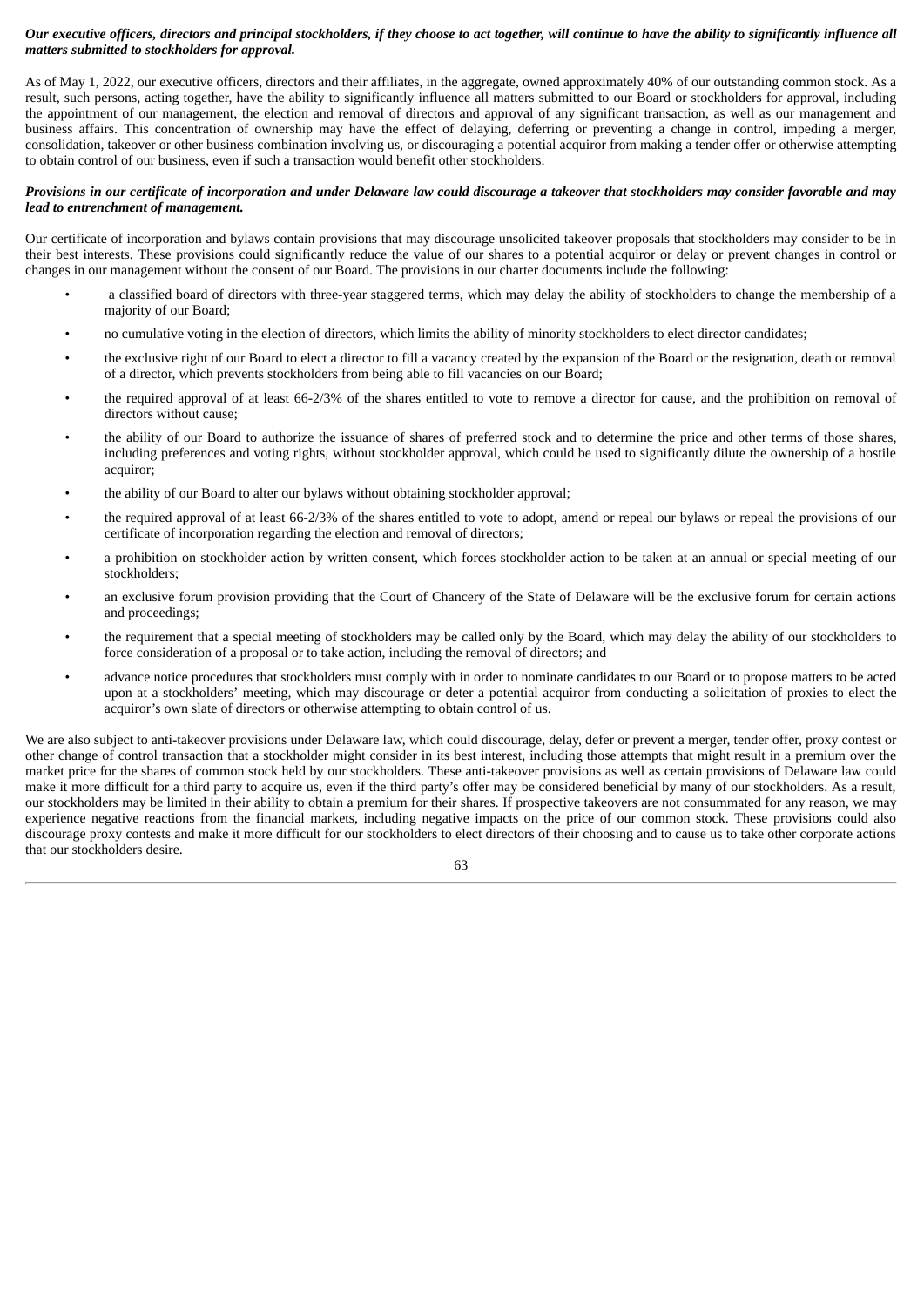***Our executive officers, directors and principal stockholders, if they choose to act together, will continue to have the ability to significantly influence all matters submitted to stockholders for approval.***

As of May 1, 2022, our executive officers, directors and their affiliates, in the aggregate, owned approximately 40% of our outstanding common stock. As a result, such persons, acting together, have the ability to significantly influence all matters submitted to our Board or stockholders for approval, including the appointment of our management, the election and removal of directors and approval of any significant transaction, as well as our management and business affairs. This concentration of ownership may have the effect of delaying, deferring or preventing a change in control, impeding a merger, consolidation, takeover or other business combination involving us, or discouraging a potential acquiror from making a tender offer or otherwise attempting to obtain control of our business, even if such a transaction would benefit other stockholders.

***Provisions in our certificate of incorporation and under Delaware law could discourage a takeover that stockholders may consider favorable and may lead to entrenchment of management.***

Our certificate of incorporation and bylaws contain provisions that may discourage unsolicited takeover proposals that stockholders may consider to be in their best interests. These provisions could significantly reduce the value of our shares to a potential acquiror or delay or prevent changes in control or changes in our management without the consent of our Board. The provisions in our charter documents include the following:

- a classified board of directors with three-year staggered terms, which may delay the ability of stockholders to change the membership of a majority of our Board;
- no cumulative voting in the election of directors, which limits the ability of minority stockholders to elect director candidates;
- the exclusive right of our Board to elect a director to fill a vacancy created by the expansion of the Board or the resignation, death or removal of a director, which prevents stockholders from being able to fill vacancies on our Board;
- the required approval of at least 66-2/3% of the shares entitled to vote to remove a director for cause, and the prohibition on removal of directors without cause;
- the ability of our Board to authorize the issuance of shares of preferred stock and to determine the price and other terms of those shares, including preferences and voting rights, without stockholder approval, which could be used to significantly dilute the ownership of a hostile acquiror;
- the ability of our Board to alter our bylaws without obtaining stockholder approval;
- the required approval of at least 66-2/3% of the shares entitled to vote to adopt, amend or repeal our bylaws or repeal the provisions of our certificate of incorporation regarding the election and removal of directors;
- a prohibition on stockholder action by written consent, which forces stockholder action to be taken at an annual or special meeting of our stockholders;
- an exclusive forum provision providing that the Court of Chancery of the State of Delaware will be the exclusive forum for certain actions and proceedings;
- the requirement that a special meeting of stockholders may be called only by the Board, which may delay the ability of our stockholders to force consideration of a proposal or to take action, including the removal of directors; and
- advance notice procedures that stockholders must comply with in order to nominate candidates to our Board or to propose matters to be acted upon at a stockholders' meeting, which may discourage or deter a potential acquiror from conducting a solicitation of proxies to elect the acquiror's own slate of directors or otherwise attempting to obtain control of us.

We are also subject to anti-takeover provisions under Delaware law, which could discourage, delay, defer or prevent a merger, tender offer, proxy contest or other change of control transaction that a stockholder might consider in its best interest, including those attempts that might result in a premium over the market price for the shares of common stock held by our stockholders. These anti-takeover provisions as well as certain provisions of Delaware law could make it more difficult for a third party to acquire us, even if the third party's offer may be considered beneficial by many of our stockholders. As a result, our stockholders may be limited in their ability to obtain a premium for their shares. If prospective takeovers are not consummated for any reason, we may experience negative reactions from the financial markets, including negative impacts on the price of our common stock. These provisions could also discourage proxy contests and make it more difficult for our stockholders to elect directors of their choosing and to cause us to take other corporate actions that our stockholders desire.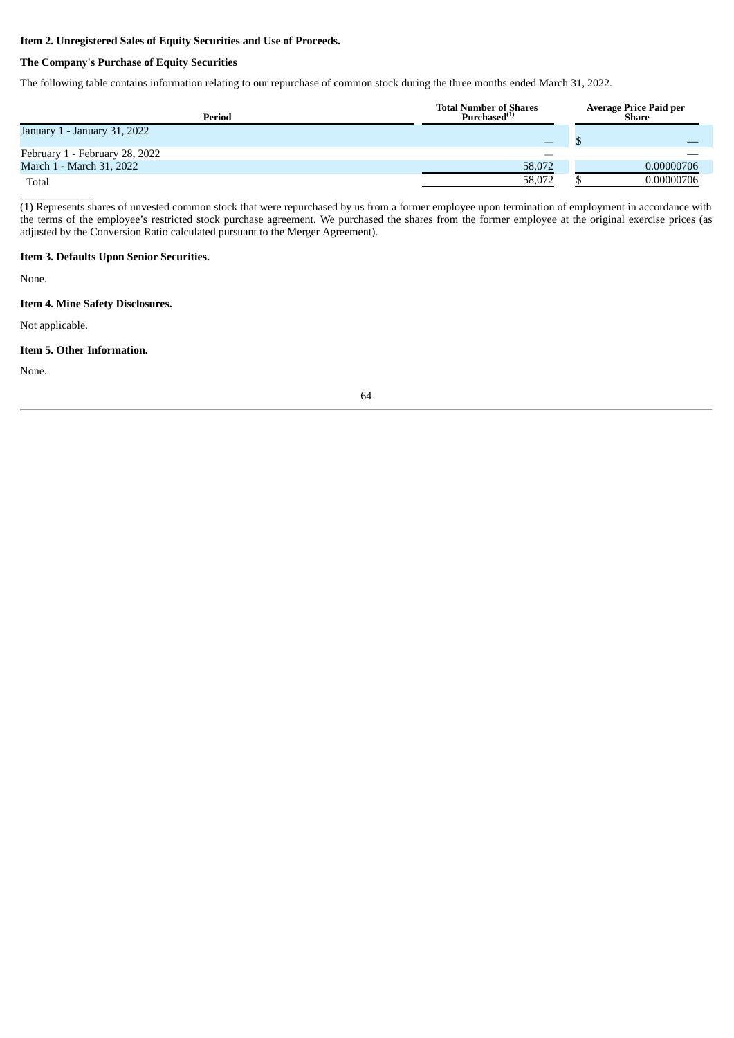**Item 2. Unregistered Sales of Equity Securities and Use of Proceeds.**

**The Company's Purchase of Equity Securities**

The following table contains information relating to our repurchase of common stock during the three months ended March 31, 2022.

| Period | Total Number of Shares Purchased[(1)] | Average Price Paid per Share |
| --- | --- | --- |
| January 1 - January 31, 2022 | — | $ — |
| February 1 - February 28, 2022 | — | — |
| March 1 - March 31, 2022 | 58,072 | 0.00000706 |
| Total | 58,072 | $ 0.00000706 |

(1) Represents shares of unvested common stock that were repurchased by us from a former employee upon termination of employment in accordance with the terms of the employee's restricted stock purchase agreement. We purchased the shares from the former employee at the original exercise prices (as adjusted by the Conversion Ratio calculated pursuant to the Merger Agreement).

**Item 3. Defaults Upon Senior Securities.**

None.

**Item 4. Mine Safety Disclosures.**

Not applicable.

**Item 5. Other Information.**

None.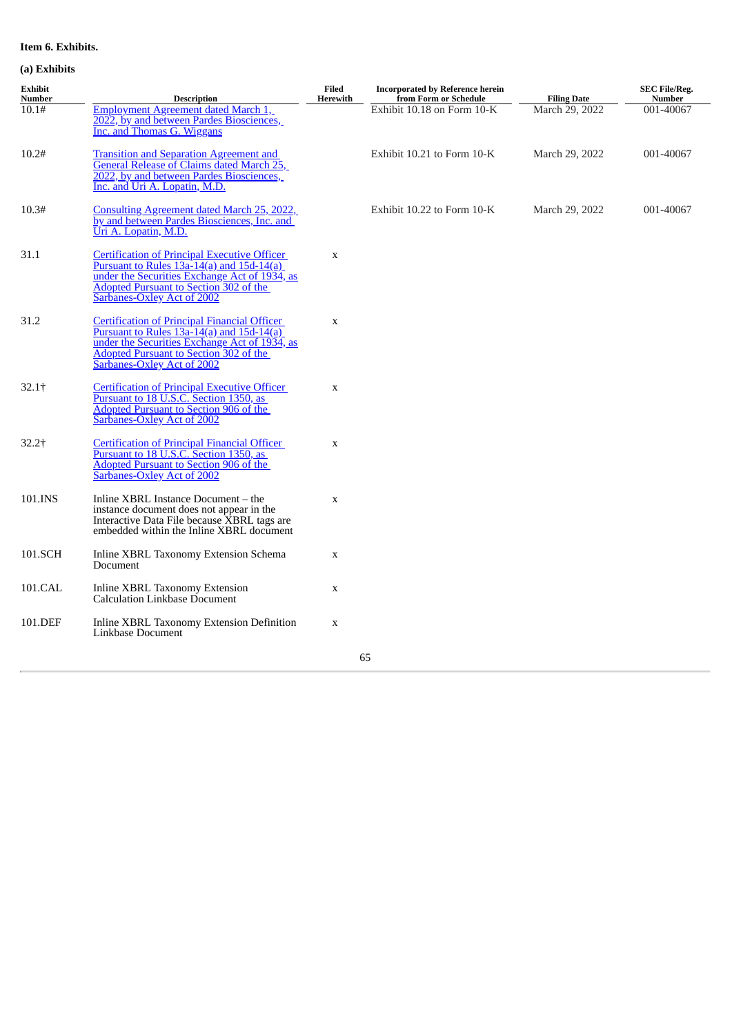**Item 6. Exhibits.**

**(a) Exhibits**

| Exhibit Number | Description | Filed Herewith | Incorporated by Reference herein from Form or Schedule | Filing Date | SEC File/Reg. Number |
|---|---|---|---|---|---|
| 10.1# | Employment Agreement dated March 1, 2022, by and between Pardes Biosciences, Inc. and Thomas G. Wiggans | | Exhibit 10.18 on Form 10-K | March 29, 2022 | 001-40067 |
| 10.2# | Transition and Separation Agreement and General Release of Claims dated March 25, 2022, by and between Pardes Biosciences, Inc. and Uri A. Lopatin, M.D. | | Exhibit 10.21 to Form 10-K | March 29, 2022 | 001-40067 |
| 10.3# | Consulting Agreement dated March 25, 2022, by and between Pardes Biosciences, Inc. and Uri A. Lopatin, M.D. | | Exhibit 10.22 to Form 10-K | March 29, 2022 | 001-40067 |
| 31.1 | Certification of Principal Executive Officer Pursuant to Rules 13a-14(a) and 15d-14(a) under the Securities Exchange Act of 1934, as Adopted Pursuant to Section 302 of the Sarbanes-Oxley Act of 2002 | x | | | |
| 31.2 | Certification of Principal Financial Officer Pursuant to Rules 13a-14(a) and 15d-14(a) under the Securities Exchange Act of 1934, as Adopted Pursuant to Section 302 of the Sarbanes-Oxley Act of 2002 | x | | | |
| 32.1† | Certification of Principal Executive Officer Pursuant to 18 U.S.C. Section 1350, as Adopted Pursuant to Section 906 of the Sarbanes-Oxley Act of 2002 | x | | | |
| 32.2† | Certification of Principal Financial Officer Pursuant to 18 U.S.C. Section 1350, as Adopted Pursuant to Section 906 of the Sarbanes-Oxley Act of 2002 | x | | | |
| 101.INS | Inline XBRL Instance Document – the instance document does not appear in the Interactive Data File because XBRL tags are embedded within the Inline XBRL document | x | | | |
| 101.SCH | Inline XBRL Taxonomy Extension Schema Document | x | | | |
| 101.CAL | Inline XBRL Taxonomy Extension Calculation Linkbase Document | x | | | |
| 101.DEF | Inline XBRL Taxonomy Extension Definition Linkbase Document | x | | | |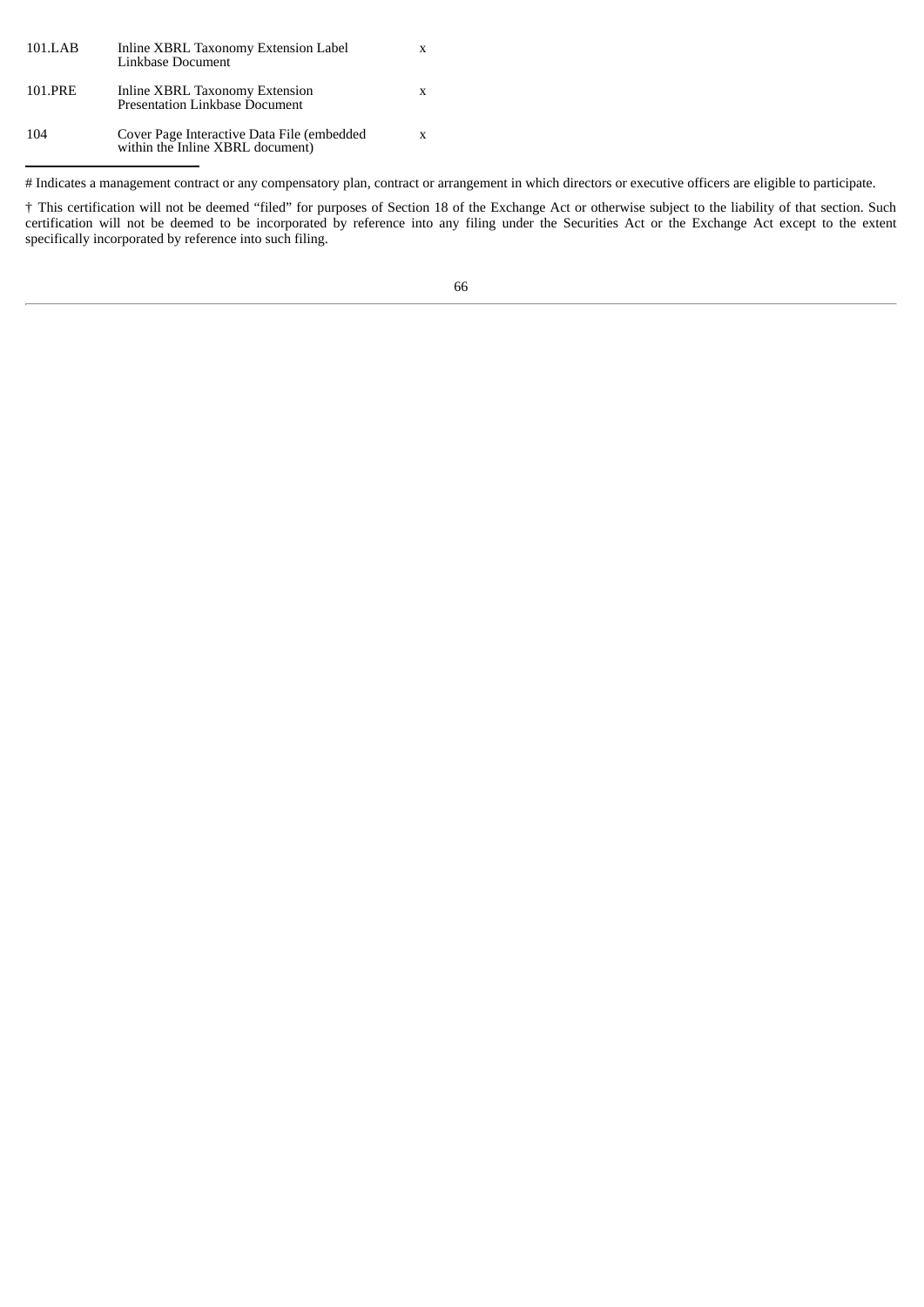| | | |
|---|---|---|
| 101.LAB | Inline XBRL Taxonomy Extension Label Linkbase Document | x |
| 101.PRE | Inline XBRL Taxonomy Extension Presentation Linkbase Document | x |
| 104 | Cover Page Interactive Data File (embedded within the Inline XBRL document) | x |

# Indicates a management contract or any compensatory plan, contract or arrangement in which directors or executive officers are eligible to participate.

† This certification will not be deemed “filed” for purposes of Section 18 of the Exchange Act or otherwise subject to the liability of that section. Such certification will not be deemed to be incorporated by reference into any filing under the Securities Act or the Exchange Act except to the extent specifically incorporated by reference into such filing.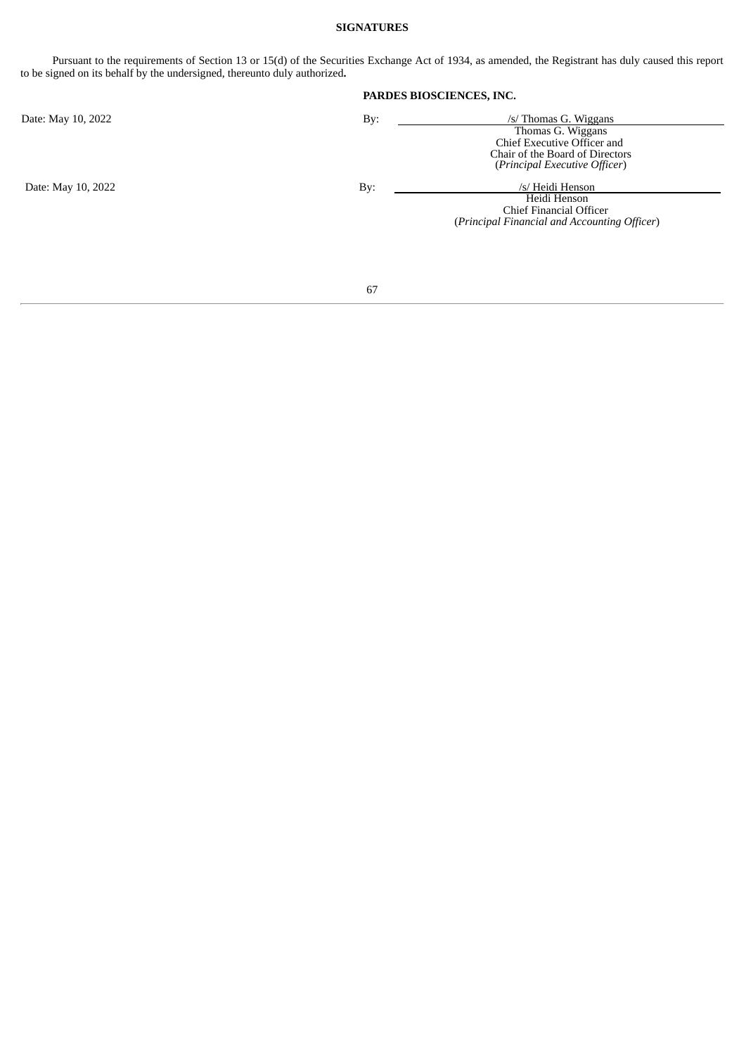## SIGNATURES

Pursuant to the requirements of Section 13 or 15(d) of the Securities Exchange Act of 1934, as amended, the Registrant has duly caused this report to be signed on its behalf by the undersigned, thereunto duly authorized**.**

**PARDES BIOSCIENCES, INC.**

| | | |
|---|---|---|
| Date: May 10, 2022 | By: | /s/ Thomas G. Wiggans<br>Thomas G. Wiggans<br>Chief Executive Officer and<br>Chair of the Board of Directors<br>(*Principal Executive Officer*) |
| Date: May 10, 2022 | By: | /s/ Heidi Henson<br>Heidi Henson<br>Chief Financial Officer<br>(*Principal Financial and Accounting Officer*) |